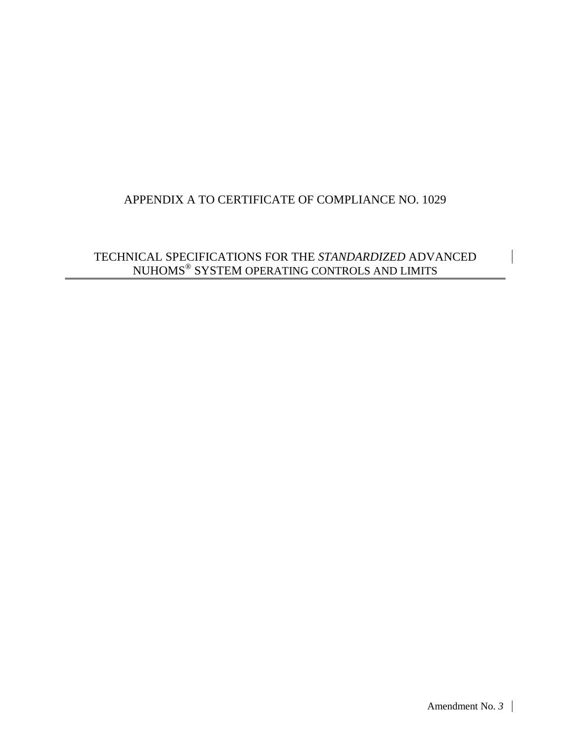# APPENDIX A TO CERTIFICATE OF COMPLIANCE NO. 1029

## TECHNICAL SPECIFICATIONS FOR THE *STANDARDIZED* ADVANCED NUHOMS® SYSTEM OPERATING CONTROLS AND LIMITS

Amendment No. *3*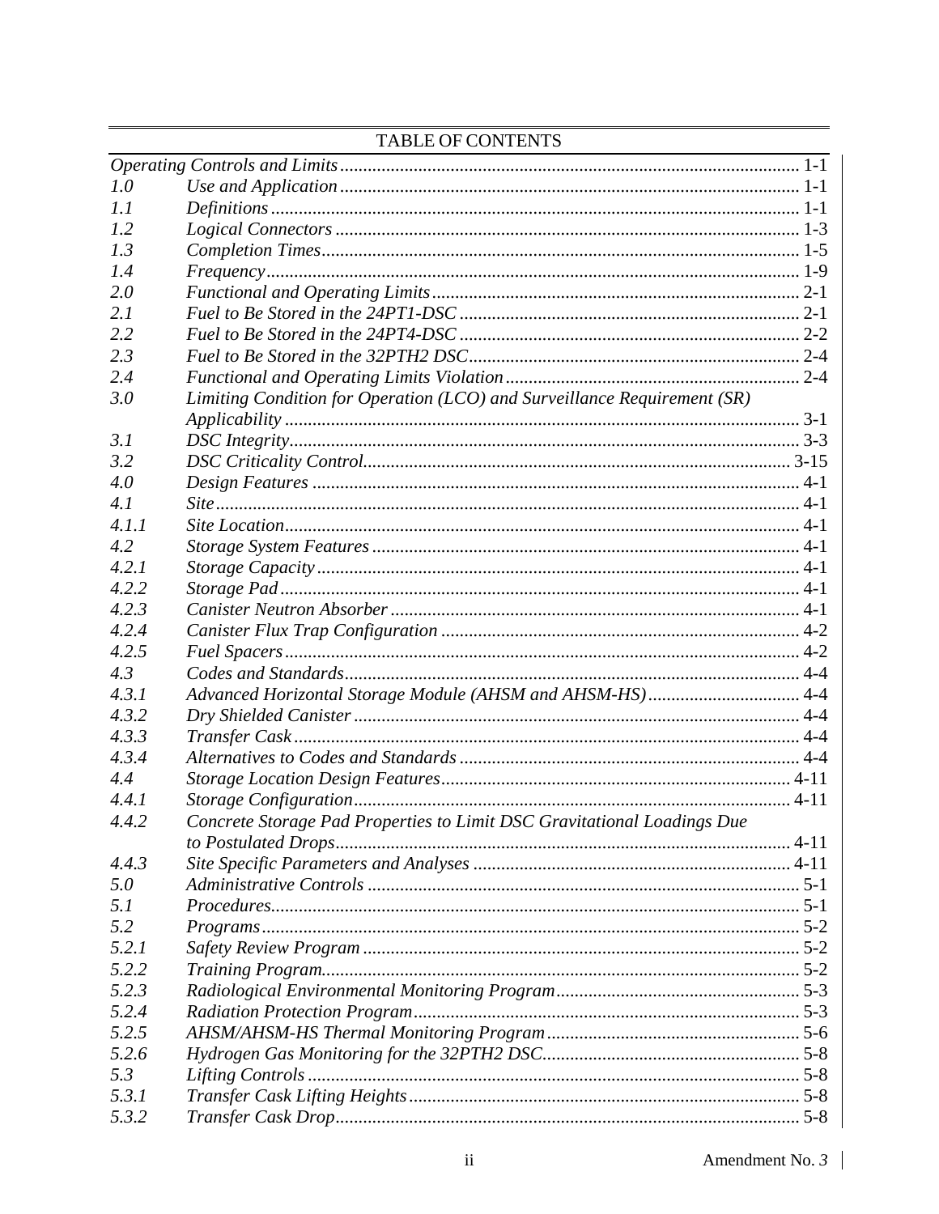# TABLE OF CONTENTS

| | | |
|---|---|---|
| *Operating Controls and Limits* | | 1-1 |
| *1.0* | *Use and Application* | 1-1 |
| *1.1* | *Definitions* | 1-1 |
| *1.2* | *Logical Connectors* | 1-3 |
| *1.3* | *Completion Times* | 1-5 |
| *1.4* | *Frequency* | 1-9 |
| *2.0* | *Functional and Operating Limits* | 2-1 |
| *2.1* | *Fuel to Be Stored in the 24PT1-DSC* | 2-1 |
| *2.2* | *Fuel to Be Stored in the 24PT4-DSC* | 2-2 |
| *2.3* | *Fuel to Be Stored in the 32PTH2 DSC* | 2-4 |
| *2.4* | *Functional and Operating Limits Violation* | 2-4 |
| *3.0* | *Limiting Condition for Operation (LCO) and Surveillance Requirement (SR) Applicability* | 3-1 |
| *3.1* | *DSC Integrity* | 3-3 |
| *3.2* | *DSC Criticality Control* | 3-15 |
| *4.0* | *Design Features* | 4-1 |
| *4.1* | *Site* | 4-1 |
| *4.1.1* | *Site Location* | 4-1 |
| *4.2* | *Storage System Features* | 4-1 |
| *4.2.1* | *Storage Capacity* | 4-1 |
| *4.2.2* | *Storage Pad* | 4-1 |
| *4.2.3* | *Canister Neutron Absorber* | 4-1 |
| *4.2.4* | *Canister Flux Trap Configuration* | 4-2 |
| *4.2.5* | *Fuel Spacers* | 4-2 |
| *4.3* | *Codes and Standards* | 4-4 |
| *4.3.1* | *Advanced Horizontal Storage Module (AHSM and AHSM-HS)* | 4-4 |
| *4.3.2* | *Dry Shielded Canister* | 4-4 |
| *4.3.3* | *Transfer Cask* | 4-4 |
| *4.3.4* | *Alternatives to Codes and Standards* | 4-4 |
| *4.4* | *Storage Location Design Features* | 4-11 |
| *4.4.1* | *Storage Configuration* | 4-11 |
| *4.4.2* | *Concrete Storage Pad Properties to Limit DSC Gravitational Loadings Due to Postulated Drops* | 4-11 |
| *4.4.3* | *Site Specific Parameters and Analyses* | 4-11 |
| *5.0* | *Administrative Controls* | 5-1 |
| *5.1* | *Procedures* | 5-1 |
| *5.2* | *Programs* | 5-2 |
| *5.2.1* | *Safety Review Program* | 5-2 |
| *5.2.2* | *Training Program* | 5-2 |
| *5.2.3* | *Radiological Environmental Monitoring Program* | 5-3 |
| *5.2.4* | *Radiation Protection Program* | 5-3 |
| *5.2.5* | *AHSM/AHSM-HS Thermal Monitoring Program* | 5-6 |
| *5.2.6* | *Hydrogen Gas Monitoring for the 32PTH2 DSC* | 5-8 |
| *5.3* | *Lifting Controls* | 5-8 |
| *5.3.1* | *Transfer Cask Lifting Heights* | 5-8 |
| *5.3.2* | *Transfer Cask Drop* | 5-8 |

Amendment No. *3*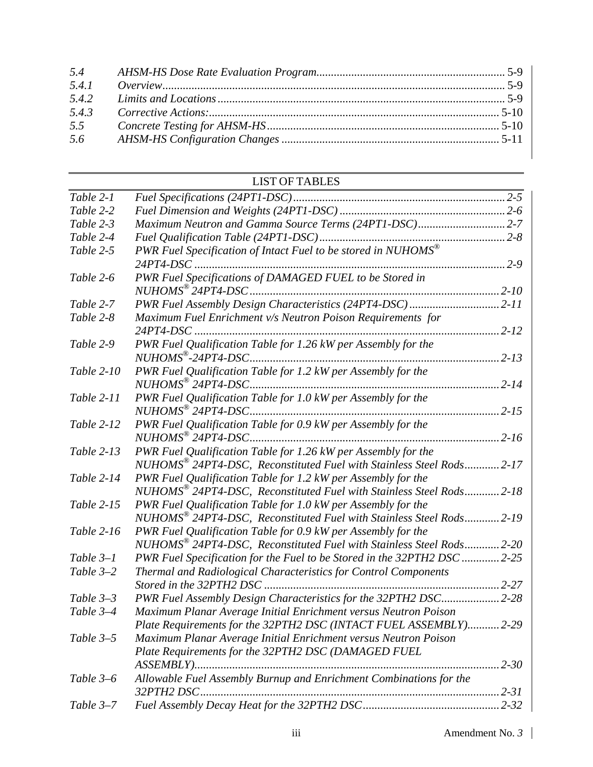| | | |
|---|---|---|
| *5.4* | *AHSM-HS Dose Rate Evaluation Program* | 5-9 |
| *5.4.1* | *Overview* | 5-9 |
| *5.4.2* | *Limits and Locations* | 5-9 |
| *5.4.3* | *Corrective Actions:* | 5-10 |
| *5.5* | *Concrete Testing for AHSM-HS* | 5-10 |
| *5.6* | *AHSM-HS Configuration Changes* | 5-11 |

## LIST OF TABLES

| | | |
|---|---|---|
| *Table 2-1* | *Fuel Specifications (24PT1-DSC)* | *2-5* |
| *Table 2-2* | *Fuel Dimension and Weights (24PT1-DSC)* | *2-6* |
| *Table 2-3* | *Maximum Neutron and Gamma Source Terms (24PT1-DSC)* | *2-7* |
| *Table 2-4* | *Fuel Qualification Table (24PT1-DSC)* | *2-8* |
| *Table 2-5* | *PWR Fuel Specification of Intact Fuel to be stored in NUHOMS® 24PT4-DSC* | *2-9* |
| *Table 2-6* | *PWR Fuel Specifications of DAMAGED FUEL to be Stored in NUHOMS® 24PT4-DSC* | *2-10* |
| *Table 2-7* | *PWR Fuel Assembly Design Characteristics (24PT4-DSC)* | *2-11* |
| *Table 2-8* | *Maximum Fuel Enrichment v/s Neutron Poison Requirements for 24PT4-DSC* | *2-12* |
| *Table 2-9* | *PWR Fuel Qualification Table for 1.26 kW per Assembly for the NUHOMS®-24PT4-DSC* | *2-13* |
| *Table 2-10* | *PWR Fuel Qualification Table for 1.2 kW per Assembly for the NUHOMS® 24PT4-DSC* | *2-14* |
| *Table 2-11* | *PWR Fuel Qualification Table for 1.0 kW per Assembly for the NUHOMS® 24PT4-DSC* | *2-15* |
| *Table 2-12* | *PWR Fuel Qualification Table for 0.9 kW per Assembly for the NUHOMS® 24PT4-DSC* | *2-16* |
| *Table 2-13* | *PWR Fuel Qualification Table for 1.26 kW per Assembly for the NUHOMS® 24PT4-DSC, Reconstituted Fuel with Stainless Steel Rods* | *2-17* |
| *Table 2-14* | *PWR Fuel Qualification Table for 1.2 kW per Assembly for the NUHOMS® 24PT4-DSC, Reconstituted Fuel with Stainless Steel Rods* | *2-18* |
| *Table 2-15* | *PWR Fuel Qualification Table for 1.0 kW per Assembly for the NUHOMS® 24PT4-DSC, Reconstituted Fuel with Stainless Steel Rods* | *2-19* |
| *Table 2-16* | *PWR Fuel Qualification Table for 0.9 kW per Assembly for the NUHOMS® 24PT4-DSC, Reconstituted Fuel with Stainless Steel Rods* | *2-20* |
| *Table 3–1* | *PWR Fuel Specification for the Fuel to be Stored in the 32PTH2 DSC* | *2-25* |
| *Table 3–2* | *Thermal and Radiological Characteristics for Control Components Stored in the 32PTH2 DSC* | *2-27* |
| *Table 3–3* | *PWR Fuel Assembly Design Characteristics for the 32PTH2 DSC* | *2-28* |
| *Table 3–4* | *Maximum Planar Average Initial Enrichment versus Neutron Poison Plate Requirements for the 32PTH2 DSC (INTACT FUEL ASSEMBLY)* | *2-29* |
| *Table 3–5* | *Maximum Planar Average Initial Enrichment versus Neutron Poison Plate Requirements for the 32PTH2 DSC (DAMAGED FUEL ASSEMBLY)* | *2-30* |
| *Table 3–6* | *Allowable Fuel Assembly Burnup and Enrichment Combinations for the 32PTH2 DSC* | *2-31* |
| *Table 3–7* | *Fuel Assembly Decay Heat for the 32PTH2 DSC* | *2-32* |

Amendment No. *3*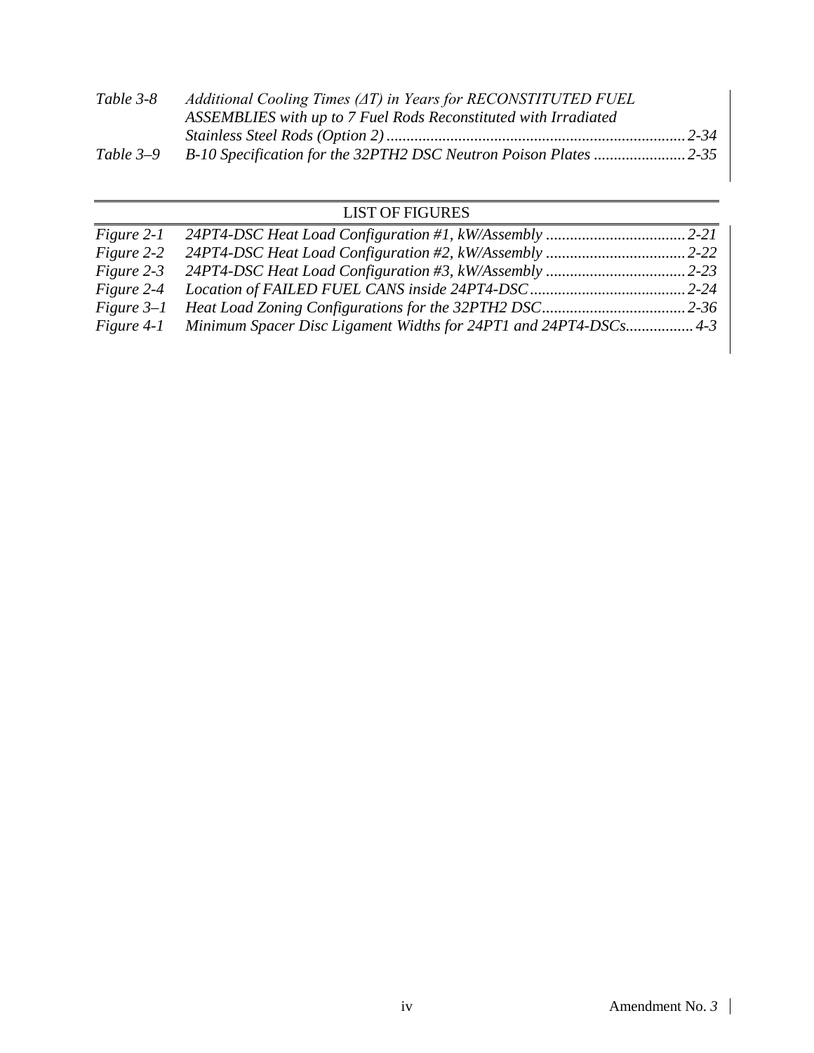| | | |
|---|---|---|
| *Table 3-8* | *Additional Cooling Times (ΔT) in Years for RECONSTITUTED FUEL ASSEMBLIES with up to 7 Fuel Rods Reconstituted with Irradiated Stainless Steel Rods (Option 2)* | *2-34* |
| *Table 3–9* | *B-10 Specification for the 32PTH2 DSC Neutron Poison Plates* | *2-35* |

## LIST OF FIGURES

| | | |
|---|---|---|
| *Figure 2-1* | *24PT4-DSC Heat Load Configuration #1, kW/Assembly* | *2-21* |
| *Figure 2-2* | *24PT4-DSC Heat Load Configuration #2, kW/Assembly* | *2-22* |
| *Figure 2-3* | *24PT4-DSC Heat Load Configuration #3, kW/Assembly* | *2-23* |
| *Figure 2-4* | *Location of FAILED FUEL CANS inside 24PT4-DSC* | *2-24* |
| *Figure 3–1* | *Heat Load Zoning Configurations for the 32PTH2 DSC* | *2-36* |
| *Figure 4-1* | *Minimum Spacer Disc Ligament Widths for 24PT1 and 24PT4-DSCs* | *4-3* |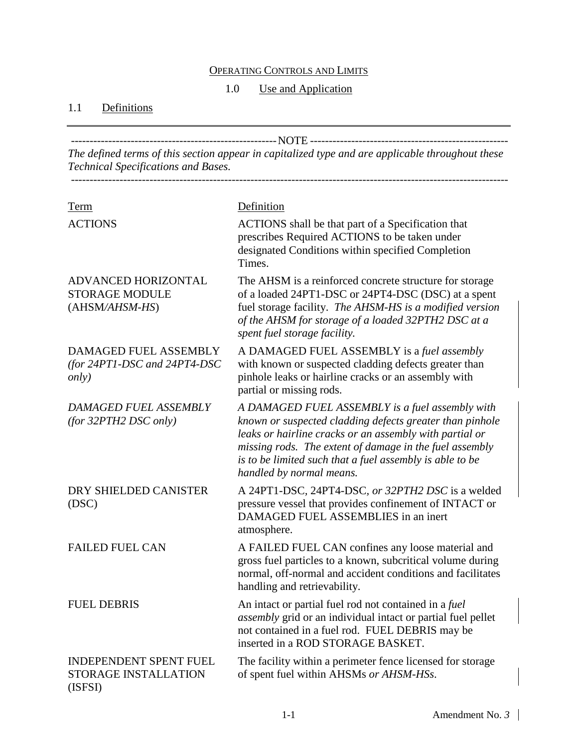OPERATING CONTROLS AND LIMITS

# 1.0 Use and Application

## 1.1 Definitions

------------------------------------------------------ NOTE ------------------------------------------------------

*The defined terms of this section appear in capitalized type and are applicable throughout these Technical Specifications and Bases.*

------------------------------------------------------------------------------------------------------------------

| Term | Definition |
|---|---|
| ACTIONS | ACTIONS shall be that part of a Specification that prescribes Required ACTIONS to be taken under designated Conditions within specified Completion Times. |
| ADVANCED HORIZONTAL STORAGE MODULE (AHSM*/AHSM-HS*) | The AHSM is a reinforced concrete structure for storage of a loaded 24PT1-DSC or 24PT4-DSC (DSC) at a spent fuel storage facility. *The AHSM-HS is a modified version of the AHSM for storage of a loaded 32PTH2 DSC at a spent fuel storage facility.* |
| DAMAGED FUEL ASSEMBLY *(for 24PT1-DSC and 24PT4-DSC only)* | A DAMAGED FUEL ASSEMBLY is a *fuel assembly* with known or suspected cladding defects greater than pinhole leaks or hairline cracks or an assembly with partial or missing rods. |
| *DAMAGED FUEL ASSEMBLY (for 32PTH2 DSC only)* | *A DAMAGED FUEL ASSEMBLY is a fuel assembly with known or suspected cladding defects greater than pinhole leaks or hairline cracks or an assembly with partial or missing rods. The extent of damage in the fuel assembly is to be limited such that a fuel assembly is able to be handled by normal means.* |
| DRY SHIELDED CANISTER (DSC) | A 24PT1-DSC, 24PT4-DSC, *or 32PTH2 DSC* is a welded pressure vessel that provides confinement of INTACT or DAMAGED FUEL ASSEMBLIES in an inert atmosphere. |
| FAILED FUEL CAN | A FAILED FUEL CAN confines any loose material and gross fuel particles to a known, subcritical volume during normal, off-normal and accident conditions and facilitates handling and retrievability. |
| FUEL DEBRIS | An intact or partial fuel rod not contained in a *fuel assembly* grid or an individual intact or partial fuel pellet not contained in a fuel rod. FUEL DEBRIS may be inserted in a ROD STORAGE BASKET. |
| INDEPENDENT SPENT FUEL STORAGE INSTALLATION (ISFSI) | The facility within a perimeter fence licensed for storage of spent fuel within AHSMs *or AHSM-HSs*. |

Amendment No. *3*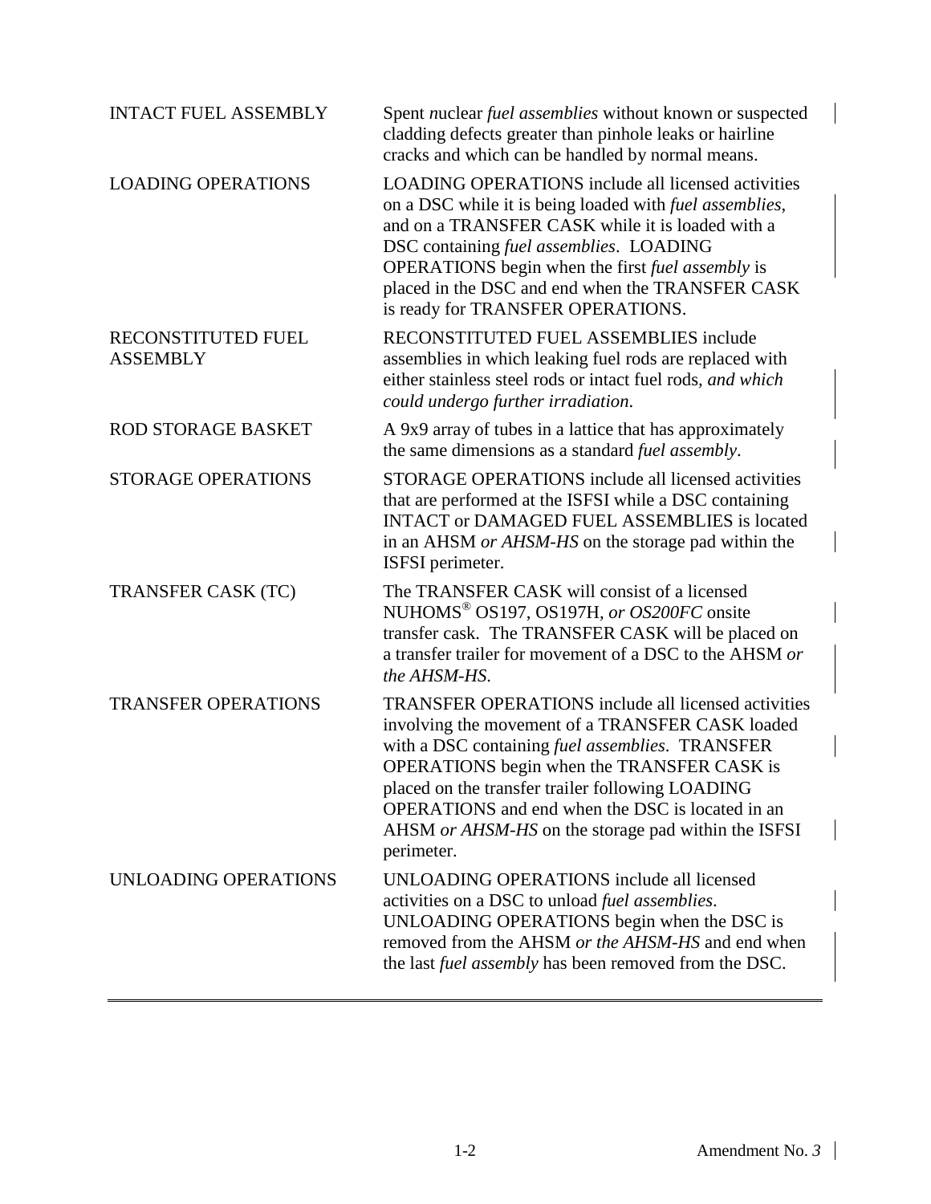| | |
|---|---|
| INTACT FUEL ASSEMBLY | Spent *n*uclear *fuel assemblies* without known or suspected cladding defects greater than pinhole leaks or hairline cracks and which can be handled by normal means. |
| LOADING OPERATIONS | LOADING OPERATIONS include all licensed activities on a DSC while it is being loaded with *fuel assemblies*, and on a TRANSFER CASK while it is loaded with a DSC containing *fuel assemblies*. LOADING OPERATIONS begin when the first *fuel assembly* is placed in the DSC and end when the TRANSFER CASK is ready for TRANSFER OPERATIONS. |
| RECONSTITUTED FUEL ASSEMBLY | RECONSTITUTED FUEL ASSEMBLIES include assemblies in which leaking fuel rods are replaced with either stainless steel rods or intact fuel rods*, and which could undergo further irradiation*. |
| ROD STORAGE BASKET | A 9x9 array of tubes in a lattice that has approximately the same dimensions as a standard *fuel assembly*. |
| STORAGE OPERATIONS | STORAGE OPERATIONS include all licensed activities that are performed at the ISFSI while a DSC containing INTACT or DAMAGED FUEL ASSEMBLIES is located in an AHSM *or AHSM-HS* on the storage pad within the ISFSI perimeter. |
| TRANSFER CASK (TC) | The TRANSFER CASK will consist of a licensed NUHOMS® OS197, OS197H*, or OS200FC* onsite transfer cask. The TRANSFER CASK will be placed on a transfer trailer for movement of a DSC to the AHSM *or the AHSM-HS*. |
| TRANSFER OPERATIONS | TRANSFER OPERATIONS include all licensed activities involving the movement of a TRANSFER CASK loaded with a DSC containing *fuel assemblies*. TRANSFER OPERATIONS begin when the TRANSFER CASK is placed on the transfer trailer following LOADING OPERATIONS and end when the DSC is located in an AHSM *or AHSM-HS* on the storage pad within the ISFSI perimeter. |
| UNLOADING OPERATIONS | UNLOADING OPERATIONS include all licensed activities on a DSC to unload *fuel assemblies*. UNLOADING OPERATIONS begin when the DSC is removed from the AHSM *or the AHSM-HS* and end when the last *fuel assembly* has been removed from the DSC. |

Amendment No. *3*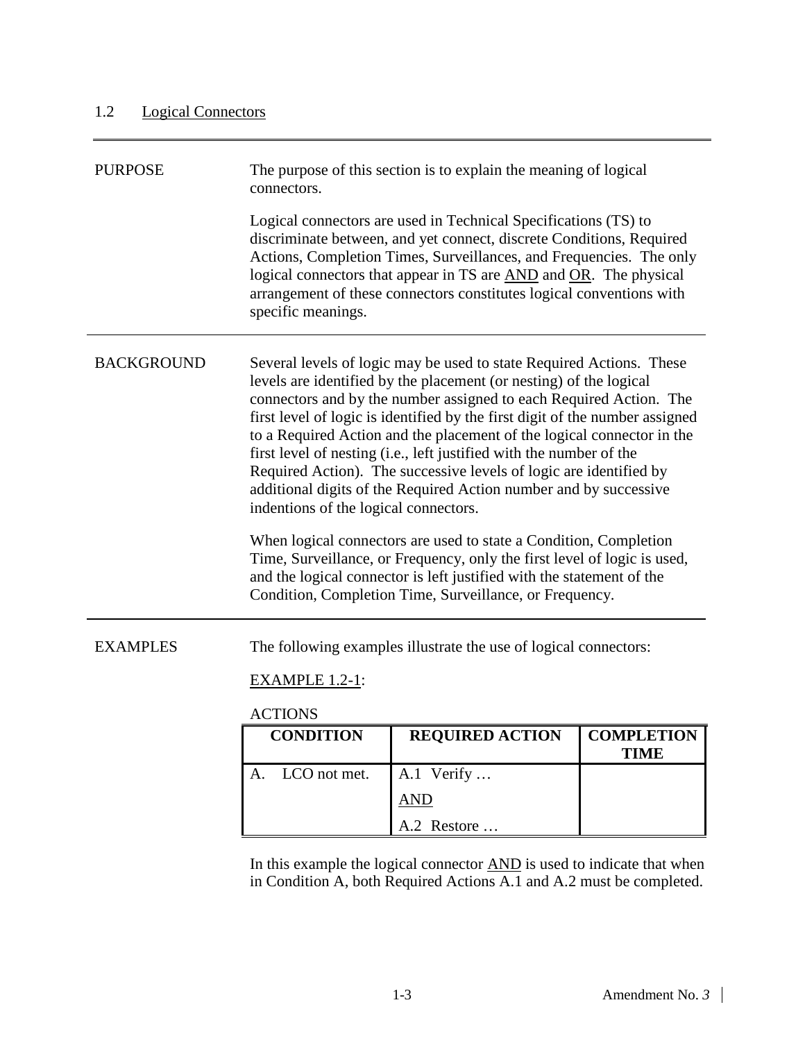## 1.2 Logical Connectors

**PURPOSE**

The purpose of this section is to explain the meaning of logical connectors.

Logical connectors are used in Technical Specifications (TS) to discriminate between, and yet connect, discrete Conditions, Required Actions, Completion Times, Surveillances, and Frequencies. The only logical connectors that appear in TS are AND and OR. The physical arrangement of these connectors constitutes logical conventions with specific meanings.

**BACKGROUND**

Several levels of logic may be used to state Required Actions. These levels are identified by the placement (or nesting) of the logical connectors and by the number assigned to each Required Action. The first level of logic is identified by the first digit of the number assigned to a Required Action and the placement of the logical connector in the first level of nesting (i.e., left justified with the number of the Required Action). The successive levels of logic are identified by additional digits of the Required Action number and by successive indentions of the logical connectors.

When logical connectors are used to state a Condition, Completion Time, Surveillance, or Frequency, only the first level of logic is used, and the logical connector is left justified with the statement of the Condition, Completion Time, Surveillance, or Frequency.

**EXAMPLES**

The following examples illustrate the use of logical connectors:

EXAMPLE 1.2-1:

ACTIONS

| CONDITION | REQUIRED ACTION | COMPLETION TIME |
|---|---|---|
| A. LCO not met. | A.1 Verify … | |
| | AND | |
| | A.2 Restore … | |

In this example the logical connector AND is used to indicate that when in Condition A, both Required Actions A.1 and A.2 must be completed.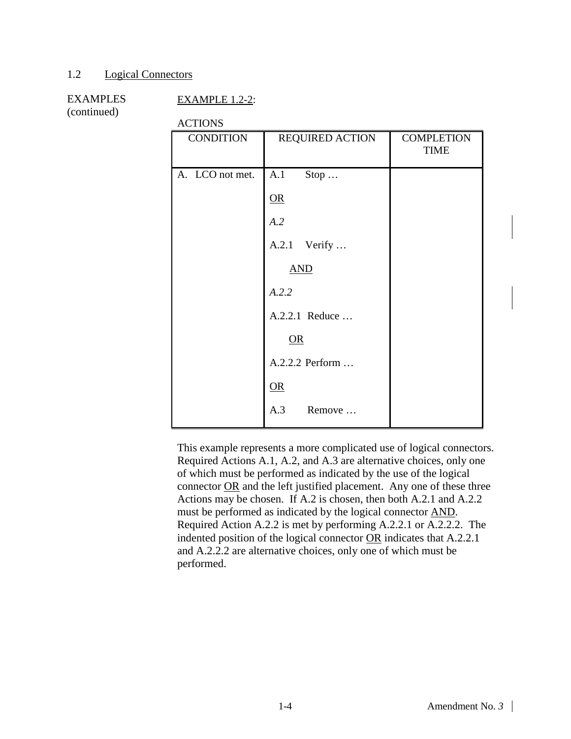## 1.2 Logical Connectors

EXAMPLES (continued)

EXAMPLE 1.2-2:

ACTIONS

| CONDITION | REQUIRED ACTION | COMPLETION TIME |
|---|---|---|
| A. LCO not met. | A.1 Stop … <br><br> OR <br><br> *A.2* <br><br> A.2.1 Verify … <br><br> AND <br><br> *A.2.2* <br><br> A.2.2.1 Reduce … <br><br> OR <br><br> A.2.2.2 Perform … <br><br> OR <br><br> A.3 Remove … | |

This example represents a more complicated use of logical connectors. Required Actions A.1, A.2, and A.3 are alternative choices, only one of which must be performed as indicated by the use of the logical connector OR and the left justified placement. Any one of these three Actions may be chosen. If A.2 is chosen, then both A.2.1 and A.2.2 must be performed as indicated by the logical connector AND. Required Action A.2.2 is met by performing A.2.2.1 or A.2.2.2. The indented position of the logical connector OR indicates that A.2.2.1 and A.2.2.2 are alternative choices, only one of which must be performed.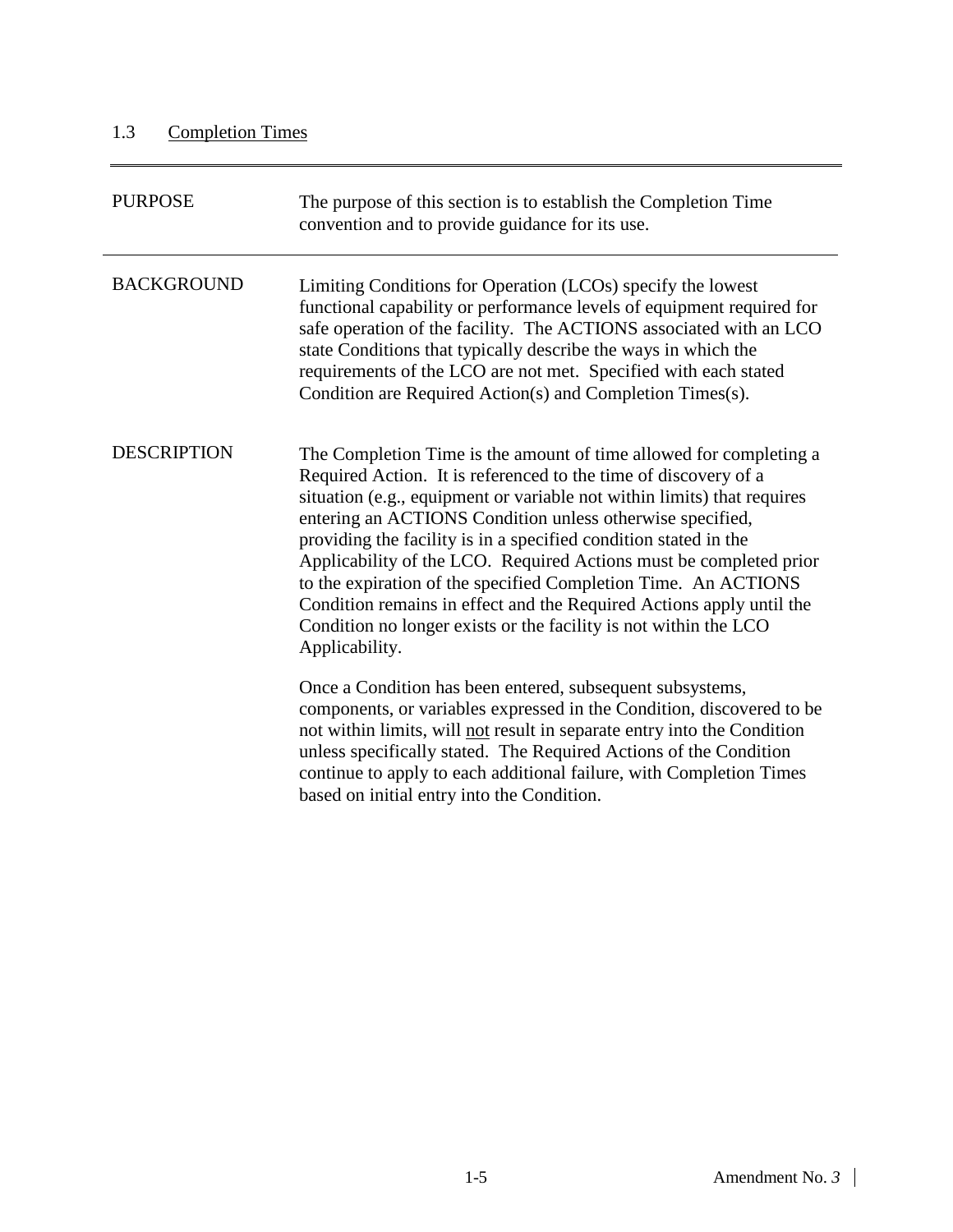## 1.3 Completion Times

---

**PURPOSE**

The purpose of this section is to establish the Completion Time convention and to provide guidance for its use.

---

**BACKGROUND**

Limiting Conditions for Operation (LCOs) specify the lowest functional capability or performance levels of equipment required for safe operation of the facility. The ACTIONS associated with an LCO state Conditions that typically describe the ways in which the requirements of the LCO are not met. Specified with each stated Condition are Required Action(s) and Completion Times(s).

**DESCRIPTION**

The Completion Time is the amount of time allowed for completing a Required Action. It is referenced to the time of discovery of a situation (e.g., equipment or variable not within limits) that requires entering an ACTIONS Condition unless otherwise specified, providing the facility is in a specified condition stated in the Applicability of the LCO. Required Actions must be completed prior to the expiration of the specified Completion Time. An ACTIONS Condition remains in effect and the Required Actions apply until the Condition no longer exists or the facility is not within the LCO Applicability.

Once a Condition has been entered, subsequent subsystems, components, or variables expressed in the Condition, discovered to be not within limits, will not result in separate entry into the Condition unless specifically stated. The Required Actions of the Condition continue to apply to each additional failure, with Completion Times based on initial entry into the Condition.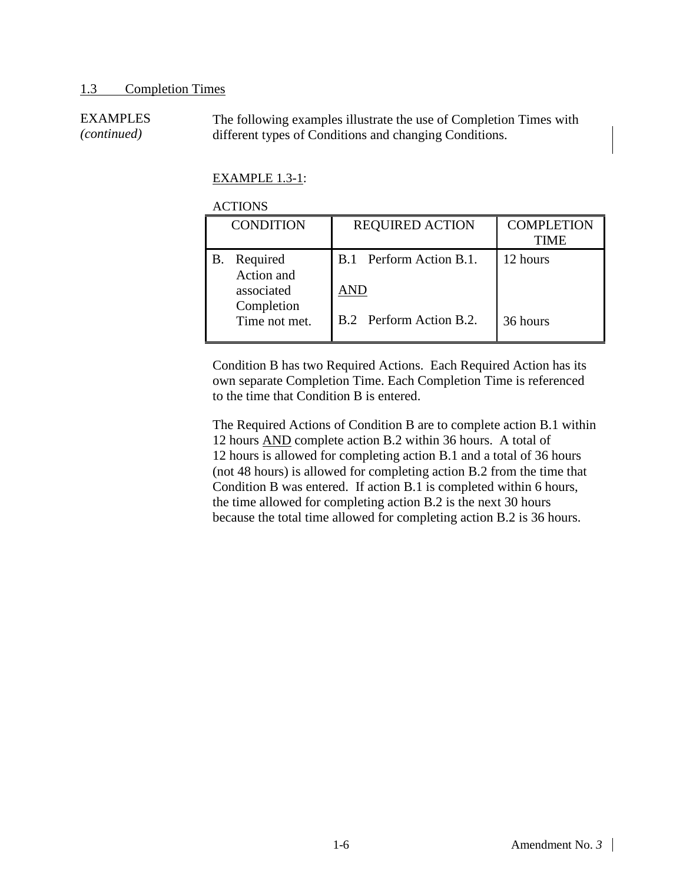## 1.3 Completion Times

EXAMPLES *(continued)*

The following examples illustrate the use of Completion Times with different types of Conditions and changing Conditions.

EXAMPLE 1.3-1:

ACTIONS

| CONDITION | REQUIRED ACTION | COMPLETION TIME |
|---|---|---|
| B. Required Action and associated Completion Time not met. | B.1 Perform Action B.1.<br><br><u>AND</u><br><br>B.2 Perform Action B.2. | 12 hours<br><br><br><br>36 hours |

Condition B has two Required Actions. Each Required Action has its own separate Completion Time. Each Completion Time is referenced to the time that Condition B is entered.

The Required Actions of Condition B are to complete action B.1 within 12 hours <u>AND</u> complete action B.2 within 36 hours. A total of 12 hours is allowed for completing action B.1 and a total of 36 hours (not 48 hours) is allowed for completing action B.2 from the time that Condition B was entered. If action B.1 is completed within 6 hours, the time allowed for completing action B.2 is the next 30 hours because the total time allowed for completing action B.2 is 36 hours.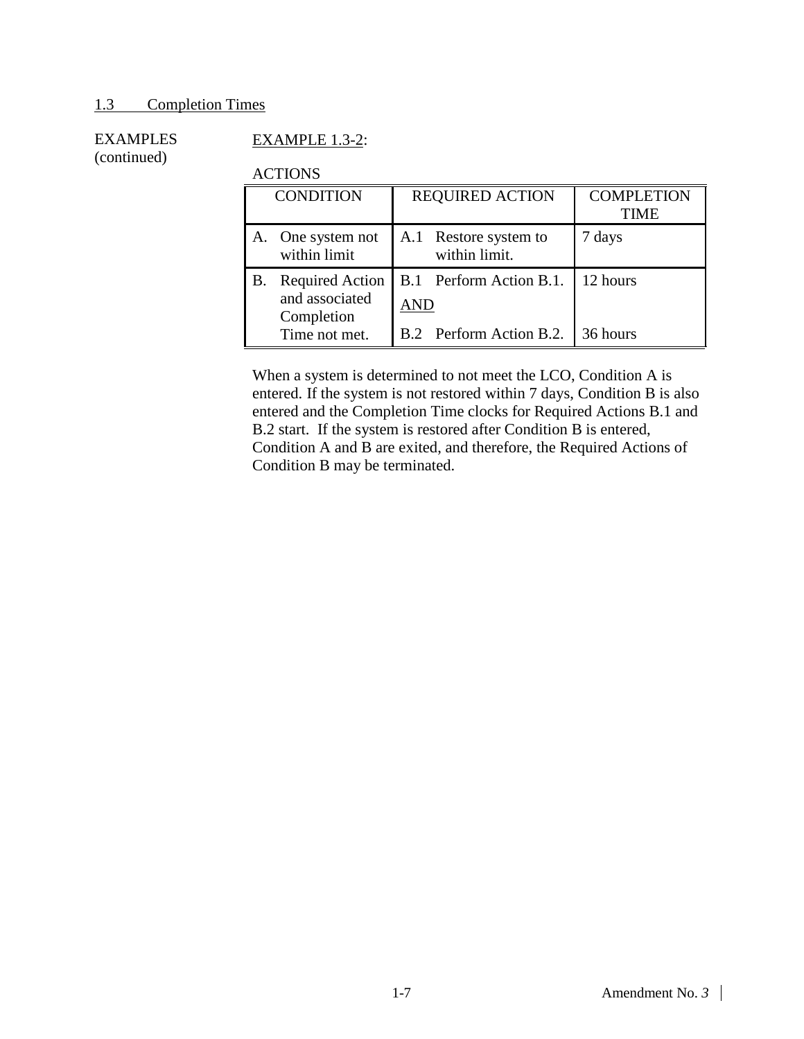## 1.3 Completion Times

EXAMPLES (continued)

EXAMPLE 1.3-2:

ACTIONS

| CONDITION | REQUIRED ACTION | COMPLETION TIME |
|---|---|---|
| A. One system not within limit | A.1 Restore system to within limit. | 7 days |
| B. Required Action and associated Completion Time not met. | B.1 Perform Action B.1. | 12 hours |
| | AND | |
| | B.2 Perform Action B.2. | 36 hours |

When a system is determined to not meet the LCO, Condition A is entered. If the system is not restored within 7 days, Condition B is also entered and the Completion Time clocks for Required Actions B.1 and B.2 start. If the system is restored after Condition B is entered, Condition A and B are exited, and therefore, the Required Actions of Condition B may be terminated.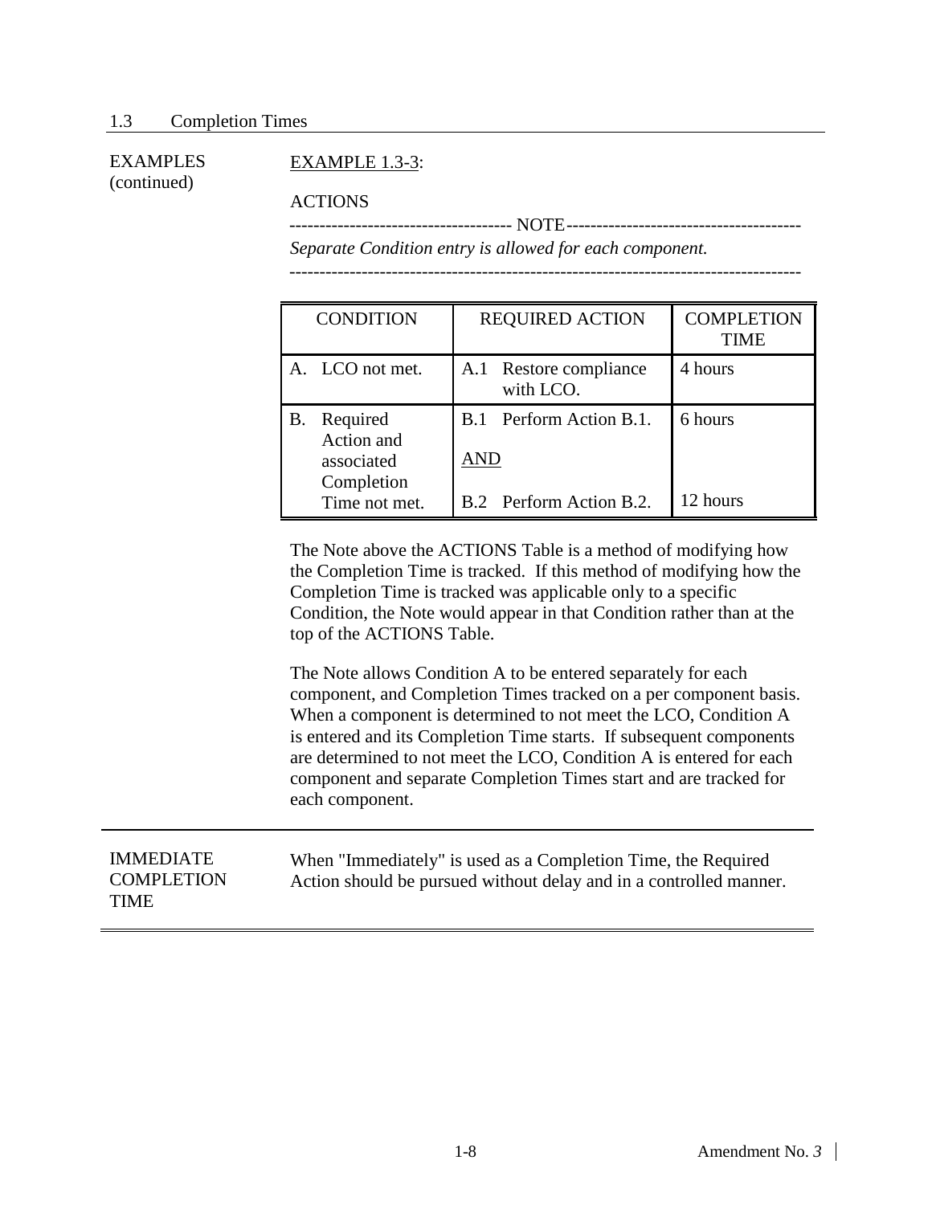1.3 Completion Times

EXAMPLES (continued)

EXAMPLE 1.3-3:

ACTIONS

------------------------------------ NOTE ---------------------------------------

*Separate Condition entry is allowed for each component.*

-----------------------------------------------------------------------------------

| CONDITION | REQUIRED ACTION | COMPLETION TIME |
|---|---|---|
| A. LCO not met. | A.1 Restore compliance with LCO. | 4 hours |
| B. Required Action and associated Completion Time not met. | B.1 Perform Action B.1. <br> AND <br> B.2 Perform Action B.2. | 6 hours <br><br> 12 hours |

The Note above the ACTIONS Table is a method of modifying how the Completion Time is tracked. If this method of modifying how the Completion Time is tracked was applicable only to a specific Condition, the Note would appear in that Condition rather than at the top of the ACTIONS Table.

The Note allows Condition A to be entered separately for each component, and Completion Times tracked on a per component basis. When a component is determined to not meet the LCO, Condition A is entered and its Completion Time starts. If subsequent components are determined to not meet the LCO, Condition A is entered for each component and separate Completion Times start and are tracked for each component.

IMMEDIATE COMPLETION TIME

When "Immediately" is used as a Completion Time, the Required Action should be pursued without delay and in a controlled manner.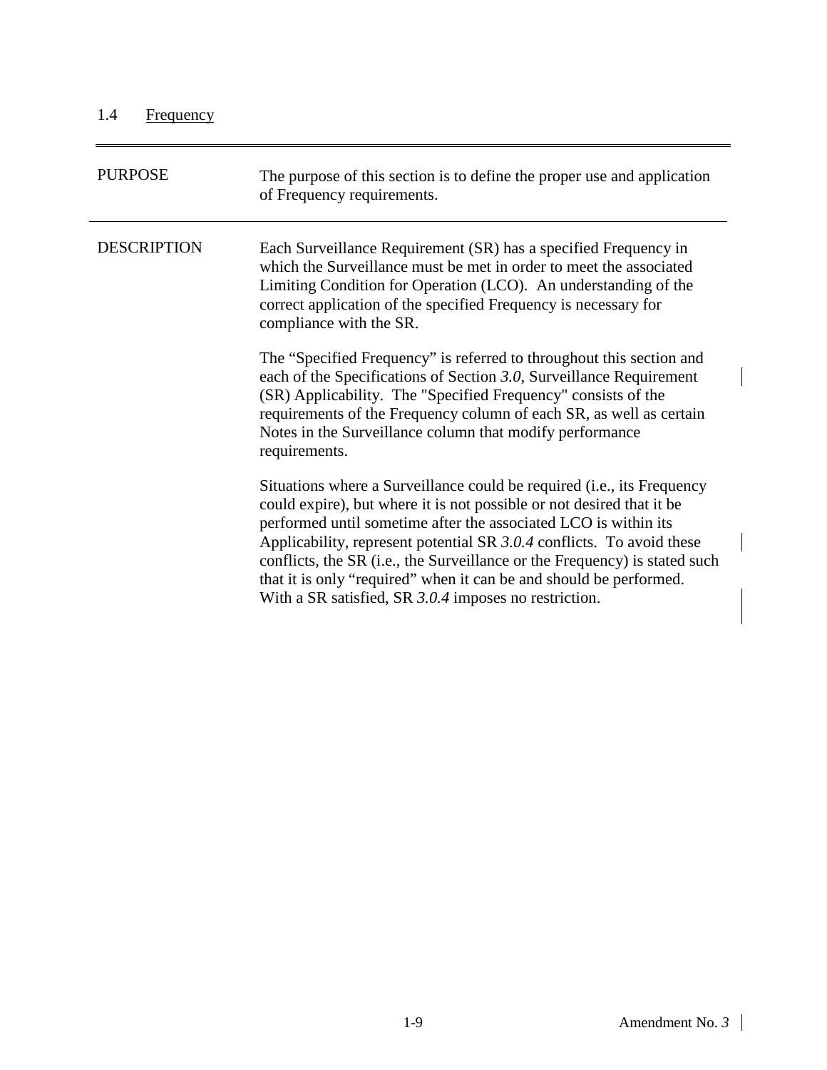## 1.4 Frequency

| | |
|---|---|
| PURPOSE | The purpose of this section is to define the proper use and application of Frequency requirements. |
| DESCRIPTION | Each Surveillance Requirement (SR) has a specified Frequency in which the Surveillance must be met in order to meet the associated Limiting Condition for Operation (LCO). An understanding of the correct application of the specified Frequency is necessary for compliance with the SR.<br><br>The "Specified Frequency" is referred to throughout this section and each of the Specifications of Section *3.0*, Surveillance Requirement (SR) Applicability. The "Specified Frequency" consists of the requirements of the Frequency column of each SR, as well as certain Notes in the Surveillance column that modify performance requirements.<br><br>Situations where a Surveillance could be required (i.e., its Frequency could expire), but where it is not possible or not desired that it be performed until sometime after the associated LCO is within its Applicability, represent potential SR *3.0.4* conflicts. To avoid these conflicts, the SR (i.e., the Surveillance or the Frequency) is stated such that it is only "required" when it can be and should be performed. With a SR satisfied, SR *3.0.4* imposes no restriction. |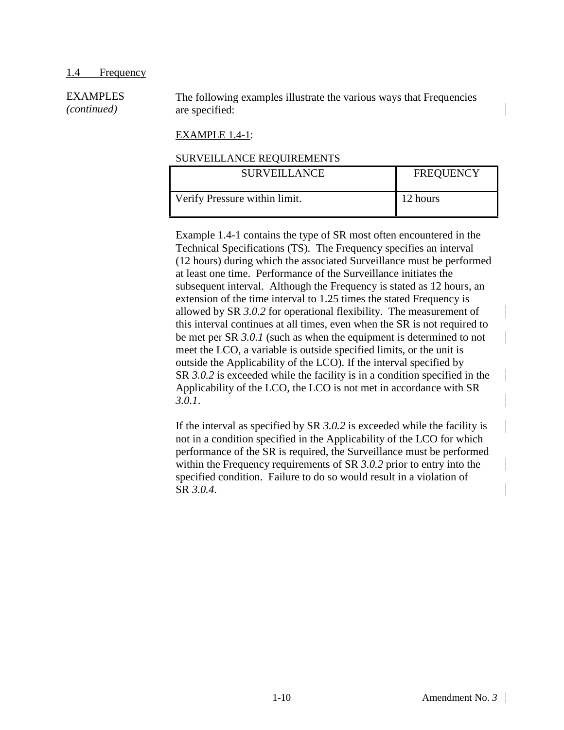## 1.4 Frequency

EXAMPLES *(continued)*

The following examples illustrate the various ways that Frequencies are specified:

EXAMPLE 1.4-1:

SURVEILLANCE REQUIREMENTS

| SURVEILLANCE | FREQUENCY |
|---|---|
| Verify Pressure within limit. | 12 hours |

Example 1.4-1 contains the type of SR most often encountered in the Technical Specifications (TS). The Frequency specifies an interval (12 hours) during which the associated Surveillance must be performed at least one time. Performance of the Surveillance initiates the subsequent interval. Although the Frequency is stated as 12 hours, an extension of the time interval to 1.25 times the stated Frequency is allowed by SR *3.0.2* for operational flexibility. The measurement of this interval continues at all times, even when the SR is not required to be met per SR *3.0.1* (such as when the equipment is determined to not meet the LCO, a variable is outside specified limits, or the unit is outside the Applicability of the LCO). If the interval specified by SR *3.0.2* is exceeded while the facility is in a condition specified in the Applicability of the LCO, the LCO is not met in accordance with SR *3.0.1*.

If the interval as specified by SR *3.0.2* is exceeded while the facility is not in a condition specified in the Applicability of the LCO for which performance of the SR is required, the Surveillance must be performed within the Frequency requirements of SR *3.0.2* prior to entry into the specified condition. Failure to do so would result in a violation of SR *3.0.4*.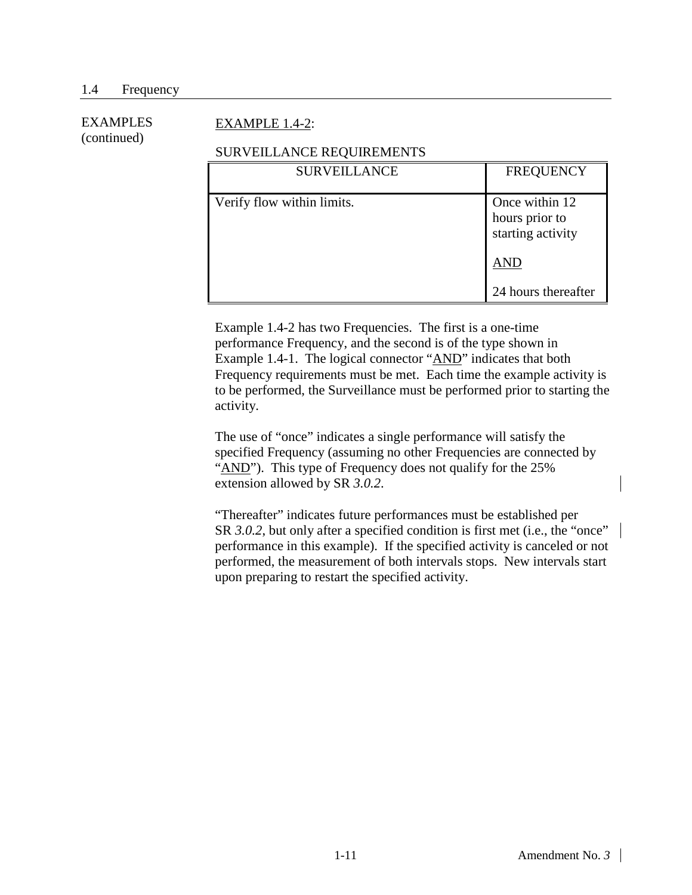## 1.4 Frequency

EXAMPLES (continued)

EXAMPLE 1.4-2:

SURVEILLANCE REQUIREMENTS

| SURVEILLANCE | FREQUENCY |
|---|---|
| Verify flow within limits. | Once within 12 hours prior to starting activity<br><br>AND<br><br>24 hours thereafter |

Example 1.4-2 has two Frequencies. The first is a one-time performance Frequency, and the second is of the type shown in Example 1.4-1. The logical connector "AND" indicates that both Frequency requirements must be met. Each time the example activity is to be performed, the Surveillance must be performed prior to starting the activity.

The use of "once" indicates a single performance will satisfy the specified Frequency (assuming no other Frequencies are connected by "AND"). This type of Frequency does not qualify for the 25% extension allowed by SR *3.0.2*.

"Thereafter" indicates future performances must be established per SR *3.0.2*, but only after a specified condition is first met (i.e., the "once" performance in this example). If the specified activity is canceled or not performed, the measurement of both intervals stops. New intervals start upon preparing to restart the specified activity.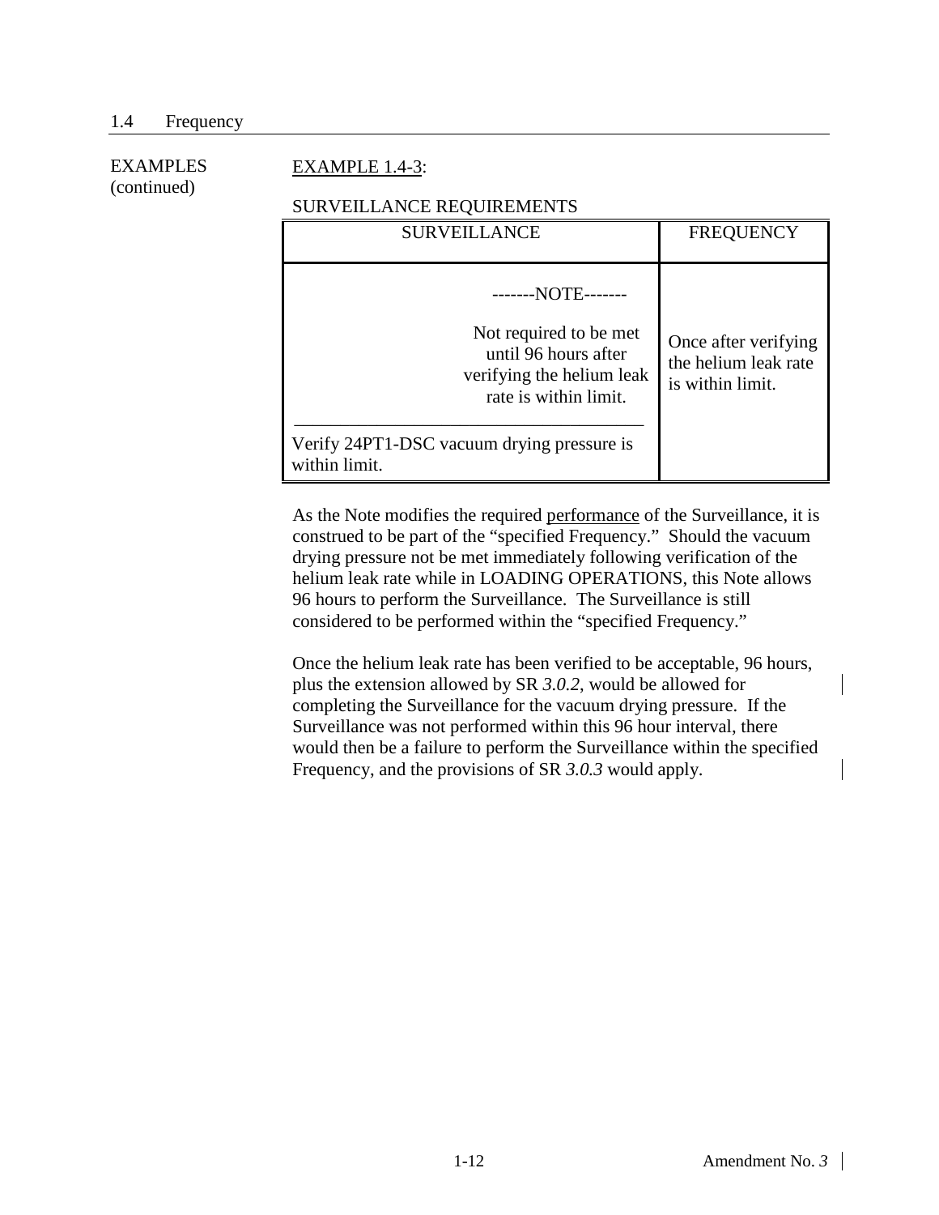EXAMPLES (continued)

EXAMPLE 1.4-3:

SURVEILLANCE REQUIREMENTS

| SURVEILLANCE | FREQUENCY |
|---|---|
| -------NOTE------- Not required to be met until 96 hours after verifying the helium leak rate is within limit. <br>Verify 24PT1-DSC vacuum drying pressure is within limit. | Once after verifying the helium leak rate is within limit. |

As the Note modifies the required <u>performance</u> of the Surveillance, it is construed to be part of the "specified Frequency." Should the vacuum drying pressure not be met immediately following verification of the helium leak rate while in LOADING OPERATIONS, this Note allows 96 hours to perform the Surveillance. The Surveillance is still considered to be performed within the "specified Frequency."

Once the helium leak rate has been verified to be acceptable, 96 hours, plus the extension allowed by SR *3.0.2*, would be allowed for completing the Surveillance for the vacuum drying pressure. If the Surveillance was not performed within this 96 hour interval, there would then be a failure to perform the Surveillance within the specified Frequency, and the provisions of SR *3.0.3* would apply.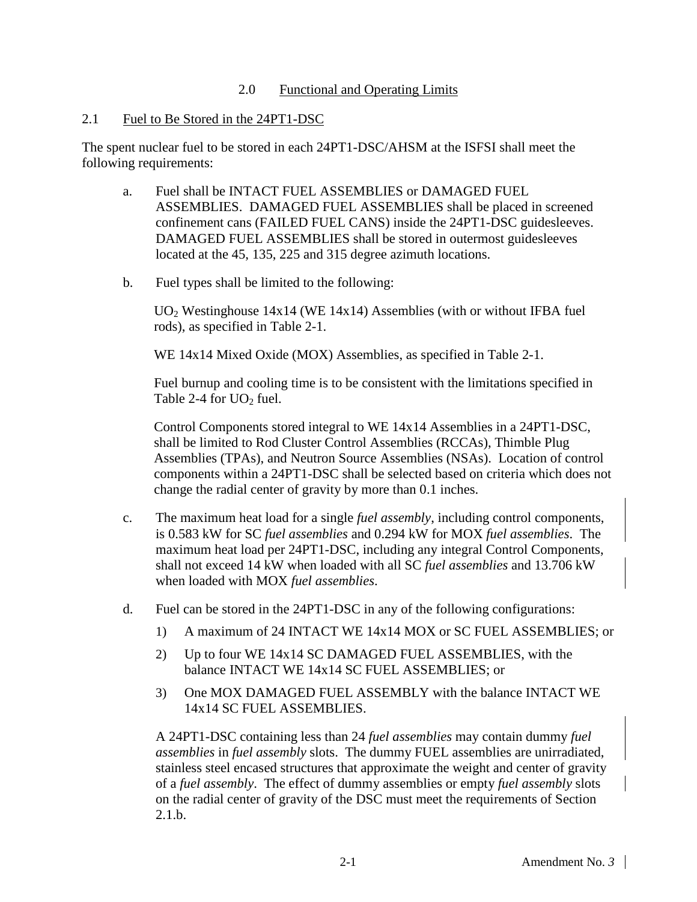## 2.0 Functional and Operating Limits

### 2.1 Fuel to Be Stored in the 24PT1-DSC

The spent nuclear fuel to be stored in each 24PT1-DSC/AHSM at the ISFSI shall meet the following requirements:

a. Fuel shall be INTACT FUEL ASSEMBLIES or DAMAGED FUEL ASSEMBLIES. DAMAGED FUEL ASSEMBLIES shall be placed in screened confinement cans (FAILED FUEL CANS) inside the 24PT1-DSC guidesleeves. DAMAGED FUEL ASSEMBLIES shall be stored in outermost guidesleeves located at the 45, 135, 225 and 315 degree azimuth locations.

b. Fuel types shall be limited to the following:

   $UO_2$ Westinghouse 14x14 (WE 14x14) Assemblies (with or without IFBA fuel rods), as specified in Table 2-1.

   WE 14x14 Mixed Oxide (MOX) Assemblies, as specified in Table 2-1.

   Fuel burnup and cooling time is to be consistent with the limitations specified in Table 2-4 for $UO_2$ fuel.

   Control Components stored integral to WE 14x14 Assemblies in a 24PT1-DSC, shall be limited to Rod Cluster Control Assemblies (RCCAs), Thimble Plug Assemblies (TPAs), and Neutron Source Assemblies (NSAs). Location of control components within a 24PT1-DSC shall be selected based on criteria which does not change the radial center of gravity by more than 0.1 inches.

c. The maximum heat load for a single *fuel assembly*, including control components, is 0.583 kW for SC *fuel assemblies* and 0.294 kW for MOX *fuel assemblies*. The maximum heat load per 24PT1-DSC, including any integral Control Components, shall not exceed 14 kW when loaded with all SC *fuel assemblies* and 13.706 kW when loaded with MOX *fuel assemblies*.

d. Fuel can be stored in the 24PT1-DSC in any of the following configurations:

   1) A maximum of 24 INTACT WE 14x14 MOX or SC FUEL ASSEMBLIES; or

   2) Up to four WE 14x14 SC DAMAGED FUEL ASSEMBLIES, with the balance INTACT WE 14x14 SC FUEL ASSEMBLIES; or

   3) One MOX DAMAGED FUEL ASSEMBLY with the balance INTACT WE 14x14 SC FUEL ASSEMBLIES.

   A 24PT1-DSC containing less than 24 *fuel assemblies* may contain dummy *fuel assemblies* in *fuel assembly* slots. The dummy FUEL assemblies are unirradiated, stainless steel encased structures that approximate the weight and center of gravity of a *fuel assembly*. The effect of dummy assemblies or empty *fuel assembly* slots on the radial center of gravity of the DSC must meet the requirements of Section 2.1.b.

Amendment No. *3*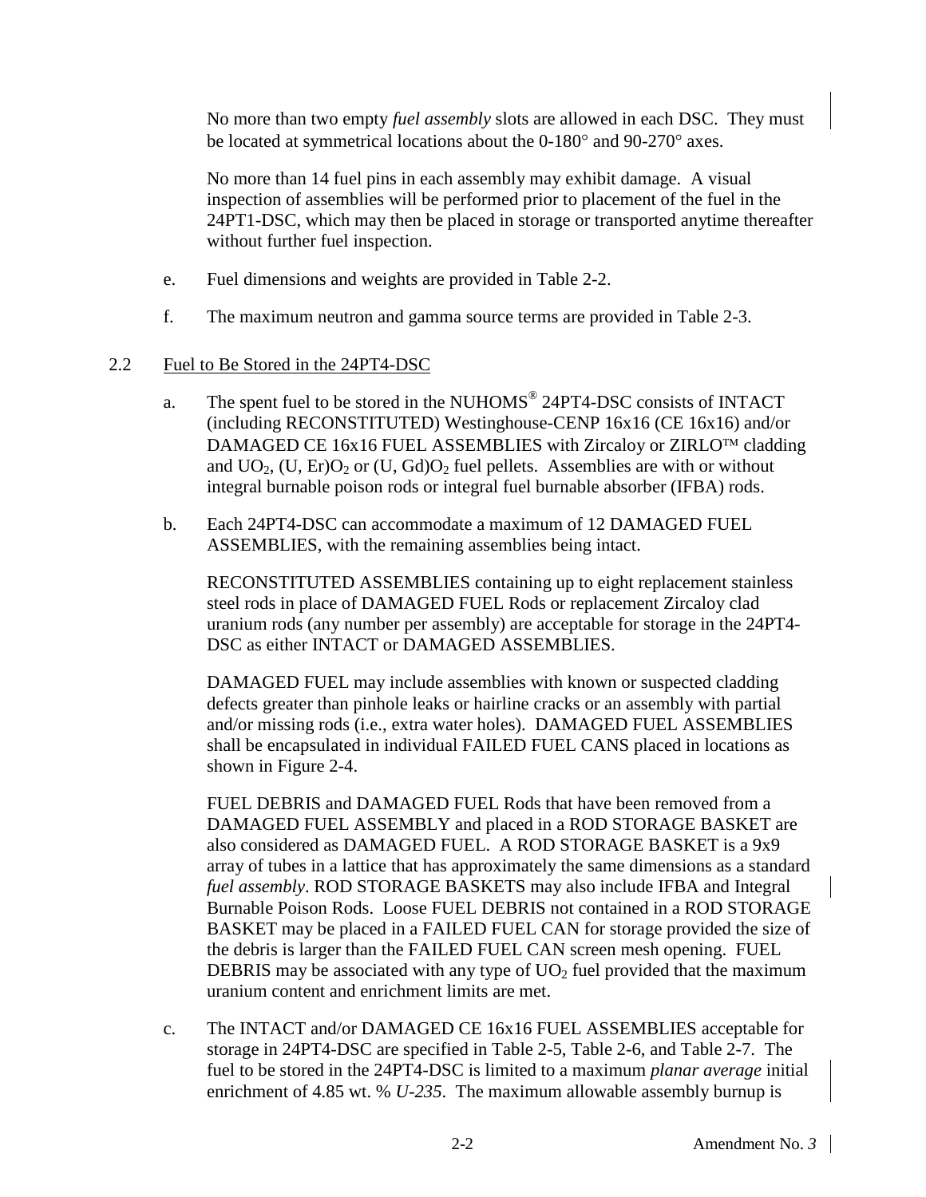No more than two empty *fuel assembly* slots are allowed in each DSC. They must be located at symmetrical locations about the 0-180° and 90-270° axes.

No more than 14 fuel pins in each assembly may exhibit damage. A visual inspection of assemblies will be performed prior to placement of the fuel in the 24PT1-DSC, which may then be placed in storage or transported anytime thereafter without further fuel inspection.

e. Fuel dimensions and weights are provided in Table 2-2.

f. The maximum neutron and gamma source terms are provided in Table 2-3.

## 2.2 Fuel to Be Stored in the 24PT4-DSC

a. The spent fuel to be stored in the NUHOMS® 24PT4-DSC consists of INTACT (including RECONSTITUTED) Westinghouse-CENP 16x16 (CE 16x16) and/or DAMAGED CE 16x16 FUEL ASSEMBLIES with Zircaloy or ZIRLO™ cladding and $UO_2$, $(U, Er)O_2$ or $(U, Gd)O_2$ fuel pellets. Assemblies are with or without integral burnable poison rods or integral fuel burnable absorber (IFBA) rods.

b. Each 24PT4-DSC can accommodate a maximum of 12 DAMAGED FUEL ASSEMBLIES, with the remaining assemblies being intact.

RECONSTITUTED ASSEMBLIES containing up to eight replacement stainless steel rods in place of DAMAGED FUEL Rods or replacement Zircaloy clad uranium rods (any number per assembly) are acceptable for storage in the 24PT4-DSC as either INTACT or DAMAGED ASSEMBLIES.

DAMAGED FUEL may include assemblies with known or suspected cladding defects greater than pinhole leaks or hairline cracks or an assembly with partial and/or missing rods (i.e., extra water holes). DAMAGED FUEL ASSEMBLIES shall be encapsulated in individual FAILED FUEL CANS placed in locations as shown in Figure 2-4.

FUEL DEBRIS and DAMAGED FUEL Rods that have been removed from a DAMAGED FUEL ASSEMBLY and placed in a ROD STORAGE BASKET are also considered as DAMAGED FUEL. A ROD STORAGE BASKET is a 9x9 array of tubes in a lattice that has approximately the same dimensions as a standard *fuel assembly*. ROD STORAGE BASKETS may also include IFBA and Integral Burnable Poison Rods. Loose FUEL DEBRIS not contained in a ROD STORAGE BASKET may be placed in a FAILED FUEL CAN for storage provided the size of the debris is larger than the FAILED FUEL CAN screen mesh opening. FUEL DEBRIS may be associated with any type of $UO_2$ fuel provided that the maximum uranium content and enrichment limits are met.

c. The INTACT and/or DAMAGED CE 16x16 FUEL ASSEMBLIES acceptable for storage in 24PT4-DSC are specified in Table 2-5, Table 2-6, and Table 2-7. The fuel to be stored in the 24PT4-DSC is limited to a maximum *planar average* initial enrichment of 4.85 wt. % *U-235*. The maximum allowable assembly burnup is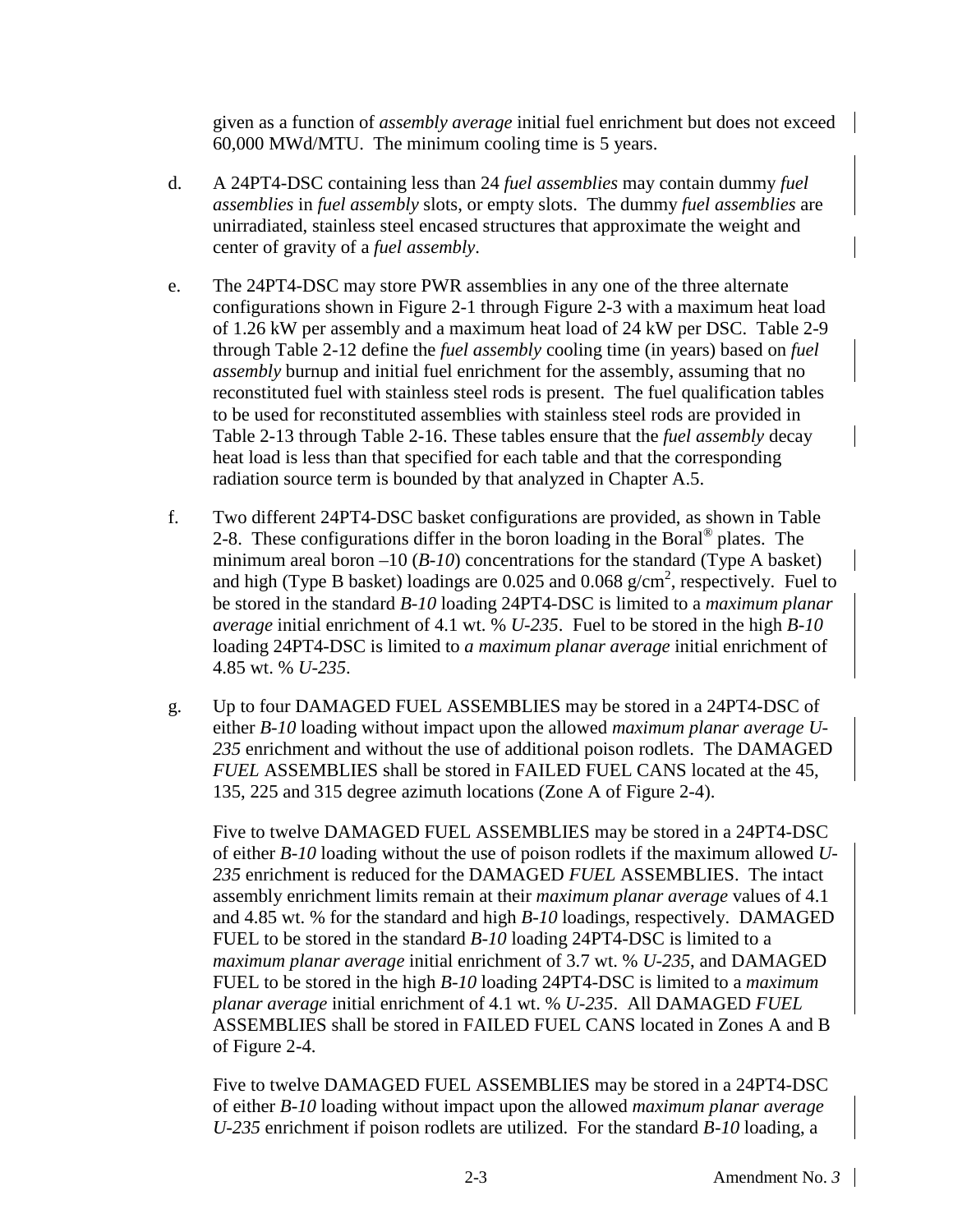given as a function of *assembly average* initial fuel enrichment but does not exceed 60,000 MWd/MTU. The minimum cooling time is 5 years.

d. A 24PT4-DSC containing less than 24 *fuel assemblies* may contain dummy *fuel assemblies* in *fuel assembly* slots, or empty slots. The dummy *fuel assemblies* are unirradiated, stainless steel encased structures that approximate the weight and center of gravity of a *fuel assembly*.

e. The 24PT4-DSC may store PWR assemblies in any one of the three alternate configurations shown in Figure 2-1 through Figure 2-3 with a maximum heat load of 1.26 kW per assembly and a maximum heat load of 24 kW per DSC. Table 2-9 through Table 2-12 define the *fuel assembly* cooling time (in years) based on *fuel assembly* burnup and initial fuel enrichment for the assembly, assuming that no reconstituted fuel with stainless steel rods is present. The fuel qualification tables to be used for reconstituted assemblies with stainless steel rods are provided in Table 2-13 through Table 2-16. These tables ensure that the *fuel assembly* decay heat load is less than that specified for each table and that the corresponding radiation source term is bounded by that analyzed in Chapter A.5.

f. Two different 24PT4-DSC basket configurations are provided, as shown in Table 2-8. These configurations differ in the boron loading in the Boral® plates. The minimum areal boron –10 (*B-10*) concentrations for the standard (Type A basket) and high (Type B basket) loadings are 0.025 and 0.068 g/cm$^2$, respectively. Fuel to be stored in the standard *B-10* loading 24PT4-DSC is limited to a *maximum planar average* initial enrichment of 4.1 wt. % *U-235*. Fuel to be stored in the high *B-10* loading 24PT4-DSC is limited to *a maximum planar average* initial enrichment of 4.85 wt. % *U-235*.

g. Up to four DAMAGED FUEL ASSEMBLIES may be stored in a 24PT4-DSC of either *B-10* loading without impact upon the allowed *maximum planar average U-235* enrichment and without the use of additional poison rodlets. The DAMAGED *FUEL* ASSEMBLIES shall be stored in FAILED FUEL CANS located at the 45, 135, 225 and 315 degree azimuth locations (Zone A of Figure 2-4).

   Five to twelve DAMAGED FUEL ASSEMBLIES may be stored in a 24PT4-DSC of either *B-10* loading without the use of poison rodlets if the maximum allowed *U-235* enrichment is reduced for the DAMAGED *FUEL* ASSEMBLIES. The intact assembly enrichment limits remain at their *maximum planar average* values of 4.1 and 4.85 wt. % for the standard and high *B-10* loadings, respectively. DAMAGED FUEL to be stored in the standard *B-10* loading 24PT4-DSC is limited to a *maximum planar average* initial enrichment of 3.7 wt. % *U-235*, and DAMAGED FUEL to be stored in the high *B-10* loading 24PT4-DSC is limited to a *maximum planar average* initial enrichment of 4.1 wt. % *U-235*. All DAMAGED *FUEL* ASSEMBLIES shall be stored in FAILED FUEL CANS located in Zones A and B of Figure 2-4.

   Five to twelve DAMAGED FUEL ASSEMBLIES may be stored in a 24PT4-DSC of either *B-10* loading without impact upon the allowed *maximum planar average U-235* enrichment if poison rodlets are utilized. For the standard *B-10* loading, a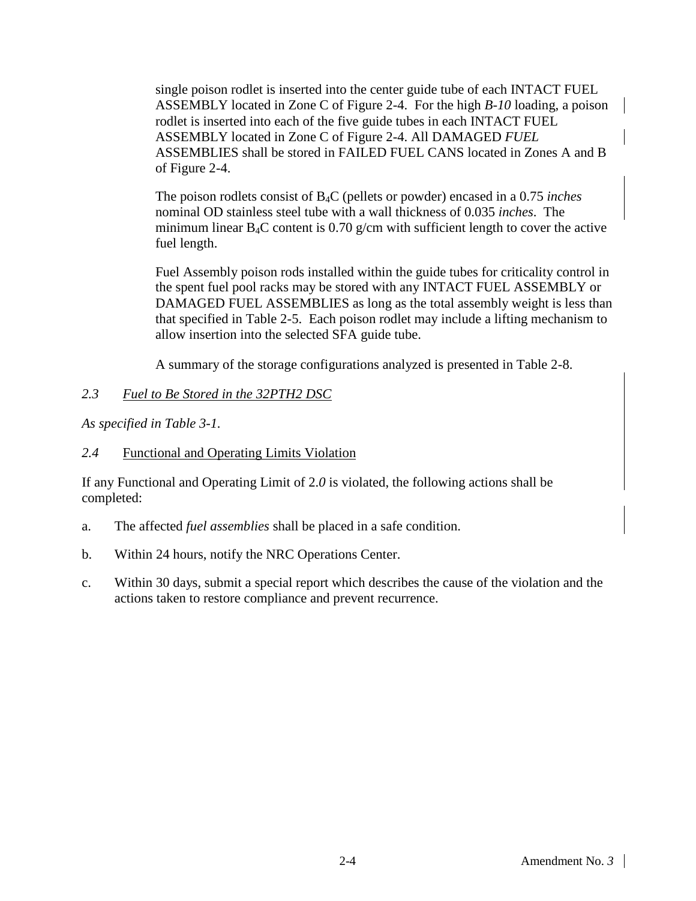single poison rodlet is inserted into the center guide tube of each INTACT FUEL ASSEMBLY located in Zone C of Figure 2-4. For the high *B-10* loading, a poison rodlet is inserted into each of the five guide tubes in each INTACT FUEL ASSEMBLY located in Zone C of Figure 2-4. All DAMAGED *FUEL* ASSEMBLIES shall be stored in FAILED FUEL CANS located in Zones A and B of Figure 2-4.

The poison rodlets consist of $B_4C$ (pellets or powder) encased in a 0.75 *inches* nominal OD stainless steel tube with a wall thickness of 0.035 *inches*. The minimum linear $B_4C$ content is 0.70 g/cm with sufficient length to cover the active fuel length.

Fuel Assembly poison rods installed within the guide tubes for criticality control in the spent fuel pool racks may be stored with any INTACT FUEL ASSEMBLY or DAMAGED FUEL ASSEMBLIES as long as the total assembly weight is less than that specified in Table 2-5. Each poison rodlet may include a lifting mechanism to allow insertion into the selected SFA guide tube.

A summary of the storage configurations analyzed is presented in Table 2-8.

## *2.3* *Fuel to Be Stored in the 32PTH2 DSC*

*As specified in Table 3-1.*

## *2.4* Functional and Operating Limits Violation

If any Functional and Operating Limit of 2.*0* is violated, the following actions shall be completed:

a. The affected *fuel assemblies* shall be placed in a safe condition.

b. Within 24 hours, notify the NRC Operations Center.

c. Within 30 days, submit a special report which describes the cause of the violation and the actions taken to restore compliance and prevent recurrence.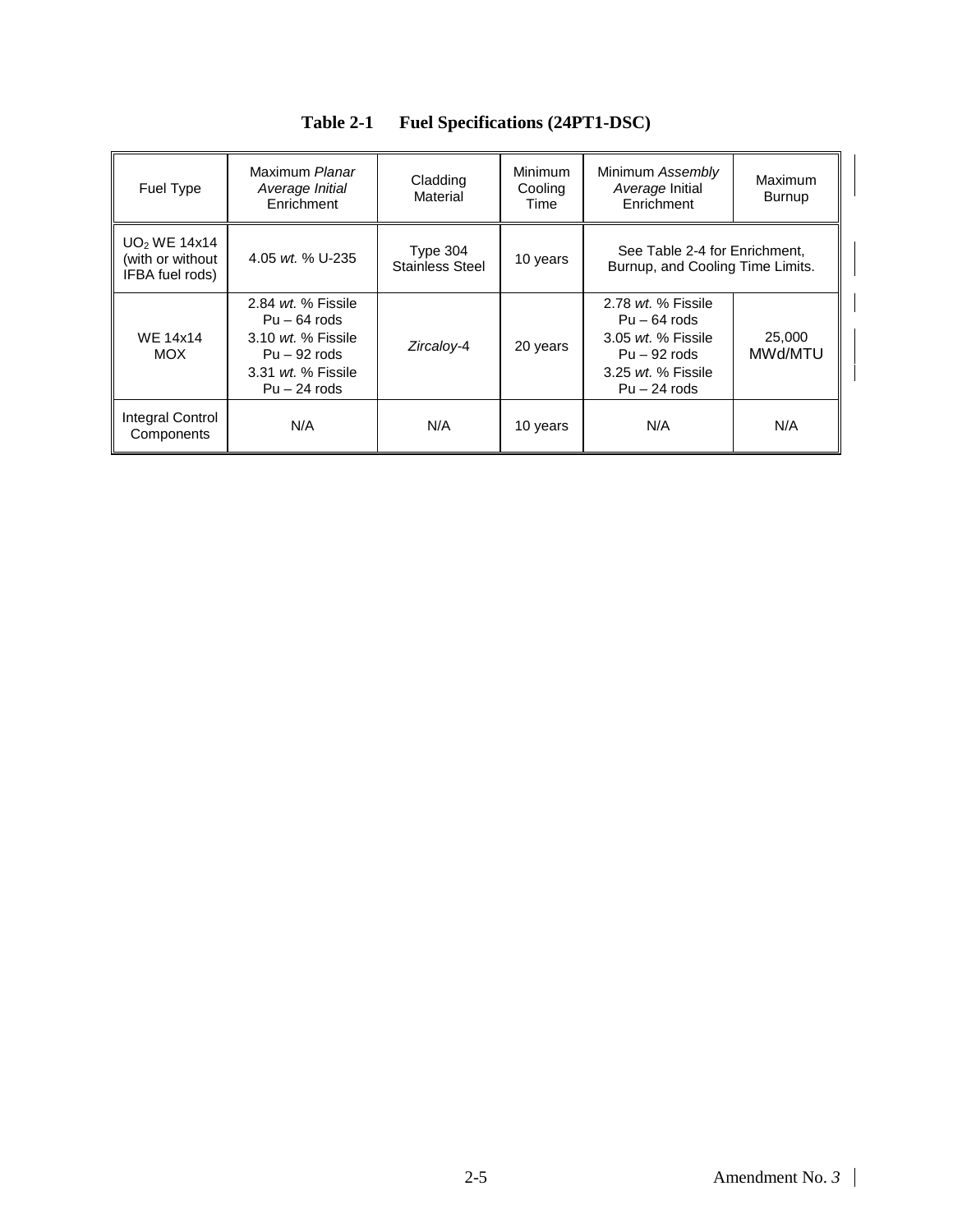**Table 2-1 Fuel Specifications (24PT1-DSC)**

| Fuel Type | Maximum *Planar Average Initial* Enrichment | Cladding Material | Minimum Cooling Time | Minimum *Assembly Average* Initial Enrichment | Maximum Burnup |
|---|---|---|---|---|---|
| $UO_2$ WE 14x14 (with or without IFBA fuel rods) | 4.05 *wt.* % U-235 | Type 304 Stainless Steel | 10 years | See Table 2-4 for Enrichment, Burnup, and Cooling Time Limits. | |
| WE 14x14 MOX | 2.84 *wt.* % Fissile Pu – 64 rods<br>3.10 *wt.* % Fissile Pu – 92 rods<br>3.31 *wt.* % Fissile Pu – 24 rods | *Zircaloy*-4 | 20 years | 2.78 *wt.* % Fissile Pu – 64 rods<br>3.05 *wt.* % Fissile Pu – 92 rods<br>3.25 *wt.* % Fissile Pu – 24 rods | 25,000 MWd/MTU |
| Integral Control Components | N/A | N/A | 10 years | N/A | N/A |

Amendment No. *3*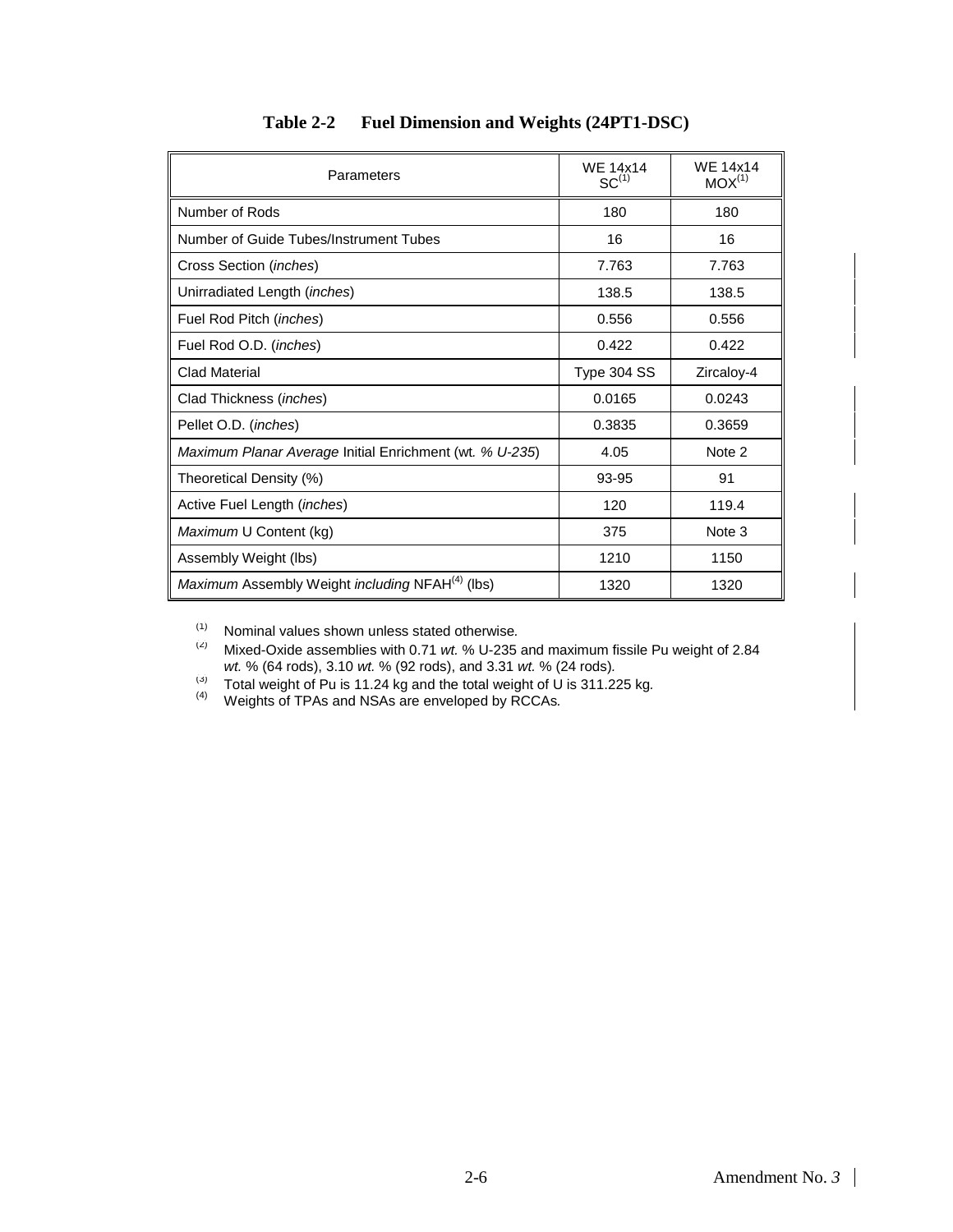**Table 2-2 Fuel Dimension and Weights (24PT1-DSC)**

| Parameters | WE 14x14 SC[1] | WE 14x14 MOX[1] |
|---|---|---|
| Number of Rods | 180 | 180 |
| Number of Guide Tubes/Instrument Tubes | 16 | 16 |
| Cross Section (*inches*) | 7.763 | 7.763 |
| Unirradiated Length (*inches*) | 138.5 | 138.5 |
| Fuel Rod Pitch (*inches*) | 0.556 | 0.556 |
| Fuel Rod O.D. (*inches*) | 0.422 | 0.422 |
| Clad Material | Type 304 SS | Zircaloy-4 |
| Clad Thickness (*inches*) | 0.0165 | 0.0243 |
| Pellet O.D. (*inches*) | 0.3835 | 0.3659 |
| *Maximum Planar Average* Initial Enrichment (wt*. % U-235*) | 4.05 | Note 2 |
| Theoretical Density (%) | 93-95 | 91 |
| Active Fuel Length (*inches*) | 120 | 119.4 |
| *Maximum* U Content (kg) | 375 | Note 3 |
| Assembly Weight (lbs) | 1210 | 1150 |
| *Maximum* Assembly Weight *including* NFAH[4] (lbs) | 1320 | 1320 |

(1) Nominal values shown unless stated otherwise.

(2) Mixed-Oxide assemblies with 0.71 *wt.* % U-235 and maximum fissile Pu weight of 2.84 *wt.* % (64 rods), 3.10 *wt.* % (92 rods), and 3.31 *wt.* % (24 rods).

(3) Total weight of Pu is 11.24 kg and the total weight of U is 311.225 kg.

(4) Weights of TPAs and NSAs are enveloped by RCCAs.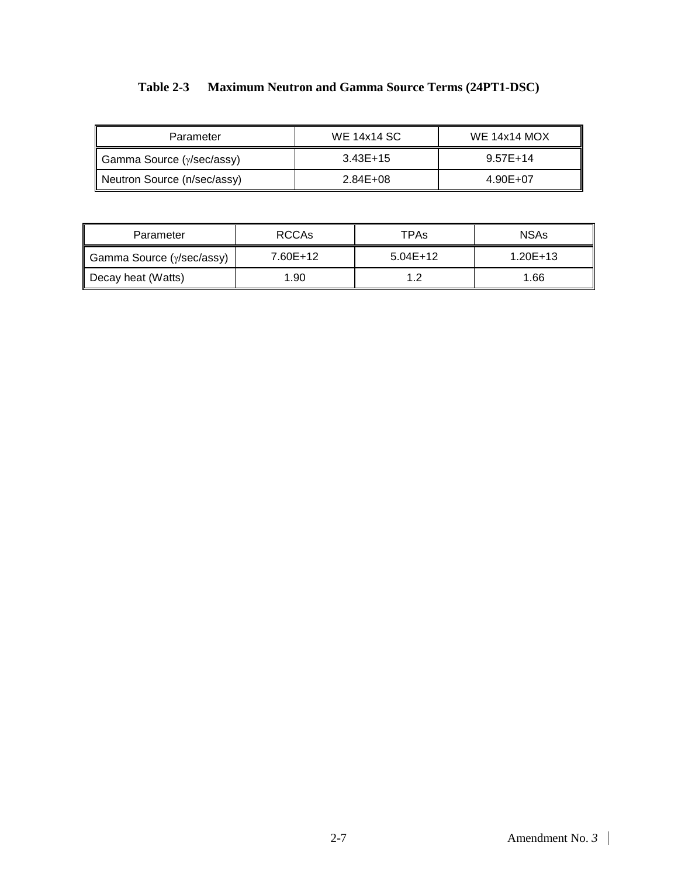**Table 2-3 Maximum Neutron and Gamma Source Terms (24PT1-DSC)**

| Parameter | WE 14x14 SC | WE 14x14 MOX |
|---|---|---|
| Gamma Source (γ/sec/assy) | 3.43E+15 | 9.57E+14 |
| Neutron Source (n/sec/assy) | 2.84E+08 | 4.90E+07 |

| Parameter | RCCAs | TPAs | NSAs |
|---|---|---|---|
| Gamma Source (γ/sec/assy) | 7.60E+12 | 5.04E+12 | 1.20E+13 |
| Decay heat (Watts) | 1.90 | 1.2 | 1.66 |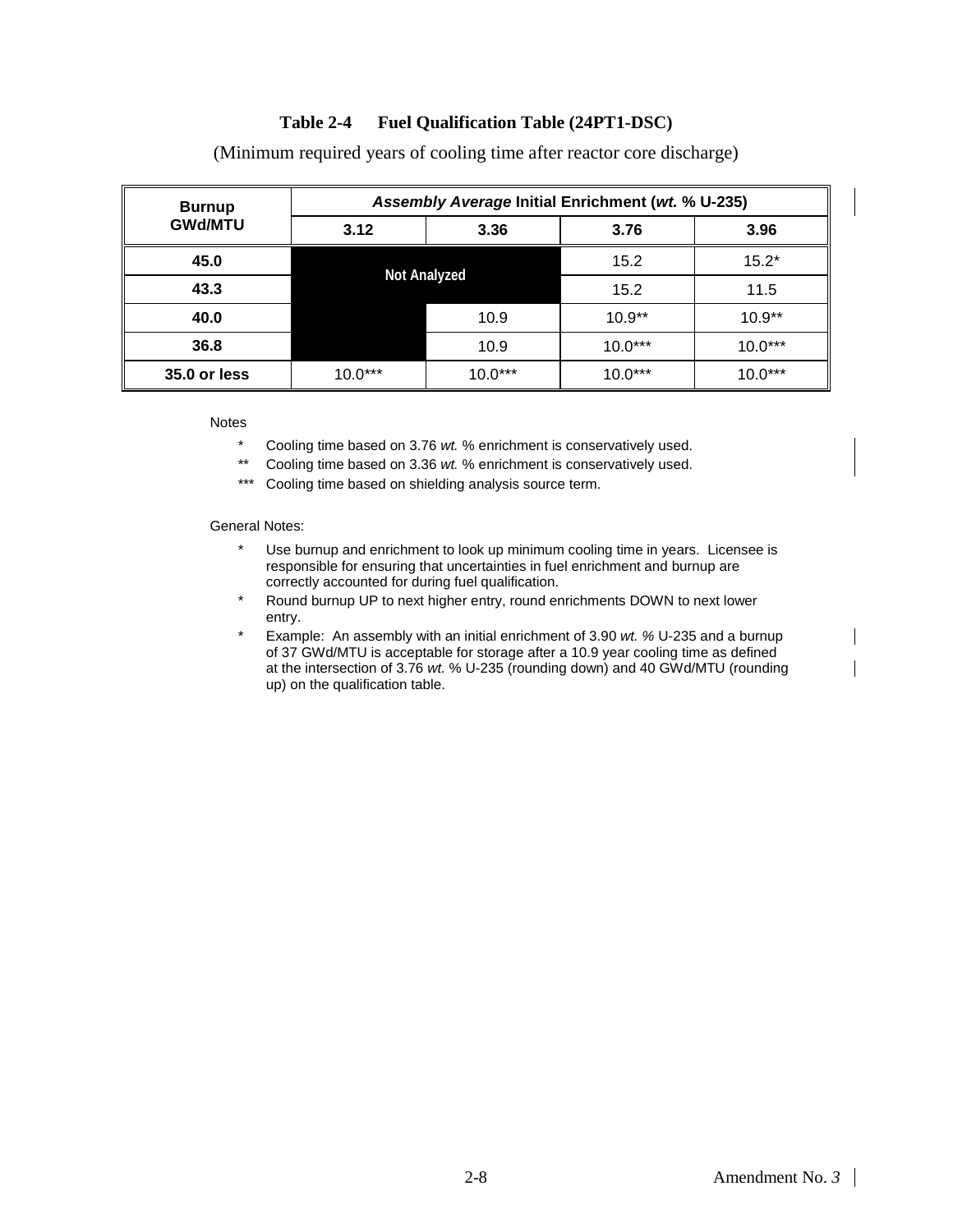**Table 2-4 Fuel Qualification Table (24PT1-DSC)**

(Minimum required years of cooling time after reactor core discharge)

| Burnup GWd/MTU | *Assembly Average* Initial Enrichment (*wt.* % U-235) | | | |
|---|---|---|---|---|
| | 3.12 | 3.36 | 3.76 | 3.96 |
| 45.0 | Not Analyzed | Not Analyzed | 15.2 | 15.2* |
| 43.3 | Not Analyzed | Not Analyzed | 15.2 | 11.5 |
| 40.0 | | 10.9 | 10.9** | 10.9** |
| 36.8 | | 10.9 | 10.0*** | 10.0*** |
| 35.0 or less | 10.0*** | 10.0*** | 10.0*** | 10.0*** |

Notes

- \* Cooling time based on 3.76 *wt.* % enrichment is conservatively used.
- \*\* Cooling time based on 3.36 *wt.* % enrichment is conservatively used.
- \*\*\* Cooling time based on shielding analysis source term.

General Notes:

- Use burnup and enrichment to look up minimum cooling time in years. Licensee is responsible for ensuring that uncertainties in fuel enrichment and burnup are correctly accounted for during fuel qualification.
- Round burnup UP to next higher entry, round enrichments DOWN to next lower entry.
- Example: An assembly with an initial enrichment of 3.90 *wt.* % U-235 and a burnup of 37 GWd/MTU is acceptable for storage after a 10.9 year cooling time as defined at the intersection of 3.76 *wt.* % U-235 (rounding down) and 40 GWd/MTU (rounding up) on the qualification table.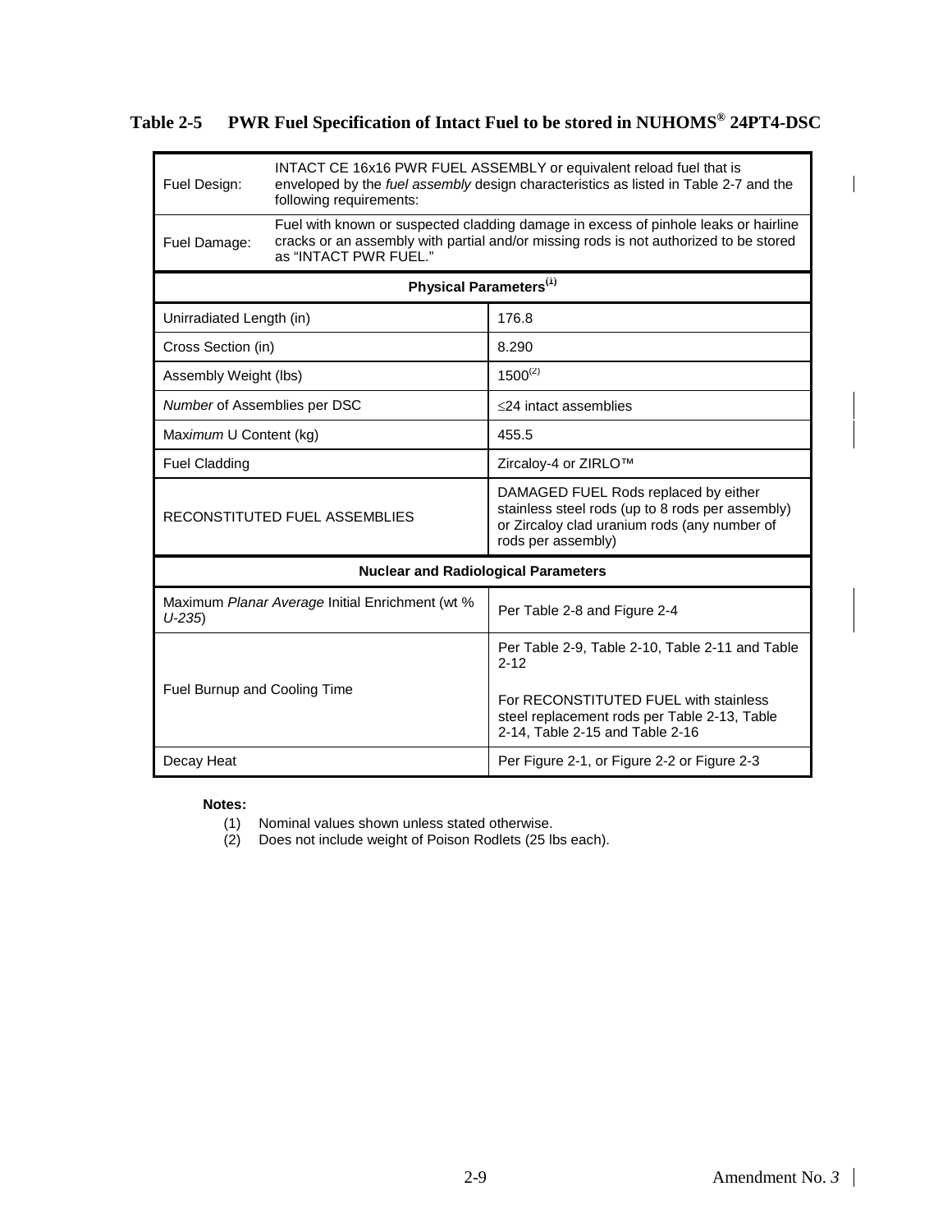**Table 2-5 PWR Fuel Specification of Intact Fuel to be stored in NUHOMS® 24PT4-DSC**

| | |
|---|---|
| Fuel Design: | INTACT CE 16x16 PWR FUEL ASSEMBLY or equivalent reload fuel that is enveloped by the *fuel assembly* design characteristics as listed in Table 2-7 and the following requirements: |
| Fuel Damage: | Fuel with known or suspected cladding damage in excess of pinhole leaks or hairline cracks or an assembly with partial and/or missing rods is not authorized to be stored as "INTACT PWR FUEL." |
| **Physical Parameters(1)** | |
| Unirradiated Length (in) | 176.8 |
| Cross Section (in) | 8.290 |
| Assembly Weight (lbs) | 1500(2) |
| *Number* of Assemblies per DSC | ≤24 intact assemblies |
| Max*imum* U Content (kg) | 455.5 |
| Fuel Cladding | Zircaloy-4 or ZIRLO™ |
| RECONSTITUTED FUEL ASSEMBLIES | DAMAGED FUEL Rods replaced by either stainless steel rods (up to 8 rods per assembly) or Zircaloy clad uranium rods (any number of rods per assembly) |
| **Nuclear and Radiological Parameters** | |
| Maximum *Planar Average* Initial Enrichment (wt % *U-235*) | Per Table 2-8 and Figure 2-4 |
| Fuel Burnup and Cooling Time | Per Table 2-9, Table 2-10, Table 2-11 and Table 2-12<br><br>For RECONSTITUTED FUEL with stainless steel replacement rods per Table 2-13, Table 2-14, Table 2-15 and Table 2-16 |
| Decay Heat | Per Figure 2-1, or Figure 2-2 or Figure 2-3 |

**Notes:**

(1) Nominal values shown unless stated otherwise.
(2) Does not include weight of Poison Rodlets (25 lbs each).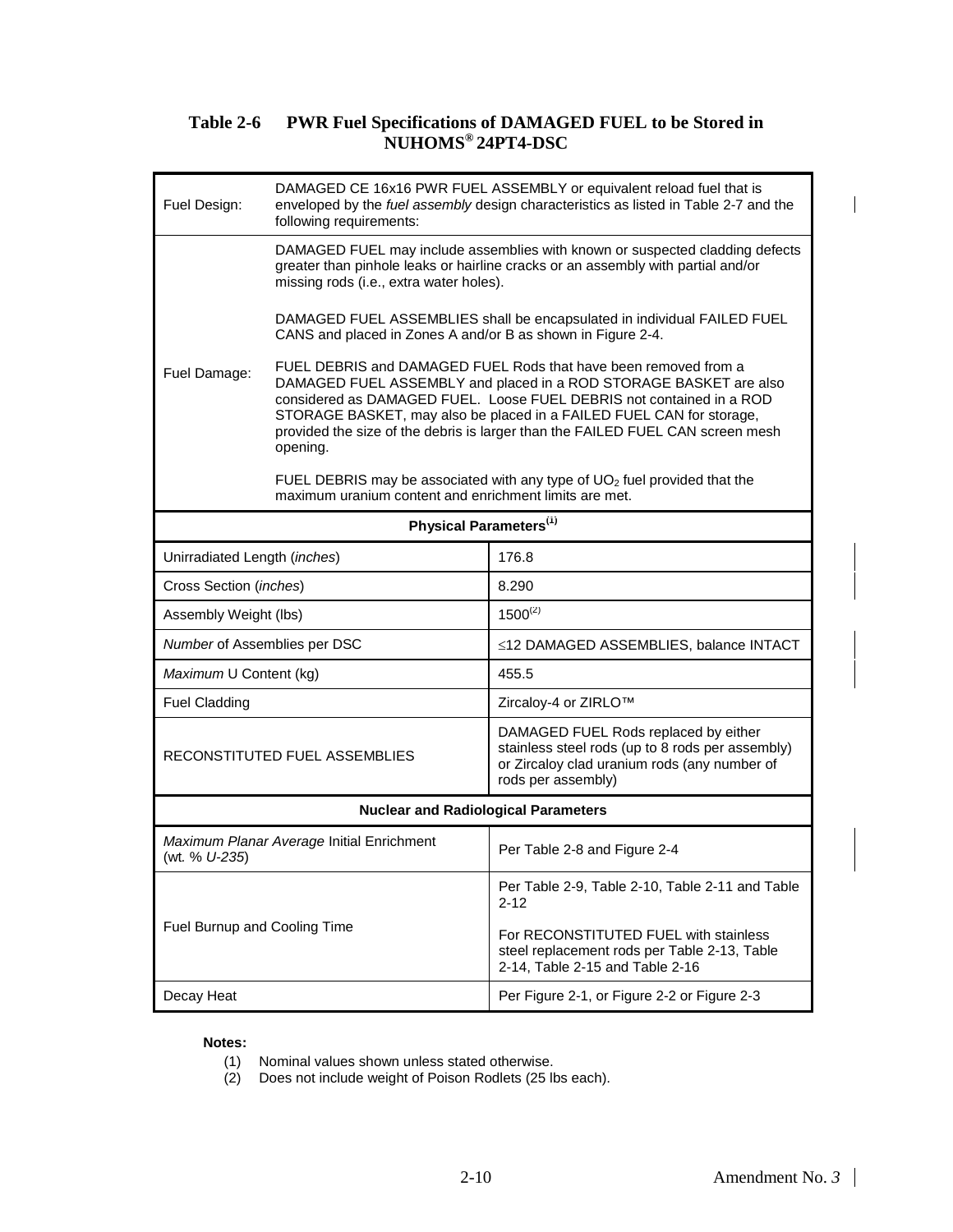## Table 2-6 PWR Fuel Specifications of DAMAGED FUEL to be Stored in NUHOMS® 24PT4-DSC

| Fuel Design: | DAMAGED CE 16x16 PWR FUEL ASSEMBLY or equivalent reload fuel that is enveloped by the *fuel assembly* design characteristics as listed in Table 2-7 and the following requirements: |
|---|---|
| Fuel Damage: | DAMAGED FUEL may include assemblies with known or suspected cladding defects greater than pinhole leaks or hairline cracks or an assembly with partial and/or missing rods (i.e., extra water holes).<br><br>DAMAGED FUEL ASSEMBLIES shall be encapsulated in individual FAILED FUEL CANS and placed in Zones A and/or B as shown in Figure 2-4.<br><br>FUEL DEBRIS and DAMAGED FUEL Rods that have been removed from a DAMAGED FUEL ASSEMBLY and placed in a ROD STORAGE BASKET are also considered as DAMAGED FUEL. Loose FUEL DEBRIS not contained in a ROD STORAGE BASKET, may also be placed in a FAILED FUEL CAN for storage, provided the size of the debris is larger than the FAILED FUEL CAN screen mesh opening.<br><br>FUEL DEBRIS may be associated with any type of $UO_2$ fuel provided that the maximum uranium content and enrichment limits are met. |
| **Physical Parameters(1)** | |
| Unirradiated Length (*inches*) | 176.8 |
| Cross Section (*inches*) | 8.290 |
| Assembly Weight (lbs) | 1500(2) |
| *Number* of Assemblies per DSC | ≤12 DAMAGED ASSEMBLIES, balance INTACT |
| *Maximum* U Content (kg) | 455.5 |
| Fuel Cladding | Zircaloy-4 or ZIRLO™ |
| RECONSTITUTED FUEL ASSEMBLIES | DAMAGED FUEL Rods replaced by either stainless steel rods (up to 8 rods per assembly) or Zircaloy clad uranium rods (any number of rods per assembly) |
| **Nuclear and Radiological Parameters** | |
| *Maximum Planar Average* Initial Enrichment (wt. % *U-235*) | Per Table 2-8 and Figure 2-4 |
| Fuel Burnup and Cooling Time | Per Table 2-9, Table 2-10, Table 2-11 and Table 2-12<br><br>For RECONSTITUTED FUEL with stainless steel replacement rods per Table 2-13, Table 2-14, Table 2-15 and Table 2-16 |
| Decay Heat | Per Figure 2-1, or Figure 2-2 or Figure 2-3 |

**Notes:**

(1) Nominal values shown unless stated otherwise.
(2) Does not include weight of Poison Rodlets (25 lbs each).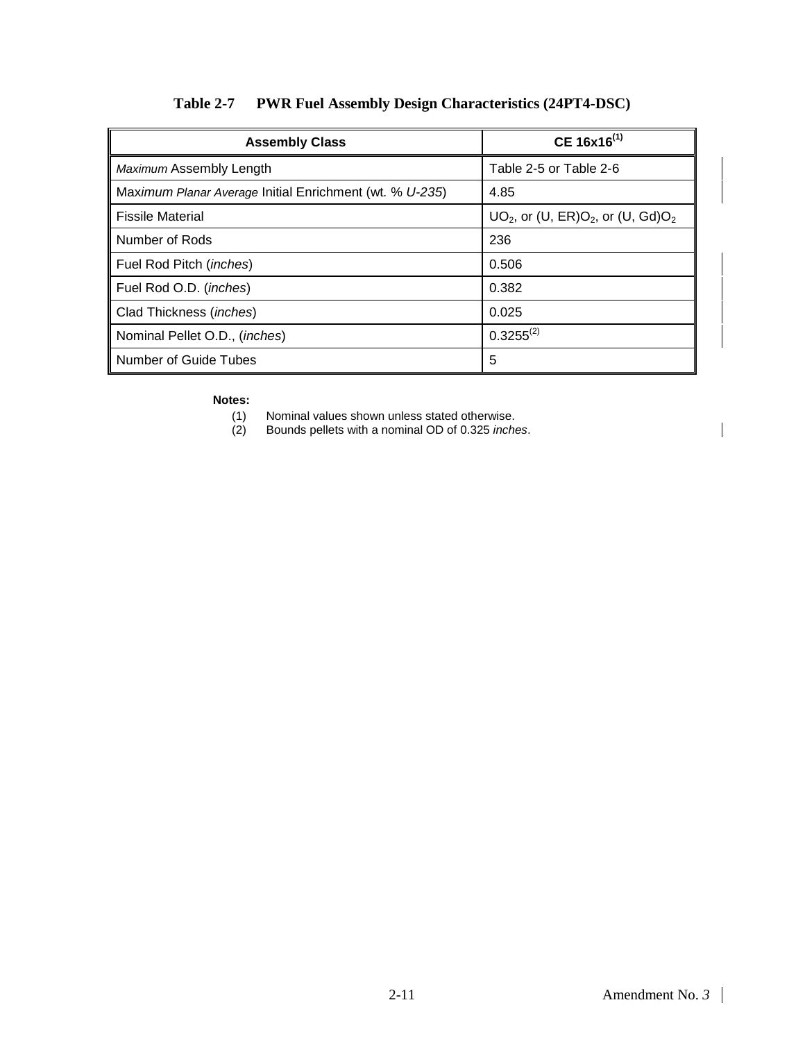**Table 2-7 PWR Fuel Assembly Design Characteristics (24PT4-DSC)**

| Assembly Class | CE 16x16(1) |
|---|---|
| *Maximum* Assembly Length | Table 2-5 or Table 2-6 |
| Max*imum Planar Average* Initial Enrichment (wt. % *U-235*) | 4.85 |
| Fissile Material | $UO_2$, or (U, ER)$O_2$, or (U, Gd)$O_2$ |
| Number of Rods | 236 |
| Fuel Rod Pitch (*inches*) | 0.506 |
| Fuel Rod O.D. (*inches*) | 0.382 |
| Clad Thickness (*inches*) | 0.025 |
| Nominal Pellet O.D., (*inches*) | 0.3255(2) |
| Number of Guide Tubes | 5 |

**Notes:**

(1) Nominal values shown unless stated otherwise.

(2) Bounds pellets with a nominal OD of 0.325 *inches*.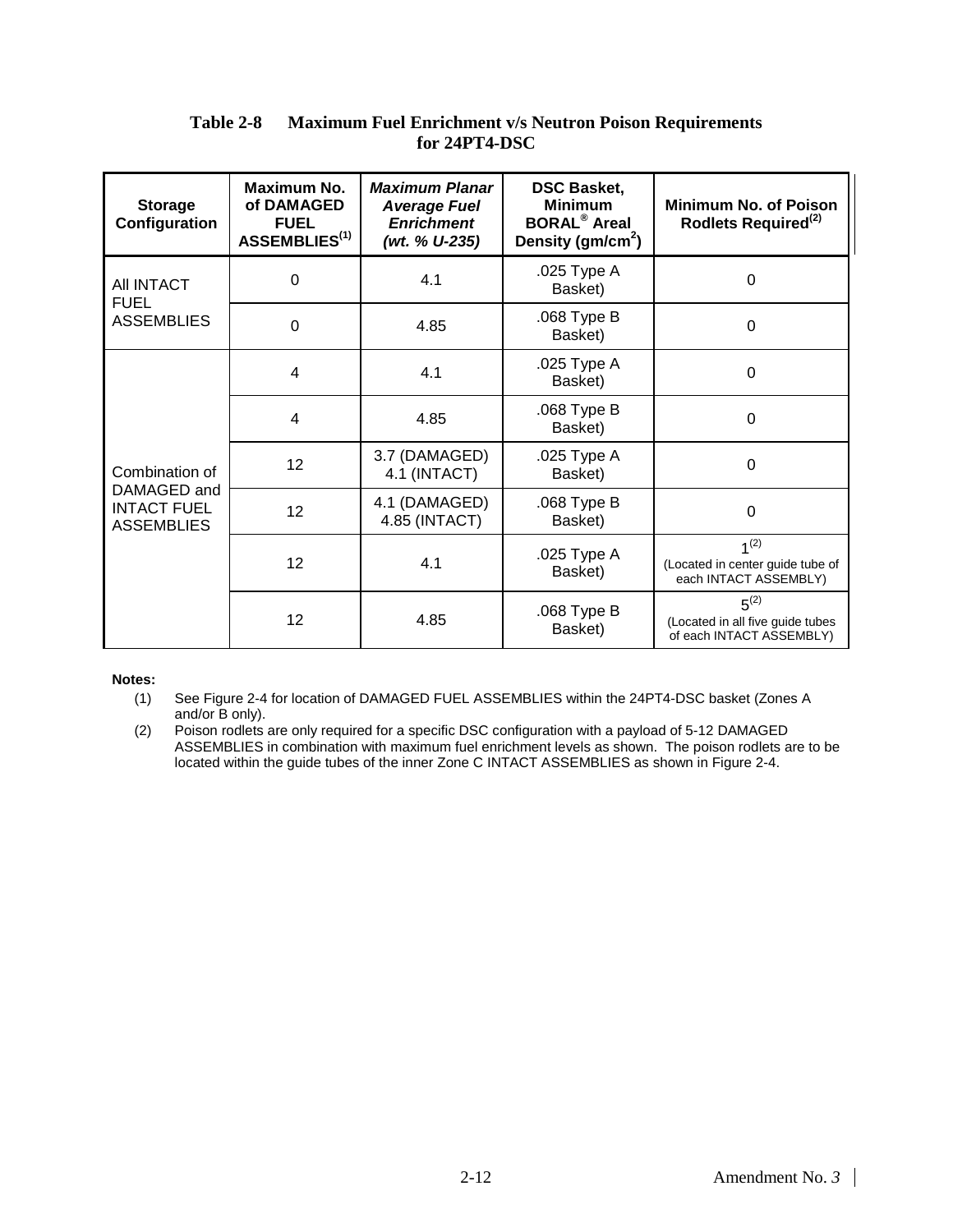**Table 2-8 Maximum Fuel Enrichment v/s Neutron Poison Requirements for 24PT4-DSC**

| Storage Configuration | Maximum No. of DAMAGED FUEL ASSEMBLIES[(1)] | *Maximum Planar Average Fuel Enrichment (wt. % U-235)* | DSC Basket, Minimum BORAL® Areal Density (gm/cm$^2$) | Minimum No. of Poison Rodlets Required[(2)] |
|---|---|---|---|---|
| All INTACT FUEL ASSEMBLIES | 0 | 4.1 | .025 Type A Basket) | 0 |
| | 0 | 4.85 | .068 Type B Basket) | 0 |
| Combination of DAMAGED and INTACT FUEL ASSEMBLIES | 4 | 4.1 | .025 Type A Basket) | 0 |
| | 4 | 4.85 | .068 Type B Basket) | 0 |
| | 12 | 3.7 (DAMAGED) 4.1 (INTACT) | .025 Type A Basket) | 0 |
| | 12 | 4.1 (DAMAGED) 4.85 (INTACT) | .068 Type B Basket) | 0 |
| | 12 | 4.1 | .025 Type A Basket) | 1[(2)] (Located in center guide tube of each INTACT ASSEMBLY) |
| | 12 | 4.85 | .068 Type B Basket) | 5[(2)] (Located in all five guide tubes of each INTACT ASSEMBLY) |

**Notes:**

(1) See Figure 2-4 for location of DAMAGED FUEL ASSEMBLIES within the 24PT4-DSC basket (Zones A and/or B only).

(2) Poison rodlets are only required for a specific DSC configuration with a payload of 5-12 DAMAGED ASSEMBLIES in combination with maximum fuel enrichment levels as shown. The poison rodlets are to be located within the guide tubes of the inner Zone C INTACT ASSEMBLIES as shown in Figure 2-4.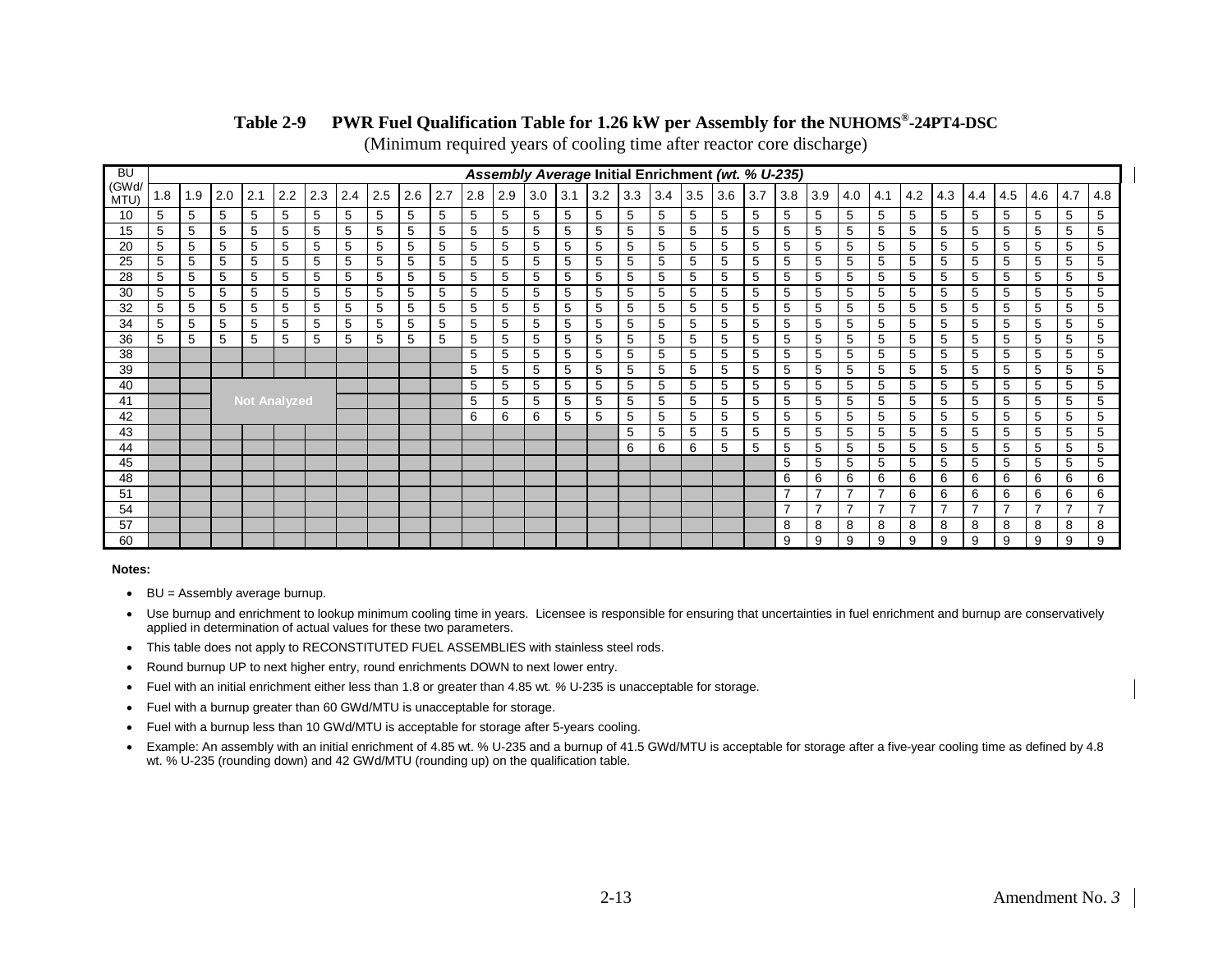**Table 2-9 PWR Fuel Qualification Table for 1.26 kW per Assembly for the NUHOMS®-24PT4-DSC**

(Minimum required years of cooling time after reactor core discharge)

| BU (GWd/ MTU) | *Assembly Average* Initial Enrichment *(wt. % U-235)* | | | | | | | | | | | | | | | | | | | | | | | | | | | | | | |
|---|---|---|---|---|---|---|---|---|---|---|---|---|---|---|---|---|---|---|---|---|---|---|---|---|---|---|---|---|---|---|---|
| | 1.8 | 1.9 | 2.0 | 2.1 | 2.2 | 2.3 | 2.4 | 2.5 | 2.6 | 2.7 | 2.8 | 2.9 | 3.0 | 3.1 | 3.2 | 3.3 | 3.4 | 3.5 | 3.6 | 3.7 | 3.8 | 3.9 | 4.0 | 4.1 | 4.2 | 4.3 | 4.4 | 4.5 | 4.6 | 4.7 | 4.8 |
| 10 | 5 | 5 | 5 | 5 | 5 | 5 | 5 | 5 | 5 | 5 | 5 | 5 | 5 | 5 | 5 | 5 | 5 | 5 | 5 | 5 | 5 | 5 | 5 | 5 | 5 | 5 | 5 | 5 | 5 | 5 | 5 |
| 15 | 5 | 5 | 5 | 5 | 5 | 5 | 5 | 5 | 5 | 5 | 5 | 5 | 5 | 5 | 5 | 5 | 5 | 5 | 5 | 5 | 5 | 5 | 5 | 5 | 5 | 5 | 5 | 5 | 5 | 5 | 5 |
| 20 | 5 | 5 | 5 | 5 | 5 | 5 | 5 | 5 | 5 | 5 | 5 | 5 | 5 | 5 | 5 | 5 | 5 | 5 | 5 | 5 | 5 | 5 | 5 | 5 | 5 | 5 | 5 | 5 | 5 | 5 | 5 |
| 25 | 5 | 5 | 5 | 5 | 5 | 5 | 5 | 5 | 5 | 5 | 5 | 5 | 5 | 5 | 5 | 5 | 5 | 5 | 5 | 5 | 5 | 5 | 5 | 5 | 5 | 5 | 5 | 5 | 5 | 5 | 5 |
| 28 | 5 | 5 | 5 | 5 | 5 | 5 | 5 | 5 | 5 | 5 | 5 | 5 | 5 | 5 | 5 | 5 | 5 | 5 | 5 | 5 | 5 | 5 | 5 | 5 | 5 | 5 | 5 | 5 | 5 | 5 | 5 |
| 30 | 5 | 5 | 5 | 5 | 5 | 5 | 5 | 5 | 5 | 5 | 5 | 5 | 5 | 5 | 5 | 5 | 5 | 5 | 5 | 5 | 5 | 5 | 5 | 5 | 5 | 5 | 5 | 5 | 5 | 5 | 5 |
| 32 | 5 | 5 | 5 | 5 | 5 | 5 | 5 | 5 | 5 | 5 | 5 | 5 | 5 | 5 | 5 | 5 | 5 | 5 | 5 | 5 | 5 | 5 | 5 | 5 | 5 | 5 | 5 | 5 | 5 | 5 | 5 |
| 34 | 5 | 5 | 5 | 5 | 5 | 5 | 5 | 5 | 5 | 5 | 5 | 5 | 5 | 5 | 5 | 5 | 5 | 5 | 5 | 5 | 5 | 5 | 5 | 5 | 5 | 5 | 5 | 5 | 5 | 5 | 5 |
| 36 | 5 | 5 | 5 | 5 | 5 | 5 | 5 | 5 | 5 | 5 | 5 | 5 | 5 | 5 | 5 | 5 | 5 | 5 | 5 | 5 | 5 | 5 | 5 | 5 | 5 | 5 | 5 | 5 | 5 | 5 | 5 |
| 38 | | | | | | | | | | | 5 | 5 | 5 | 5 | 5 | 5 | 5 | 5 | 5 | 5 | 5 | 5 | 5 | 5 | 5 | 5 | 5 | 5 | 5 | 5 | 5 |
| 39 | | | | | | | | | | | 5 | 5 | 5 | 5 | 5 | 5 | 5 | 5 | 5 | 5 | 5 | 5 | 5 | 5 | 5 | 5 | 5 | 5 | 5 | 5 | 5 |
| 40 | | | | | | | | | | | 5 | 5 | 5 | 5 | 5 | 5 | 5 | 5 | 5 | 5 | 5 | 5 | 5 | 5 | 5 | 5 | 5 | 5 | 5 | 5 | 5 |
| 41 | | | | Not Analyzed | | | | | | | 5 | 5 | 5 | 5 | 5 | 5 | 5 | 5 | 5 | 5 | 5 | 5 | 5 | 5 | 5 | 5 | 5 | 5 | 5 | 5 | 5 |
| 42 | | | | | | | | | | | 6 | 6 | 6 | 5 | 5 | 5 | 5 | 5 | 5 | 5 | 5 | 5 | 5 | 5 | 5 | 5 | 5 | 5 | 5 | 5 | 5 |
| 43 | | | | | | | | | | | | | | | | 5 | 5 | 5 | 5 | 5 | 5 | 5 | 5 | 5 | 5 | 5 | 5 | 5 | 5 | 5 | 5 |
| 44 | | | | | | | | | | | | | | | | 6 | 6 | 6 | 5 | 5 | 5 | 5 | 5 | 5 | 5 | 5 | 5 | 5 | 5 | 5 | 5 |
| 45 | | | | | | | | | | | | | | | | | | | | | 5 | 5 | 5 | 5 | 5 | 5 | 5 | 5 | 5 | 5 | 5 |
| 48 | | | | | | | | | | | | | | | | | | | | | 6 | 6 | 6 | 6 | 6 | 6 | 6 | 6 | 6 | 6 | 6 |
| 51 | | | | | | | | | | | | | | | | | | | | | 7 | 7 | 7 | 7 | 6 | 6 | 6 | 6 | 6 | 6 | 6 |
| 54 | | | | | | | | | | | | | | | | | | | | | 7 | 7 | 7 | 7 | 7 | 7 | 7 | 7 | 7 | 7 | 7 |
| 57 | | | | | | | | | | | | | | | | | | | | | 8 | 8 | 8 | 8 | 8 | 8 | 8 | 8 | 8 | 8 | 8 |
| 60 | | | | | | | | | | | | | | | | | | | | | 9 | 9 | 9 | 9 | 9 | 9 | 9 | 9 | 9 | 9 | 9 |

**Notes:**

- BU = Assembly average burnup.
- Use burnup and enrichment to lookup minimum cooling time in years. Licensee is responsible for ensuring that uncertainties in fuel enrichment and burnup are conservatively applied in determination of actual values for these two parameters.
- This table does not apply to RECONSTITUTED FUEL ASSEMBLIES with stainless steel rods.
- Round burnup UP to next higher entry, round enrichments DOWN to next lower entry.
- Fuel with an initial enrichment either less than 1.8 or greater than 4.85 wt. % U-235 is unacceptable for storage.
- Fuel with a burnup greater than 60 GWd/MTU is unacceptable for storage.
- Fuel with a burnup less than 10 GWd/MTU is acceptable for storage after 5-years cooling.
- Example: An assembly with an initial enrichment of 4.85 wt. % U-235 and a burnup of 41.5 GWd/MTU is acceptable for storage after a five-year cooling time as defined by 4.8 wt. % U-235 (rounding down) and 42 GWd/MTU (rounding up) on the qualification table.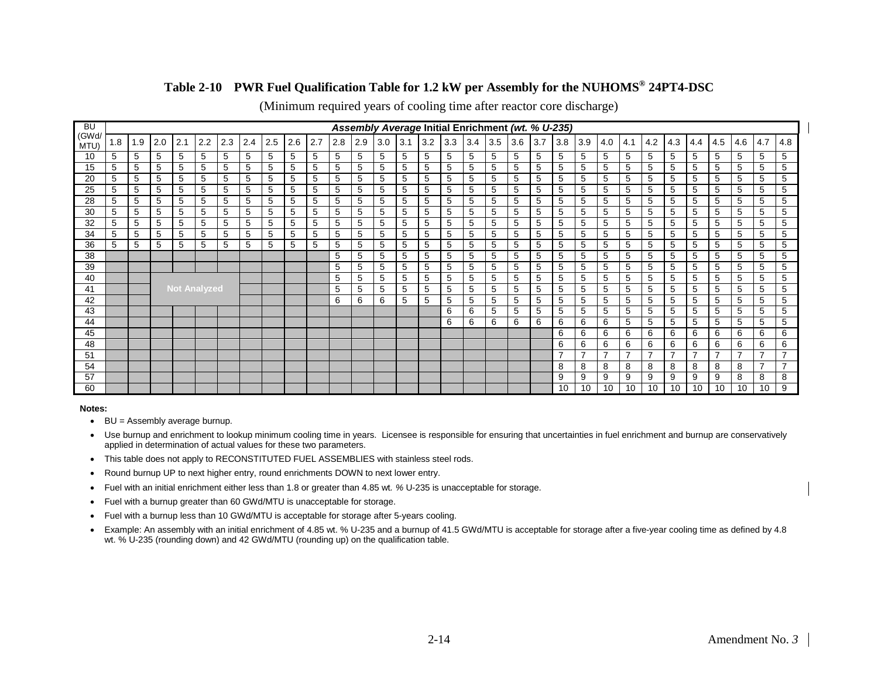**Table 2-10 PWR Fuel Qualification Table for 1.2 kW per Assembly for the NUHOMS® 24PT4-DSC**

(Minimum required years of cooling time after reactor core discharge)

| BU (GWd/ MTU) | ***Assembly Average* Initial Enrichment *(wt. % U-235)*** | | | | | | | | | | | | | | | | | | | | | | | | | | | | | | |
|---|---|---|---|---|---|---|---|---|---|---|---|---|---|---|---|---|---|---|---|---|---|---|---|---|---|---|---|---|---|---|---|
| | 1.8 | 1.9 | 2.0 | 2.1 | 2.2 | 2.3 | 2.4 | 2.5 | 2.6 | 2.7 | 2.8 | 2.9 | 3.0 | 3.1 | 3.2 | 3.3 | 3.4 | 3.5 | 3.6 | 3.7 | 3.8 | 3.9 | 4.0 | 4.1 | 4.2 | 4.3 | 4.4 | 4.5 | 4.6 | 4.7 | 4.8 |
| 10 | 5 | 5 | 5 | 5 | 5 | 5 | 5 | 5 | 5 | 5 | 5 | 5 | 5 | 5 | 5 | 5 | 5 | 5 | 5 | 5 | 5 | 5 | 5 | 5 | 5 | 5 | 5 | 5 | 5 | 5 | 5 |
| 15 | 5 | 5 | 5 | 5 | 5 | 5 | 5 | 5 | 5 | 5 | 5 | 5 | 5 | 5 | 5 | 5 | 5 | 5 | 5 | 5 | 5 | 5 | 5 | 5 | 5 | 5 | 5 | 5 | 5 | 5 | 5 |
| 20 | 5 | 5 | 5 | 5 | 5 | 5 | 5 | 5 | 5 | 5 | 5 | 5 | 5 | 5 | 5 | 5 | 5 | 5 | 5 | 5 | 5 | 5 | 5 | 5 | 5 | 5 | 5 | 5 | 5 | 5 | 5 |
| 25 | 5 | 5 | 5 | 5 | 5 | 5 | 5 | 5 | 5 | 5 | 5 | 5 | 5 | 5 | 5 | 5 | 5 | 5 | 5 | 5 | 5 | 5 | 5 | 5 | 5 | 5 | 5 | 5 | 5 | 5 | 5 |
| 28 | 5 | 5 | 5 | 5 | 5 | 5 | 5 | 5 | 5 | 5 | 5 | 5 | 5 | 5 | 5 | 5 | 5 | 5 | 5 | 5 | 5 | 5 | 5 | 5 | 5 | 5 | 5 | 5 | 5 | 5 | 5 |
| 30 | 5 | 5 | 5 | 5 | 5 | 5 | 5 | 5 | 5 | 5 | 5 | 5 | 5 | 5 | 5 | 5 | 5 | 5 | 5 | 5 | 5 | 5 | 5 | 5 | 5 | 5 | 5 | 5 | 5 | 5 | 5 |
| 32 | 5 | 5 | 5 | 5 | 5 | 5 | 5 | 5 | 5 | 5 | 5 | 5 | 5 | 5 | 5 | 5 | 5 | 5 | 5 | 5 | 5 | 5 | 5 | 5 | 5 | 5 | 5 | 5 | 5 | 5 | 5 |
| 34 | 5 | 5 | 5 | 5 | 5 | 5 | 5 | 5 | 5 | 5 | 5 | 5 | 5 | 5 | 5 | 5 | 5 | 5 | 5 | 5 | 5 | 5 | 5 | 5 | 5 | 5 | 5 | 5 | 5 | 5 | 5 |
| 36 | 5 | 5 | 5 | 5 | 5 | 5 | 5 | 5 | 5 | 5 | 5 | 5 | 5 | 5 | 5 | 5 | 5 | 5 | 5 | 5 | 5 | 5 | 5 | 5 | 5 | 5 | 5 | 5 | 5 | 5 | 5 |
| 38 | | | | | | | | | | | 5 | 5 | 5 | 5 | 5 | 5 | 5 | 5 | 5 | 5 | 5 | 5 | 5 | 5 | 5 | 5 | 5 | 5 | 5 | 5 | 5 |
| 39 | | | | | | | | | | | 5 | 5 | 5 | 5 | 5 | 5 | 5 | 5 | 5 | 5 | 5 | 5 | 5 | 5 | 5 | 5 | 5 | 5 | 5 | 5 | 5 |
| 40 | | | | | | | | | | | 5 | 5 | 5 | 5 | 5 | 5 | 5 | 5 | 5 | 5 | 5 | 5 | 5 | 5 | 5 | 5 | 5 | 5 | 5 | 5 | 5 |
| 41 | | | | Not Analyzed | | | | | | | 5 | 5 | 5 | 5 | 5 | 5 | 5 | 5 | 5 | 5 | 5 | 5 | 5 | 5 | 5 | 5 | 5 | 5 | 5 | 5 | 5 |
| 42 | | | | | | | | | | | 6 | 6 | 6 | 5 | 5 | 5 | 5 | 5 | 5 | 5 | 5 | 5 | 5 | 5 | 5 | 5 | 5 | 5 | 5 | 5 | 5 |
| 43 | | | | | | | | | | | | | | | | 6 | 6 | 5 | 5 | 5 | 5 | 5 | 5 | 5 | 5 | 5 | 5 | 5 | 5 | 5 | 5 |
| 44 | | | | | | | | | | | | | | | | 6 | 6 | 6 | 6 | 6 | 6 | 6 | 6 | 5 | 5 | 5 | 5 | 5 | 5 | 5 | 5 |
| 45 | | | | | | | | | | | | | | | | | | | | | 6 | 6 | 6 | 6 | 6 | 6 | 6 | 6 | 6 | 6 | 6 |
| 48 | | | | | | | | | | | | | | | | | | | | | 6 | 6 | 6 | 6 | 6 | 6 | 6 | 6 | 6 | 6 | 6 |
| 51 | | | | | | | | | | | | | | | | | | | | | 7 | 7 | 7 | 7 | 7 | 7 | 7 | 7 | 7 | 7 | 7 |
| 54 | | | | | | | | | | | | | | | | | | | | | 8 | 8 | 8 | 8 | 8 | 8 | 8 | 8 | 8 | 7 | 7 |
| 57 | | | | | | | | | | | | | | | | | | | | | 9 | 9 | 9 | 9 | 9 | 9 | 9 | 9 | 8 | 8 | 8 |
| 60 | | | | | | | | | | | | | | | | | | | | | 10 | 10 | 10 | 10 | 10 | 10 | 10 | 10 | 10 | 10 | 9 |

**Notes:**

- BU = Assembly average burnup.
- Use burnup and enrichment to lookup minimum cooling time in years. Licensee is responsible for ensuring that uncertainties in fuel enrichment and burnup are conservatively applied in determination of actual values for these two parameters.
- This table does not apply to RECONSTITUTED FUEL ASSEMBLIES with stainless steel rods.
- Round burnup UP to next higher entry, round enrichments DOWN to next lower entry.
- Fuel with an initial enrichment either less than 1.8 or greater than 4.85 wt. % U-235 is unacceptable for storage.
- Fuel with a burnup greater than 60 GWd/MTU is unacceptable for storage.
- Fuel with a burnup less than 10 GWd/MTU is acceptable for storage after 5-years cooling.
- Example: An assembly with an initial enrichment of 4.85 wt. % U-235 and a burnup of 41.5 GWd/MTU is acceptable for storage after a five-year cooling time as defined by 4.8 wt. % U-235 (rounding down) and 42 GWd/MTU (rounding up) on the qualification table.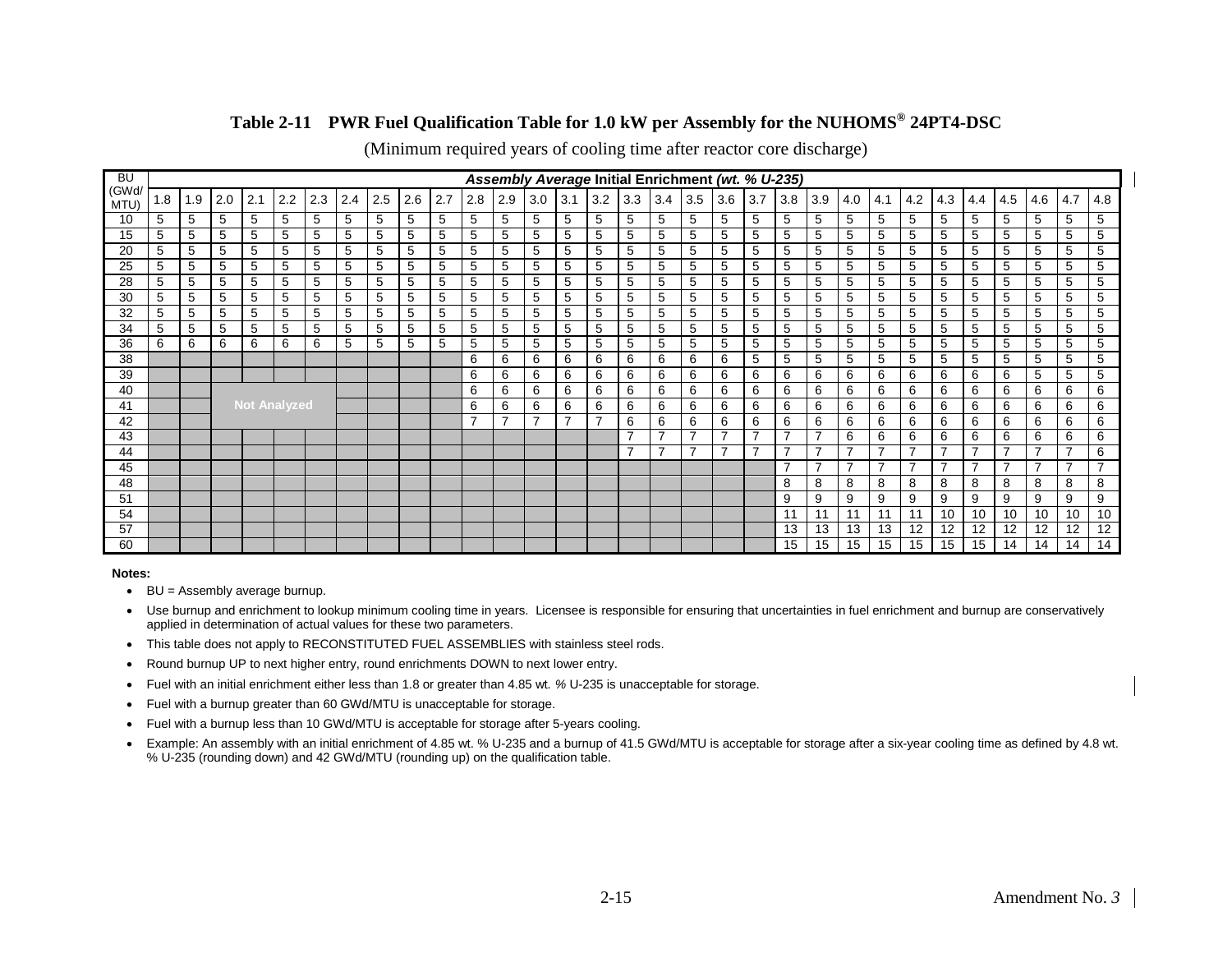**Table 2-11 PWR Fuel Qualification Table for 1.0 kW per Assembly for the NUHOMS® 24PT4-DSC**

(Minimum required years of cooling time after reactor core discharge)

| BU (GWd/MTU) | ***Assembly Average* Initial Enrichment *(wt. % U-235)*** | | | | | | | | | | | | | | | | | | | | | | | | | | | | | | |
|---|---|---|---|---|---|---|---|---|---|---|---|---|---|---|---|---|---|---|---|---|---|---|---|---|---|---|---|---|---|---|---|
| | 1.8 | 1.9 | 2.0 | 2.1 | 2.2 | 2.3 | 2.4 | 2.5 | 2.6 | 2.7 | 2.8 | 2.9 | 3.0 | 3.1 | 3.2 | 3.3 | 3.4 | 3.5 | 3.6 | 3.7 | 3.8 | 3.9 | 4.0 | 4.1 | 4.2 | 4.3 | 4.4 | 4.5 | 4.6 | 4.7 | 4.8 |
| 10 | 5 | 5 | 5 | 5 | 5 | 5 | 5 | 5 | 5 | 5 | 5 | 5 | 5 | 5 | 5 | 5 | 5 | 5 | 5 | 5 | 5 | 5 | 5 | 5 | 5 | 5 | 5 | 5 | 5 | 5 | 5 |
| 15 | 5 | 5 | 5 | 5 | 5 | 5 | 5 | 5 | 5 | 5 | 5 | 5 | 5 | 5 | 5 | 5 | 5 | 5 | 5 | 5 | 5 | 5 | 5 | 5 | 5 | 5 | 5 | 5 | 5 | 5 | 5 |
| 20 | 5 | 5 | 5 | 5 | 5 | 5 | 5 | 5 | 5 | 5 | 5 | 5 | 5 | 5 | 5 | 5 | 5 | 5 | 5 | 5 | 5 | 5 | 5 | 5 | 5 | 5 | 5 | 5 | 5 | 5 | 5 |
| 25 | 5 | 5 | 5 | 5 | 5 | 5 | 5 | 5 | 5 | 5 | 5 | 5 | 5 | 5 | 5 | 5 | 5 | 5 | 5 | 5 | 5 | 5 | 5 | 5 | 5 | 5 | 5 | 5 | 5 | 5 | 5 |
| 28 | 5 | 5 | 5 | 5 | 5 | 5 | 5 | 5 | 5 | 5 | 5 | 5 | 5 | 5 | 5 | 5 | 5 | 5 | 5 | 5 | 5 | 5 | 5 | 5 | 5 | 5 | 5 | 5 | 5 | 5 | 5 |
| 30 | 5 | 5 | 5 | 5 | 5 | 5 | 5 | 5 | 5 | 5 | 5 | 5 | 5 | 5 | 5 | 5 | 5 | 5 | 5 | 5 | 5 | 5 | 5 | 5 | 5 | 5 | 5 | 5 | 5 | 5 | 5 |
| 32 | 5 | 5 | 5 | 5 | 5 | 5 | 5 | 5 | 5 | 5 | 5 | 5 | 5 | 5 | 5 | 5 | 5 | 5 | 5 | 5 | 5 | 5 | 5 | 5 | 5 | 5 | 5 | 5 | 5 | 5 | 5 |
| 34 | 5 | 5 | 5 | 5 | 5 | 5 | 5 | 5 | 5 | 5 | 5 | 5 | 5 | 5 | 5 | 5 | 5 | 5 | 5 | 5 | 5 | 5 | 5 | 5 | 5 | 5 | 5 | 5 | 5 | 5 | 5 |
| 36 | 6 | 6 | 6 | 6 | 6 | 6 | 5 | 5 | 5 | 5 | 5 | 5 | 5 | 5 | 5 | 5 | 5 | 5 | 5 | 5 | 5 | 5 | 5 | 5 | 5 | 5 | 5 | 5 | 5 | 5 | 5 |
| 38 | | | | | | | | | | | 6 | 6 | 6 | 6 | 6 | 6 | 6 | 6 | 6 | 5 | 5 | 5 | 5 | 5 | 5 | 5 | 5 | 5 | 5 | 5 | 5 |
| 39 | | | | | | | | | | | 6 | 6 | 6 | 6 | 6 | 6 | 6 | 6 | 6 | 6 | 6 | 6 | 6 | 6 | 6 | 6 | 6 | 6 | 5 | 5 | 5 |
| 40 | | | | | | | | | | | 6 | 6 | 6 | 6 | 6 | 6 | 6 | 6 | 6 | 6 | 6 | 6 | 6 | 6 | 6 | 6 | 6 | 6 | 6 | 6 | 6 |
| 41 | | | | Not Analyzed | | | | | | | 6 | 6 | 6 | 6 | 6 | 6 | 6 | 6 | 6 | 6 | 6 | 6 | 6 | 6 | 6 | 6 | 6 | 6 | 6 | 6 | 6 |
| 42 | | | | | | | | | | | 7 | 7 | 7 | 7 | 7 | 6 | 6 | 6 | 6 | 6 | 6 | 6 | 6 | 6 | 6 | 6 | 6 | 6 | 6 | 6 | 6 |
| 43 | | | | | | | | | | | | | | | | 7 | 7 | 7 | 7 | 7 | 7 | 7 | 6 | 6 | 6 | 6 | 6 | 6 | 6 | 6 | 6 |
| 44 | | | | | | | | | | | | | | | | 7 | 7 | 7 | 7 | 7 | 7 | 7 | 7 | 7 | 7 | 7 | 7 | 7 | 7 | 7 | 6 |
| 45 | | | | | | | | | | | | | | | | | | | | | 7 | 7 | 7 | 7 | 7 | 7 | 7 | 7 | 7 | 7 | 7 |
| 48 | | | | | | | | | | | | | | | | | | | | | 8 | 8 | 8 | 8 | 8 | 8 | 8 | 8 | 8 | 8 | 8 |
| 51 | | | | | | | | | | | | | | | | | | | | | 9 | 9 | 9 | 9 | 9 | 9 | 9 | 9 | 9 | 9 | 9 |
| 54 | | | | | | | | | | | | | | | | | | | | | 11 | 11 | 11 | 11 | 11 | 10 | 10 | 10 | 10 | 10 | 10 |
| 57 | | | | | | | | | | | | | | | | | | | | | 13 | 13 | 13 | 13 | 12 | 12 | 12 | 12 | 12 | 12 | 12 |
| 60 | | | | | | | | | | | | | | | | | | | | | 15 | 15 | 15 | 15 | 15 | 15 | 15 | 14 | 14 | 14 | 14 |

**Notes:**

- BU = Assembly average burnup.
- Use burnup and enrichment to lookup minimum cooling time in years. Licensee is responsible for ensuring that uncertainties in fuel enrichment and burnup are conservatively applied in determination of actual values for these two parameters.
- This table does not apply to RECONSTITUTED FUEL ASSEMBLIES with stainless steel rods.
- Round burnup UP to next higher entry, round enrichments DOWN to next lower entry.
- Fuel with an initial enrichment either less than 1.8 or greater than 4.85 wt. % U-235 is unacceptable for storage.
- Fuel with a burnup greater than 60 GWd/MTU is unacceptable for storage.
- Fuel with a burnup less than 10 GWd/MTU is acceptable for storage after 5-years cooling.
- Example: An assembly with an initial enrichment of 4.85 wt. % U-235 and a burnup of 41.5 GWd/MTU is acceptable for storage after a six-year cooling time as defined by 4.8 wt. % U-235 (rounding down) and 42 GWd/MTU (rounding up) on the qualification table.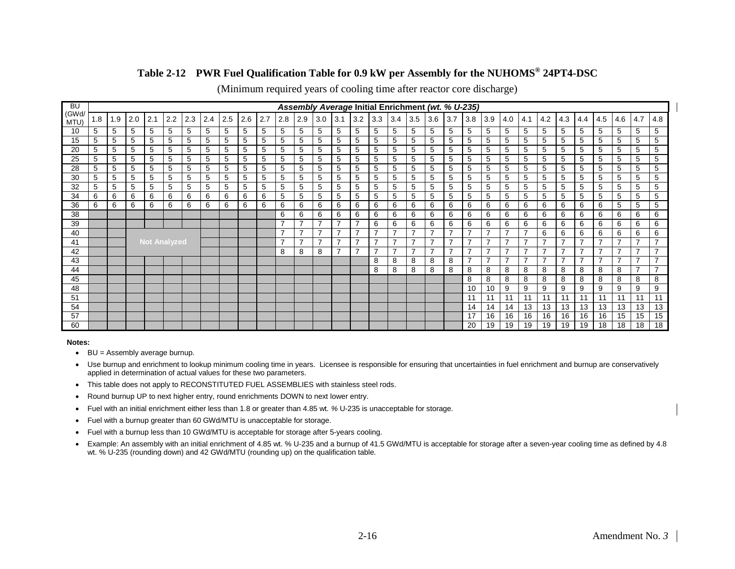## Table 2-12 PWR Fuel Qualification Table for 0.9 kW per Assembly for the NUHOMS® 24PT4-DSC

(Minimum required years of cooling time after reactor core discharge)

| BU (GWd/ MTU) | *Assembly Average* Initial Enrichment *(wt. % U-235)* | | | | | | | | | | | | | | | | | | | | | | | | | | | | | | |
|---|---|---|---|---|---|---|---|---|---|---|---|---|---|---|---|---|---|---|---|---|---|---|---|---|---|---|---|---|---|---|---|
| | 1.8 | 1.9 | 2.0 | 2.1 | 2.2 | 2.3 | 2.4 | 2.5 | 2.6 | 2.7 | 2.8 | 2.9 | 3.0 | 3.1 | 3.2 | 3.3 | 3.4 | 3.5 | 3.6 | 3.7 | 3.8 | 3.9 | 4.0 | 4.1 | 4.2 | 4.3 | 4.4 | 4.5 | 4.6 | 4.7 | 4.8 |
| 10 | 5 | 5 | 5 | 5 | 5 | 5 | 5 | 5 | 5 | 5 | 5 | 5 | 5 | 5 | 5 | 5 | 5 | 5 | 5 | 5 | 5 | 5 | 5 | 5 | 5 | 5 | 5 | 5 | 5 | 5 | 5 |
| 15 | 5 | 5 | 5 | 5 | 5 | 5 | 5 | 5 | 5 | 5 | 5 | 5 | 5 | 5 | 5 | 5 | 5 | 5 | 5 | 5 | 5 | 5 | 5 | 5 | 5 | 5 | 5 | 5 | 5 | 5 | 5 |
| 20 | 5 | 5 | 5 | 5 | 5 | 5 | 5 | 5 | 5 | 5 | 5 | 5 | 5 | 5 | 5 | 5 | 5 | 5 | 5 | 5 | 5 | 5 | 5 | 5 | 5 | 5 | 5 | 5 | 5 | 5 | 5 |
| 25 | 5 | 5 | 5 | 5 | 5 | 5 | 5 | 5 | 5 | 5 | 5 | 5 | 5 | 5 | 5 | 5 | 5 | 5 | 5 | 5 | 5 | 5 | 5 | 5 | 5 | 5 | 5 | 5 | 5 | 5 | 5 |
| 28 | 5 | 5 | 5 | 5 | 5 | 5 | 5 | 5 | 5 | 5 | 5 | 5 | 5 | 5 | 5 | 5 | 5 | 5 | 5 | 5 | 5 | 5 | 5 | 5 | 5 | 5 | 5 | 5 | 5 | 5 | 5 |
| 30 | 5 | 5 | 5 | 5 | 5 | 5 | 5 | 5 | 5 | 5 | 5 | 5 | 5 | 5 | 5 | 5 | 5 | 5 | 5 | 5 | 5 | 5 | 5 | 5 | 5 | 5 | 5 | 5 | 5 | 5 | 5 |
| 32 | 5 | 5 | 5 | 5 | 5 | 5 | 5 | 5 | 5 | 5 | 5 | 5 | 5 | 5 | 5 | 5 | 5 | 5 | 5 | 5 | 5 | 5 | 5 | 5 | 5 | 5 | 5 | 5 | 5 | 5 | 5 |
| 34 | 6 | 6 | 6 | 6 | 6 | 6 | 6 | 6 | 6 | 6 | 5 | 5 | 5 | 5 | 5 | 5 | 5 | 5 | 5 | 5 | 5 | 5 | 5 | 5 | 5 | 5 | 5 | 5 | 5 | 5 | 5 |
| 36 | 6 | 6 | 6 | 6 | 6 | 6 | 6 | 6 | 6 | 6 | 6 | 6 | 6 | 6 | 6 | 6 | 6 | 6 | 6 | 6 | 6 | 6 | 6 | 6 | 6 | 6 | 6 | 6 | 5 | 5 | 5 |
| 38 | | | | | | | | | | | 6 | 6 | 6 | 6 | 6 | 6 | 6 | 6 | 6 | 6 | 6 | 6 | 6 | 6 | 6 | 6 | 6 | 6 | 6 | 6 | 6 |
| 39 | | | | | | | | | | | 7 | 7 | 7 | 7 | 7 | 6 | 6 | 6 | 6 | 6 | 6 | 6 | 6 | 6 | 6 | 6 | 6 | 6 | 6 | 6 | 6 |
| 40 | | | | | | | | | | | 7 | 7 | 7 | 7 | 7 | 7 | 7 | 7 | 7 | 7 | 7 | 7 | 7 | 7 | 6 | 6 | 6 | 6 | 6 | 6 | 6 |
| 41 | | | Not Analyzed | | | | | | | | 7 | 7 | 7 | 7 | 7 | 7 | 7 | 7 | 7 | 7 | 7 | 7 | 7 | 7 | 7 | 7 | 7 | 7 | 7 | 7 | 7 |
| 42 | | | | | | | | | | | 8 | 8 | 8 | 7 | 7 | 7 | 7 | 7 | 7 | 7 | 7 | 7 | 7 | 7 | 7 | 7 | 7 | 7 | 7 | 7 | 7 |
| 43 | | | | | | | | | | | | | | | | 8 | 8 | 8 | 8 | 8 | 7 | 7 | 7 | 7 | 7 | 7 | 7 | 7 | 7 | 7 | 7 |
| 44 | | | | | | | | | | | | | | | | 8 | 8 | 8 | 8 | 8 | 8 | 8 | 8 | 8 | 8 | 8 | 8 | 8 | 8 | 7 | 7 |
| 45 | | | | | | | | | | | | | | | | | | | | | 8 | 8 | 8 | 8 | 8 | 8 | 8 | 8 | 8 | 8 | 8 |
| 48 | | | | | | | | | | | | | | | | | | | | | 10 | 10 | 9 | 9 | 9 | 9 | 9 | 9 | 9 | 9 | 9 |
| 51 | | | | | | | | | | | | | | | | | | | | | 11 | 11 | 11 | 11 | 11 | 11 | 11 | 11 | 11 | 11 | 11 |
| 54 | | | | | | | | | | | | | | | | | | | | | 14 | 14 | 14 | 13 | 13 | 13 | 13 | 13 | 13 | 13 | 13 |
| 57 | | | | | | | | | | | | | | | | | | | | | 17 | 16 | 16 | 16 | 16 | 16 | 16 | 16 | 15 | 15 | 15 |
| 60 | | | | | | | | | | | | | | | | | | | | | 20 | 19 | 19 | 19 | 19 | 19 | 19 | 18 | 18 | 18 | 18 |

**Notes:**

- BU = Assembly average burnup.
- Use burnup and enrichment to lookup minimum cooling time in years. Licensee is responsible for ensuring that uncertainties in fuel enrichment and burnup are conservatively applied in determination of actual values for these two parameters.
- This table does not apply to RECONSTITUTED FUEL ASSEMBLIES with stainless steel rods.
- Round burnup UP to next higher entry, round enrichments DOWN to next lower entry.
- Fuel with an initial enrichment either less than 1.8 or greater than 4.85 wt. % U-235 is unacceptable for storage.
- Fuel with a burnup greater than 60 GWd/MTU is unacceptable for storage.
- Fuel with a burnup less than 10 GWd/MTU is acceptable for storage after 5-years cooling.
- Example: An assembly with an initial enrichment of 4.85 wt. % U-235 and a burnup of 41.5 GWd/MTU is acceptable for storage after a seven-year cooling time as defined by 4.8 wt. % U-235 (rounding down) and 42 GWd/MTU (rounding up) on the qualification table.

Amendment No. 3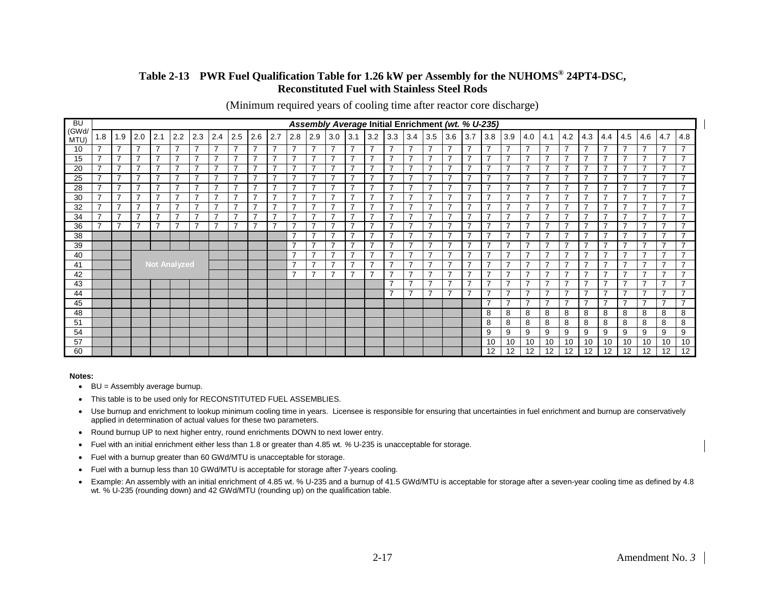**Table 2-13 PWR Fuel Qualification Table for 1.26 kW per Assembly for the NUHOMS® 24PT4-DSC, Reconstituted Fuel with Stainless Steel Rods**

(Minimum required years of cooling time after reactor core discharge)

| BU (GWd/ MTU) | *Assembly Average* Initial Enrichment *(wt. % U-235)* | | | | | | | | | | | | | | | | | | | | | | | | | | | | | | |
|---|---|---|---|---|---|---|---|---|---|---|---|---|---|---|---|---|---|---|---|---|---|---|---|---|---|---|---|---|---|---|---|
| | 1.8 | 1.9 | 2.0 | 2.1 | 2.2 | 2.3 | 2.4 | 2.5 | 2.6 | 2.7 | 2.8 | 2.9 | 3.0 | 3.1 | 3.2 | 3.3 | 3.4 | 3.5 | 3.6 | 3.7 | 3.8 | 3.9 | 4.0 | 4.1 | 4.2 | 4.3 | 4.4 | 4.5 | 4.6 | 4.7 | 4.8 |
| 10 | 7 | 7 | 7 | 7 | 7 | 7 | 7 | 7 | 7 | 7 | 7 | 7 | 7 | 7 | 7 | 7 | 7 | 7 | 7 | 7 | 7 | 7 | 7 | 7 | 7 | 7 | 7 | 7 | 7 | 7 | 7 |
| 15 | 7 | 7 | 7 | 7 | 7 | 7 | 7 | 7 | 7 | 7 | 7 | 7 | 7 | 7 | 7 | 7 | 7 | 7 | 7 | 7 | 7 | 7 | 7 | 7 | 7 | 7 | 7 | 7 | 7 | 7 | 7 |
| 20 | 7 | 7 | 7 | 7 | 7 | 7 | 7 | 7 | 7 | 7 | 7 | 7 | 7 | 7 | 7 | 7 | 7 | 7 | 7 | 7 | 7 | 7 | 7 | 7 | 7 | 7 | 7 | 7 | 7 | 7 | 7 |
| 25 | 7 | 7 | 7 | 7 | 7 | 7 | 7 | 7 | 7 | 7 | 7 | 7 | 7 | 7 | 7 | 7 | 7 | 7 | 7 | 7 | 7 | 7 | 7 | 7 | 7 | 7 | 7 | 7 | 7 | 7 | 7 |
| 28 | 7 | 7 | 7 | 7 | 7 | 7 | 7 | 7 | 7 | 7 | 7 | 7 | 7 | 7 | 7 | 7 | 7 | 7 | 7 | 7 | 7 | 7 | 7 | 7 | 7 | 7 | 7 | 7 | 7 | 7 | 7 |
| 30 | 7 | 7 | 7 | 7 | 7 | 7 | 7 | 7 | 7 | 7 | 7 | 7 | 7 | 7 | 7 | 7 | 7 | 7 | 7 | 7 | 7 | 7 | 7 | 7 | 7 | 7 | 7 | 7 | 7 | 7 | 7 |
| 32 | 7 | 7 | 7 | 7 | 7 | 7 | 7 | 7 | 7 | 7 | 7 | 7 | 7 | 7 | 7 | 7 | 7 | 7 | 7 | 7 | 7 | 7 | 7 | 7 | 7 | 7 | 7 | 7 | 7 | 7 | 7 |
| 34 | 7 | 7 | 7 | 7 | 7 | 7 | 7 | 7 | 7 | 7 | 7 | 7 | 7 | 7 | 7 | 7 | 7 | 7 | 7 | 7 | 7 | 7 | 7 | 7 | 7 | 7 | 7 | 7 | 7 | 7 | 7 |
| 36 | 7 | 7 | 7 | 7 | 7 | 7 | 7 | 7 | 7 | 7 | 7 | 7 | 7 | 7 | 7 | 7 | 7 | 7 | 7 | 7 | 7 | 7 | 7 | 7 | 7 | 7 | 7 | 7 | 7 | 7 | 7 |
| 38 | | | | | | | | | | | 7 | 7 | 7 | 7 | 7 | 7 | 7 | 7 | 7 | 7 | 7 | 7 | 7 | 7 | 7 | 7 | 7 | 7 | 7 | 7 | 7 |
| 39 | | | | | | | | | | | 7 | 7 | 7 | 7 | 7 | 7 | 7 | 7 | 7 | 7 | 7 | 7 | 7 | 7 | 7 | 7 | 7 | 7 | 7 | 7 | 7 |
| 40 | | | | | | | | | | | 7 | 7 | 7 | 7 | 7 | 7 | 7 | 7 | 7 | 7 | 7 | 7 | 7 | 7 | 7 | 7 | 7 | 7 | 7 | 7 | 7 |
| 41 | | | | | Not Analyzed | | | | | | 7 | 7 | 7 | 7 | 7 | 7 | 7 | 7 | 7 | 7 | 7 | 7 | 7 | 7 | 7 | 7 | 7 | 7 | 7 | 7 | 7 |
| 42 | | | | | | | | | | | 7 | 7 | 7 | 7 | 7 | 7 | 7 | 7 | 7 | 7 | 7 | 7 | 7 | 7 | 7 | 7 | 7 | 7 | 7 | 7 | 7 |
| 43 | | | | | | | | | | | | | | | | 7 | 7 | 7 | 7 | 7 | 7 | 7 | 7 | 7 | 7 | 7 | 7 | 7 | 7 | 7 | 7 |
| 44 | | | | | | | | | | | | | | | | 7 | 7 | 7 | 7 | 7 | 7 | 7 | 7 | 7 | 7 | 7 | 7 | 7 | 7 | 7 | 7 |
| 45 | | | | | | | | | | | | | | | | | | | | | 7 | 7 | 7 | 7 | 7 | 7 | 7 | 7 | 7 | 7 | 7 |
| 48 | | | | | | | | | | | | | | | | | | | | | 8 | 8 | 8 | 8 | 8 | 8 | 8 | 8 | 8 | 8 | 8 |
| 51 | | | | | | | | | | | | | | | | | | | | | 8 | 8 | 8 | 8 | 8 | 8 | 8 | 8 | 8 | 8 | 8 |
| 54 | | | | | | | | | | | | | | | | | | | | | 9 | 9 | 9 | 9 | 9 | 9 | 9 | 9 | 9 | 9 | 9 |
| 57 | | | | | | | | | | | | | | | | | | | | | 10 | 10 | 10 | 10 | 10 | 10 | 10 | 10 | 10 | 10 | 10 |
| 60 | | | | | | | | | | | | | | | | | | | | | 12 | 12 | 12 | 12 | 12 | 12 | 12 | 12 | 12 | 12 | 12 |

**Notes:**

- BU = Assembly average burnup.
- This table is to be used only for RECONSTITUTED FUEL ASSEMBLIES.
- Use burnup and enrichment to lookup minimum cooling time in years. Licensee is responsible for ensuring that uncertainties in fuel enrichment and burnup are conservatively applied in determination of actual values for these two parameters.
- Round burnup UP to next higher entry, round enrichments DOWN to next lower entry.
- Fuel with an initial enrichment either less than 1.8 or greater than 4.85 wt. % U-235 is unacceptable for storage.
- Fuel with a burnup greater than 60 GWd/MTU is unacceptable for storage.
- Fuel with a burnup less than 10 GWd/MTU is acceptable for storage after 7-years cooling.
- Example: An assembly with an initial enrichment of 4.85 wt. % U-235 and a burnup of 41.5 GWd/MTU is acceptable for storage after a seven-year cooling time as defined by 4.8 wt. % U-235 (rounding down) and 42 GWd/MTU (rounding up) on the qualification table.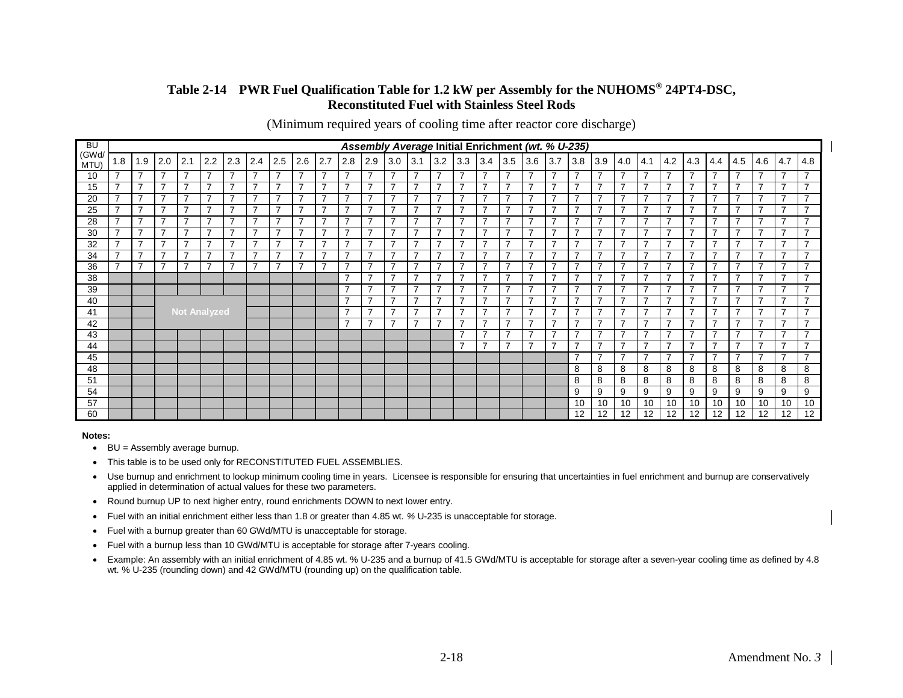## Table 2-14 PWR Fuel Qualification Table for 1.2 kW per Assembly for the NUHOMS® 24PT4-DSC, Reconstituted Fuel with Stainless Steel Rods

(Minimum required years of cooling time after reactor core discharge)

| BU (GWd/MTU) | ***Assembly Average* Initial Enrichment *(wt. % U-235)*** | | | | | | | | | | | | | | | | | | | | | | | | | | | | | | |
|---|---|---|---|---|---|---|---|---|---|---|---|---|---|---|---|---|---|---|---|---|---|---|---|---|---|---|---|---|---|---|---|
| | 1.8 | 1.9 | 2.0 | 2.1 | 2.2 | 2.3 | 2.4 | 2.5 | 2.6 | 2.7 | 2.8 | 2.9 | 3.0 | 3.1 | 3.2 | 3.3 | 3.4 | 3.5 | 3.6 | 3.7 | 3.8 | 3.9 | 4.0 | 4.1 | 4.2 | 4.3 | 4.4 | 4.5 | 4.6 | 4.7 | 4.8 |
| 10 | 7 | 7 | 7 | 7 | 7 | 7 | 7 | 7 | 7 | 7 | 7 | 7 | 7 | 7 | 7 | 7 | 7 | 7 | 7 | 7 | 7 | 7 | 7 | 7 | 7 | 7 | 7 | 7 | 7 | 7 | 7 |
| 15 | 7 | 7 | 7 | 7 | 7 | 7 | 7 | 7 | 7 | 7 | 7 | 7 | 7 | 7 | 7 | 7 | 7 | 7 | 7 | 7 | 7 | 7 | 7 | 7 | 7 | 7 | 7 | 7 | 7 | 7 | 7 |
| 20 | 7 | 7 | 7 | 7 | 7 | 7 | 7 | 7 | 7 | 7 | 7 | 7 | 7 | 7 | 7 | 7 | 7 | 7 | 7 | 7 | 7 | 7 | 7 | 7 | 7 | 7 | 7 | 7 | 7 | 7 | 7 |
| 25 | 7 | 7 | 7 | 7 | 7 | 7 | 7 | 7 | 7 | 7 | 7 | 7 | 7 | 7 | 7 | 7 | 7 | 7 | 7 | 7 | 7 | 7 | 7 | 7 | 7 | 7 | 7 | 7 | 7 | 7 | 7 |
| 28 | 7 | 7 | 7 | 7 | 7 | 7 | 7 | 7 | 7 | 7 | 7 | 7 | 7 | 7 | 7 | 7 | 7 | 7 | 7 | 7 | 7 | 7 | 7 | 7 | 7 | 7 | 7 | 7 | 7 | 7 | 7 |
| 30 | 7 | 7 | 7 | 7 | 7 | 7 | 7 | 7 | 7 | 7 | 7 | 7 | 7 | 7 | 7 | 7 | 7 | 7 | 7 | 7 | 7 | 7 | 7 | 7 | 7 | 7 | 7 | 7 | 7 | 7 | 7 |
| 32 | 7 | 7 | 7 | 7 | 7 | 7 | 7 | 7 | 7 | 7 | 7 | 7 | 7 | 7 | 7 | 7 | 7 | 7 | 7 | 7 | 7 | 7 | 7 | 7 | 7 | 7 | 7 | 7 | 7 | 7 | 7 |
| 34 | 7 | 7 | 7 | 7 | 7 | 7 | 7 | 7 | 7 | 7 | 7 | 7 | 7 | 7 | 7 | 7 | 7 | 7 | 7 | 7 | 7 | 7 | 7 | 7 | 7 | 7 | 7 | 7 | 7 | 7 | 7 |
| 36 | 7 | 7 | 7 | 7 | 7 | 7 | 7 | 7 | 7 | 7 | 7 | 7 | 7 | 7 | 7 | 7 | 7 | 7 | 7 | 7 | 7 | 7 | 7 | 7 | 7 | 7 | 7 | 7 | 7 | 7 | 7 |
| 38 | | | | | | | | | | | 7 | 7 | 7 | 7 | 7 | 7 | 7 | 7 | 7 | 7 | 7 | 7 | 7 | 7 | 7 | 7 | 7 | 7 | 7 | 7 | 7 |
| 39 | | | | | | | | | | | 7 | 7 | 7 | 7 | 7 | 7 | 7 | 7 | 7 | 7 | 7 | 7 | 7 | 7 | 7 | 7 | 7 | 7 | 7 | 7 | 7 |
| 40 | | | | | | | | | | | 7 | 7 | 7 | 7 | 7 | 7 | 7 | 7 | 7 | 7 | 7 | 7 | 7 | 7 | 7 | 7 | 7 | 7 | 7 | 7 | 7 |
| 41 | | | | Not Analyzed | | | | | | | 7 | 7 | 7 | 7 | 7 | 7 | 7 | 7 | 7 | 7 | 7 | 7 | 7 | 7 | 7 | 7 | 7 | 7 | 7 | 7 | 7 |
| 42 | | | | | | | | | | | 7 | 7 | 7 | 7 | 7 | 7 | 7 | 7 | 7 | 7 | 7 | 7 | 7 | 7 | 7 | 7 | 7 | 7 | 7 | 7 | 7 |
| 43 | | | | | | | | | | | | | | | | 7 | 7 | 7 | 7 | 7 | 7 | 7 | 7 | 7 | 7 | 7 | 7 | 7 | 7 | 7 | 7 |
| 44 | | | | | | | | | | | | | | | | 7 | 7 | 7 | 7 | 7 | 7 | 7 | 7 | 7 | 7 | 7 | 7 | 7 | 7 | 7 | 7 |
| 45 | | | | | | | | | | | | | | | | | | | | | 7 | 7 | 7 | 7 | 7 | 7 | 7 | 7 | 7 | 7 | 7 |
| 48 | | | | | | | | | | | | | | | | | | | | | 8 | 8 | 8 | 8 | 8 | 8 | 8 | 8 | 8 | 8 | 8 |
| 51 | | | | | | | | | | | | | | | | | | | | | 8 | 8 | 8 | 8 | 8 | 8 | 8 | 8 | 8 | 8 | 8 |
| 54 | | | | | | | | | | | | | | | | | | | | | 9 | 9 | 9 | 9 | 9 | 9 | 9 | 9 | 9 | 9 | 9 |
| 57 | | | | | | | | | | | | | | | | | | | | | 10 | 10 | 10 | 10 | 10 | 10 | 10 | 10 | 10 | 10 | 10 |
| 60 | | | | | | | | | | | | | | | | | | | | | 12 | 12 | 12 | 12 | 12 | 12 | 12 | 12 | 12 | 12 | 12 |

**Notes:**

- BU = Assembly average burnup.
- This table is to be used only for RECONSTITUTED FUEL ASSEMBLIES.
- Use burnup and enrichment to lookup minimum cooling time in years. Licensee is responsible for ensuring that uncertainties in fuel enrichment and burnup are conservatively applied in determination of actual values for these two parameters.
- Round burnup UP to next higher entry, round enrichments DOWN to next lower entry.
- Fuel with an initial enrichment either less than 1.8 or greater than 4.85 wt. % U-235 is unacceptable for storage.
- Fuel with a burnup greater than 60 GWd/MTU is unacceptable for storage.
- Fuel with a burnup less than 10 GWd/MTU is acceptable for storage after 7-years cooling.
- Example: An assembly with an initial enrichment of 4.85 wt. % U-235 and a burnup of 41.5 GWd/MTU is acceptable for storage after a seven-year cooling time as defined by 4.8 wt. % U-235 (rounding down) and 42 GWd/MTU (rounding up) on the qualification table.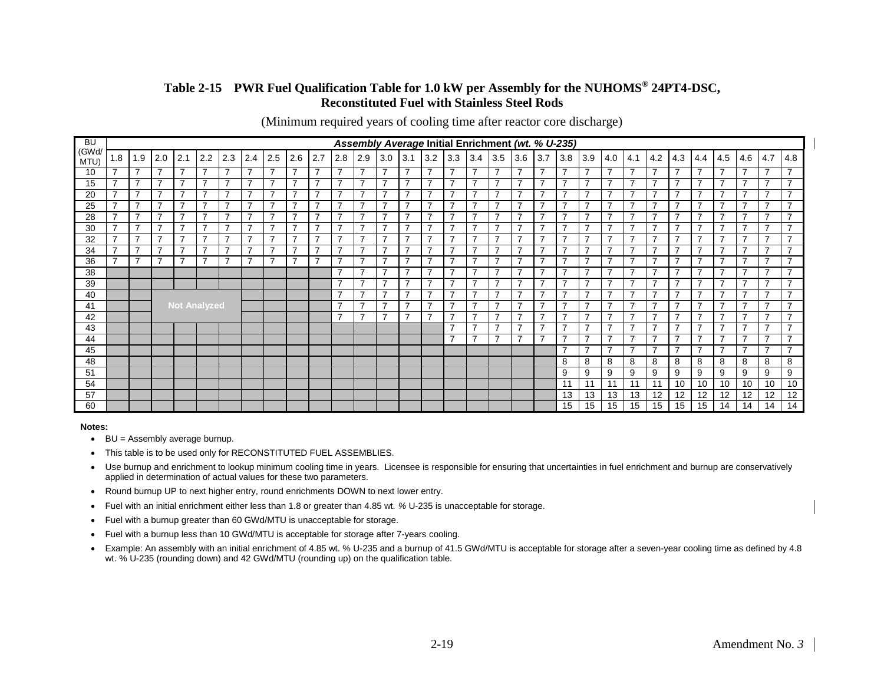**Table 2-15 PWR Fuel Qualification Table for 1.0 kW per Assembly for the NUHOMS® 24PT4-DSC, Reconstituted Fuel with Stainless Steel Rods**

(Minimum required years of cooling time after reactor core discharge)

| BU (GWd/ MTU) | ***Assembly Average* Initial Enrichment *(wt. % U-235)*** | | | | | | | | | | | | | | | | | | | | | | | | | | | | | |
|---|---|---|---|---|---|---|---|---|---|---|---|---|---|---|---|---|---|---|---|---|---|---|---|---|---|---|---|---|---|---|
| | 1.8 | 1.9 | 2.0 | 2.1 | 2.2 | 2.3 | 2.4 | 2.5 | 2.6 | 2.7 | 2.8 | 2.9 | 3.0 | 3.1 | 3.2 | 3.3 | 3.4 | 3.5 | 3.6 | 3.7 | 3.8 | 3.9 | 4.0 | 4.1 | 4.2 | 4.3 | 4.4 | 4.5 | 4.6 | 4.7 | 4.8 |
| 10 | 7 | 7 | 7 | 7 | 7 | 7 | 7 | 7 | 7 | 7 | 7 | 7 | 7 | 7 | 7 | 7 | 7 | 7 | 7 | 7 | 7 | 7 | 7 | 7 | 7 | 7 | 7 | 7 | 7 | 7 | 7 |
| 15 | 7 | 7 | 7 | 7 | 7 | 7 | 7 | 7 | 7 | 7 | 7 | 7 | 7 | 7 | 7 | 7 | 7 | 7 | 7 | 7 | 7 | 7 | 7 | 7 | 7 | 7 | 7 | 7 | 7 | 7 | 7 |
| 20 | 7 | 7 | 7 | 7 | 7 | 7 | 7 | 7 | 7 | 7 | 7 | 7 | 7 | 7 | 7 | 7 | 7 | 7 | 7 | 7 | 7 | 7 | 7 | 7 | 7 | 7 | 7 | 7 | 7 | 7 | 7 |
| 25 | 7 | 7 | 7 | 7 | 7 | 7 | 7 | 7 | 7 | 7 | 7 | 7 | 7 | 7 | 7 | 7 | 7 | 7 | 7 | 7 | 7 | 7 | 7 | 7 | 7 | 7 | 7 | 7 | 7 | 7 | 7 |
| 28 | 7 | 7 | 7 | 7 | 7 | 7 | 7 | 7 | 7 | 7 | 7 | 7 | 7 | 7 | 7 | 7 | 7 | 7 | 7 | 7 | 7 | 7 | 7 | 7 | 7 | 7 | 7 | 7 | 7 | 7 | 7 |
| 30 | 7 | 7 | 7 | 7 | 7 | 7 | 7 | 7 | 7 | 7 | 7 | 7 | 7 | 7 | 7 | 7 | 7 | 7 | 7 | 7 | 7 | 7 | 7 | 7 | 7 | 7 | 7 | 7 | 7 | 7 | 7 |
| 32 | 7 | 7 | 7 | 7 | 7 | 7 | 7 | 7 | 7 | 7 | 7 | 7 | 7 | 7 | 7 | 7 | 7 | 7 | 7 | 7 | 7 | 7 | 7 | 7 | 7 | 7 | 7 | 7 | 7 | 7 | 7 |
| 34 | 7 | 7 | 7 | 7 | 7 | 7 | 7 | 7 | 7 | 7 | 7 | 7 | 7 | 7 | 7 | 7 | 7 | 7 | 7 | 7 | 7 | 7 | 7 | 7 | 7 | 7 | 7 | 7 | 7 | 7 | 7 |
| 36 | 7 | 7 | 7 | 7 | 7 | 7 | 7 | 7 | 7 | 7 | 7 | 7 | 7 | 7 | 7 | 7 | 7 | 7 | 7 | 7 | 7 | 7 | 7 | 7 | 7 | 7 | 7 | 7 | 7 | 7 | 7 |
| 38 | | | | | | | | | | | 7 | 7 | 7 | 7 | 7 | 7 | 7 | 7 | 7 | 7 | 7 | 7 | 7 | 7 | 7 | 7 | 7 | 7 | 7 | 7 | 7 |
| 39 | | | | | | | | | | | 7 | 7 | 7 | 7 | 7 | 7 | 7 | 7 | 7 | 7 | 7 | 7 | 7 | 7 | 7 | 7 | 7 | 7 | 7 | 7 | 7 |
| 40 | | | | | | | | | | | 7 | 7 | 7 | 7 | 7 | 7 | 7 | 7 | 7 | 7 | 7 | 7 | 7 | 7 | 7 | 7 | 7 | 7 | 7 | 7 | 7 |
| 41 | | | | Not Analyzed | | | | | | | 7 | 7 | 7 | 7 | 7 | 7 | 7 | 7 | 7 | 7 | 7 | 7 | 7 | 7 | 7 | 7 | 7 | 7 | 7 | 7 | 7 |
| 42 | | | | | | | | | | | 7 | 7 | 7 | 7 | 7 | 7 | 7 | 7 | 7 | 7 | 7 | 7 | 7 | 7 | 7 | 7 | 7 | 7 | 7 | 7 | 7 |
| 43 | | | | | | | | | | | | | | | | 7 | 7 | 7 | 7 | 7 | 7 | 7 | 7 | 7 | 7 | 7 | 7 | 7 | 7 | 7 | 7 |
| 44 | | | | | | | | | | | | | | | | 7 | 7 | 7 | 7 | 7 | 7 | 7 | 7 | 7 | 7 | 7 | 7 | 7 | 7 | 7 | 7 |
| 45 | | | | | | | | | | | | | | | | | | | | | 7 | 7 | 7 | 7 | 7 | 7 | 7 | 7 | 7 | 7 | 7 |
| 48 | | | | | | | | | | | | | | | | | | | | | 8 | 8 | 8 | 8 | 8 | 8 | 8 | 8 | 8 | 8 | 8 |
| 51 | | | | | | | | | | | | | | | | | | | | | 9 | 9 | 9 | 9 | 9 | 9 | 9 | 9 | 9 | 9 | 9 |
| 54 | | | | | | | | | | | | | | | | | | | | | 11 | 11 | 11 | 11 | 11 | 10 | 10 | 10 | 10 | 10 | 10 |
| 57 | | | | | | | | | | | | | | | | | | | | | 13 | 13 | 13 | 13 | 12 | 12 | 12 | 12 | 12 | 12 | 12 |
| 60 | | | | | | | | | | | | | | | | | | | | | 15 | 15 | 15 | 15 | 15 | 15 | 15 | 14 | 14 | 14 | 14 |

**Notes:**

- BU = Assembly average burnup.
- This table is to be used only for RECONSTITUTED FUEL ASSEMBLIES.
- Use burnup and enrichment to lookup minimum cooling time in years. Licensee is responsible for ensuring that uncertainties in fuel enrichment and burnup are conservatively applied in determination of actual values for these two parameters.
- Round burnup UP to next higher entry, round enrichments DOWN to next lower entry.
- Fuel with an initial enrichment either less than 1.8 or greater than 4.85 wt. % U-235 is unacceptable for storage.
- Fuel with a burnup greater than 60 GWd/MTU is unacceptable for storage.
- Fuel with a burnup less than 10 GWd/MTU is acceptable for storage after 7-years cooling.
- Example: An assembly with an initial enrichment of 4.85 wt. % U-235 and a burnup of 41.5 GWd/MTU is acceptable for storage after a seven-year cooling time as defined by 4.8 wt. % U-235 (rounding down) and 42 GWd/MTU (rounding up) on the qualification table.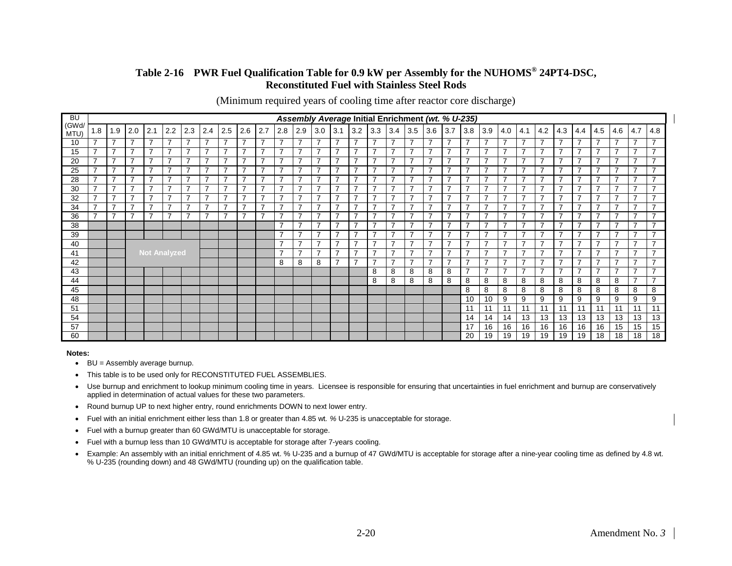### Table 2-16 PWR Fuel Qualification Table for 0.9 kW per Assembly for the NUHOMS® 24PT4-DSC, Reconstituted Fuel with Stainless Steel Rods

(Minimum required years of cooling time after reactor core discharge)

| BU (GWd/ MTU) | ***Assembly Average* Initial Enrichment *(wt. % U-235)*** | | | | | | | | | | | | | | | | | | | | | | | | | | | | | | |
|---|---|---|---|---|---|---|---|---|---|---|---|---|---|---|---|---|---|---|---|---|---|---|---|---|---|---|---|---|---|---|---|
| | 1.8 | 1.9 | 2.0 | 2.1 | 2.2 | 2.3 | 2.4 | 2.5 | 2.6 | 2.7 | 2.8 | 2.9 | 3.0 | 3.1 | 3.2 | 3.3 | 3.4 | 3.5 | 3.6 | 3.7 | 3.8 | 3.9 | 4.0 | 4.1 | 4.2 | 4.3 | 4.4 | 4.5 | 4.6 | 4.7 | 4.8 |
| 10 | 7 | 7 | 7 | 7 | 7 | 7 | 7 | 7 | 7 | 7 | 7 | 7 | 7 | 7 | 7 | 7 | 7 | 7 | 7 | 7 | 7 | 7 | 7 | 7 | 7 | 7 | 7 | 7 | 7 | 7 | 7 |
| 15 | 7 | 7 | 7 | 7 | 7 | 7 | 7 | 7 | 7 | 7 | 7 | 7 | 7 | 7 | 7 | 7 | 7 | 7 | 7 | 7 | 7 | 7 | 7 | 7 | 7 | 7 | 7 | 7 | 7 | 7 | 7 |
| 20 | 7 | 7 | 7 | 7 | 7 | 7 | 7 | 7 | 7 | 7 | 7 | 7 | 7 | 7 | 7 | 7 | 7 | 7 | 7 | 7 | 7 | 7 | 7 | 7 | 7 | 7 | 7 | 7 | 7 | 7 | 7 |
| 25 | 7 | 7 | 7 | 7 | 7 | 7 | 7 | 7 | 7 | 7 | 7 | 7 | 7 | 7 | 7 | 7 | 7 | 7 | 7 | 7 | 7 | 7 | 7 | 7 | 7 | 7 | 7 | 7 | 7 | 7 | 7 |
| 28 | 7 | 7 | 7 | 7 | 7 | 7 | 7 | 7 | 7 | 7 | 7 | 7 | 7 | 7 | 7 | 7 | 7 | 7 | 7 | 7 | 7 | 7 | 7 | 7 | 7 | 7 | 7 | 7 | 7 | 7 | 7 |
| 30 | 7 | 7 | 7 | 7 | 7 | 7 | 7 | 7 | 7 | 7 | 7 | 7 | 7 | 7 | 7 | 7 | 7 | 7 | 7 | 7 | 7 | 7 | 7 | 7 | 7 | 7 | 7 | 7 | 7 | 7 | 7 |
| 32 | 7 | 7 | 7 | 7 | 7 | 7 | 7 | 7 | 7 | 7 | 7 | 7 | 7 | 7 | 7 | 7 | 7 | 7 | 7 | 7 | 7 | 7 | 7 | 7 | 7 | 7 | 7 | 7 | 7 | 7 | 7 |
| 34 | 7 | 7 | 7 | 7 | 7 | 7 | 7 | 7 | 7 | 7 | 7 | 7 | 7 | 7 | 7 | 7 | 7 | 7 | 7 | 7 | 7 | 7 | 7 | 7 | 7 | 7 | 7 | 7 | 7 | 7 | 7 |
| 36 | 7 | 7 | 7 | 7 | 7 | 7 | 7 | 7 | 7 | 7 | 7 | 7 | 7 | 7 | 7 | 7 | 7 | 7 | 7 | 7 | 7 | 7 | 7 | 7 | 7 | 7 | 7 | 7 | 7 | 7 | 7 |
| 38 | | | | | | | | | | | 7 | 7 | 7 | 7 | 7 | 7 | 7 | 7 | 7 | 7 | 7 | 7 | 7 | 7 | 7 | 7 | 7 | 7 | 7 | 7 | 7 |
| 39 | | | | | | | | | | | 7 | 7 | 7 | 7 | 7 | 7 | 7 | 7 | 7 | 7 | 7 | 7 | 7 | 7 | 7 | 7 | 7 | 7 | 7 | 7 | 7 |
| 40 | | | | | | | | | | | 7 | 7 | 7 | 7 | 7 | 7 | 7 | 7 | 7 | 7 | 7 | 7 | 7 | 7 | 7 | 7 | 7 | 7 | 7 | 7 | 7 |
| 41 | | | Not Analyzed | | | | | | | | 7 | 7 | 7 | 7 | 7 | 7 | 7 | 7 | 7 | 7 | 7 | 7 | 7 | 7 | 7 | 7 | 7 | 7 | 7 | 7 | 7 |
| 42 | | | | | | | | | | | 8 | 8 | 8 | 7 | 7 | 7 | 7 | 7 | 7 | 7 | 7 | 7 | 7 | 7 | 7 | 7 | 7 | 7 | 7 | 7 | 7 |
| 43 | | | | | | | | | | | | | | | | 8 | 8 | 8 | 8 | 8 | 7 | 7 | 7 | 7 | 7 | 7 | 7 | 7 | 7 | 7 | 7 |
| 44 | | | | | | | | | | | | | | | | 8 | 8 | 8 | 8 | 8 | 8 | 8 | 8 | 8 | 8 | 8 | 8 | 8 | 8 | 7 | 7 |
| 45 | | | | | | | | | | | | | | | | | | | | | 8 | 8 | 8 | 8 | 8 | 8 | 8 | 8 | 8 | 8 | 8 |
| 48 | | | | | | | | | | | | | | | | | | | | | 10 | 10 | 9 | 9 | 9 | 9 | 9 | 9 | 9 | 9 | 9 |
| 51 | | | | | | | | | | | | | | | | | | | | | 11 | 11 | 11 | 11 | 11 | 11 | 11 | 11 | 11 | 11 | 11 |
| 54 | | | | | | | | | | | | | | | | | | | | | 14 | 14 | 14 | 13 | 13 | 13 | 13 | 13 | 13 | 13 | 13 |
| 57 | | | | | | | | | | | | | | | | | | | | | 17 | 16 | 16 | 16 | 16 | 16 | 16 | 16 | 15 | 15 | 15 |
| 60 | | | | | | | | | | | | | | | | | | | | | 20 | 19 | 19 | 19 | 19 | 19 | 19 | 18 | 18 | 18 | 18 |

**Notes:**

- BU = Assembly average burnup.
- This table is to be used only for RECONSTITUTED FUEL ASSEMBLIES.
- Use burnup and enrichment to lookup minimum cooling time in years. Licensee is responsible for ensuring that uncertainties in fuel enrichment and burnup are conservatively applied in determination of actual values for these two parameters.
- Round burnup UP to next higher entry, round enrichments DOWN to next lower entry.
- Fuel with an initial enrichment either less than 1.8 or greater than 4.85 wt. % U-235 is unacceptable for storage.
- Fuel with a burnup greater than 60 GWd/MTU is unacceptable for storage.
- Fuel with a burnup less than 10 GWd/MTU is acceptable for storage after 7-years cooling.
- Example: An assembly with an initial enrichment of 4.85 wt. % U-235 and a burnup of 47 GWd/MTU is acceptable for storage after a nine-year cooling time as defined by 4.8 wt. % U-235 (rounding down) and 48 GWd/MTU (rounding up) on the qualification table.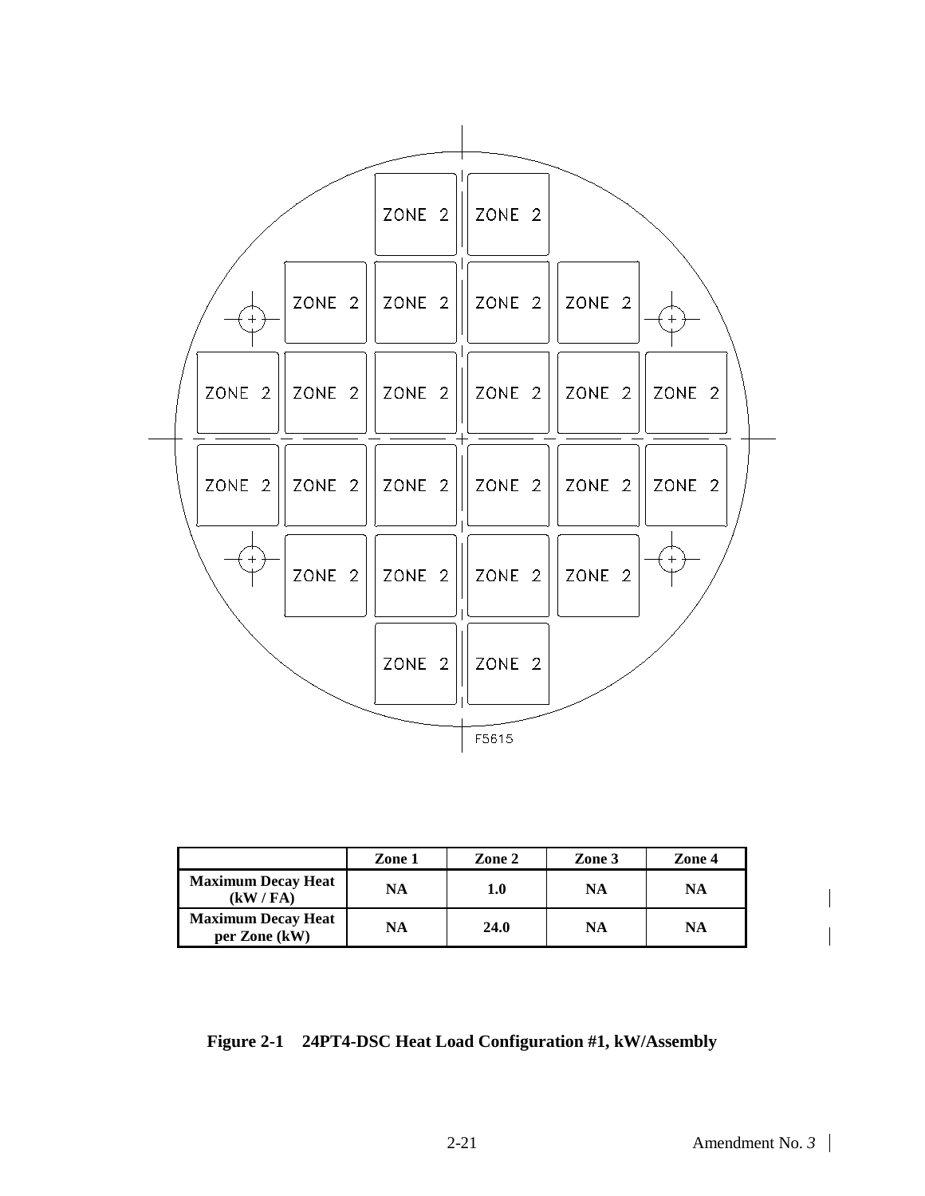| | ZONE 2 | ZONE 2 | | |
|---|---|---|---|---|

ZONE 2 ZONE 2

ZONE 2 ZONE 2 ZONE 2 ZONE 2

ZONE 2 ZONE 2 ZONE 2 ZONE 2 ZONE 2 ZONE 2

ZONE 2 ZONE 2 ZONE 2 ZONE 2 ZONE 2 ZONE 2

ZONE 2 ZONE 2 ZONE 2 ZONE 2

ZONE 2 ZONE 2

F5615

| | Zone 1 | Zone 2 | Zone 3 | Zone 4 |
|---|---|---|---|---|
| **Maximum Decay Heat (kW / FA)** | **NA** | **1.0** | **NA** | **NA** |
| **Maximum Decay Heat per Zone (kW)** | **NA** | **24.0** | **NA** | **NA** |

**Figure 2-1 24PT4-DSC Heat Load Configuration #1, kW/Assembly**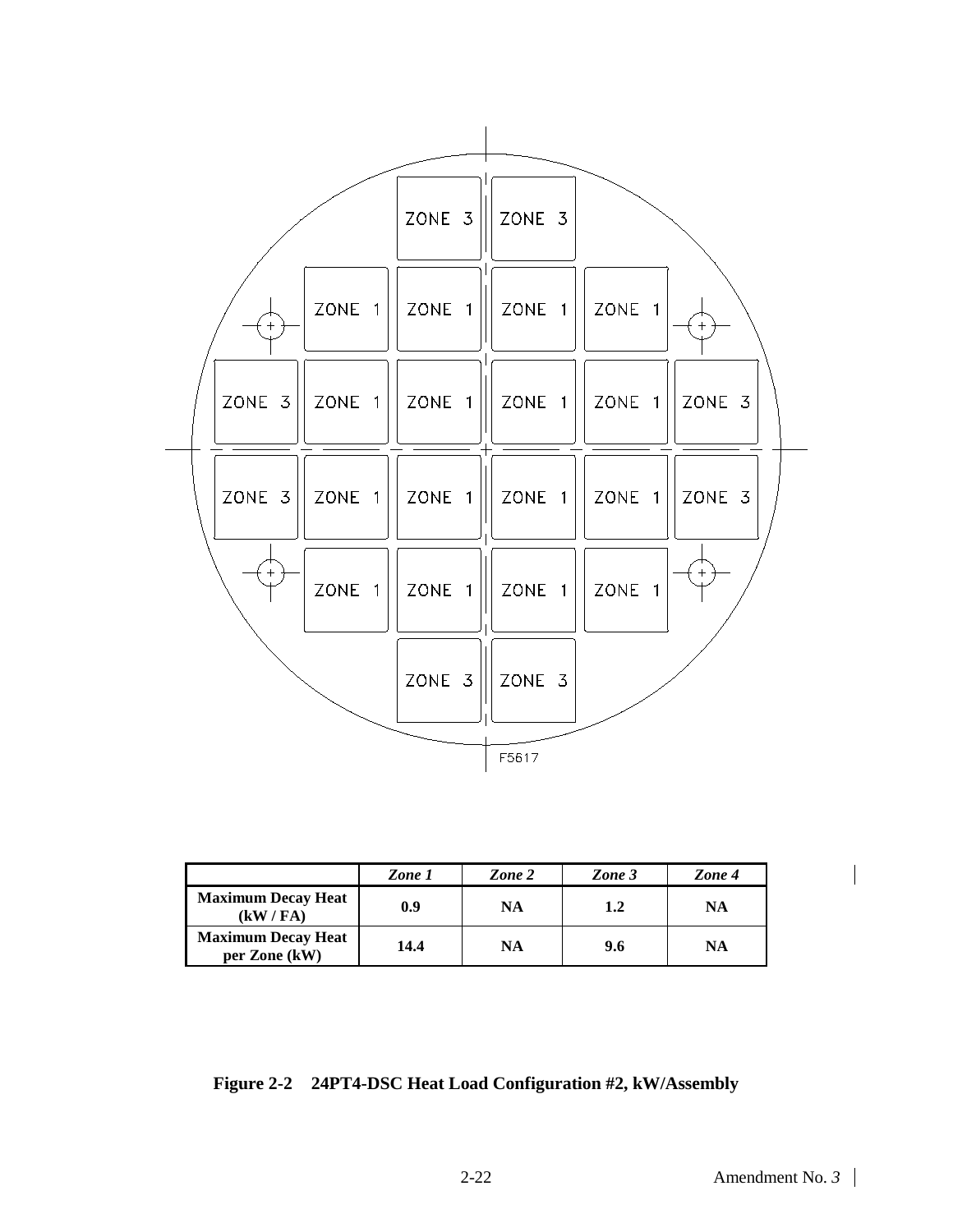| | *Zone 1* | *Zone 2* | *Zone 3* | *Zone 4* |
|---|---|---|---|---|
| **Maximum Decay Heat (kW / FA)** | **0.9** | **NA** | **1.2** | **NA** |
| **Maximum Decay Heat per Zone (kW)** | **14.4** | **NA** | **9.6** | **NA** |

**Figure 2-2 24PT4-DSC Heat Load Configuration #2, kW/Assembly**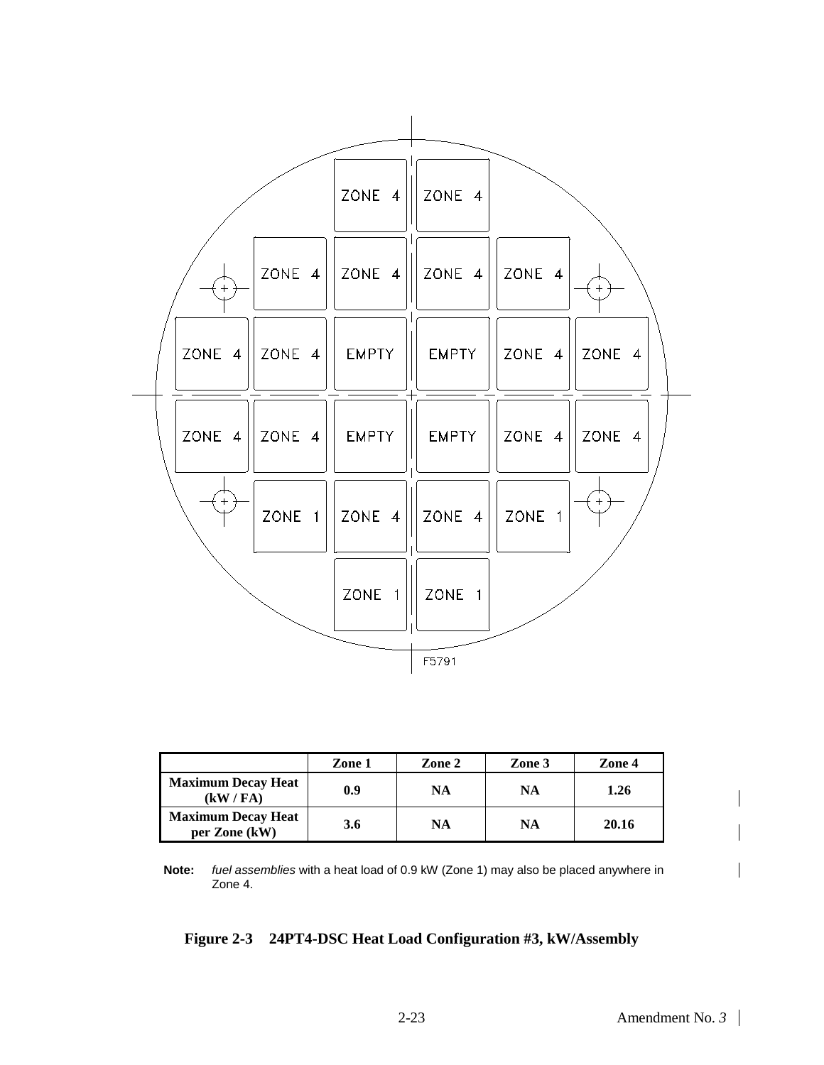| | | ZONE 4 | ZONE 4 | | |
|---|---|---|---|---|---|
| | ZONE 4 | ZONE 4 | ZONE 4 | ZONE 4 | |
| ZONE 4 | ZONE 4 | EMPTY | EMPTY | ZONE 4 | ZONE 4 |
| ZONE 4 | ZONE 4 | EMPTY | EMPTY | ZONE 4 | ZONE 4 |
| | ZONE 1 | ZONE 4 | ZONE 4 | ZONE 1 | |
| | | ZONE 1 | ZONE 1 | | |

F5791

| | Zone 1 | Zone 2 | Zone 3 | Zone 4 |
|---|---|---|---|---|
| **Maximum Decay Heat (kW / FA)** | **0.9** | **NA** | **NA** | **1.26** |
| **Maximum Decay Heat per Zone (kW)** | **3.6** | **NA** | **NA** | **20.16** |

**Note:** *fuel assemblies* with a heat load of 0.9 kW (Zone 1) may also be placed anywhere in Zone 4.

**Figure 2-3 24PT4-DSC Heat Load Configuration #3, kW/Assembly**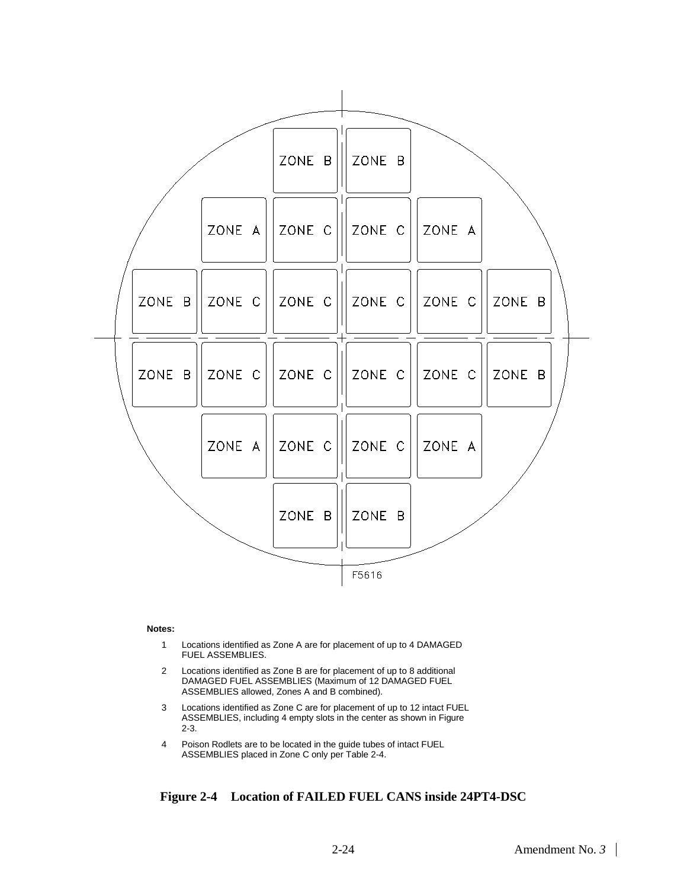| | | ZONE B | ZONE B | | |
|---|---|---|---|---|---|
| | ZONE A | ZONE C | ZONE C | ZONE A | |
| ZONE B | ZONE C | ZONE C | ZONE C | ZONE C | ZONE B |
| ZONE B | ZONE C | ZONE C | ZONE C | ZONE C | ZONE B |
| | ZONE A | ZONE C | ZONE C | ZONE A | |
| | | ZONE B | ZONE B | | |

F5616

**Notes:**

1. Locations identified as Zone A are for placement of up to 4 DAMAGED FUEL ASSEMBLIES.
2. Locations identified as Zone B are for placement of up to 8 additional DAMAGED FUEL ASSEMBLIES (Maximum of 12 DAMAGED FUEL ASSEMBLIES allowed, Zones A and B combined).
3. Locations identified as Zone C are for placement of up to 12 intact FUEL ASSEMBLIES, including 4 empty slots in the center as shown in Figure 2-3.
4. Poison Rodlets are to be located in the guide tubes of intact FUEL ASSEMBLIES placed in Zone C only per Table 2-4.

**Figure 2-4 Location of FAILED FUEL CANS inside 24PT4-DSC**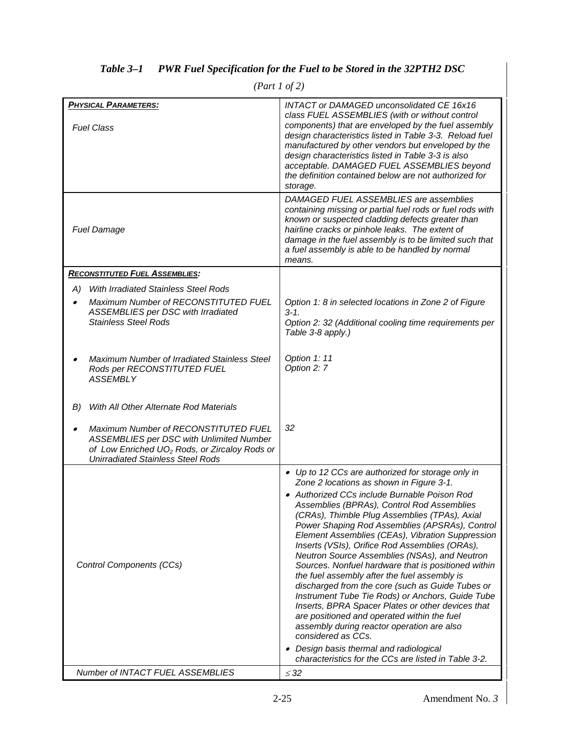### *Table 3–1 PWR Fuel Specification for the Fuel to be Stored in the 32PTH2 DSC*

*(Part 1 of 2)*

| ***PHYSICAL PARAMETERS:*** <br><br> *Fuel Class* | *INTACT or DAMAGED unconsolidated CE 16x16 class FUEL ASSEMBLIES (with or without control components) that are enveloped by the fuel assembly design characteristics listed in Table 3-3. Reload fuel manufactured by other vendors but enveloped by the design characteristics listed in Table 3-3 is also acceptable. DAMAGED FUEL ASSEMBLIES beyond the definition contained below are not authorized for storage.* |
|---|---|
| *Fuel Damage* | *DAMAGED FUEL ASSEMBLIES are assemblies containing missing or partial fuel rods or fuel rods with known or suspected cladding defects greater than hairline cracks or pinhole leaks. The extent of damage in the fuel assembly is to be limited such that a fuel assembly is able to be handled by normal means.* |
| ***RECONSTITUTED FUEL ASSEMBLIES:*** | |
| *A) With Irradiated Stainless Steel Rods* | |
| • *Maximum Number of RECONSTITUTED FUEL ASSEMBLIES per DSC with Irradiated Stainless Steel Rods* | *Option 1: 8 in selected locations in Zone 2 of Figure 3-1.* <br> *Option 2: 32 (Additional cooling time requirements per Table 3-8 apply.)* |
| • *Maximum Number of Irradiated Stainless Steel Rods per RECONSTITUTED FUEL ASSEMBLY* | *Option 1: 11* <br> *Option 2: 7* |
| *B) With All Other Alternate Rod Materials* | |
| • *Maximum Number of RECONSTITUTED FUEL ASSEMBLIES per DSC with Unlimited Number of Low Enriched $UO_2$ Rods, or Zircaloy Rods or Unirradiated Stainless Steel Rods* | *32* |
| *Control Components (CCs)* | • *Up to 12 CCs are authorized for storage only in Zone 2 locations as shown in Figure 3-1.* <br> • *Authorized CCs include Burnable Poison Rod Assemblies (BPRAs), Control Rod Assemblies (CRAs), Thimble Plug Assemblies (TPAs), Axial Power Shaping Rod Assemblies (APSRAs), Control Element Assemblies (CEAs), Vibration Suppression Inserts (VSIs), Orifice Rod Assemblies (ORAs), Neutron Source Assemblies (NSAs), and Neutron Sources. Nonfuel hardware that is positioned within the fuel assembly after the fuel assembly is discharged from the core (such as Guide Tubes or Instrument Tube Tie Rods) or Anchors, Guide Tube Inserts, BPRA Spacer Plates or other devices that are positioned and operated within the fuel assembly during reactor operation are also considered as CCs.* <br> • *Design basis thermal and radiological characteristics for the CCs are listed in Table 3-2.* |
| *Number of INTACT FUEL ASSEMBLIES* | *$\leq 32$* |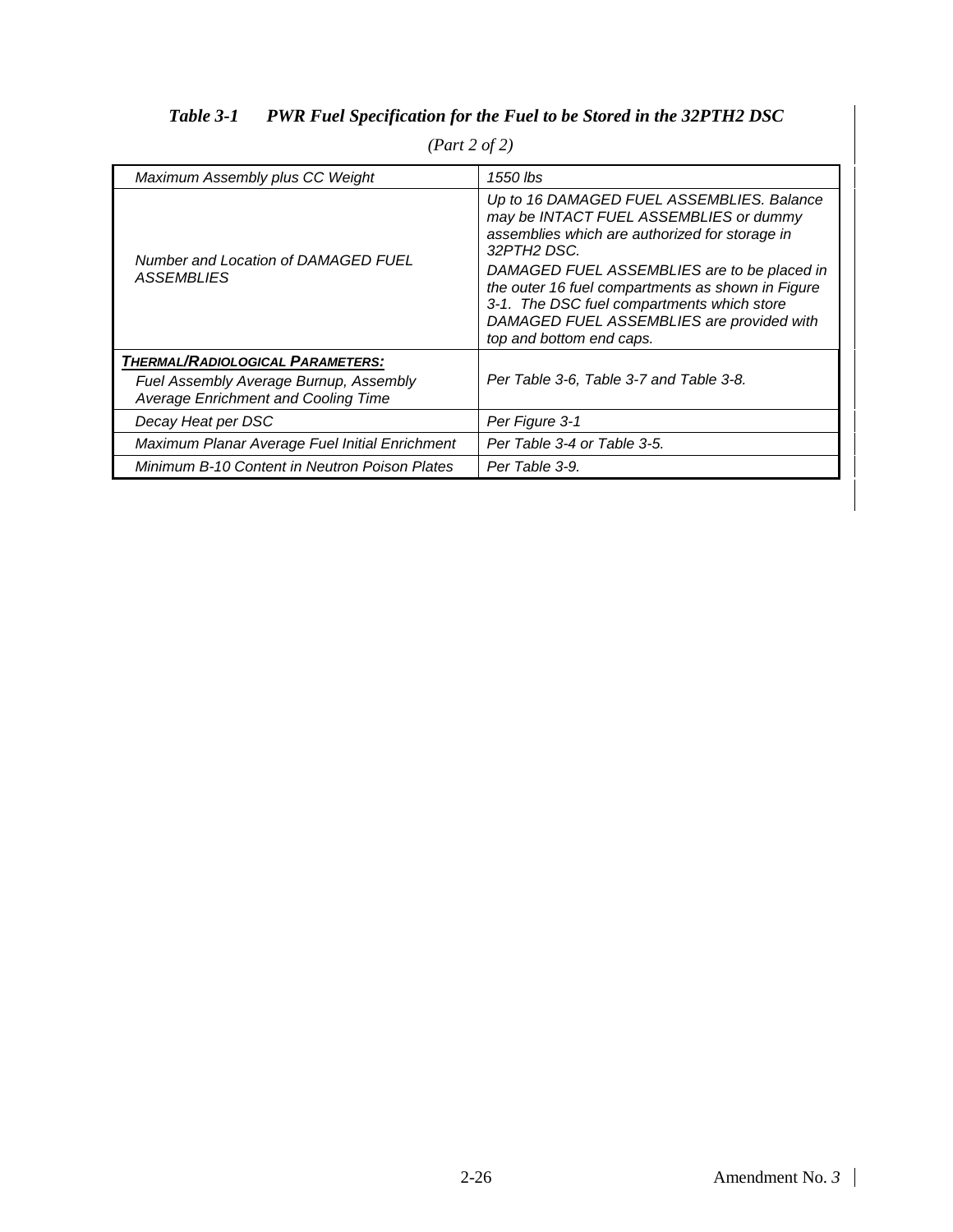***Table 3-1 PWR Fuel Specification for the Fuel to be Stored in the 32PTH2 DSC***

*(Part 2 of 2)*

| | |
|---|---|
| *Maximum Assembly plus CC Weight* | *1550 lbs* |
| *Number and Location of DAMAGED FUEL ASSEMBLIES* | *Up to 16 DAMAGED FUEL ASSEMBLIES. Balance may be INTACT FUEL ASSEMBLIES or dummy assemblies which are authorized for storage in 32PTH2 DSC.*<br>*DAMAGED FUEL ASSEMBLIES are to be placed in the outer 16 fuel compartments as shown in Figure 3-1. The DSC fuel compartments which store DAMAGED FUEL ASSEMBLIES are provided with top and bottom end caps.* |
| ***THERMAL/RADIOLOGICAL PARAMETERS:***<br>*Fuel Assembly Average Burnup, Assembly Average Enrichment and Cooling Time* | *Per Table 3-6, Table 3-7 and Table 3-8.* |
| *Decay Heat per DSC* | *Per Figure 3-1* |
| *Maximum Planar Average Fuel Initial Enrichment* | *Per Table 3-4 or Table 3-5.* |
| *Minimum B-10 Content in Neutron Poison Plates* | *Per Table 3-9.* |

Amendment No. *3*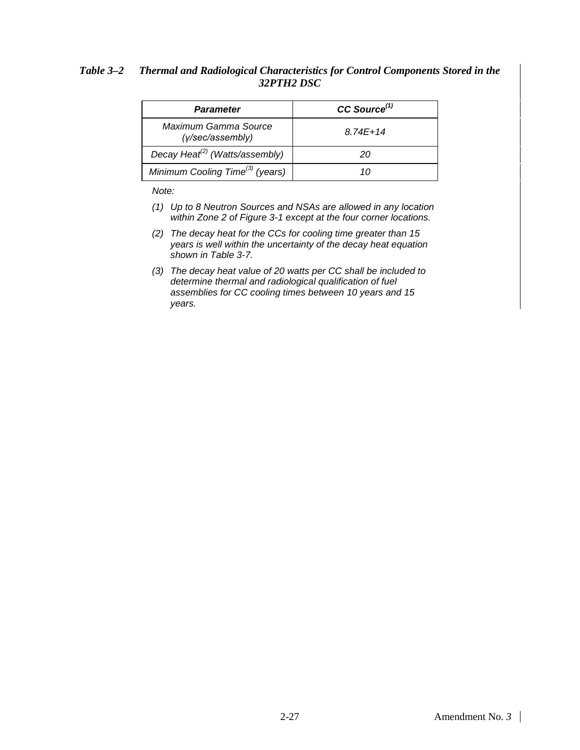*Table 3–2 Thermal and Radiological Characteristics for Control Components Stored in the 32PTH2 DSC*

| ***Parameter*** | ***CC Source[(1)]*** |
|---|---|
| *Maximum Gamma Source (γ/sec/assembly)* | *8.74E+14* |
| *Decay Heat[(2)] (Watts/assembly)* | *20* |
| *Minimum Cooling Time[(3)] (years)* | *10* |

*Note:*

*(1) Up to 8 Neutron Sources and NSAs are allowed in any location within Zone 2 of Figure 3-1 except at the four corner locations.*

*(2) The decay heat for the CCs for cooling time greater than 15 years is well within the uncertainty of the decay heat equation shown in Table 3-7.*

*(3) The decay heat value of 20 watts per CC shall be included to determine thermal and radiological qualification of fuel assemblies for CC cooling times between 10 years and 15 years.*

Amendment No. *3*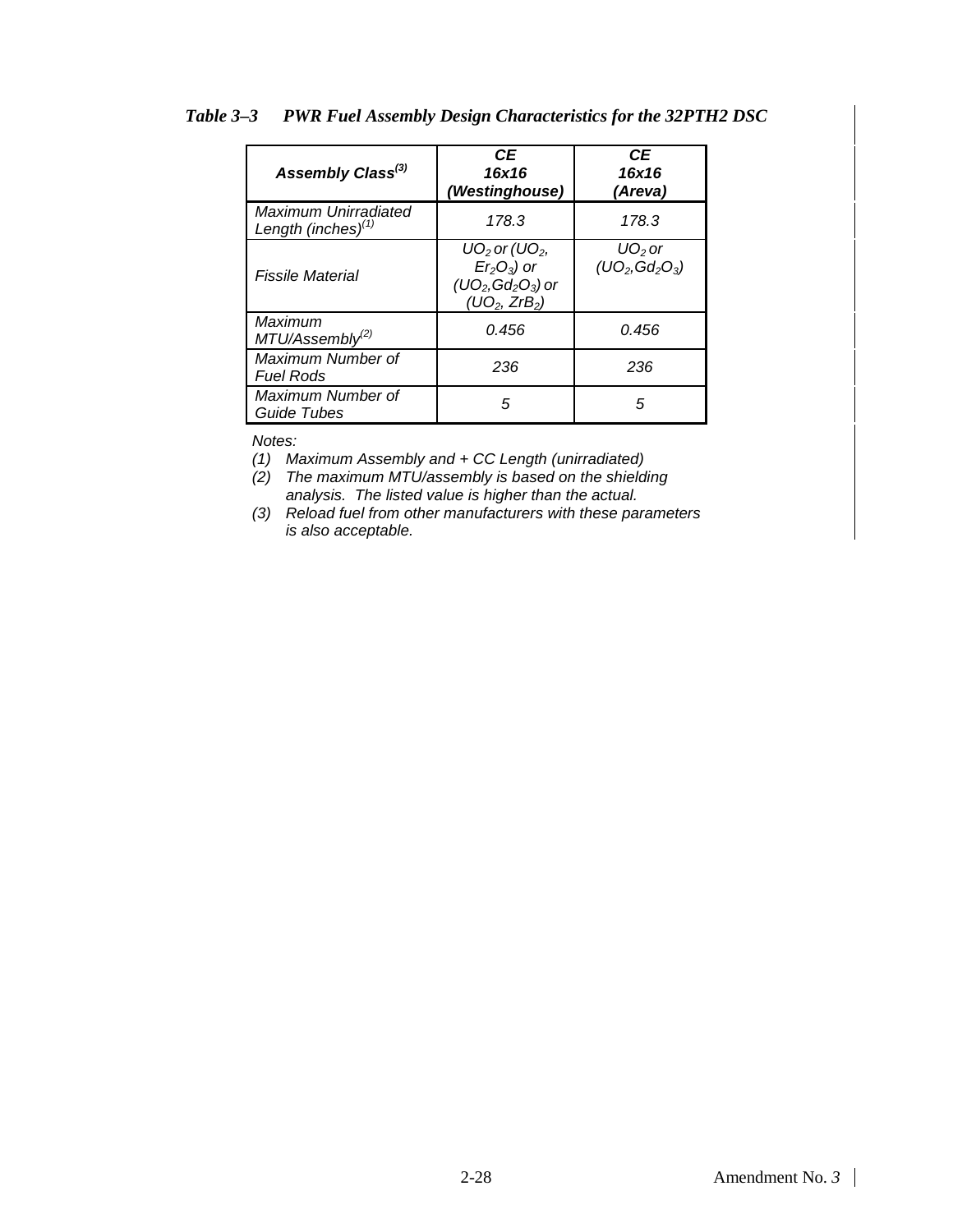### *Table 3–3 PWR Fuel Assembly Design Characteristics for the 32PTH2 DSC*

| ***Assembly Class***[(3)] | ***CE 16x16 (Westinghouse)*** | ***CE 16x16 (Areva)*** |
|---|---|---|
| *Maximum Unirradiated Length (inches)*[(1)] | *178.3* | *178.3* |
| *Fissile Material* | $UO_2$ *or* ($UO_2$, $Er_2O_3$) *or* ($UO_2$,$Gd_2O_3$) *or* ($UO_2$, $ZrB_2$) | $UO_2$ *or* ($UO_2$,$Gd_2O_3$) |
| *Maximum MTU/Assembly*[(2)] | *0.456* | *0.456* |
| *Maximum Number of Fuel Rods* | *236* | *236* |
| *Maximum Number of Guide Tubes* | *5* | *5* |

*Notes:*

*(1) Maximum Assembly and + CC Length (unirradiated)*

*(2) The maximum MTU/assembly is based on the shielding analysis. The listed value is higher than the actual.*

*(3) Reload fuel from other manufacturers with these parameters is also acceptable.*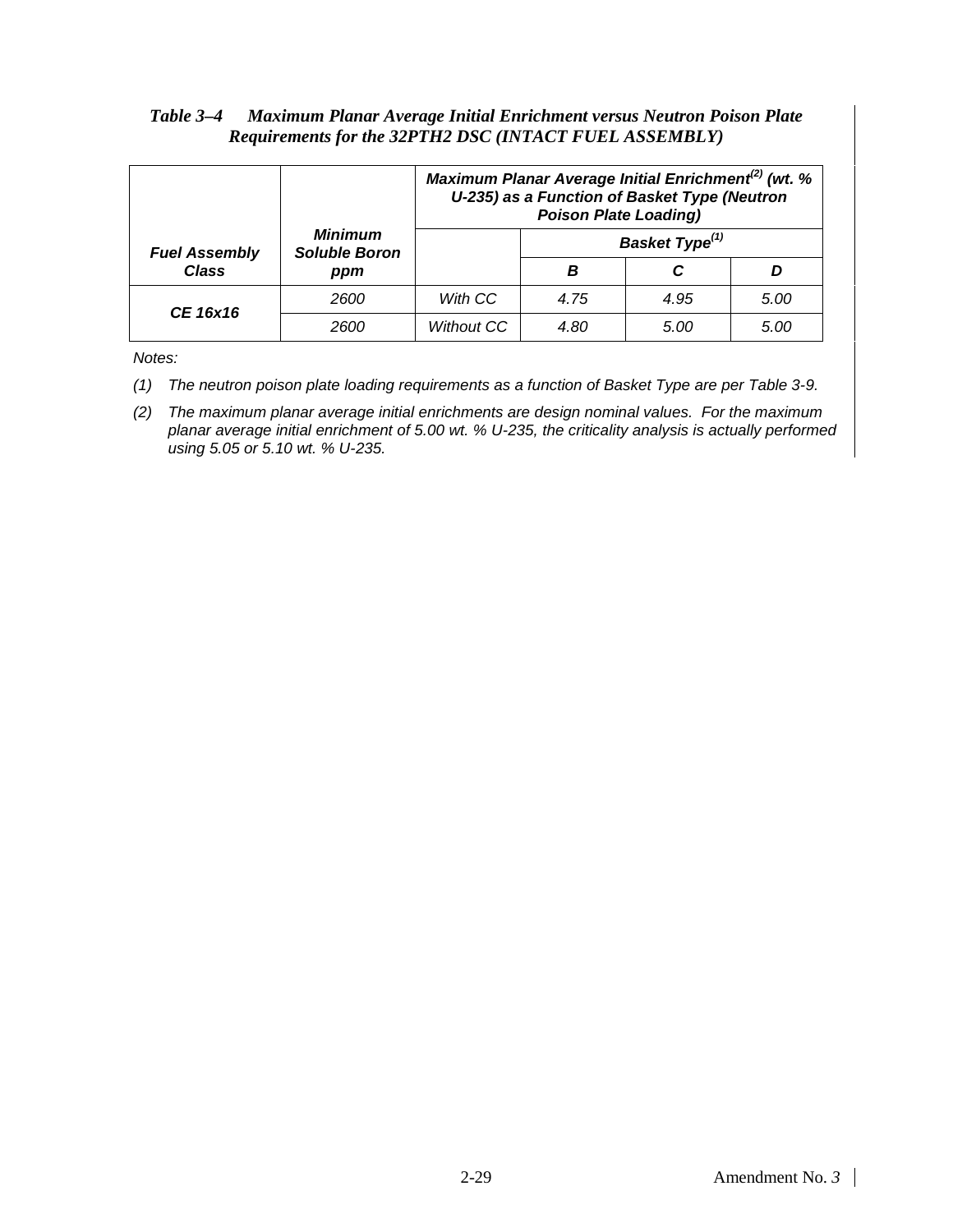*Table 3–4 Maximum Planar Average Initial Enrichment versus Neutron Poison Plate Requirements for the 32PTH2 DSC (INTACT FUEL ASSEMBLY)*

| Fuel Assembly Class | Minimum Soluble Boron ppm | Maximum Planar Average Initial Enrichment[(2)] (wt. % U-235) as a Function of Basket Type (Neutron Poison Plate Loading) | | | |
|---|---|---|---|---|---|
| | | | Basket Type[(1)] | | |
| | | | B | C | D |
| CE 16x16 | 2600 | With CC | 4.75 | 4.95 | 5.00 |
| | 2600 | Without CC | 4.80 | 5.00 | 5.00 |

*Notes:*

*(1) The neutron poison plate loading requirements as a function of Basket Type are per Table 3-9.*

*(2) The maximum planar average initial enrichments are design nominal values. For the maximum planar average initial enrichment of 5.00 wt. % U-235, the criticality analysis is actually performed using 5.05 or 5.10 wt. % U-235.*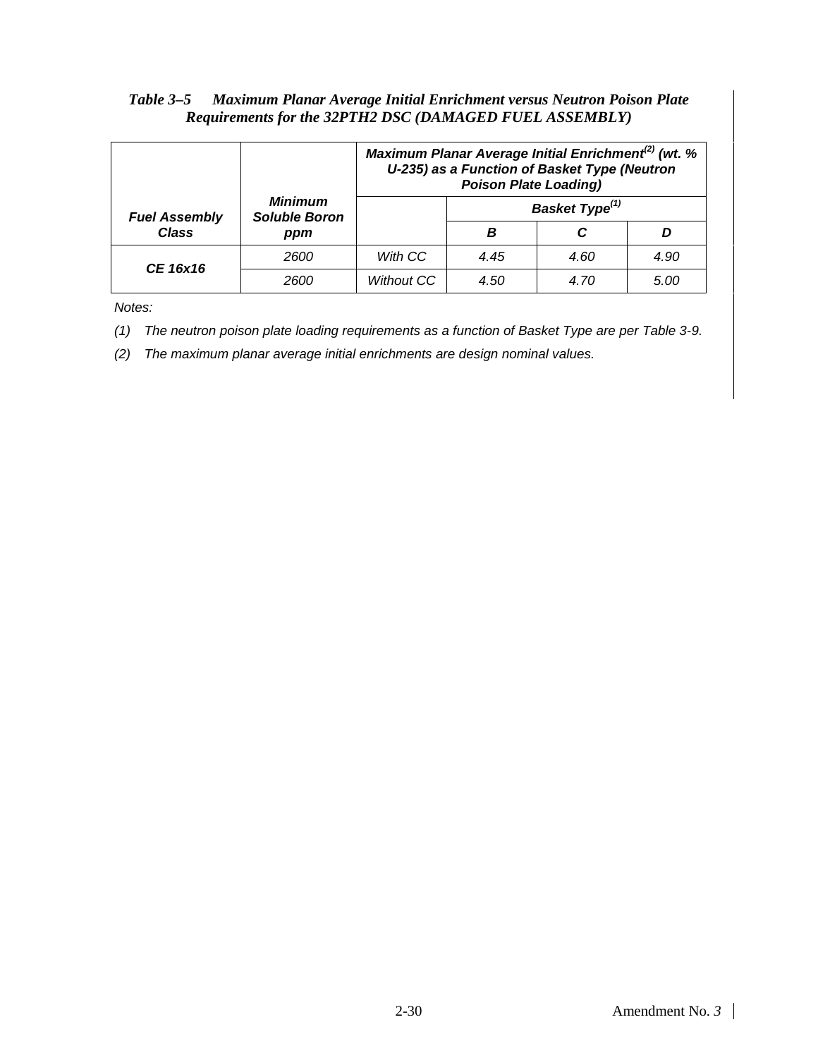*Table 3–5 Maximum Planar Average Initial Enrichment versus Neutron Poison Plate Requirements for the 32PTH2 DSC (DAMAGED FUEL ASSEMBLY)*

| Fuel Assembly Class | Minimum Soluble Boron ppm | Maximum Planar Average Initial Enrichment[(2)] (wt. % U-235) as a Function of Basket Type (Neutron Poison Plate Loading) | | | |
|---|---|---|---|---|---|
| | | | Basket Type[(1)] | | |
| | | | B | C | D |
| CE 16x16 | 2600 | With CC | 4.45 | 4.60 | 4.90 |
| | 2600 | Without CC | 4.50 | 4.70 | 5.00 |

*Notes:*

*(1) The neutron poison plate loading requirements as a function of Basket Type are per Table 3-9.*

*(2) The maximum planar average initial enrichments are design nominal values.*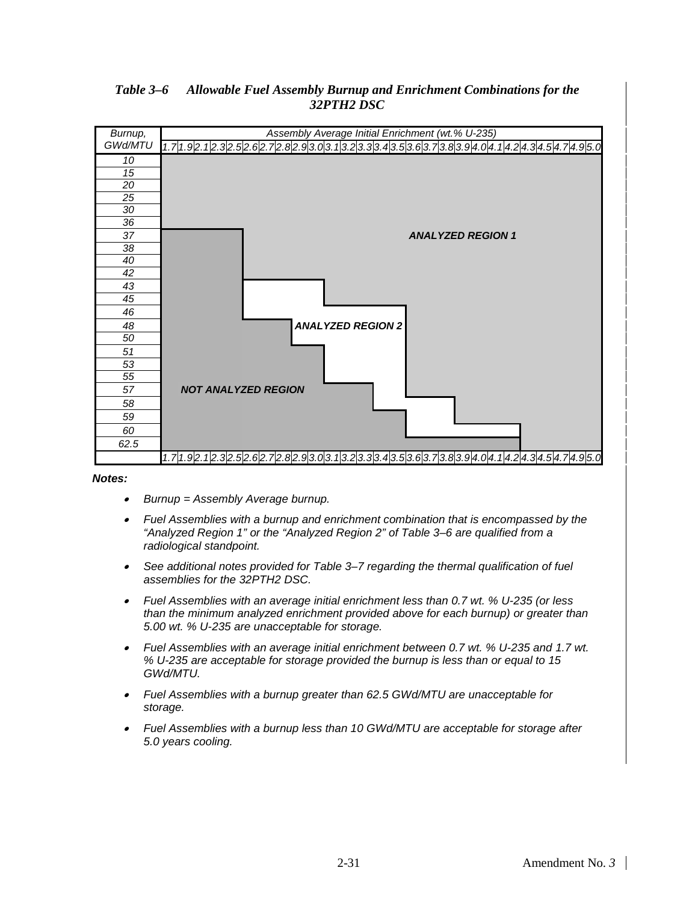*Table 3–6 Allowable Fuel Assembly Burnup and Enrichment Combinations for the 32PTH2 DSC*

In the table below, R1 = Analyzed Region 1, R2 = Analyzed Region 2, and NA = Not Analyzed Region.

| *Burnup, GWd/MTU* | *Assembly Average Initial Enrichment (wt.% U-235)* | | | | | | | | | | | | | | | | | | | | | | | | | | |
|---|---|---|---|---|---|---|---|---|---|---|---|---|---|---|---|---|---|---|---|---|---|---|---|---|---|---|---|
| | *1.7* | *1.9* | *2.1* | *2.3* | *2.5* | *2.6* | *2.7* | *2.8* | *2.9* | *3.0* | *3.1* | *3.2* | *3.3* | *3.4* | *3.5* | *3.6* | *3.7* | *3.8* | *3.9* | *4.0* | *4.1* | *4.2* | *4.3* | *4.5* | *4.7* | *4.9* | *5.0* |
| *10* | R1 | R1 | R1 | R1 | R1 | R1 | R1 | R1 | R1 | R1 | R1 | R1 | R1 | R1 | R1 | R1 | R1 | R1 | R1 | R1 | R1 | R1 | R1 | R1 | R1 | R1 | R1 |
| *15* | R1 | R1 | R1 | R1 | R1 | R1 | R1 | R1 | R1 | R1 | R1 | R1 | R1 | R1 | R1 | R1 | R1 | R1 | R1 | R1 | R1 | R1 | R1 | R1 | R1 | R1 | R1 |
| *20* | R1 | R1 | R1 | R1 | R1 | R1 | R1 | R1 | R1 | R1 | R1 | R1 | R1 | R1 | R1 | R1 | R1 | R1 | R1 | R1 | R1 | R1 | R1 | R1 | R1 | R1 | R1 |
| *25* | R1 | R1 | R1 | R1 | R1 | R1 | R1 | R1 | R1 | R1 | R1 | R1 | R1 | R1 | R1 | R1 | R1 | R1 | R1 | R1 | R1 | R1 | R1 | R1 | R1 | R1 | R1 |
| *30* | R1 | R1 | R1 | R1 | R1 | R1 | R1 | R1 | R1 | R1 | R1 | R1 | R1 | R1 | R1 | R1 | R1 | R1 | R1 | R1 | R1 | R1 | R1 | R1 | R1 | R1 | R1 |
| *36* | R1 | R1 | R1 | R1 | R1 | R1 | R1 | R1 | R1 | R1 | R1 | R1 | R1 | R1 | R1 | R1 | R1 | R1 | R1 | R1 | R1 | R1 | R1 | R1 | R1 | R1 | R1 |
| *37* | NA | NA | NA | NA | NA | R1 | R1 | R1 | R1 | R1 | R1 | R1 | R1 | R1 | R1 | R1 | R1 | R1 | R1 | R1 | R1 | R1 | R1 | R1 | R1 | R1 | R1 |
| *38* | NA | NA | NA | NA | NA | R1 | R1 | R1 | R1 | R1 | R1 | R1 | R1 | R1 | R1 | R1 | R1 | R1 | R1 | R1 | R1 | R1 | R1 | R1 | R1 | R1 | R1 |
| *40* | NA | NA | NA | NA | NA | R1 | R1 | R1 | R1 | R1 | R1 | R1 | R1 | R1 | R1 | R1 | R1 | R1 | R1 | R1 | R1 | R1 | R1 | R1 | R1 | R1 | R1 |
| *42* | NA | NA | NA | NA | NA | R1 | R1 | R1 | R1 | R1 | R1 | R1 | R1 | R1 | R1 | R1 | R1 | R1 | R1 | R1 | R1 | R1 | R1 | R1 | R1 | R1 | R1 |
| *43* | NA | NA | NA | NA | NA | R2 | R2 | R2 | R2 | R2 | R1 | R1 | R1 | R1 | R1 | R1 | R1 | R1 | R1 | R1 | R1 | R1 | R1 | R1 | R1 | R1 | R1 |
| *45* | NA | NA | NA | NA | NA | R2 | R2 | R2 | R2 | R2 | R1 | R1 | R1 | R1 | R1 | R1 | R1 | R1 | R1 | R1 | R1 | R1 | R1 | R1 | R1 | R1 | R1 |
| *46* | NA | NA | NA | NA | NA | R2 | R2 | R2 | R2 | R2 | R2 | R2 | R2 | R2 | R2 | R1 | R1 | R1 | R1 | R1 | R1 | R1 | R1 | R1 | R1 | R1 | R1 |
| *48* | NA | NA | NA | NA | NA | NA | NA | NA | R2 | R2 | R2 | R2 | R2 | R2 | R2 | R1 | R1 | R1 | R1 | R1 | R1 | R1 | R1 | R1 | R1 | R1 | R1 |
| *50* | NA | NA | NA | NA | NA | NA | NA | NA | R2 | R2 | R2 | R2 | R2 | R2 | R2 | R1 | R1 | R1 | R1 | R1 | R1 | R1 | R1 | R1 | R1 | R1 | R1 |
| *51* | NA | NA | NA | NA | NA | NA | NA | NA | NA | NA | R2 | R2 | R2 | R2 | R2 | R1 | R1 | R1 | R1 | R1 | R1 | R1 | R1 | R1 | R1 | R1 | R1 |
| *53* | NA | NA | NA | NA | NA | NA | NA | NA | NA | NA | R2 | R2 | R2 | R2 | R2 | R1 | R1 | R1 | R1 | R1 | R1 | R1 | R1 | R1 | R1 | R1 | R1 |
| *55* | NA | NA | NA | NA | NA | NA | NA | NA | NA | NA | R2 | R2 | R2 | R2 | R2 | R1 | R1 | R1 | R1 | R1 | R1 | R1 | R1 | R1 | R1 | R1 | R1 |
| *57* | NA | NA | NA | NA | NA | NA | NA | NA | NA | NA | NA | NA | NA | R2 | R2 | R1 | R1 | R1 | R1 | R1 | R1 | R1 | R1 | R1 | R1 | R1 | R1 |
| *58* | NA | NA | NA | NA | NA | NA | NA | NA | NA | NA | NA | NA | NA | R2 | R2 | R2 | R2 | R2 | R1 | R1 | R1 | R1 | R1 | R1 | R1 | R1 | R1 |
| *59* | NA | NA | NA | NA | NA | NA | NA | NA | NA | NA | NA | NA | NA | NA | NA | R2 | R2 | R2 | R1 | R1 | R1 | R1 | R1 | R1 | R1 | R1 | R1 |
| *60* | NA | NA | NA | NA | NA | NA | NA | NA | NA | NA | NA | NA | NA | NA | NA | R2 | R2 | R2 | R2 | R2 | R2 | R2 | R1 | R1 | R1 | R1 | R1 |
| *62.5* | NA | NA | NA | NA | NA | NA | NA | NA | NA | NA | NA | NA | NA | NA | NA | NA | NA | NA | NA | NA | NA | NA | R1 | R1 | R1 | R1 | R1 |
| | *1.7* | *1.9* | *2.1* | *2.3* | *2.5* | *2.6* | *2.7* | *2.8* | *2.9* | *3.0* | *3.1* | *3.2* | *3.3* | *3.4* | *3.5* | *3.6* | *3.7* | *3.8* | *3.9* | *4.0* | *4.1* | *4.2* | *4.3* | *4.5* | *4.7* | *4.9* | *5.0* |

***Notes:***

- *Burnup = Assembly Average burnup.*
- *Fuel Assemblies with a burnup and enrichment combination that is encompassed by the "Analyzed Region 1" or the "Analyzed Region 2" of Table 3–6 are qualified from a radiological standpoint.*
- *See additional notes provided for Table 3–7 regarding the thermal qualification of fuel assemblies for the 32PTH2 DSC.*
- *Fuel Assemblies with an average initial enrichment less than 0.7 wt. % U-235 (or less than the minimum analyzed enrichment provided above for each burnup) or greater than 5.00 wt. % U-235 are unacceptable for storage.*
- *Fuel Assemblies with an average initial enrichment between 0.7 wt. % U-235 and 1.7 wt. % U-235 are acceptable for storage provided the burnup is less than or equal to 15 GWd/MTU.*
- *Fuel Assemblies with a burnup greater than 62.5 GWd/MTU are unacceptable for storage.*
- *Fuel Assemblies with a burnup less than 10 GWd/MTU are acceptable for storage after 5.0 years cooling.*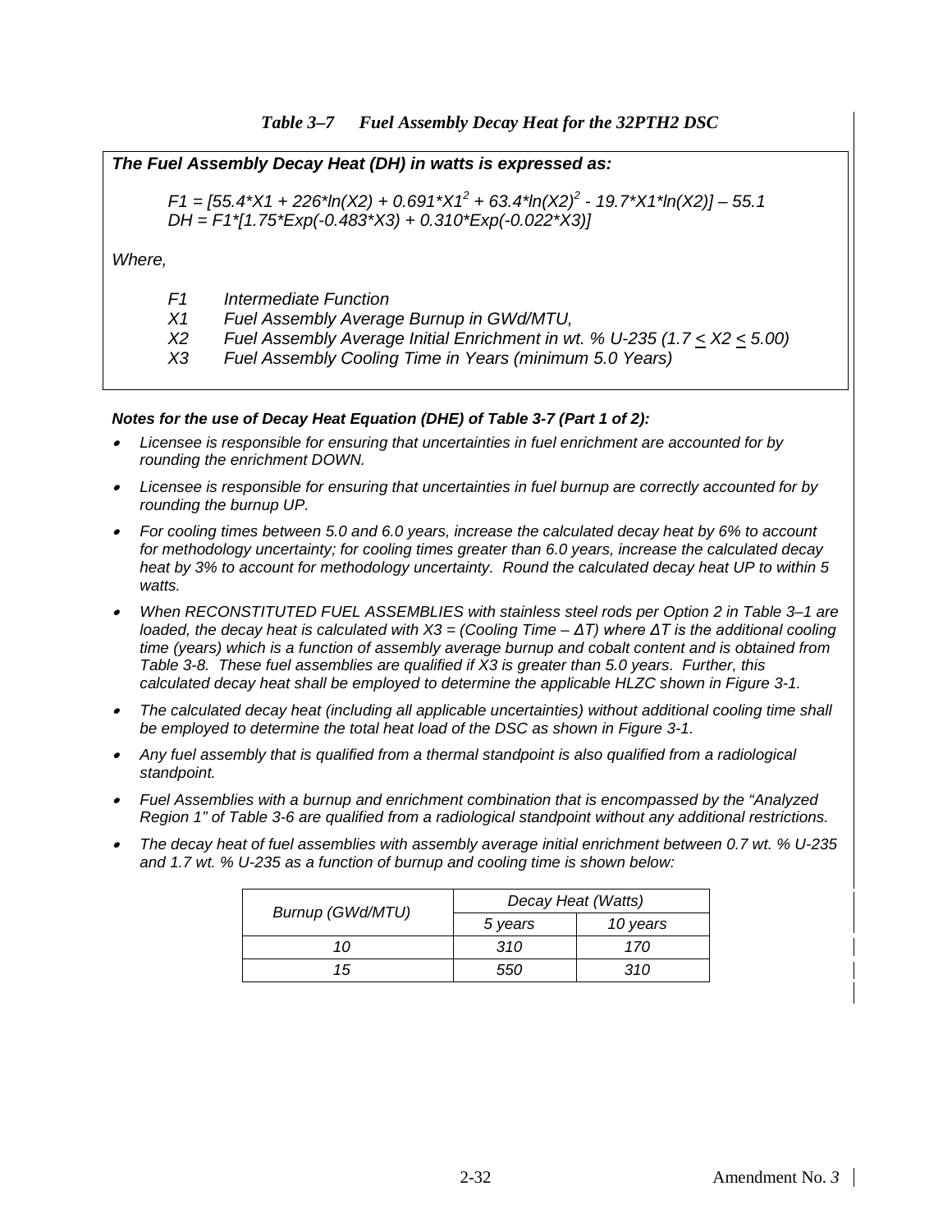### *Table 3–7 Fuel Assembly Decay Heat for the 32PTH2 DSC*

***The Fuel Assembly Decay Heat (DH) in watts is expressed as:***

$$F1 = [55.4 \cdot X1 + 226 \cdot \ln(X2) + 0.691 \cdot X1^2 + 63.4 \cdot \ln(X2)^2 - 19.7 \cdot X1 \cdot \ln(X2)] - 55.1$$

$$DH = F1 \cdot [1.75 \cdot \text{Exp}(-0.483 \cdot X3) + 0.310 \cdot \text{Exp}(-0.022 \cdot X3)]$$

*Where,*

| | |
|---|---|
| *F1* | *Intermediate Function* |
| *X1* | *Fuel Assembly Average Burnup in GWd/MTU,* |
| *X2* | *Fuel Assembly Average Initial Enrichment in wt. % U-235 ($1.7 \leq X2 \leq 5.00$)* |
| *X3* | *Fuel Assembly Cooling Time in Years (minimum 5.0 Years)* |

***Notes for the use of Decay Heat Equation (DHE) of Table 3-7 (Part 1 of 2):***

- *Licensee is responsible for ensuring that uncertainties in fuel enrichment are accounted for by rounding the enrichment DOWN.*
- *Licensee is responsible for ensuring that uncertainties in fuel burnup are correctly accounted for by rounding the burnup UP.*
- *For cooling times between 5.0 and 6.0 years, increase the calculated decay heat by 6% to account for methodology uncertainty; for cooling times greater than 6.0 years, increase the calculated decay heat by 3% to account for methodology uncertainty. Round the calculated decay heat UP to within 5 watts.*
- *When RECONSTITUTED FUEL ASSEMBLIES with stainless steel rods per Option 2 in Table 3–1 are loaded, the decay heat is calculated with X3 = (Cooling Time – ΔT) where ΔT is the additional cooling time (years) which is a function of assembly average burnup and cobalt content and is obtained from Table 3-8. These fuel assemblies are qualified if X3 is greater than 5.0 years. Further, this calculated decay heat shall be employed to determine the applicable HLZC shown in Figure 3-1.*
- *The calculated decay heat (including all applicable uncertainties) without additional cooling time shall be employed to determine the total heat load of the DSC as shown in Figure 3-1.*
- *Any fuel assembly that is qualified from a thermal standpoint is also qualified from a radiological standpoint.*
- *Fuel Assemblies with a burnup and enrichment combination that is encompassed by the "Analyzed Region 1" of Table 3-6 are qualified from a radiological standpoint without any additional restrictions.*
- *The decay heat of fuel assemblies with assembly average initial enrichment between 0.7 wt. % U-235 and 1.7 wt. % U-235 as a function of burnup and cooling time is shown below:*

| *Burnup (GWd/MTU)* | *Decay Heat (Watts)* | |
|---|---|---|
| | *5 years* | *10 years* |
| *10* | *310* | *170* |
| *15* | *550* | *310* |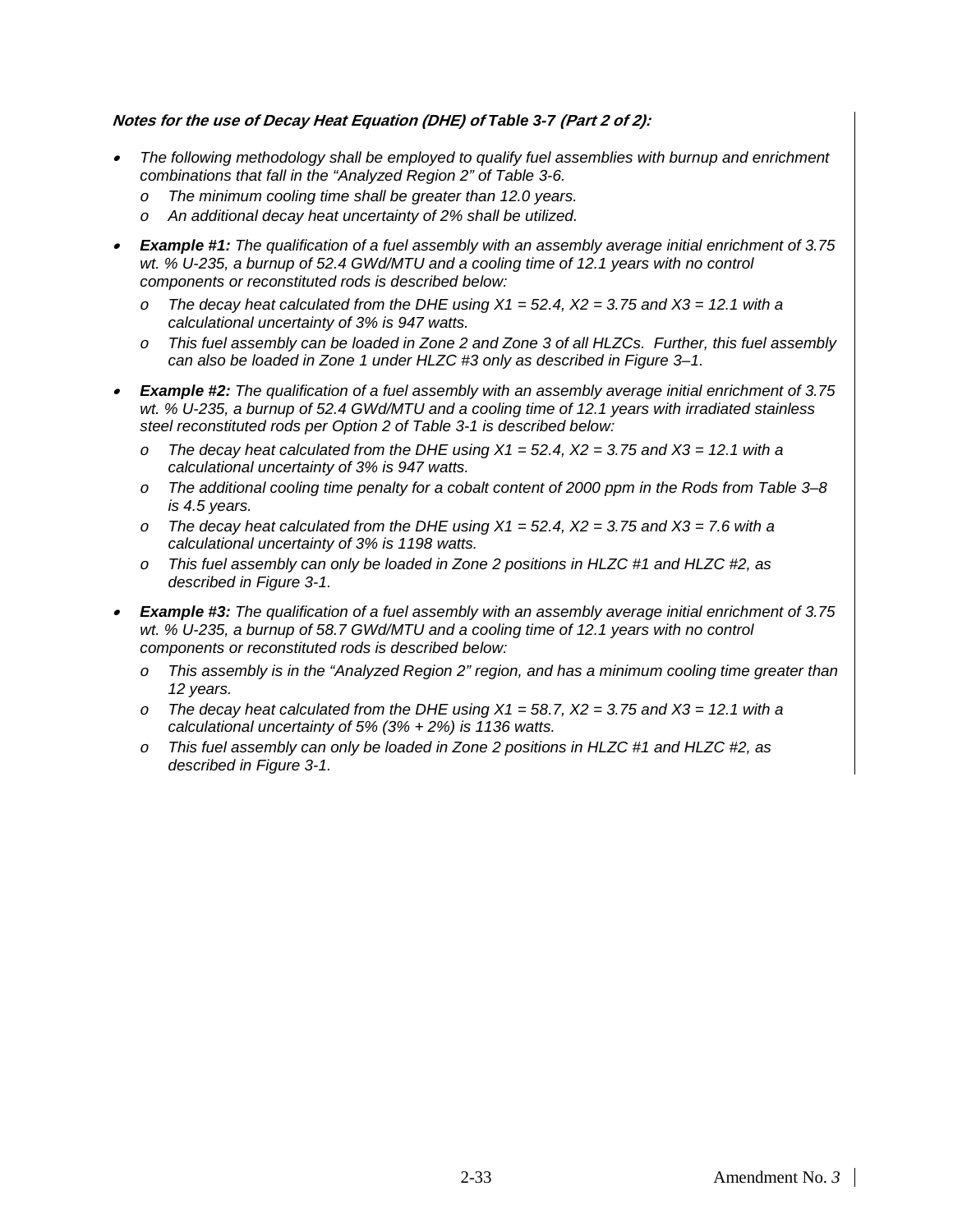***Notes for the use of Decay Heat Equation (DHE) of Table 3-7 (Part 2 of 2):***

- *The following methodology shall be employed to qualify fuel assemblies with burnup and enrichment combinations that fall in the "Analyzed Region 2" of Table 3-6.*
  - *The minimum cooling time shall be greater than 12.0 years.*
  - *An additional decay heat uncertainty of 2% shall be utilized.*
- ***Example #1:*** *The qualification of a fuel assembly with an assembly average initial enrichment of 3.75 wt. % U-235, a burnup of 52.4 GWd/MTU and a cooling time of 12.1 years with no control components or reconstituted rods is described below:*
  - *The decay heat calculated from the DHE using X1 = 52.4, X2 = 3.75 and X3 = 12.1 with a calculational uncertainty of 3% is 947 watts.*
  - *This fuel assembly can be loaded in Zone 2 and Zone 3 of all HLZCs. Further, this fuel assembly can also be loaded in Zone 1 under HLZC #3 only as described in Figure 3–1.*
- ***Example #2:*** *The qualification of a fuel assembly with an assembly average initial enrichment of 3.75 wt. % U-235, a burnup of 52.4 GWd/MTU and a cooling time of 12.1 years with irradiated stainless steel reconstituted rods per Option 2 of Table 3-1 is described below:*
  - *The decay heat calculated from the DHE using X1 = 52.4, X2 = 3.75 and X3 = 12.1 with a calculational uncertainty of 3% is 947 watts.*
  - *The additional cooling time penalty for a cobalt content of 2000 ppm in the Rods from Table 3–8 is 4.5 years.*
  - *The decay heat calculated from the DHE using X1 = 52.4, X2 = 3.75 and X3 = 7.6 with a calculational uncertainty of 3% is 1198 watts.*
  - *This fuel assembly can only be loaded in Zone 2 positions in HLZC #1 and HLZC #2, as described in Figure 3-1.*
- ***Example #3:*** *The qualification of a fuel assembly with an assembly average initial enrichment of 3.75 wt. % U-235, a burnup of 58.7 GWd/MTU and a cooling time of 12.1 years with no control components or reconstituted rods is described below:*
  - *This assembly is in the "Analyzed Region 2" region, and has a minimum cooling time greater than 12 years.*
  - *The decay heat calculated from the DHE using X1 = 58.7, X2 = 3.75 and X3 = 12.1 with a calculational uncertainty of 5% (3% + 2%) is 1136 watts.*
  - *This fuel assembly can only be loaded in Zone 2 positions in HLZC #1 and HLZC #2, as described in Figure 3-1.*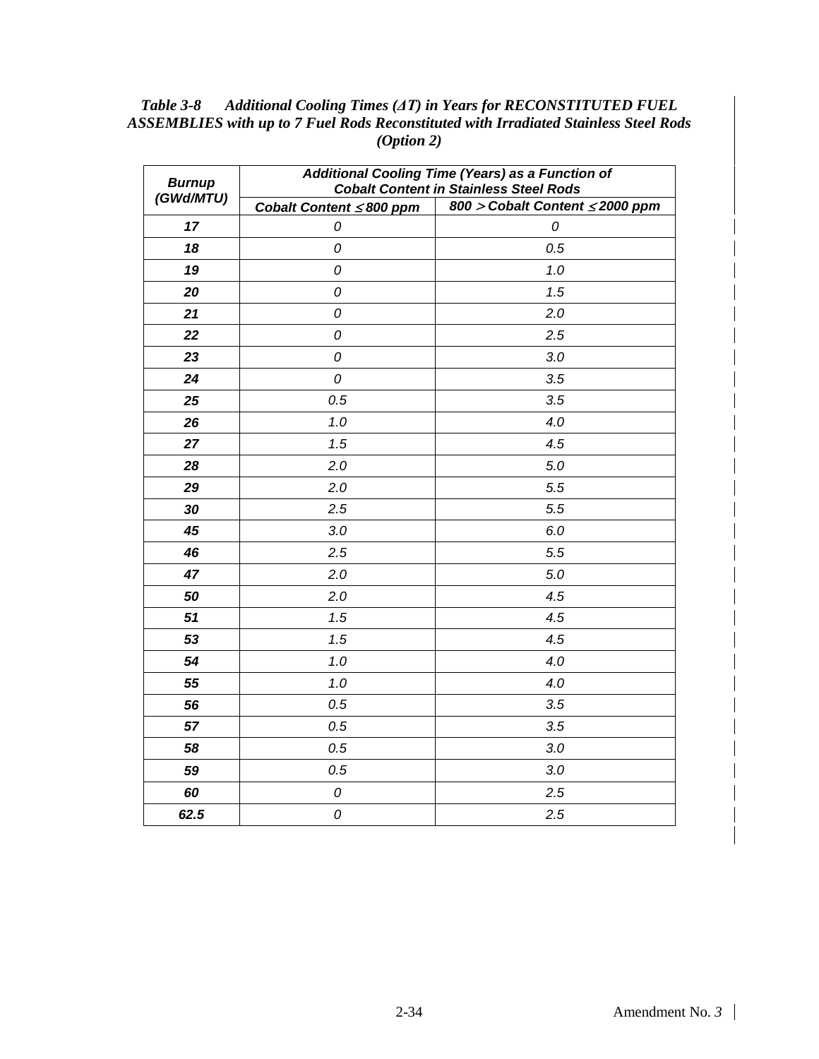***Table 3-8 Additional Cooling Times (ΔT) in Years for RECONSTITUTED FUEL ASSEMBLIES with up to 7 Fuel Rods Reconstituted with Irradiated Stainless Steel Rods (Option 2)***

| *Burnup (GWd/MTU)* | *Additional Cooling Time (Years) as a Function of Cobalt Content in Stainless Steel Rods* | |
|---|---|---|
| | *Cobalt Content ≤ 800 ppm* | *800 > Cobalt Content ≤ 2000 ppm* |
| *17* | *0* | *0* |
| *18* | *0* | *0.5* |
| *19* | *0* | *1.0* |
| *20* | *0* | *1.5* |
| *21* | *0* | *2.0* |
| *22* | *0* | *2.5* |
| *23* | *0* | *3.0* |
| *24* | *0* | *3.5* |
| *25* | *0.5* | *3.5* |
| *26* | *1.0* | *4.0* |
| *27* | *1.5* | *4.5* |
| *28* | *2.0* | *5.0* |
| *29* | *2.0* | *5.5* |
| *30* | *2.5* | *5.5* |
| *45* | *3.0* | *6.0* |
| *46* | *2.5* | *5.5* |
| *47* | *2.0* | *5.0* |
| *50* | *2.0* | *4.5* |
| *51* | *1.5* | *4.5* |
| *53* | *1.5* | *4.5* |
| *54* | *1.0* | *4.0* |
| *55* | *1.0* | *4.0* |
| *56* | *0.5* | *3.5* |
| *57* | *0.5* | *3.5* |
| *58* | *0.5* | *3.0* |
| *59* | *0.5* | *3.0* |
| *60* | *0* | *2.5* |
| *62.5* | *0* | *2.5* |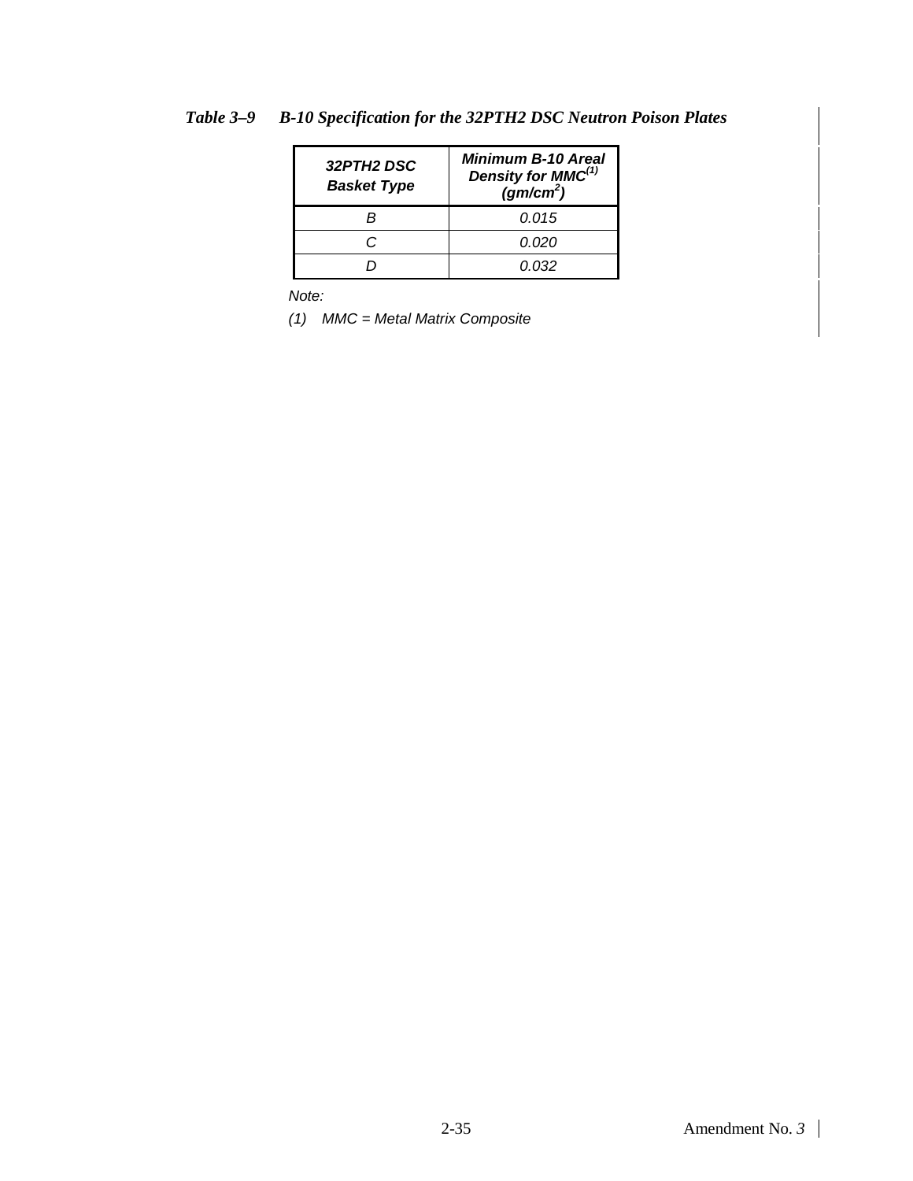*Table 3–9 B-10 Specification for the 32PTH2 DSC Neutron Poison Plates*

| ***32PTH2 DSC Basket Type*** | ***Minimum B-10 Areal Density for MMC[(1)] ($gm/cm^2$)*** |
|---|---|
| *B* | *0.015* |
| *C* | *0.020* |
| *D* | *0.032* |

*Note:*

*(1) MMC = Metal Matrix Composite*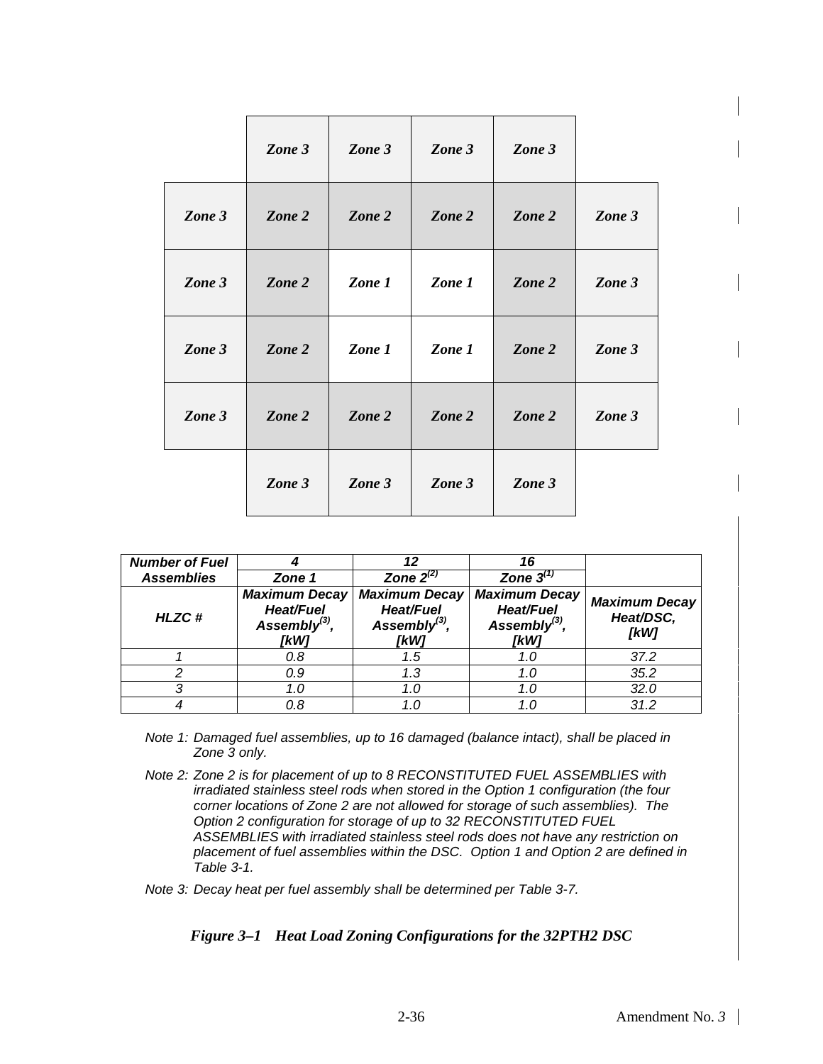|  | *Zone 3* | *Zone 3* | *Zone 3* | *Zone 3* |  |
|---|---|---|---|---|---|
| *Zone 3* | *Zone 2* | *Zone 2* | *Zone 2* | *Zone 2* | *Zone 3* |
| *Zone 3* | *Zone 2* | *Zone 1* | *Zone 1* | *Zone 2* | *Zone 3* |
| *Zone 3* | *Zone 2* | *Zone 1* | *Zone 1* | *Zone 2* | *Zone 3* |
| *Zone 3* | *Zone 2* | *Zone 2* | *Zone 2* | *Zone 2* | *Zone 3* |
|  | *Zone 3* | *Zone 3* | *Zone 3* | *Zone 3* |  |

| ***Number of Fuel Assemblies*** | ***4*** | ***12*** | ***16*** |  |
|---|---|---|---|---|
|  | ***Zone 1*** | ***Zone 2(2)*** | ***Zone 3(1)*** |  |
| ***HLZC #*** | ***Maximum Decay Heat/Fuel Assembly(3), [kW]*** | ***Maximum Decay Heat/Fuel Assembly(3), [kW]*** | ***Maximum Decay Heat/Fuel Assembly(3), [kW]*** | ***Maximum Decay Heat/DSC, [kW]*** |
| *1* | *0.8* | *1.5* | *1.0* | *37.2* |
| *2* | *0.9* | *1.3* | *1.0* | *35.2* |
| *3* | *1.0* | *1.0* | *1.0* | *32.0* |
| *4* | *0.8* | *1.0* | *1.0* | *31.2* |

*Note 1: Damaged fuel assemblies, up to 16 damaged (balance intact), shall be placed in Zone 3 only.*

*Note 2: Zone 2 is for placement of up to 8 RECONSTITUTED FUEL ASSEMBLIES with irradiated stainless steel rods when stored in the Option 1 configuration (the four corner locations of Zone 2 are not allowed for storage of such assemblies). The Option 2 configuration for storage of up to 32 RECONSTITUTED FUEL ASSEMBLIES with irradiated stainless steel rods does not have any restriction on placement of fuel assemblies within the DSC. Option 1 and Option 2 are defined in Table 3-1.*

*Note 3: Decay heat per fuel assembly shall be determined per Table 3-7.*

***Figure 3–1 Heat Load Zoning Configurations for the 32PTH2 DSC***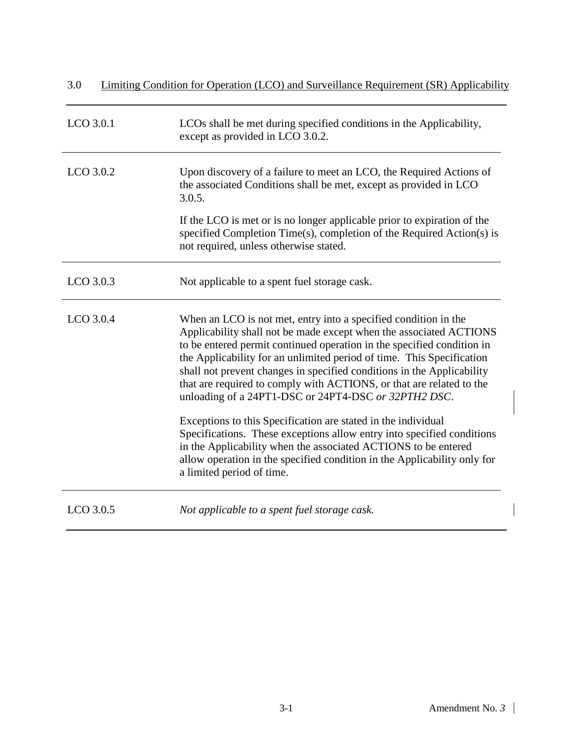## 3.0 Limiting Condition for Operation (LCO) and Surveillance Requirement (SR) Applicability

| | |
|---|---|
| LCO 3.0.1 | LCOs shall be met during specified conditions in the Applicability, except as provided in LCO 3.0.2. |
| LCO 3.0.2 | Upon discovery of a failure to meet an LCO, the Required Actions of the associated Conditions shall be met, except as provided in LCO 3.0.5.<br><br>If the LCO is met or is no longer applicable prior to expiration of the specified Completion Time(s), completion of the Required Action(s) is not required, unless otherwise stated. |
| LCO 3.0.3 | Not applicable to a spent fuel storage cask. |
| LCO 3.0.4 | When an LCO is not met, entry into a specified condition in the Applicability shall not be made except when the associated ACTIONS to be entered permit continued operation in the specified condition in the Applicability for an unlimited period of time. This Specification shall not prevent changes in specified conditions in the Applicability that are required to comply with ACTIONS, or that are related to the unloading of a 24PT1-DSC or 24PT4-DSC *or 32PTH2 DSC*.<br><br>Exceptions to this Specification are stated in the individual Specifications. These exceptions allow entry into specified conditions in the Applicability when the associated ACTIONS to be entered allow operation in the specified condition in the Applicability only for a limited period of time. |
| LCO 3.0.5 | *Not applicable to a spent fuel storage cask.* |

Amendment No. *3*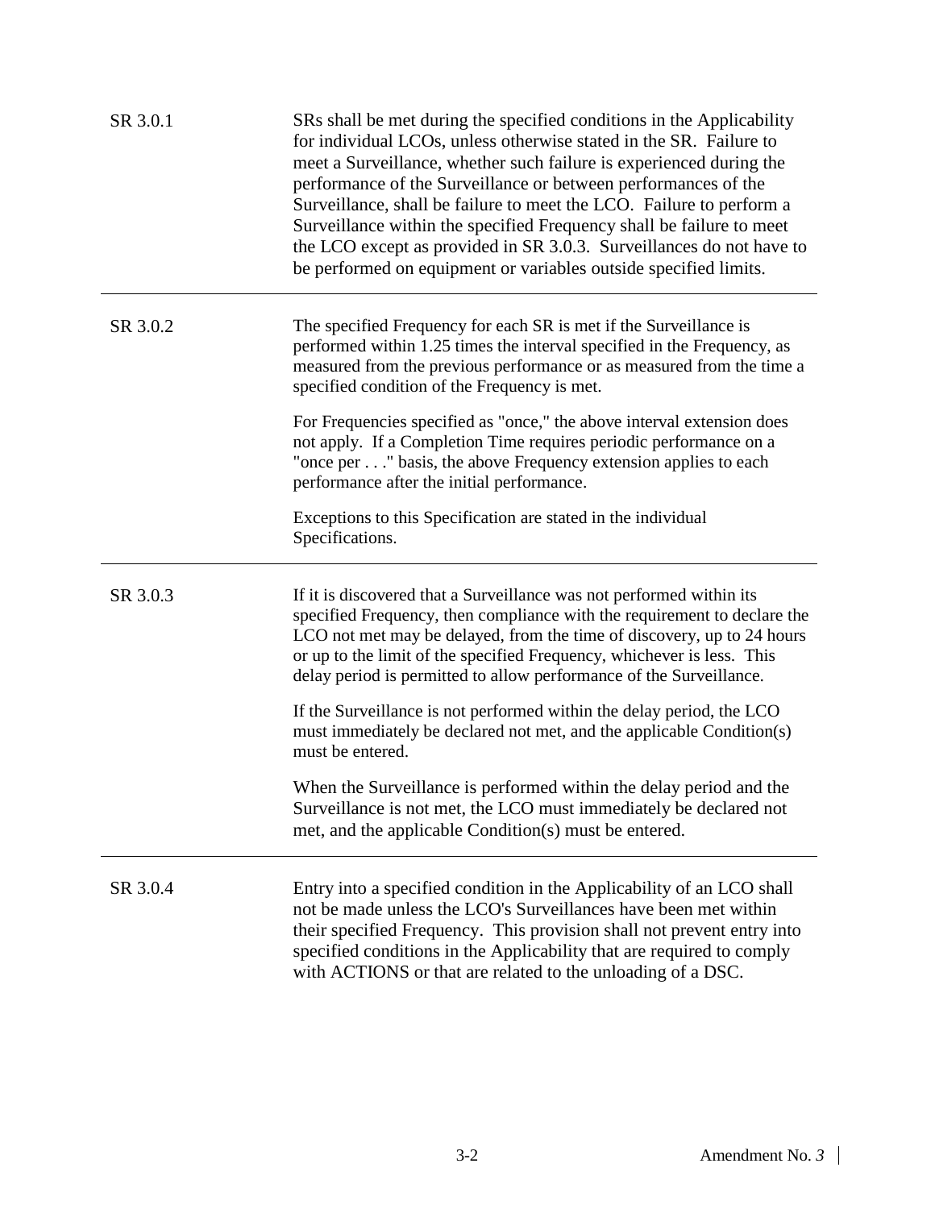| | |
|---|---|
| SR 3.0.1 | SRs shall be met during the specified conditions in the Applicability for individual LCOs, unless otherwise stated in the SR. Failure to meet a Surveillance, whether such failure is experienced during the performance of the Surveillance or between performances of the Surveillance, shall be failure to meet the LCO. Failure to perform a Surveillance within the specified Frequency shall be failure to meet the LCO except as provided in SR 3.0.3. Surveillances do not have to be performed on equipment or variables outside specified limits. |
| SR 3.0.2 | The specified Frequency for each SR is met if the Surveillance is performed within 1.25 times the interval specified in the Frequency, as measured from the previous performance or as measured from the time a specified condition of the Frequency is met.<br><br>For Frequencies specified as "once," the above interval extension does not apply. If a Completion Time requires periodic performance on a "once per . . ." basis, the above Frequency extension applies to each performance after the initial performance.<br><br>Exceptions to this Specification are stated in the individual Specifications. |
| SR 3.0.3 | If it is discovered that a Surveillance was not performed within its specified Frequency, then compliance with the requirement to declare the LCO not met may be delayed, from the time of discovery, up to 24 hours or up to the limit of the specified Frequency, whichever is less. This delay period is permitted to allow performance of the Surveillance.<br><br>If the Surveillance is not performed within the delay period, the LCO must immediately be declared not met, and the applicable Condition(s) must be entered.<br><br>When the Surveillance is performed within the delay period and the Surveillance is not met, the LCO must immediately be declared not met, and the applicable Condition(s) must be entered. |
| SR 3.0.4 | Entry into a specified condition in the Applicability of an LCO shall not be made unless the LCO's Surveillances have been met within their specified Frequency. This provision shall not prevent entry into specified conditions in the Applicability that are required to comply with ACTIONS or that are related to the unloading of a DSC. |

Amendment No. *3*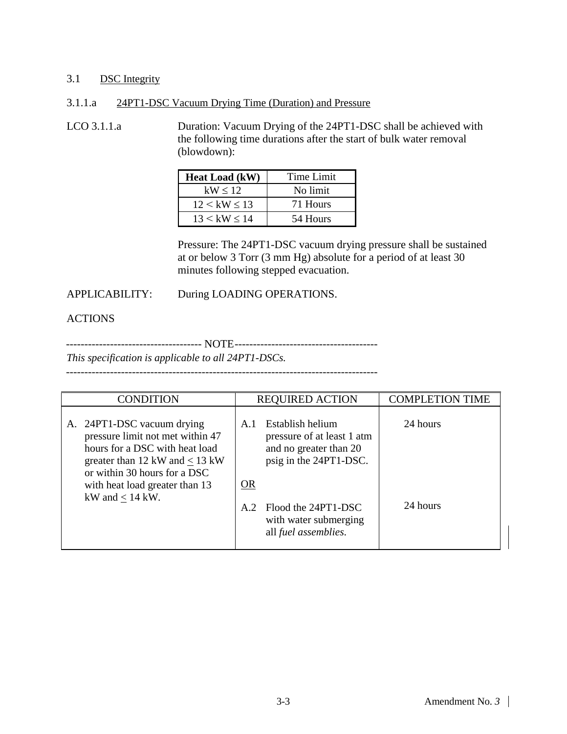3.1 DSC Integrity

3.1.1.a 24PT1-DSC Vacuum Drying Time (Duration) and Pressure

LCO 3.1.1.a Duration: Vacuum Drying of the 24PT1-DSC shall be achieved with the following time durations after the start of bulk water removal (blowdown):

| **Heat Load (kW)** | Time Limit |
|---|---|
| kW ≤ 12 | No limit |
| 12 < kW ≤ 13 | 71 Hours |
| 13 < kW ≤ 14 | 54 Hours |

Pressure: The 24PT1-DSC vacuum drying pressure shall be sustained at or below 3 Torr (3 mm Hg) absolute for a period of at least 30 minutes following stepped evacuation.

APPLICABILITY: During LOADING OPERATIONS.

ACTIONS

------------------------------------ NOTE---------------------------------------

*This specification is applicable to all 24PT1-DSCs.*

-----------------------------------------------------------------------------------

| CONDITION | REQUIRED ACTION | COMPLETION TIME |
|---|---|---|
| A. 24PT1-DSC vacuum drying pressure limit not met within 47 hours for a DSC with heat load greater than 12 kW and ≤ 13 kW or within 30 hours for a DSC with heat load greater than 13 kW and ≤ 14 kW. | A.1 Establish helium pressure of at least 1 atm and no greater than 20 psig in the 24PT1-DSC. | 24 hours |
| | OR | |
| | A.2 Flood the 24PT1-DSC with water submerging all *fuel assemblies*. | 24 hours |

Amendment No. *3*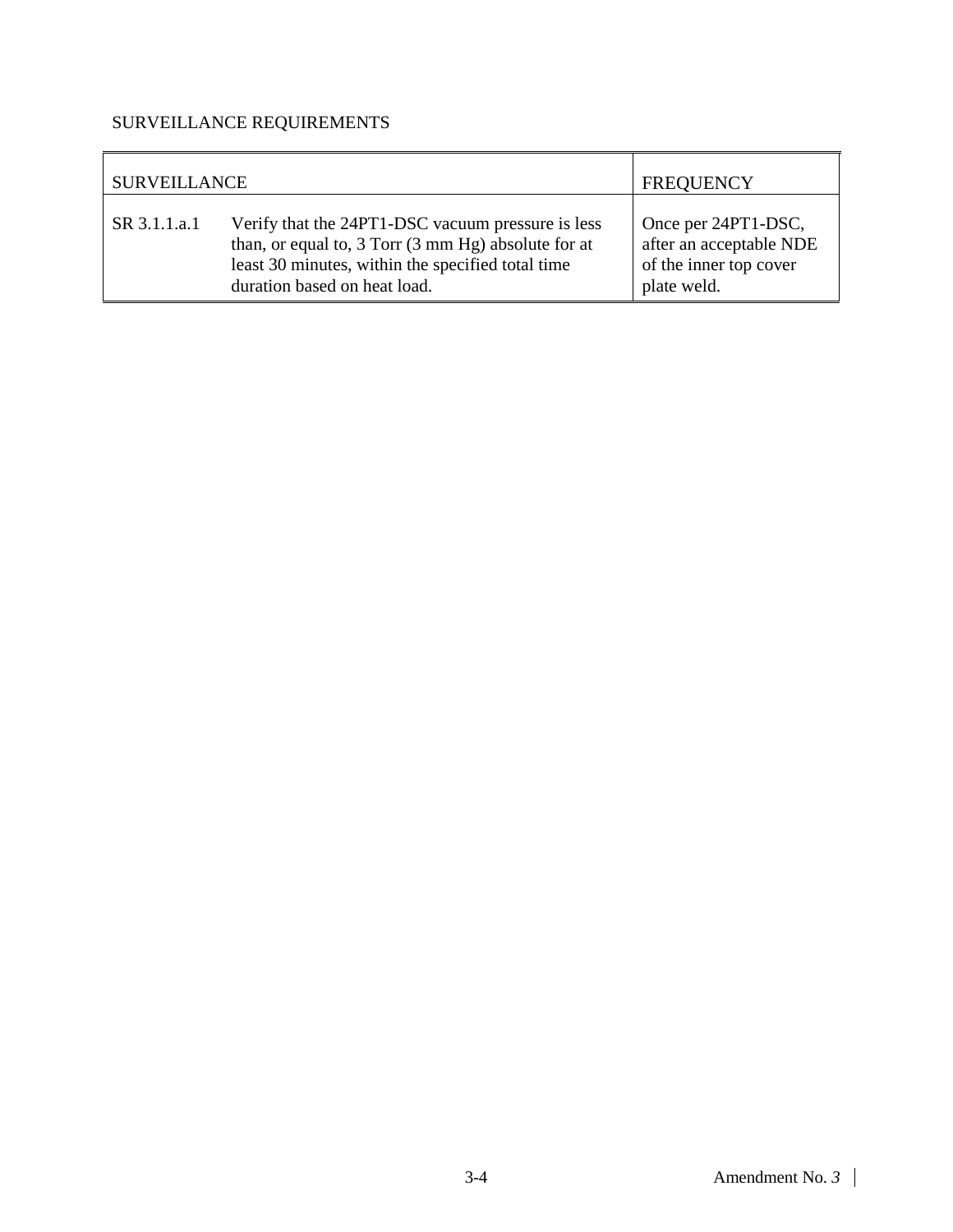SURVEILLANCE REQUIREMENTS

| SURVEILLANCE | | FREQUENCY |
|---|---|---|
| SR 3.1.1.a.1 | Verify that the 24PT1-DSC vacuum pressure is less than, or equal to, 3 Torr (3 mm Hg) absolute for at least 30 minutes, within the specified total time duration based on heat load. | Once per 24PT1-DSC, after an acceptable NDE of the inner top cover plate weld. |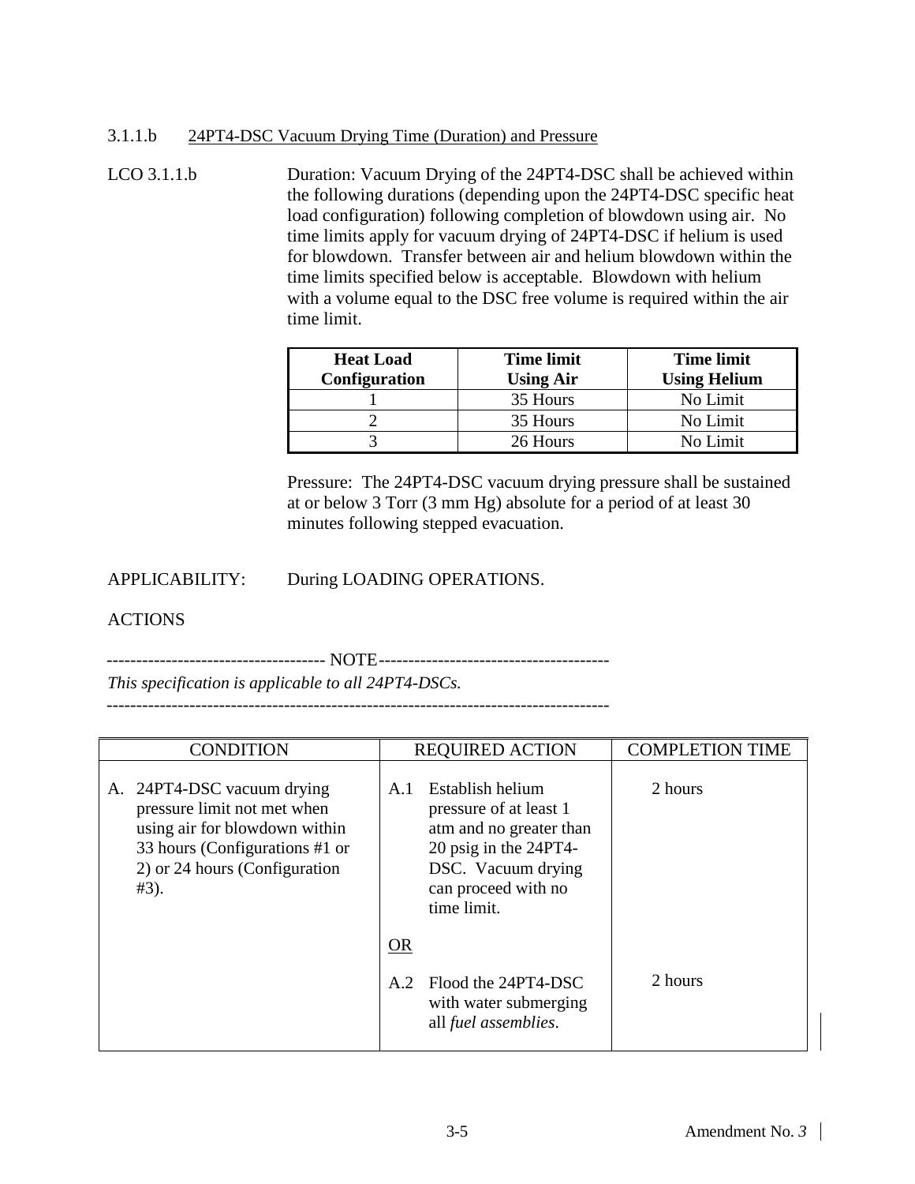### 3.1.1.b 24PT4-DSC Vacuum Drying Time (Duration) and Pressure

LCO 3.1.1.b

Duration: Vacuum Drying of the 24PT4-DSC shall be achieved within the following durations (depending upon the 24PT4-DSC specific heat load configuration) following completion of blowdown using air. No time limits apply for vacuum drying of 24PT4-DSC if helium is used for blowdown. Transfer between air and helium blowdown within the time limits specified below is acceptable. Blowdown with helium with a volume equal to the DSC free volume is required within the air time limit.

| Heat Load Configuration | Time limit Using Air | Time limit Using Helium |
|---|---|---|
| 1 | 35 Hours | No Limit |
| 2 | 35 Hours | No Limit |
| 3 | 26 Hours | No Limit |

Pressure: The 24PT4-DSC vacuum drying pressure shall be sustained at or below 3 Torr (3 mm Hg) absolute for a period of at least 30 minutes following stepped evacuation.

APPLICABILITY: During LOADING OPERATIONS.

ACTIONS

------------------------------------ NOTE --------------------------------------

*This specification is applicable to all 24PT4-DSCs.*

-----------------------------------------------------------------------------------

| CONDITION | REQUIRED ACTION | COMPLETION TIME |
|---|---|---|
| A. 24PT4-DSC vacuum drying pressure limit not met when using air for blowdown within 33 hours (Configurations #1 or 2) or 24 hours (Configuration #3). | A.1 Establish helium pressure of at least 1 atm and no greater than 20 psig in the 24PT4-DSC. Vacuum drying can proceed with no time limit. | 2 hours |
| | <u>OR</u> | |
| | A.2 Flood the 24PT4-DSC with water submerging all *fuel assemblies*. | 2 hours |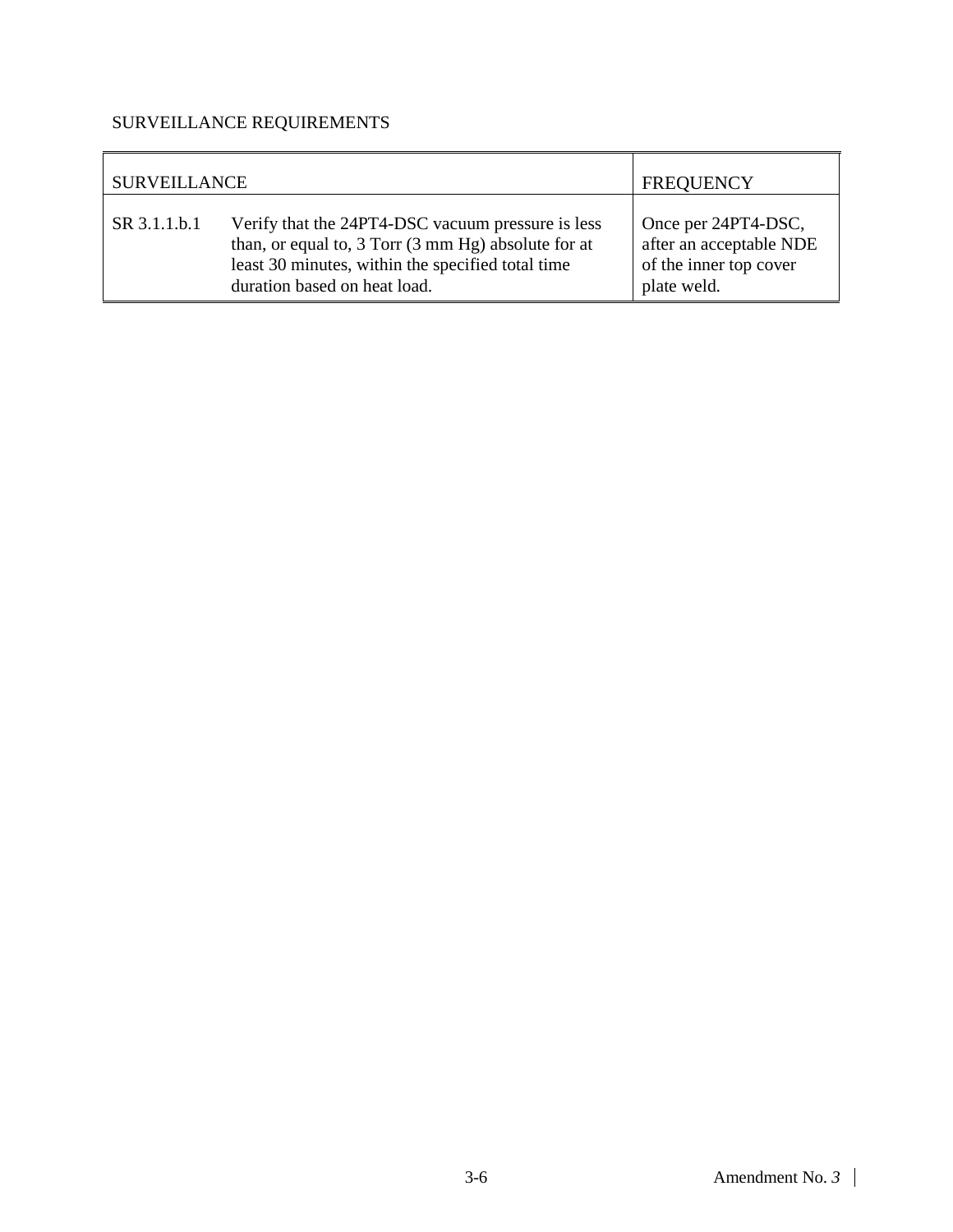SURVEILLANCE REQUIREMENTS

| SURVEILLANCE | | FREQUENCY |
| --- | --- | --- |
| SR 3.1.1.b.1 | Verify that the 24PT4-DSC vacuum pressure is less than, or equal to, 3 Torr (3 mm Hg) absolute for at least 30 minutes, within the specified total time duration based on heat load. | Once per 24PT4-DSC, after an acceptable NDE of the inner top cover plate weld. |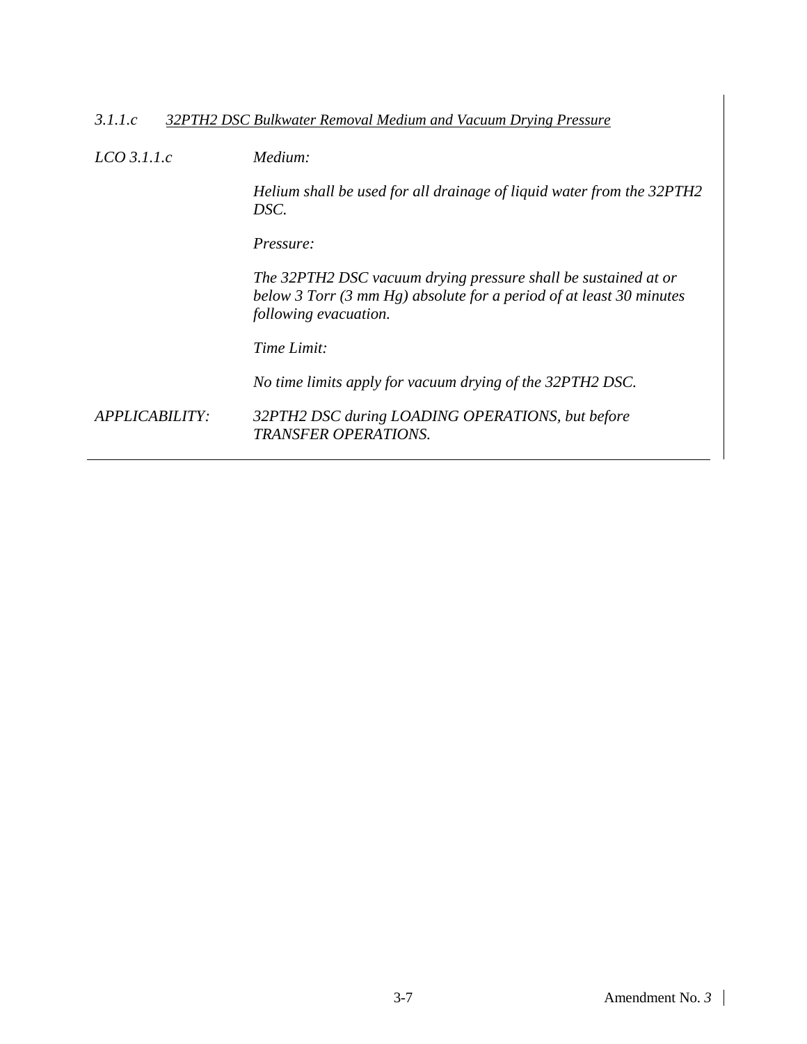### *3.1.1.c* *32PTH2 DSC Bulkwater Removal Medium and Vacuum Drying Pressure*

*LCO 3.1.1.c*

*Medium:*

*Helium shall be used for all drainage of liquid water from the 32PTH2 DSC.*

*Pressure:*

*The 32PTH2 DSC vacuum drying pressure shall be sustained at or below 3 Torr (3 mm Hg) absolute for a period of at least 30 minutes following evacuation.*

*Time Limit:*

*No time limits apply for vacuum drying of the 32PTH2 DSC.*

*APPLICABILITY:* *32PTH2 DSC during LOADING OPERATIONS, but before TRANSFER OPERATIONS.*

---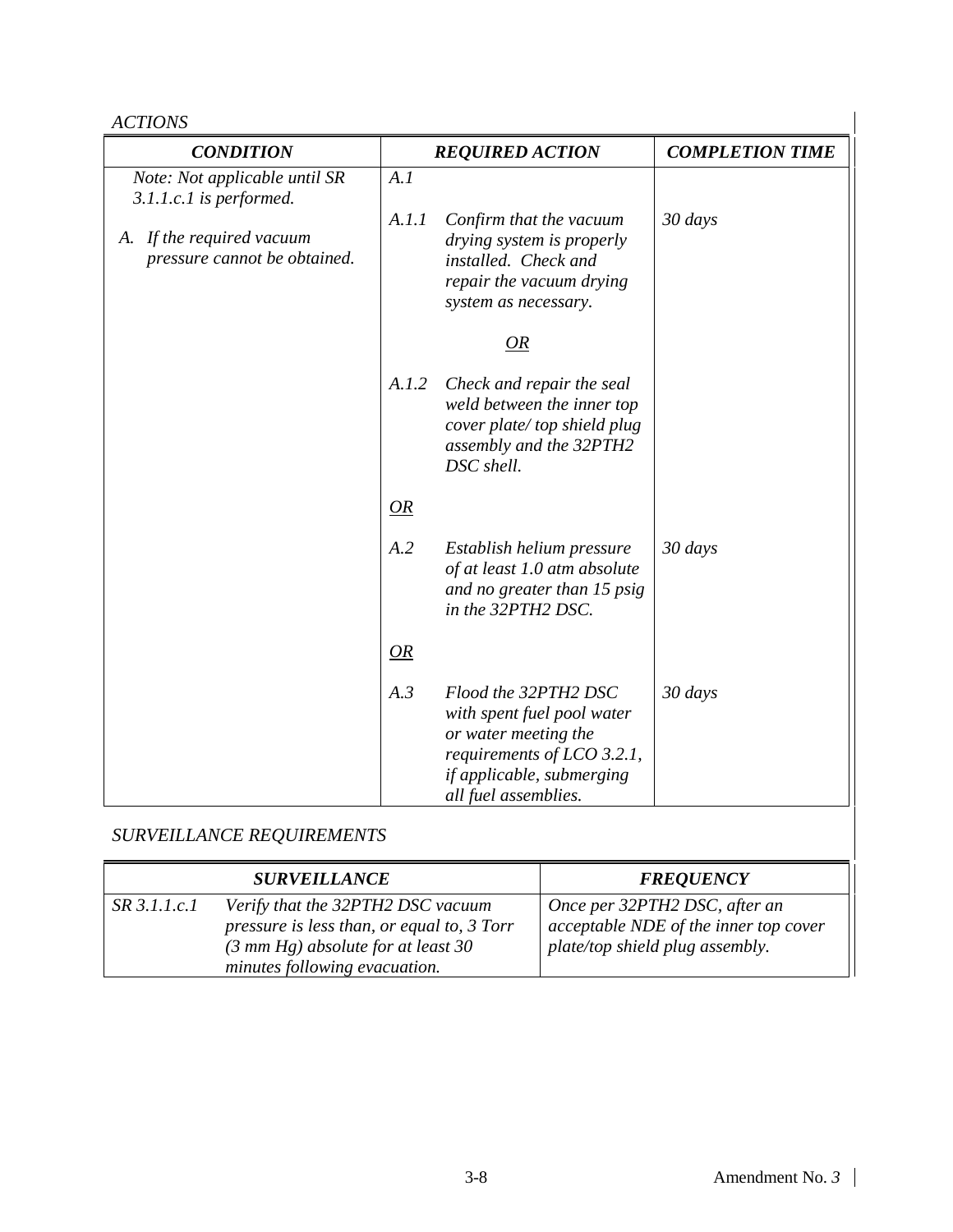*ACTIONS*

| *CONDITION* | *REQUIRED ACTION* | | *COMPLETION TIME* |
|---|---|---|---|
| *Note: Not applicable until SR 3.1.1.c.1 is performed.* | *A.1* | | |
| *A. If the required vacuum pressure cannot be obtained.* | *A.1.1* | *Confirm that the vacuum drying system is properly installed. Check and repair the vacuum drying system as necessary.* | *30 days* |
| | | *OR* | |
| | *A.1.2* | *Check and repair the seal weld between the inner top cover plate/ top shield plug assembly and the 32PTH2 DSC shell.* | |
| | *OR* | | |
| | *A.2* | *Establish helium pressure of at least 1.0 atm absolute and no greater than 15 psig in the 32PTH2 DSC.* | *30 days* |
| | *OR* | | |
| | *A.3* | *Flood the 32PTH2 DSC with spent fuel pool water or water meeting the requirements of LCO 3.2.1, if applicable, submerging all fuel assemblies.* | *30 days* |

*SURVEILLANCE REQUIREMENTS*

| *SURVEILLANCE* | | *FREQUENCY* |
|---|---|---|
| *SR 3.1.1.c.1* | *Verify that the 32PTH2 DSC vacuum pressure is less than, or equal to, 3 Torr (3 mm Hg) absolute for at least 30 minutes following evacuation.* | *Once per 32PTH2 DSC, after an acceptable NDE of the inner top cover plate/top shield plug assembly.* |

Amendment No. *3*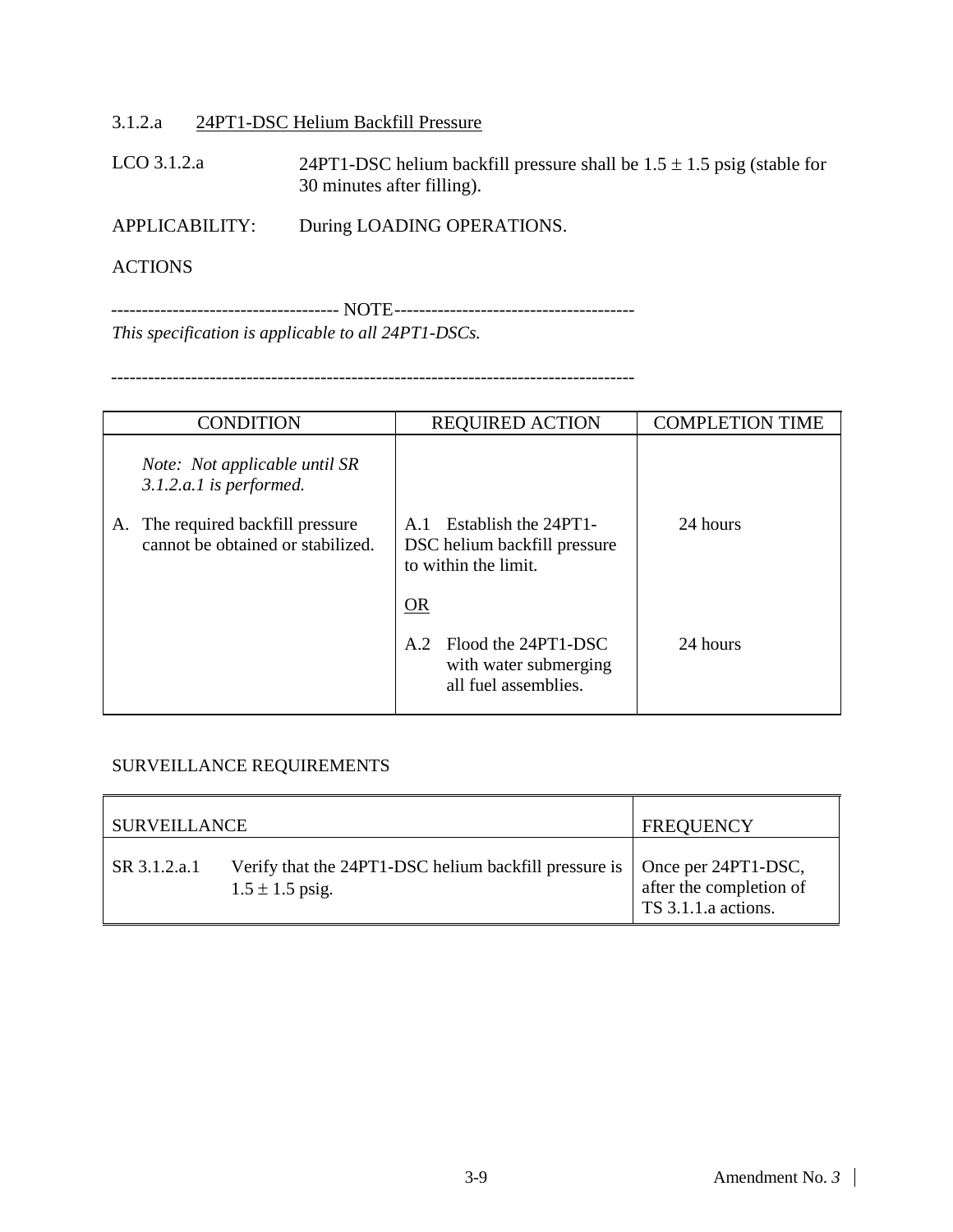### 3.1.2.a 24PT1-DSC Helium Backfill Pressure

LCO 3.1.2.a 24PT1-DSC helium backfill pressure shall be 1.5 ± 1.5 psig (stable for 30 minutes after filling).

APPLICABILITY: During LOADING OPERATIONS.

ACTIONS

------------------------------------ NOTE---------------------------------------

*This specification is applicable to all 24PT1-DSCs.*

-----------------------------------------------------------------------------------

| CONDITION | REQUIRED ACTION | COMPLETION TIME |
|---|---|---|
| *Note: Not applicable until SR 3.1.2.a.1 is performed.* | | |
| A. The required backfill pressure cannot be obtained or stabilized. | A.1 Establish the 24PT1-DSC helium backfill pressure to within the limit. | 24 hours |
| | OR | |
| | A.2 Flood the 24PT1-DSC with water submerging all fuel assemblies. | 24 hours |

SURVEILLANCE REQUIREMENTS

| SURVEILLANCE | | FREQUENCY |
|---|---|---|
| SR 3.1.2.a.1 | Verify that the 24PT1-DSC helium backfill pressure is 1.5 ± 1.5 psig. | Once per 24PT1-DSC, after the completion of TS 3.1.1.a actions. |

Amendment No. *3*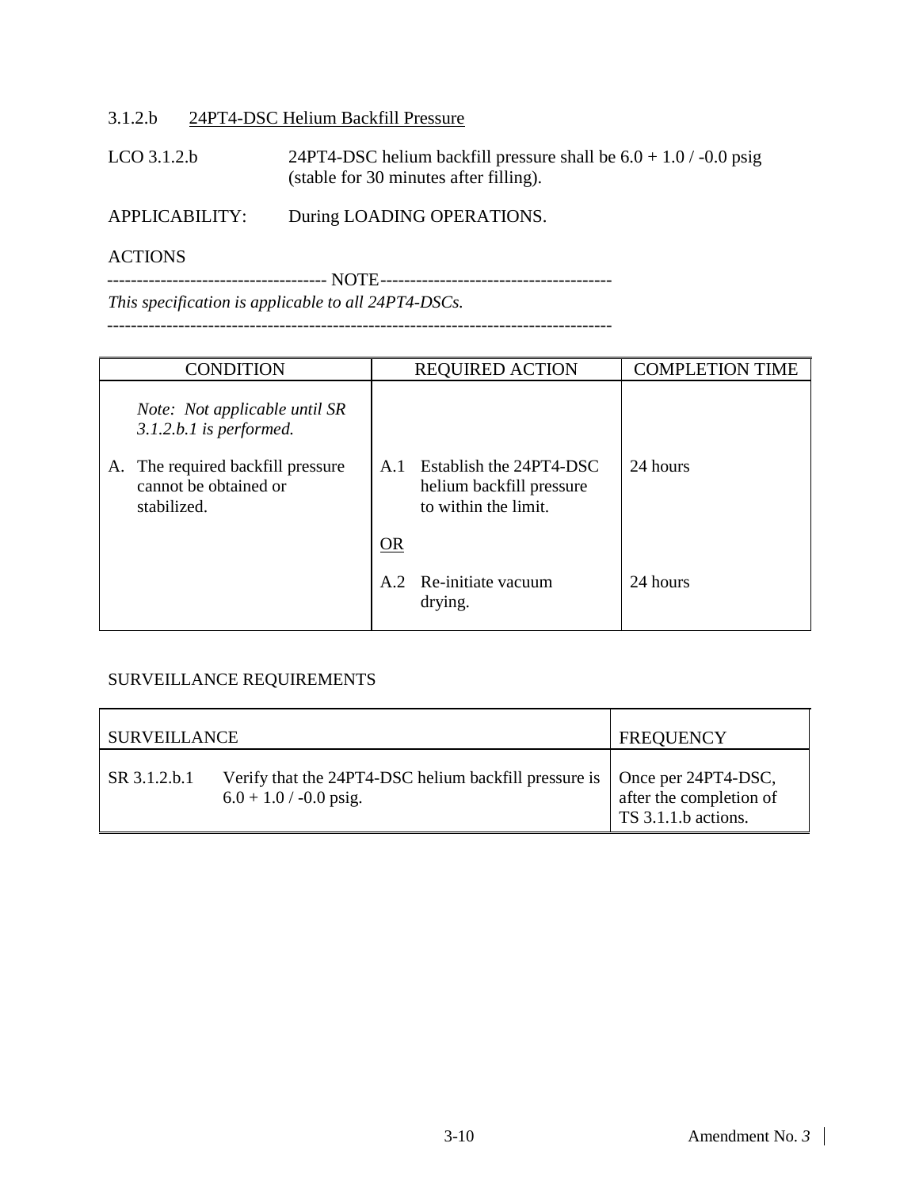### 3.1.2.b 24PT4-DSC Helium Backfill Pressure

LCO 3.1.2.b 24PT4-DSC helium backfill pressure shall be 6.0 + 1.0 / -0.0 psig (stable for 30 minutes after filling).

APPLICABILITY: During LOADING OPERATIONS.

ACTIONS

------------------------------------ NOTE---------------------------------------

*This specification is applicable to all 24PT4-DSCs.*

-----------------------------------------------------------------------------------

| CONDITION | REQUIRED ACTION | COMPLETION TIME |
|---|---|---|
| *Note: Not applicable until SR 3.1.2.b.1 is performed.*<br><br>A. The required backfill pressure cannot be obtained or stabilized. | A.1 Establish the 24PT4-DSC helium backfill pressure to within the limit.<br><br>OR<br><br>A.2 Re-initiate vacuum drying. | 24 hours<br><br><br><br>24 hours |

SURVEILLANCE REQUIREMENTS

| SURVEILLANCE | | FREQUENCY |
|---|---|---|
| SR 3.1.2.b.1 | Verify that the 24PT4-DSC helium backfill pressure is 6.0 + 1.0 / -0.0 psig. | Once per 24PT4-DSC, after the completion of TS 3.1.1.b actions. |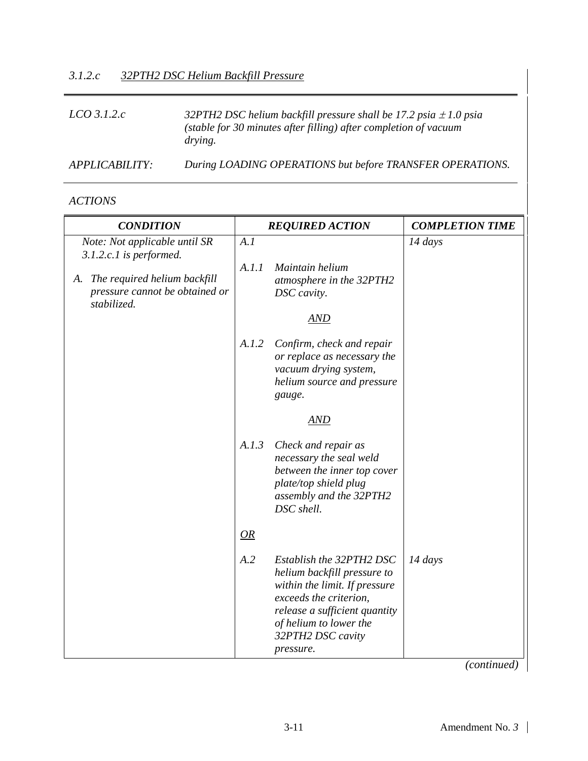### *3.1.2.c 32PTH2 DSC Helium Backfill Pressure*

| | |
|---|---|
| *LCO 3.1.2.c* | *32PTH2 DSC helium backfill pressure shall be 17.2 psia ± 1.0 psia (stable for 30 minutes after filling) after completion of vacuum drying.* |
| *APPLICABILITY:* | *During LOADING OPERATIONS but before TRANSFER OPERATIONS.* |

*ACTIONS*

| *CONDITION* | *REQUIRED ACTION* | *COMPLETION TIME* |
|---|---|---|
| *Note: Not applicable until SR 3.1.2.c.1 is performed.*<br><br>*A. The required helium backfill pressure cannot be obtained or stabilized.* | *A.1*<br><br>*A.1.1 Maintain helium atmosphere in the 32PTH2 DSC cavity.*<br><br>*AND*<br><br>*A.1.2 Confirm, check and repair or replace as necessary the vacuum drying system, helium source and pressure gauge.*<br><br>*AND*<br><br>*A.1.3 Check and repair as necessary the seal weld between the inner top cover plate/top shield plug assembly and the 32PTH2 DSC shell.* | *14 days* |
| | *OR* | |
| | *A.2 Establish the 32PTH2 DSC helium backfill pressure to within the limit. If pressure exceeds the criterion, release a sufficient quantity of helium to lower the 32PTH2 DSC cavity pressure.* | *14 days* |

*(continued)*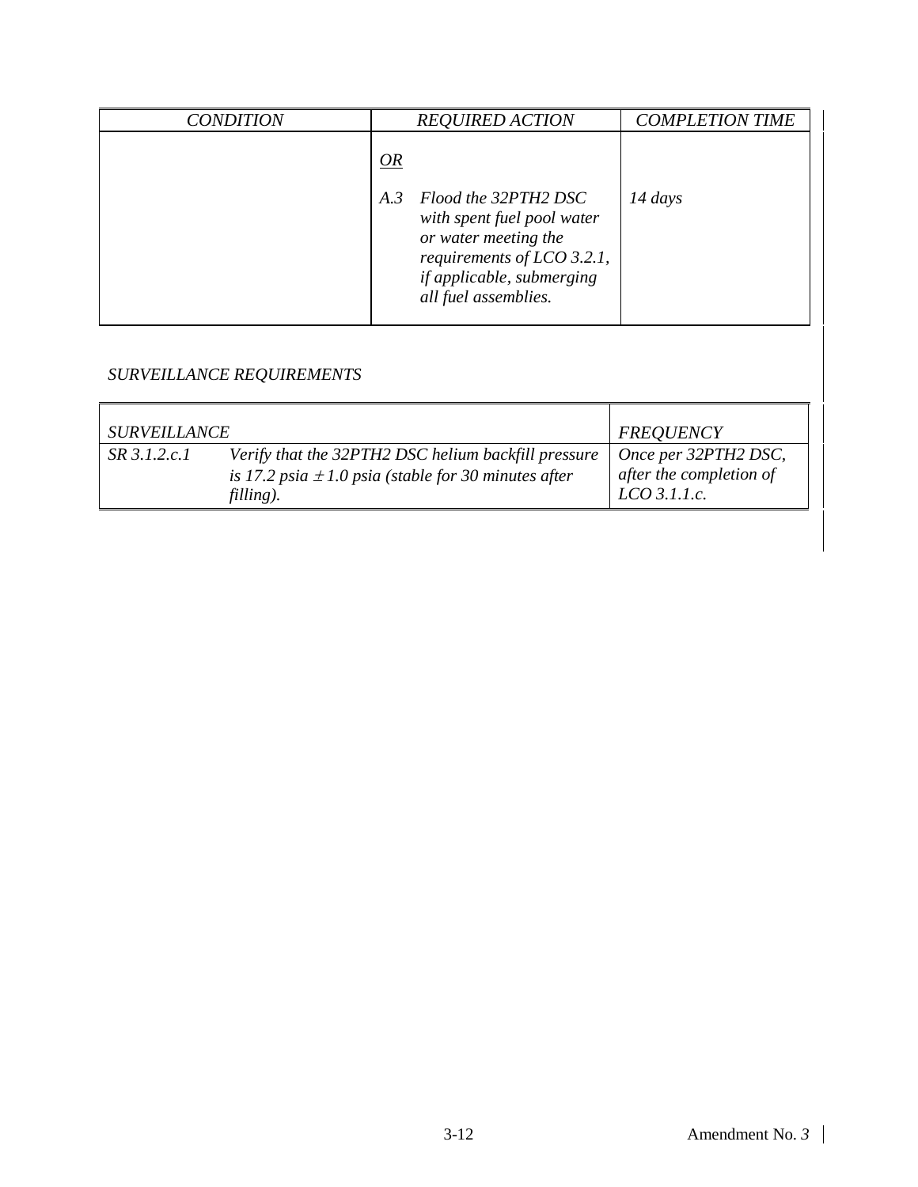| *CONDITION* | *REQUIRED ACTION* | *COMPLETION TIME* |
|---|---|---|
| | *OR* | |
| | *A.3 Flood the 32PTH2 DSC with spent fuel pool water or water meeting the requirements of LCO 3.2.1, if applicable, submerging all fuel assemblies.* | *14 days* |

*SURVEILLANCE REQUIREMENTS*

| *SURVEILLANCE* | | *FREQUENCY* |
|---|---|---|
| *SR 3.1.2.c.1* | *Verify that the 32PTH2 DSC helium backfill pressure is 17.2 psia ± 1.0 psia (stable for 30 minutes after filling).* | *Once per 32PTH2 DSC, after the completion of LCO 3.1.1.c.* |

Amendment No. *3*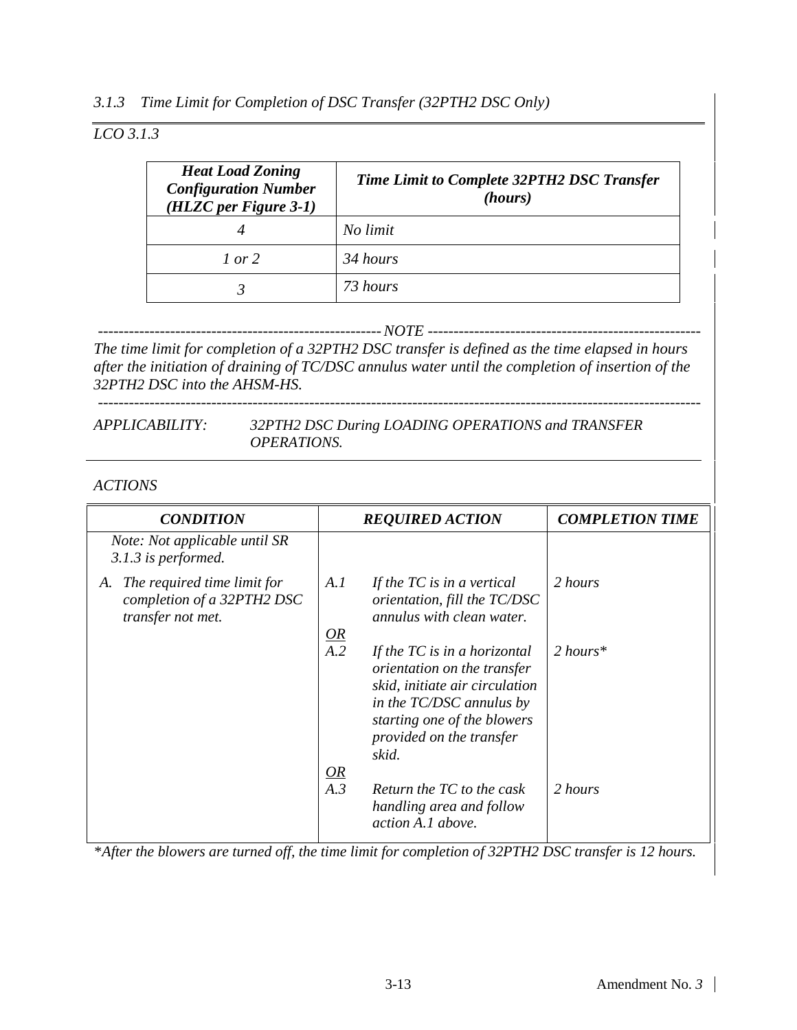### *3.1.3 Time Limit for Completion of DSC Transfer (32PTH2 DSC Only)*

*LCO 3.1.3*

| *Heat Load Zoning Configuration Number (HLZC per Figure 3-1)* | *Time Limit to Complete 32PTH2 DSC Transfer (hours)* |
|---|---|
| *4* | *No limit* |
| *1 or 2* | *34 hours* |
| *3* | *73 hours* |

------------------------------------------------------- *NOTE* -------------------------------------------------------

*The time limit for completion of a 32PTH2 DSC transfer is defined as the time elapsed in hours after the initiation of draining of TC/DSC annulus water until the completion of insertion of the 32PTH2 DSC into the AHSM-HS.*

-------------------------------------------------------------------------------------------------------------------

*APPLICABILITY:* *32PTH2 DSC During LOADING OPERATIONS and TRANSFER OPERATIONS.*

*ACTIONS*

| *CONDITION* | *REQUIRED ACTION* | *COMPLETION TIME* |
|---|---|---|
| *Note: Not applicable until SR 3.1.3 is performed.* | | |
| *A. The required time limit for completion of a 32PTH2 DSC transfer not met.* | *A.1 If the TC is in a vertical orientation, fill the TC/DSC annulus with clean water.* | *2 hours* |
| | *OR* | |
| | *A.2 If the TC is in a horizontal orientation on the transfer skid, initiate air circulation in the TC/DSC annulus by starting one of the blowers provided on the transfer skid.* | *2 hours** |
| | *OR* | |
| | *A.3 Return the TC to the cask handling area and follow action A.1 above.* | *2 hours* |

**After the blowers are turned off, the time limit for completion of 32PTH2 DSC transfer is 12 hours.*

Amendment No. *3*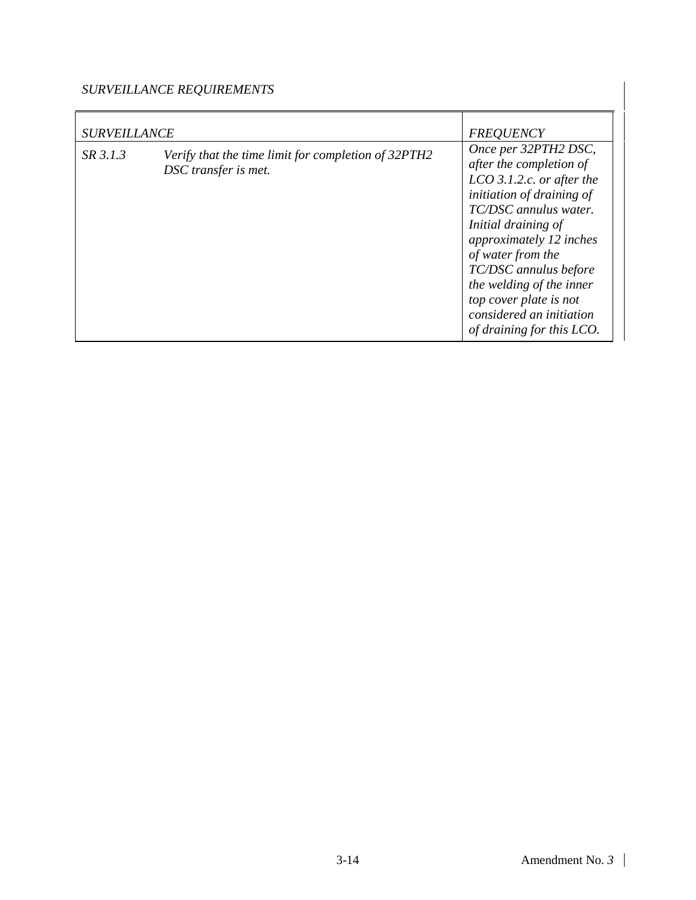*SURVEILLANCE REQUIREMENTS*

| *SURVEILLANCE* | | *FREQUENCY* |
|---|---|---|
| *SR 3.1.3* | *Verify that the time limit for completion of 32PTH2 DSC transfer is met.* | *Once per 32PTH2 DSC, after the completion of LCO 3.1.2.c. or after the initiation of draining of TC/DSC annulus water. Initial draining of approximately 12 inches of water from the TC/DSC annulus before the welding of the inner top cover plate is not considered an initiation of draining for this LCO.* |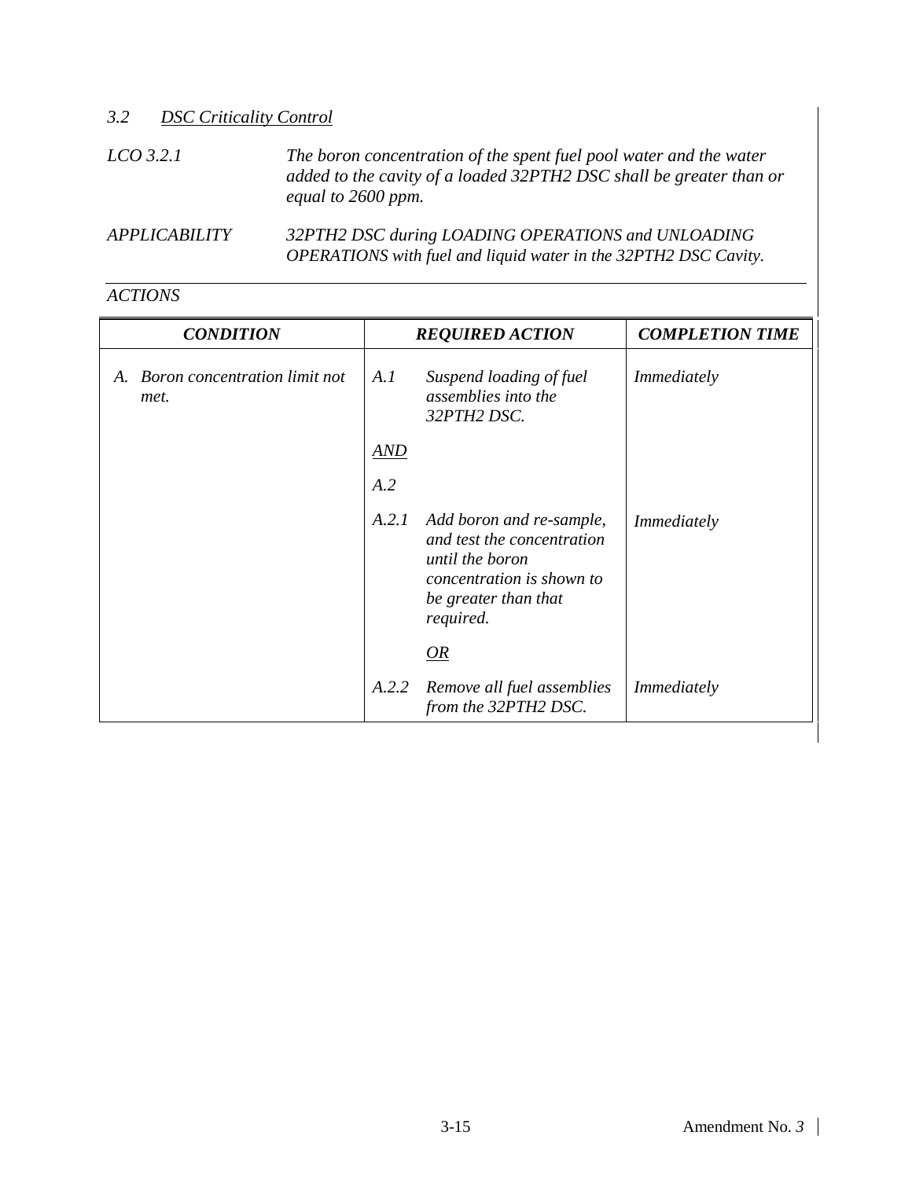## *3.2 DSC Criticality Control*

*LCO 3.2.1* — *The boron concentration of the spent fuel pool water and the water added to the cavity of a loaded 32PTH2 DSC shall be greater than or equal to 2600 ppm.*

*APPLICABILITY* — *32PTH2 DSC during LOADING OPERATIONS and UNLOADING OPERATIONS with fuel and liquid water in the 32PTH2 DSC Cavity.*

*ACTIONS*

| *CONDITION* | *REQUIRED ACTION* | | *COMPLETION TIME* |
|---|---|---|---|
| *A. Boron concentration limit not met.* | *A.1* | *Suspend loading of fuel assemblies into the 32PTH2 DSC.* | *Immediately* |
| | ***AND*** | | |
| | *A.2* | | |
| | *A.2.1* | *Add boron and re-sample, and test the concentration until the boron concentration is shown to be greater than that required.* | *Immediately* |
| | | ***OR*** | |
| | *A.2.2* | *Remove all fuel assemblies from the 32PTH2 DSC.* | *Immediately* |

Amendment No. *3*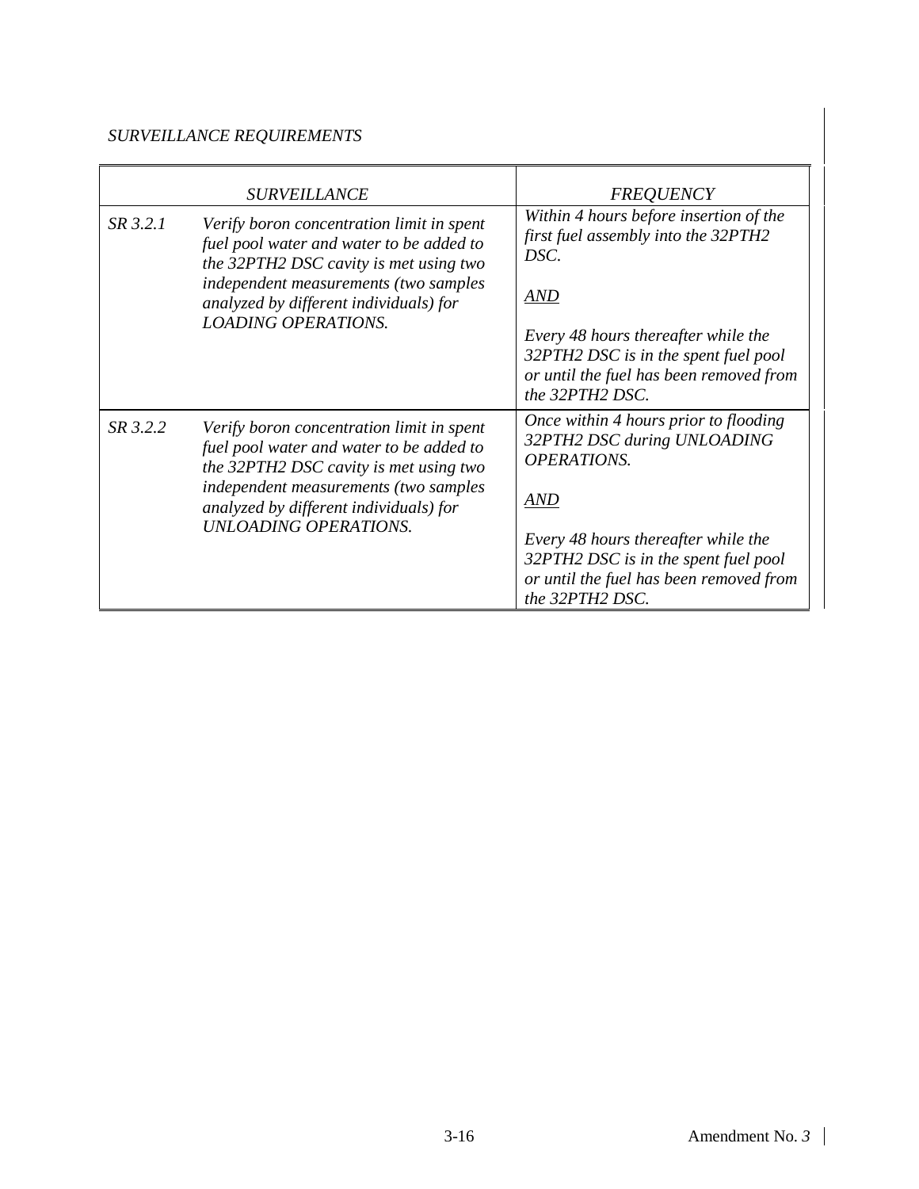*SURVEILLANCE REQUIREMENTS*

| *SURVEILLANCE* | | *FREQUENCY* |
|---|---|---|
| *SR 3.2.1* | *Verify boron concentration limit in spent fuel pool water and water to be added to the 32PTH2 DSC cavity is met using two independent measurements (two samples analyzed by different individuals) for LOADING OPERATIONS.* | *Within 4 hours before insertion of the first fuel assembly into the 32PTH2 DSC.*<br><br>*AND*<br><br>*Every 48 hours thereafter while the 32PTH2 DSC is in the spent fuel pool or until the fuel has been removed from the 32PTH2 DSC.* |
| *SR 3.2.2* | *Verify boron concentration limit in spent fuel pool water and water to be added to the 32PTH2 DSC cavity is met using two independent measurements (two samples analyzed by different individuals) for UNLOADING OPERATIONS.* | *Once within 4 hours prior to flooding 32PTH2 DSC during UNLOADING OPERATIONS.*<br><br>*AND*<br><br>*Every 48 hours thereafter while the 32PTH2 DSC is in the spent fuel pool or until the fuel has been removed from the 32PTH2 DSC.* |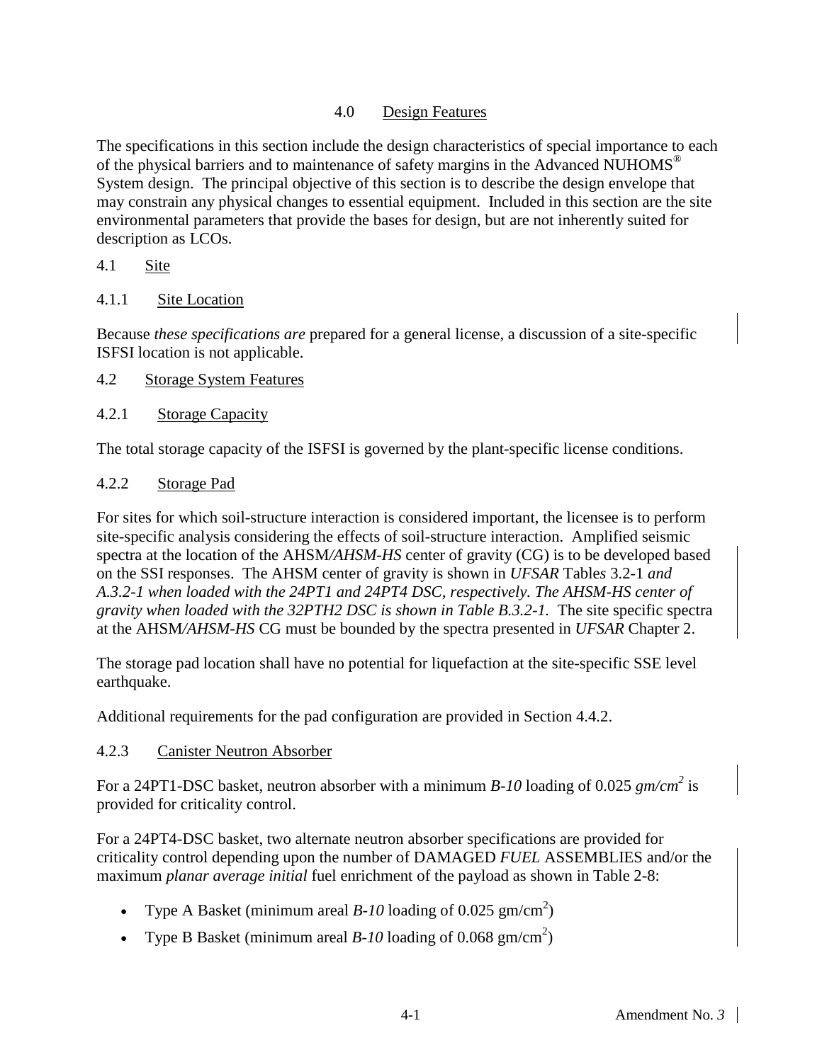# 4.0 Design Features

The specifications in this section include the design characteristics of special importance to each of the physical barriers and to maintenance of safety margins in the Advanced NUHOMS® System design. The principal objective of this section is to describe the design envelope that may constrain any physical changes to essential equipment. Included in this section are the site environmental parameters that provide the bases for design, but are not inherently suited for description as LCOs.

## 4.1 Site

### 4.1.1 Site Location

Because *these specifications are* prepared for a general license, a discussion of a site-specific ISFSI location is not applicable.

## 4.2 Storage System Features

### 4.2.1 Storage Capacity

The total storage capacity of the ISFSI is governed by the plant-specific license conditions.

### 4.2.2 Storage Pad

For sites for which soil-structure interaction is considered important, the licensee is to perform site-specific analysis considering the effects of soil-structure interaction. Amplified seismic spectra at the location of the AHSM*/AHSM-HS* center of gravity (CG) is to be developed based on the SSI responses. The AHSM center of gravity is shown in *UFSAR* Tables 3.2-1 *and A.3.2-1 when loaded with the 24PT1 and 24PT4 DSC, respectively. The AHSM-HS center of gravity when loaded with the 32PTH2 DSC is shown in Table B.3.2-1.* The site specific spectra at the AHSM*/AHSM-HS* CG must be bounded by the spectra presented in *UFSAR* Chapter 2.

The storage pad location shall have no potential for liquefaction at the site-specific SSE level earthquake.

Additional requirements for the pad configuration are provided in Section 4.4.2.

### 4.2.3 Canister Neutron Absorber

For a 24PT1-DSC basket, neutron absorber with a minimum *B-10* loading of 0.025 *gm/cm²* is provided for criticality control.

For a 24PT4-DSC basket, two alternate neutron absorber specifications are provided for criticality control depending upon the number of DAMAGED *FUEL* ASSEMBLIES and/or the maximum *planar average initial* fuel enrichment of the payload as shown in Table 2-8:

- Type A Basket (minimum areal *B-10* loading of 0.025 gm/cm²)
- Type B Basket (minimum areal *B-10* loading of 0.068 gm/cm²)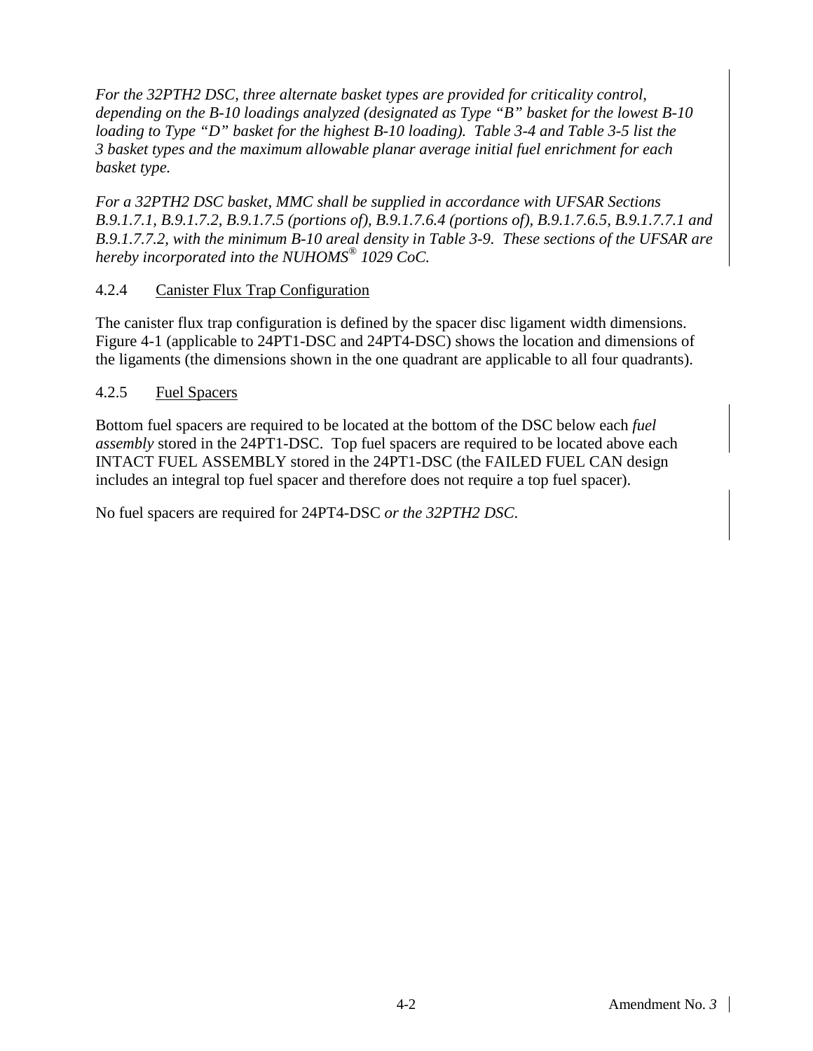*For the 32PTH2 DSC, three alternate basket types are provided for criticality control, depending on the B-10 loadings analyzed (designated as Type "B" basket for the lowest B-10 loading to Type "D" basket for the highest B-10 loading). Table 3-4 and Table 3-5 list the 3 basket types and the maximum allowable planar average initial fuel enrichment for each basket type.*

*For a 32PTH2 DSC basket, MMC shall be supplied in accordance with UFSAR Sections B.9.1.7.1, B.9.1.7.2, B.9.1.7.5 (portions of), B.9.1.7.6.4 (portions of), B.9.1.7.6.5, B.9.1.7.7.1 and B.9.1.7.7.2, with the minimum B-10 areal density in Table 3-9. These sections of the UFSAR are hereby incorporated into the NUHOMS® 1029 CoC.*

### 4.2.4 Canister Flux Trap Configuration

The canister flux trap configuration is defined by the spacer disc ligament width dimensions. Figure 4-1 (applicable to 24PT1-DSC and 24PT4-DSC) shows the location and dimensions of the ligaments (the dimensions shown in the one quadrant are applicable to all four quadrants).

### 4.2.5 Fuel Spacers

Bottom fuel spacers are required to be located at the bottom of the DSC below each *fuel assembly* stored in the 24PT1-DSC. Top fuel spacers are required to be located above each INTACT FUEL ASSEMBLY stored in the 24PT1-DSC (the FAILED FUEL CAN design includes an integral top fuel spacer and therefore does not require a top fuel spacer).

No fuel spacers are required for 24PT4-DSC *or the 32PTH2 DSC.*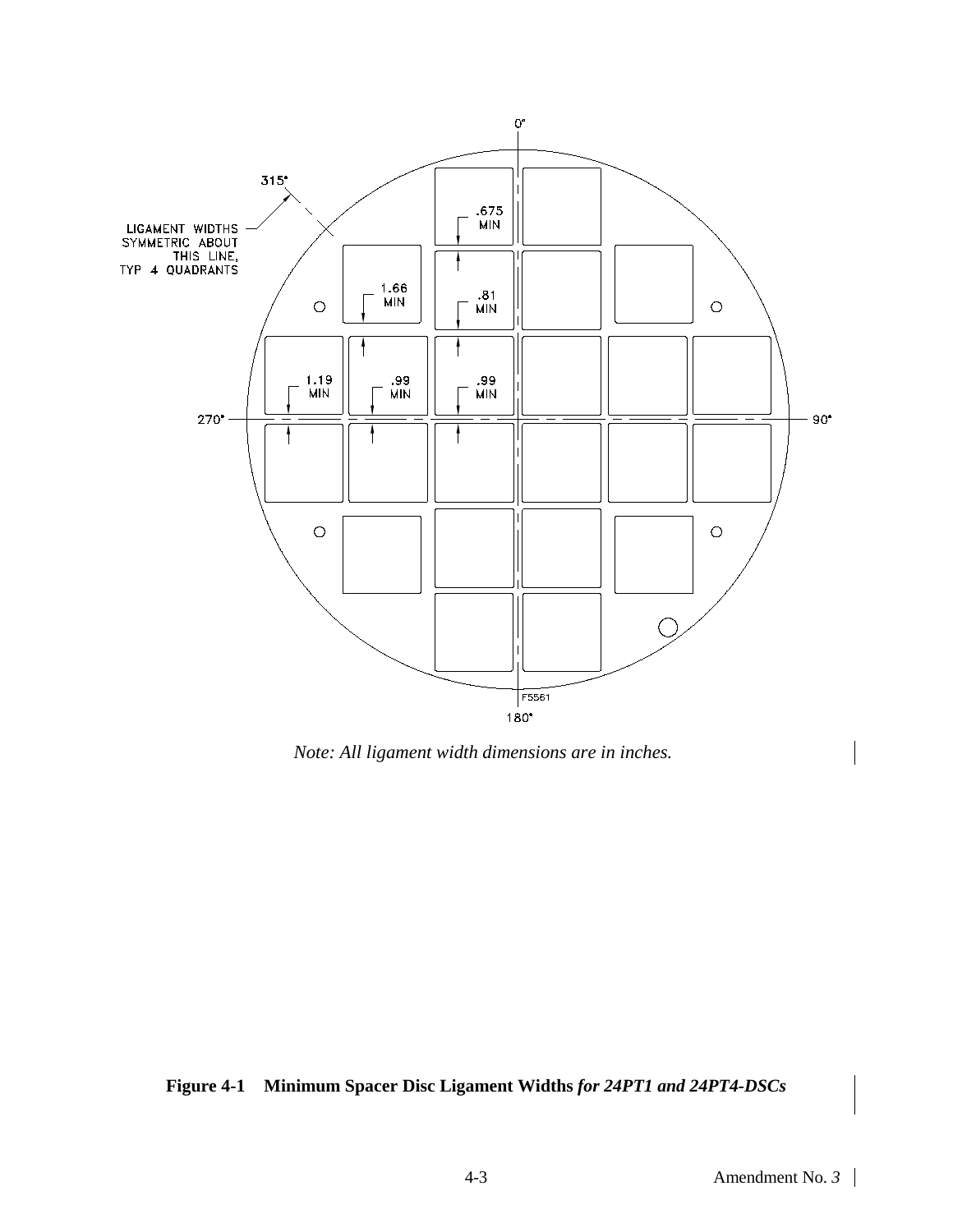0°

315°

LIGAMENT WIDTHS SYMMETRIC ABOUT THIS LINE, TYP 4 QUADRANTS

.675 MIN

1.66 MIN

.81 MIN

1.19 MIN

.99 MIN

.99 MIN

270°

90°

F5561

180°

*Note: All ligament width dimensions are in inches.*

**Figure 4-1 Minimum Spacer Disc Ligament Widths *for 24PT1 and 24PT4-DSCs***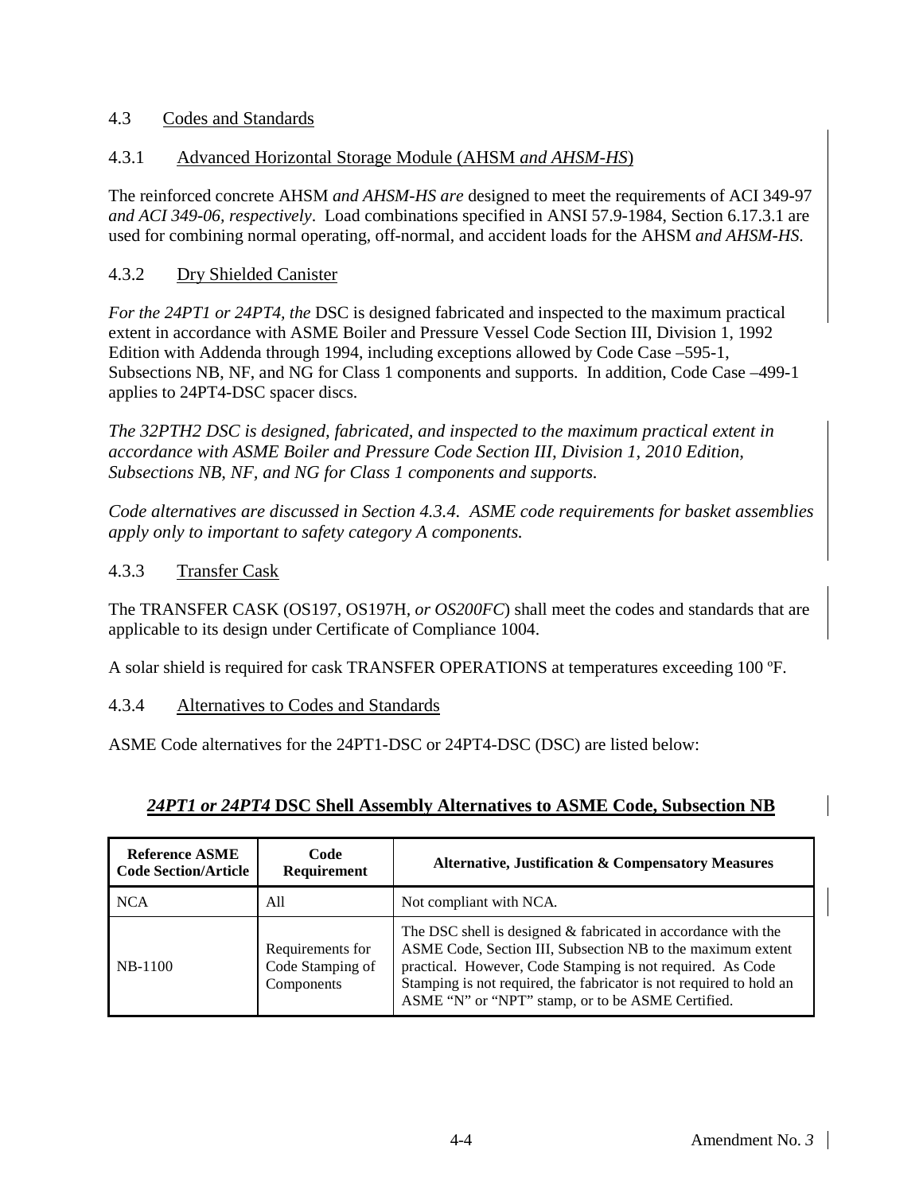## 4.3 Codes and Standards

### 4.3.1 Advanced Horizontal Storage Module (AHSM *and AHSM-HS*)

The reinforced concrete AHSM *and AHSM-HS are* designed to meet the requirements of ACI 349-97 *and ACI 349-06, respectively*. Load combinations specified in ANSI 57.9-1984, Section 6.17.3.1 are used for combining normal operating, off-normal, and accident loads for the AHSM *and AHSM-HS*.

### 4.3.2 Dry Shielded Canister

*For the 24PT1 or 24PT4, the* DSC is designed fabricated and inspected to the maximum practical extent in accordance with ASME Boiler and Pressure Vessel Code Section III, Division 1, 1992 Edition with Addenda through 1994, including exceptions allowed by Code Case –595-1, Subsections NB, NF, and NG for Class 1 components and supports. In addition, Code Case –499-1 applies to 24PT4-DSC spacer discs.

*The 32PTH2 DSC is designed, fabricated, and inspected to the maximum practical extent in accordance with ASME Boiler and Pressure Code Section III, Division 1, 2010 Edition, Subsections NB, NF, and NG for Class 1 components and supports.*

*Code alternatives are discussed in Section 4.3.4. ASME code requirements for basket assemblies apply only to important to safety category A components.*

### 4.3.3 Transfer Cask

The TRANSFER CASK (OS197, OS197H, *or OS200FC*) shall meet the codes and standards that are applicable to its design under Certificate of Compliance 1004.

A solar shield is required for cask TRANSFER OPERATIONS at temperatures exceeding 100 ºF.

### 4.3.4 Alternatives to Codes and Standards

ASME Code alternatives for the 24PT1-DSC or 24PT4-DSC (DSC) are listed below:

**<u>*24PT1 or 24PT4* DSC Shell Assembly Alternatives to ASME Code, Subsection NB</u>**

| Reference ASME Code Section/Article | Code Requirement | Alternative, Justification & Compensatory Measures |
|---|---|---|
| NCA | All | Not compliant with NCA. |
| NB-1100 | Requirements for Code Stamping of Components | The DSC shell is designed & fabricated in accordance with the ASME Code, Section III, Subsection NB to the maximum extent practical. However, Code Stamping is not required. As Code Stamping is not required, the fabricator is not required to hold an ASME "N" or "NPT" stamp, or to be ASME Certified. |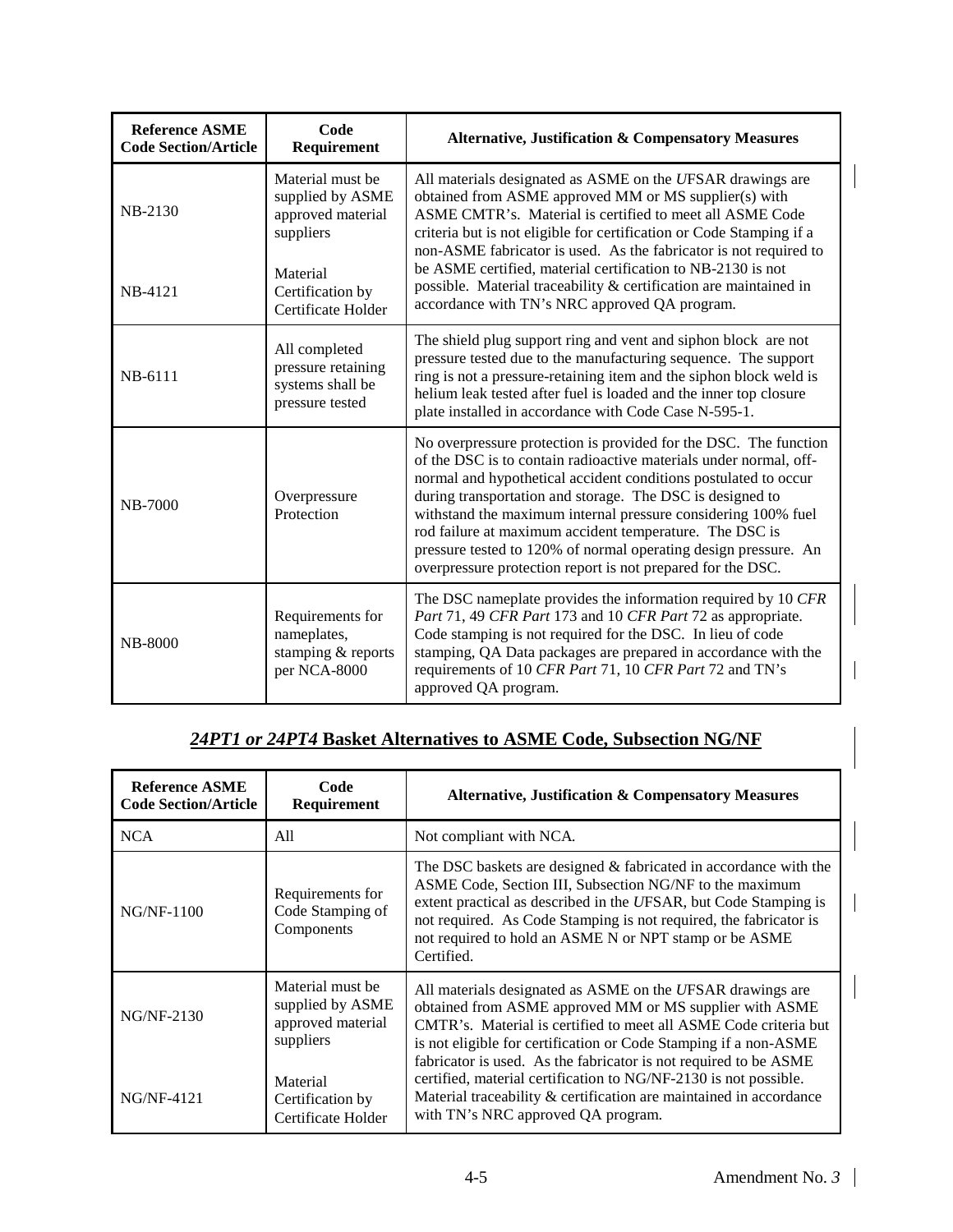| Reference ASME Code Section/Article | Code Requirement | Alternative, Justification & Compensatory Measures |
|---|---|---|
| NB-2130<br><br>NB-4121 | Material must be supplied by ASME approved material suppliers<br><br>Material Certification by Certificate Holder | All materials designated as ASME on the *U*FSAR drawings are obtained from ASME approved MM or MS supplier(s) with ASME CMTR's. Material is certified to meet all ASME Code criteria but is not eligible for certification or Code Stamping if a non-ASME fabricator is used. As the fabricator is not required to be ASME certified, material certification to NB-2130 is not possible. Material traceability & certification are maintained in accordance with TN's NRC approved QA program. |
| NB-6111 | All completed pressure retaining systems shall be pressure tested | The shield plug support ring and vent and siphon block are not pressure tested due to the manufacturing sequence. The support ring is not a pressure-retaining item and the siphon block weld is helium leak tested after fuel is loaded and the inner top closure plate installed in accordance with Code Case N-595-1. |
| NB-7000 | Overpressure Protection | No overpressure protection is provided for the DSC. The function of the DSC is to contain radioactive materials under normal, off-normal and hypothetical accident conditions postulated to occur during transportation and storage. The DSC is designed to withstand the maximum internal pressure considering 100% fuel rod failure at maximum accident temperature. The DSC is pressure tested to 120% of normal operating design pressure. An overpressure protection report is not prepared for the DSC. |
| NB-8000 | Requirements for nameplates, stamping & reports per NCA-8000 | The DSC nameplate provides the information required by 10 *CFR Part* 71, 49 *CFR Part* 173 and 10 *CFR Part* 72 as appropriate. Code stamping is not required for the DSC. In lieu of code stamping, QA Data packages are prepared in accordance with the requirements of 10 *CFR Part* 71, 10 *CFR Part* 72 and TN's approved QA program. |

## *24PT1 or 24PT4* Basket Alternatives to ASME Code, Subsection NG/NF

| Reference ASME Code Section/Article | Code Requirement | Alternative, Justification & Compensatory Measures |
|---|---|---|
| NCA | All | Not compliant with NCA. |
| NG/NF-1100 | Requirements for Code Stamping of Components | The DSC baskets are designed & fabricated in accordance with the ASME Code, Section III, Subsection NG/NF to the maximum extent practical as described in the *U*FSAR, but Code Stamping is not required. As Code Stamping is not required, the fabricator is not required to hold an ASME N or NPT stamp or be ASME Certified. |
| NG/NF-2130<br><br>NG/NF-4121 | Material must be supplied by ASME approved material suppliers<br><br>Material Certification by Certificate Holder | All materials designated as ASME on the *U*FSAR drawings are obtained from ASME approved MM or MS supplier with ASME CMTR's. Material is certified to meet all ASME Code criteria but is not eligible for certification or Code Stamping if a non-ASME fabricator is used. As the fabricator is not required to be ASME certified, material certification to NG/NF-2130 is not possible. Material traceability & certification are maintained in accordance with TN's NRC approved QA program. |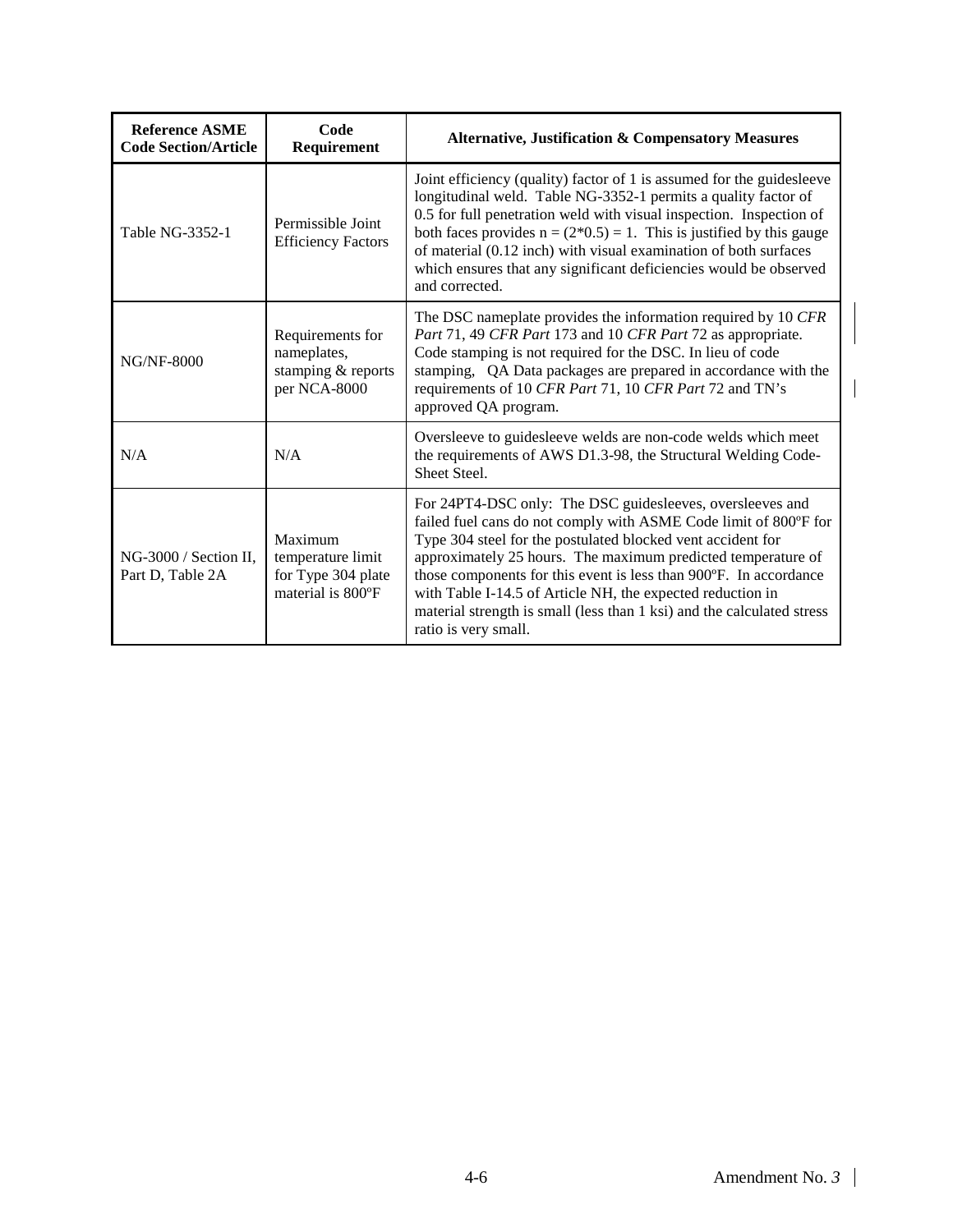| Reference ASME Code Section/Article | Code Requirement | Alternative, Justification & Compensatory Measures |
|---|---|---|
| Table NG-3352-1 | Permissible Joint Efficiency Factors | Joint efficiency (quality) factor of 1 is assumed for the guidesleeve longitudinal weld. Table NG-3352-1 permits a quality factor of 0.5 for full penetration weld with visual inspection. Inspection of both faces provides $n = (2*0.5) = 1$. This is justified by this gauge of material (0.12 inch) with visual examination of both surfaces which ensures that any significant deficiencies would be observed and corrected. |
| NG/NF-8000 | Requirements for nameplates, stamping & reports per NCA-8000 | The DSC nameplate provides the information required by 10 *CFR Part* 71, 49 *CFR Part* 173 and 10 *CFR Part* 72 as appropriate. Code stamping is not required for the DSC. In lieu of code stamping, QA Data packages are prepared in accordance with the requirements of 10 *CFR Part* 71, 10 *CFR Part* 72 and TN's approved QA program. |
| N/A | N/A | Oversleeve to guidesleeve welds are non-code welds which meet the requirements of AWS D1.3-98, the Structural Welding Code-Sheet Steel. |
| NG-3000 / Section II, Part D, Table 2A | Maximum temperature limit for Type 304 plate material is 800ºF | For 24PT4-DSC only: The DSC guidesleeves, oversleeves and failed fuel cans do not comply with ASME Code limit of 800ºF for Type 304 steel for the postulated blocked vent accident for approximately 25 hours. The maximum predicted temperature of those components for this event is less than 900ºF. In accordance with Table I-14.5 of Article NH, the expected reduction in material strength is small (less than 1 ksi) and the calculated stress ratio is very small. |

Amendment No. *3*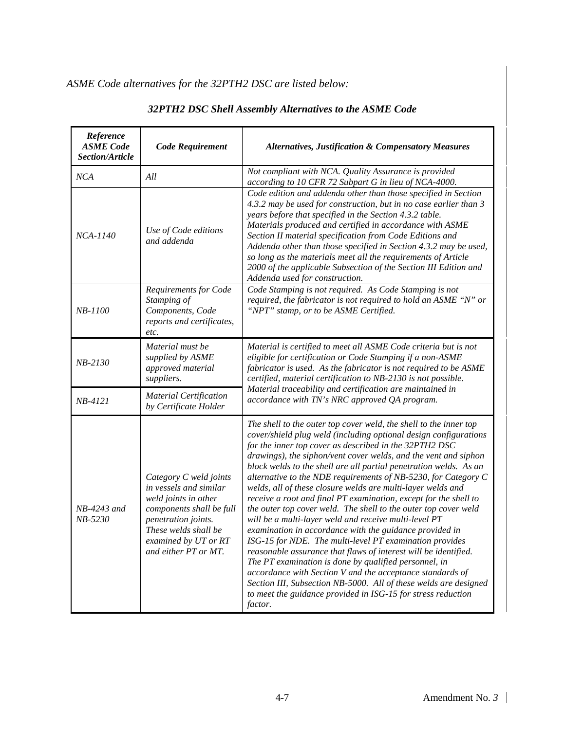*ASME Code alternatives for the 32PTH2 DSC are listed below:*

### *32PTH2 DSC Shell Assembly Alternatives to the ASME Code*

| *Reference ASME Code Section/Article* | *Code Requirement* | *Alternatives, Justification & Compensatory Measures* |
|---|---|---|
| *NCA* | *All* | *Not compliant with NCA. Quality Assurance is provided according to 10 CFR 72 Subpart G in lieu of NCA-4000.* |
| *NCA-1140* | *Use of Code editions and addenda* | *Code edition and addenda other than those specified in Section 4.3.2 may be used for construction, but in no case earlier than 3 years before that specified in the Section 4.3.2 table. Materials produced and certified in accordance with ASME Section II material specification from Code Editions and Addenda other than those specified in Section 4.3.2 may be used, so long as the materials meet all the requirements of Article 2000 of the applicable Subsection of the Section III Edition and Addenda used for construction.* |
| *NB-1100* | *Requirements for Code Stamping of Components, Code reports and certificates, etc.* | *Code Stamping is not required. As Code Stamping is not required, the fabricator is not required to hold an ASME "N" or "NPT" stamp, or to be ASME Certified.* |
| *NB-2130* | *Material must be supplied by ASME approved material suppliers.* | *Material is certified to meet all ASME Code criteria but is not eligible for certification or Code Stamping if a non-ASME fabricator is used. As the fabricator is not required to be ASME certified, material certification to NB-2130 is not possible. Material traceability and certification are maintained in accordance with TN's NRC approved QA program.* |
| *NB-4121* | *Material Certification by Certificate Holder* | |
| *NB-4243 and NB-5230* | *Category C weld joints in vessels and similar weld joints in other components shall be full penetration joints. These welds shall be examined by UT or RT and either PT or MT.* | *The shell to the outer top cover weld, the shell to the inner top cover/shield plug weld (including optional design configurations for the inner top cover as described in the 32PTH2 DSC drawings), the siphon/vent cover welds, and the vent and siphon block welds to the shell are all partial penetration welds. As an alternative to the NDE requirements of NB-5230, for Category C welds, all of these closure welds are multi-layer welds and receive a root and final PT examination, except for the shell to the outer top cover weld. The shell to the outer top cover weld will be a multi-layer weld and receive multi-level PT examination in accordance with the guidance provided in ISG-15 for NDE. The multi-level PT examination provides reasonable assurance that flaws of interest will be identified. The PT examination is done by qualified personnel, in accordance with Section V and the acceptance standards of Section III, Subsection NB-5000. All of these welds are designed to meet the guidance provided in ISG-15 for stress reduction factor.* |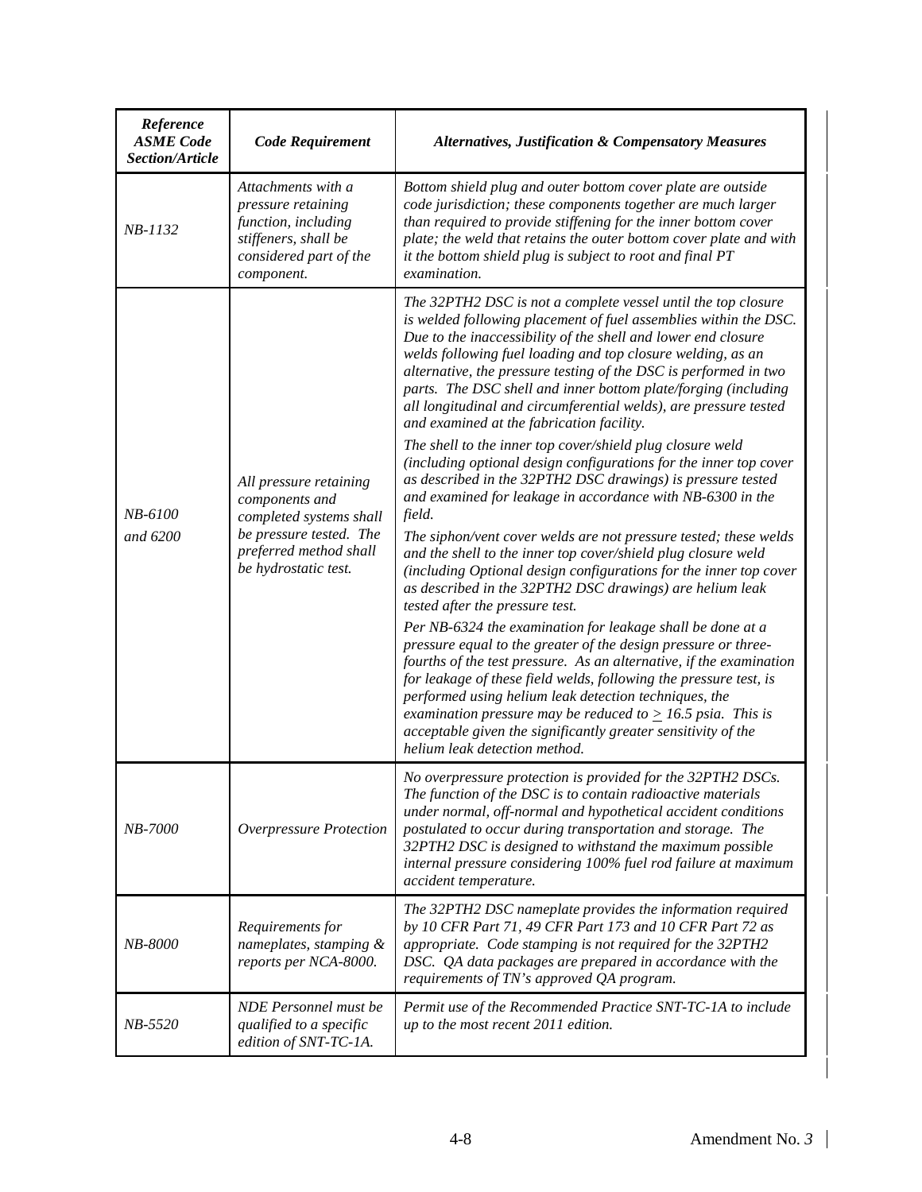| *Reference ASME Code Section/Article* | *Code Requirement* | *Alternatives, Justification & Compensatory Measures* |
|---|---|---|
| *NB-1132* | *Attachments with a pressure retaining function, including stiffeners, shall be considered part of the component.* | *Bottom shield plug and outer bottom cover plate are outside code jurisdiction; these components together are much larger than required to provide stiffening for the inner bottom cover plate; the weld that retains the outer bottom cover plate and with it the bottom shield plug is subject to root and final PT examination.* |
| *NB-6100 and 6200* | *All pressure retaining components and completed systems shall be pressure tested. The preferred method shall be hydrostatic test.* | *The 32PTH2 DSC is not a complete vessel until the top closure is welded following placement of fuel assemblies within the DSC. Due to the inaccessibility of the shell and lower end closure welds following fuel loading and top closure welding, as an alternative, the pressure testing of the DSC is performed in two parts. The DSC shell and inner bottom plate/forging (including all longitudinal and circumferential welds), are pressure tested and examined at the fabrication facility.*<br><br>*The shell to the inner top cover/shield plug closure weld (including optional design configurations for the inner top cover as described in the 32PTH2 DSC drawings) is pressure tested and examined for leakage in accordance with NB-6300 in the field.*<br><br>*The siphon/vent cover welds are not pressure tested; these welds and the shell to the inner top cover/shield plug closure weld (including Optional design configurations for the inner top cover as described in the 32PTH2 DSC drawings) are helium leak tested after the pressure test.*<br><br>*Per NB-6324 the examination for leakage shall be done at a pressure equal to the greater of the design pressure or three-fourths of the test pressure. As an alternative, if the examination for leakage of these field welds, following the pressure test, is performed using helium leak detection techniques, the examination pressure may be reduced to $\geq$ 16.5 psia. This is acceptable given the significantly greater sensitivity of the helium leak detection method.* |
| *NB-7000* | *Overpressure Protection* | *No overpressure protection is provided for the 32PTH2 DSCs. The function of the DSC is to contain radioactive materials under normal, off-normal and hypothetical accident conditions postulated to occur during transportation and storage. The 32PTH2 DSC is designed to withstand the maximum possible internal pressure considering 100% fuel rod failure at maximum accident temperature.* |
| *NB-8000* | *Requirements for nameplates, stamping & reports per NCA-8000.* | *The 32PTH2 DSC nameplate provides the information required by 10 CFR Part 71, 49 CFR Part 173 and 10 CFR Part 72 as appropriate. Code stamping is not required for the 32PTH2 DSC. QA data packages are prepared in accordance with the requirements of TN's approved QA program.* |
| *NB-5520* | *NDE Personnel must be qualified to a specific edition of SNT-TC-1A.* | *Permit use of the Recommended Practice SNT-TC-1A to include up to the most recent 2011 edition.* |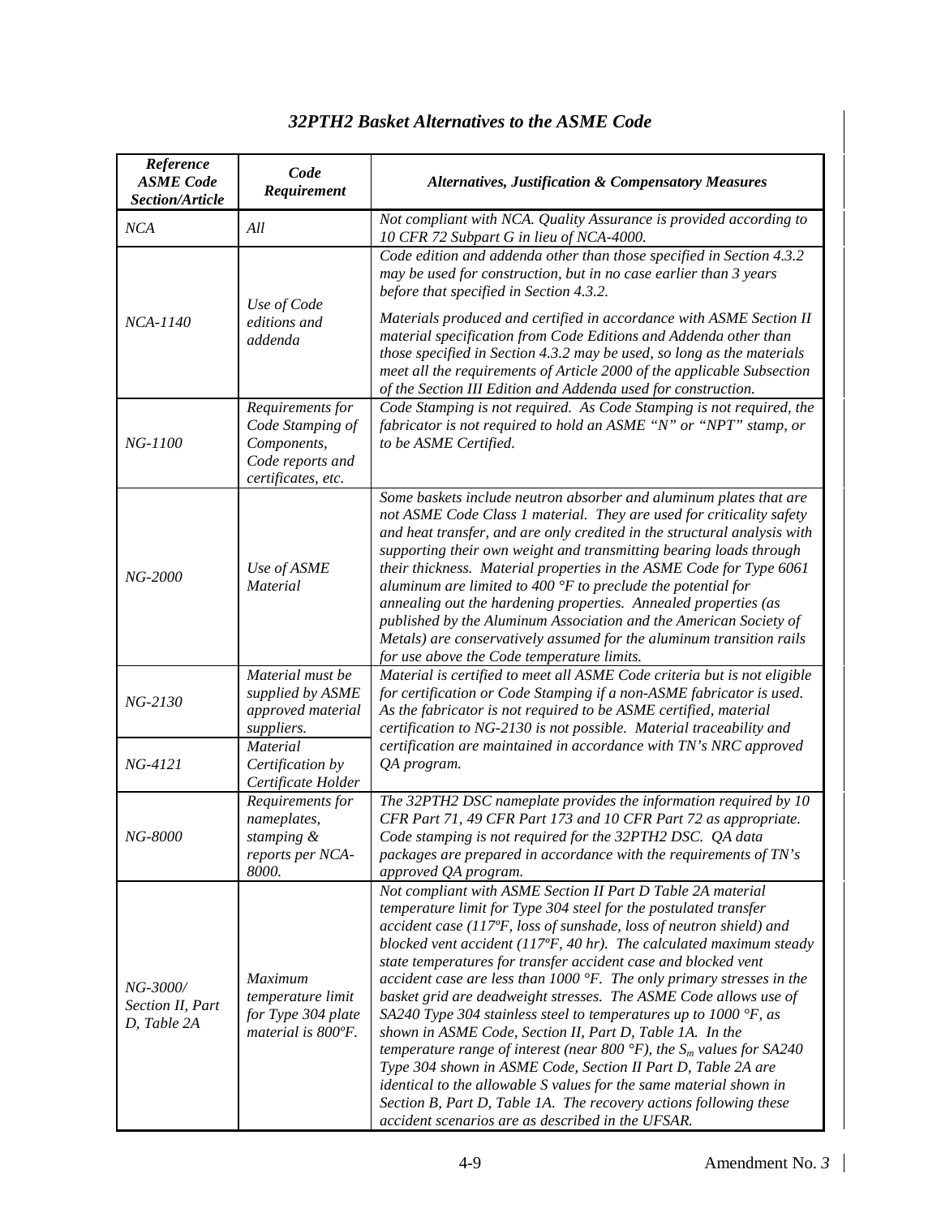## *32PTH2 Basket Alternatives to the ASME Code*

| *Reference ASME Code Section/Article* | *Code Requirement* | *Alternatives, Justification & Compensatory Measures* |
|---|---|---|
| *NCA* | *All* | *Not compliant with NCA. Quality Assurance is provided according to 10 CFR 72 Subpart G in lieu of NCA-4000.* |
| *NCA-1140* | *Use of Code editions and addenda* | *Code edition and addenda other than those specified in Section 4.3.2 may be used for construction, but in no case earlier than 3 years before that specified in Section 4.3.2.* <br><br> *Materials produced and certified in accordance with ASME Section II material specification from Code Editions and Addenda other than those specified in Section 4.3.2 may be used, so long as the materials meet all the requirements of Article 2000 of the applicable Subsection of the Section III Edition and Addenda used for construction.* |
| *NG-1100* | *Requirements for Code Stamping of Components, Code reports and certificates, etc.* | *Code Stamping is not required. As Code Stamping is not required, the fabricator is not required to hold an ASME "N" or "NPT" stamp, or to be ASME Certified.* |
| *NG-2000* | *Use of ASME Material* | *Some baskets include neutron absorber and aluminum plates that are not ASME Code Class 1 material. They are used for criticality safety and heat transfer, and are only credited in the structural analysis with supporting their own weight and transmitting bearing loads through their thickness. Material properties in the ASME Code for Type 6061 aluminum are limited to 400 °F to preclude the potential for annealing out the hardening properties. Annealed properties (as published by the Aluminum Association and the American Society of Metals) are conservatively assumed for the aluminum transition rails for use above the Code temperature limits.* |
| *NG-2130* | *Material must be supplied by ASME approved material suppliers.* | *Material is certified to meet all ASME Code criteria but is not eligible for certification or Code Stamping if a non-ASME fabricator is used. As the fabricator is not required to be ASME certified, material certification to NG-2130 is not possible. Material traceability and certification are maintained in accordance with TN's NRC approved QA program.* |
| *NG-4121* | *Material Certification by Certificate Holder* | |
| *NG-8000* | *Requirements for nameplates, stamping & reports per NCA-8000.* | *The 32PTH2 DSC nameplate provides the information required by 10 CFR Part 71, 49 CFR Part 173 and 10 CFR Part 72 as appropriate. Code stamping is not required for the 32PTH2 DSC. QA data packages are prepared in accordance with the requirements of TN's approved QA program.* |
| *NG-3000/ Section II, Part D, Table 2A* | *Maximum temperature limit for Type 304 plate material is 800ºF.* | *Not compliant with ASME Section II Part D Table 2A material temperature limit for Type 304 steel for the postulated transfer accident case (117ºF, loss of sunshade, loss of neutron shield) and blocked vent accident (117ºF, 40 hr). The calculated maximum steady state temperatures for transfer accident case and blocked vent accident case are less than 1000 °F. The only primary stresses in the basket grid are deadweight stresses. The ASME Code allows use of SA240 Type 304 stainless steel to temperatures up to 1000 °F, as shown in ASME Code, Section II, Part D, Table 1A. In the temperature range of interest (near 800 °F), the $S_m$ values for SA240 Type 304 shown in ASME Code, Section II Part D, Table 2A are identical to the allowable S values for the same material shown in Section B, Part D, Table 1A. The recovery actions following these accident scenarios are as described in the UFSAR.* |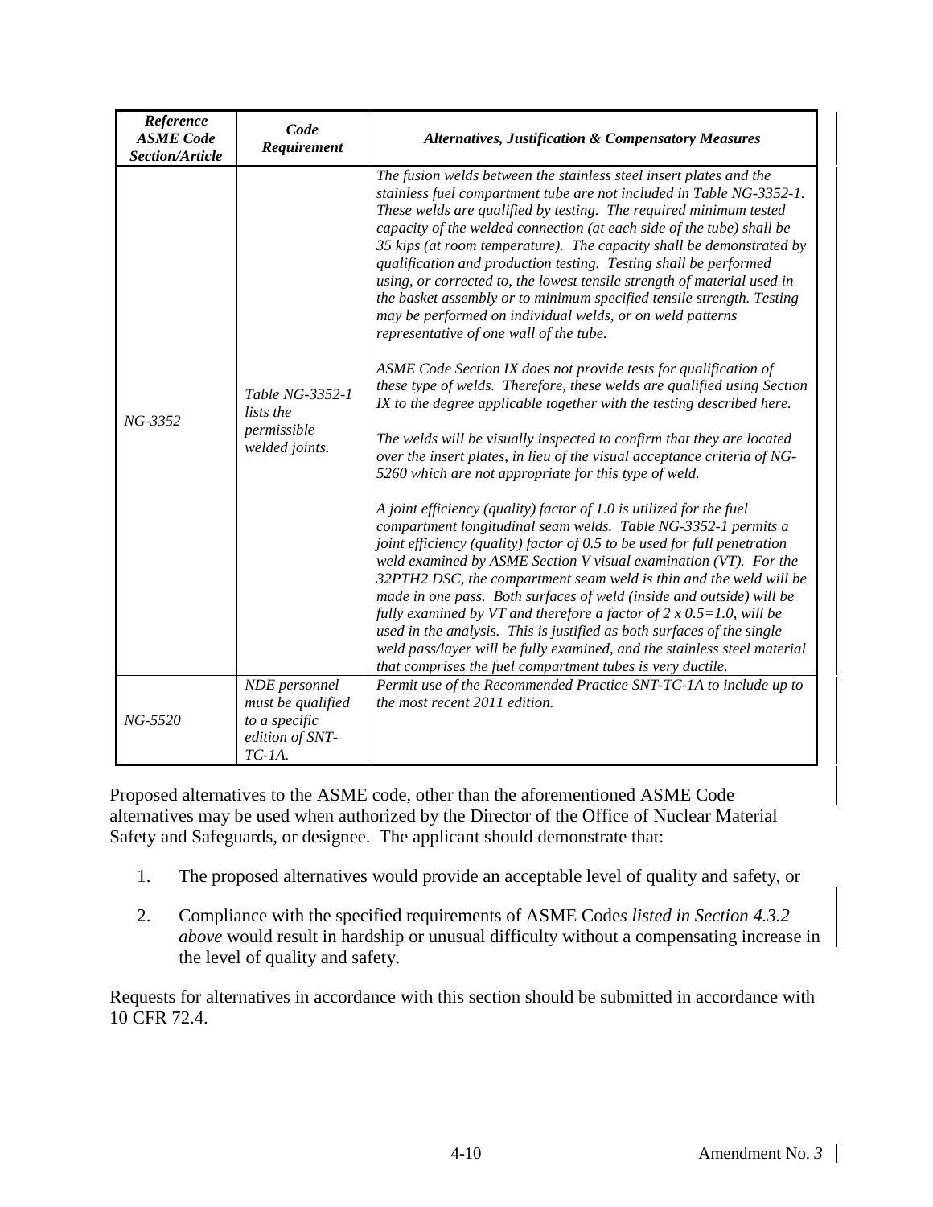| *Reference ASME Code Section/Article* | *Code Requirement* | *Alternatives, Justification & Compensatory Measures* |
|---|---|---|
| *NG-3352* | *Table NG-3352-1 lists the permissible welded joints.* | *The fusion welds between the stainless steel insert plates and the stainless fuel compartment tube are not included in Table NG-3352-1. These welds are qualified by testing. The required minimum tested capacity of the welded connection (at each side of the tube) shall be 35 kips (at room temperature). The capacity shall be demonstrated by qualification and production testing. Testing shall be performed using, or corrected to, the lowest tensile strength of material used in the basket assembly or to minimum specified tensile strength. Testing may be performed on individual welds, or on weld patterns representative of one wall of the tube.*<br><br>*ASME Code Section IX does not provide tests for qualification of these type of welds. Therefore, these welds are qualified using Section IX to the degree applicable together with the testing described here.*<br><br>*The welds will be visually inspected to confirm that they are located over the insert plates, in lieu of the visual acceptance criteria of NG-5260 which are not appropriate for this type of weld.*<br><br>*A joint efficiency (quality) factor of 1.0 is utilized for the fuel compartment longitudinal seam welds. Table NG-3352-1 permits a joint efficiency (quality) factor of 0.5 to be used for full penetration weld examined by ASME Section V visual examination (VT). For the 32PTH2 DSC, the compartment seam weld is thin and the weld will be made in one pass. Both surfaces of weld (inside and outside) will be fully examined by VT and therefore a factor of 2 x 0.5=1.0, will be used in the analysis. This is justified as both surfaces of the single weld pass/layer will be fully examined, and the stainless steel material that comprises the fuel compartment tubes is very ductile.* |
| *NG-5520* | *NDE personnel must be qualified to a specific edition of SNT-TC-1A.* | *Permit use of the Recommended Practice SNT-TC-1A to include up to the most recent 2011 edition.* |

Proposed alternatives to the ASME code, other than the aforementioned ASME Code alternatives may be used when authorized by the Director of the Office of Nuclear Material Safety and Safeguards, or designee. The applicant should demonstrate that:

1. The proposed alternatives would provide an acceptable level of quality and safety, or

2. Compliance with the specified requirements of ASME Code*s listed in Section 4.3.2 above* would result in hardship or unusual difficulty without a compensating increase in the level of quality and safety.

Requests for alternatives in accordance with this section should be submitted in accordance with 10 CFR 72.4.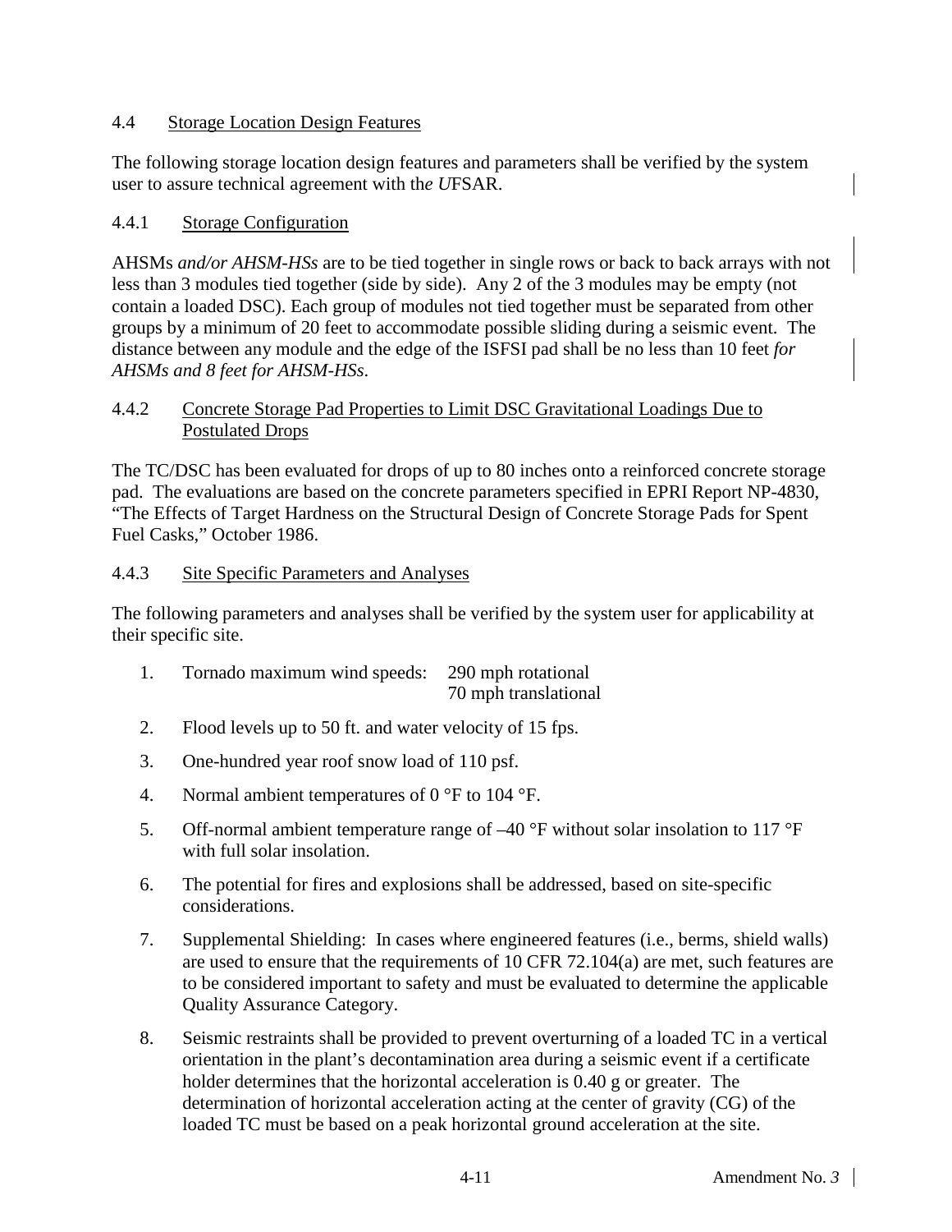## 4.4 Storage Location Design Features

The following storage location design features and parameters shall be verified by the system user to assure technical agreement with th*e U*FSAR.

### 4.4.1 Storage Configuration

AHSMs *and/or AHSM-HSs* are to be tied together in single rows or back to back arrays with not less than 3 modules tied together (side by side). Any 2 of the 3 modules may be empty (not contain a loaded DSC). Each group of modules not tied together must be separated from other groups by a minimum of 20 feet to accommodate possible sliding during a seismic event. The distance between any module and the edge of the ISFSI pad shall be no less than 10 feet *for AHSMs and 8 feet for AHSM-HSs*.

### 4.4.2 Concrete Storage Pad Properties to Limit DSC Gravitational Loadings Due to Postulated Drops

The TC/DSC has been evaluated for drops of up to 80 inches onto a reinforced concrete storage pad. The evaluations are based on the concrete parameters specified in EPRI Report NP-4830, "The Effects of Target Hardness on the Structural Design of Concrete Storage Pads for Spent Fuel Casks," October 1986.

### 4.4.3 Site Specific Parameters and Analyses

The following parameters and analyses shall be verified by the system user for applicability at their specific site.

1. Tornado maximum wind speeds: 290 mph rotational
   70 mph translational

2. Flood levels up to 50 ft. and water velocity of 15 fps.

3. One-hundred year roof snow load of 110 psf.

4. Normal ambient temperatures of 0 °F to 104 °F.

5. Off-normal ambient temperature range of –40 °F without solar insolation to 117 °F with full solar insolation.

6. The potential for fires and explosions shall be addressed, based on site-specific considerations.

7. Supplemental Shielding: In cases where engineered features (i.e., berms, shield walls) are used to ensure that the requirements of 10 CFR 72.104(a) are met, such features are to be considered important to safety and must be evaluated to determine the applicable Quality Assurance Category.

8. Seismic restraints shall be provided to prevent overturning of a loaded TC in a vertical orientation in the plant's decontamination area during a seismic event if a certificate holder determines that the horizontal acceleration is 0.40 g or greater. The determination of horizontal acceleration acting at the center of gravity (CG) of the loaded TC must be based on a peak horizontal ground acceleration at the site.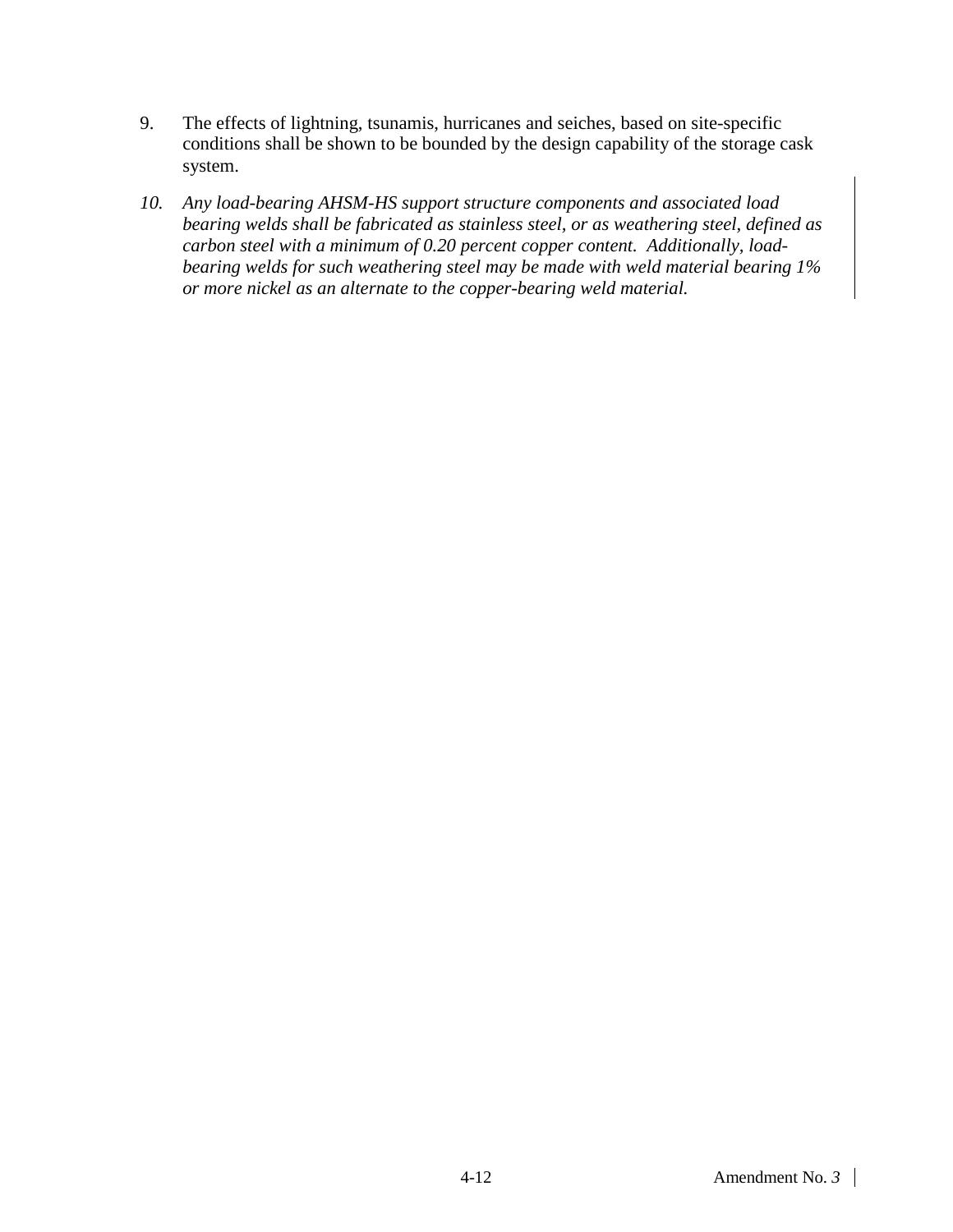9. The effects of lightning, tsunamis, hurricanes and seiches, based on site-specific conditions shall be shown to be bounded by the design capability of the storage cask system.

10. *Any load-bearing AHSM-HS support structure components and associated load bearing welds shall be fabricated as stainless steel, or as weathering steel, defined as carbon steel with a minimum of 0.20 percent copper content. Additionally, load-bearing welds for such weathering steel may be made with weld material bearing 1% or more nickel as an alternate to the copper-bearing weld material.*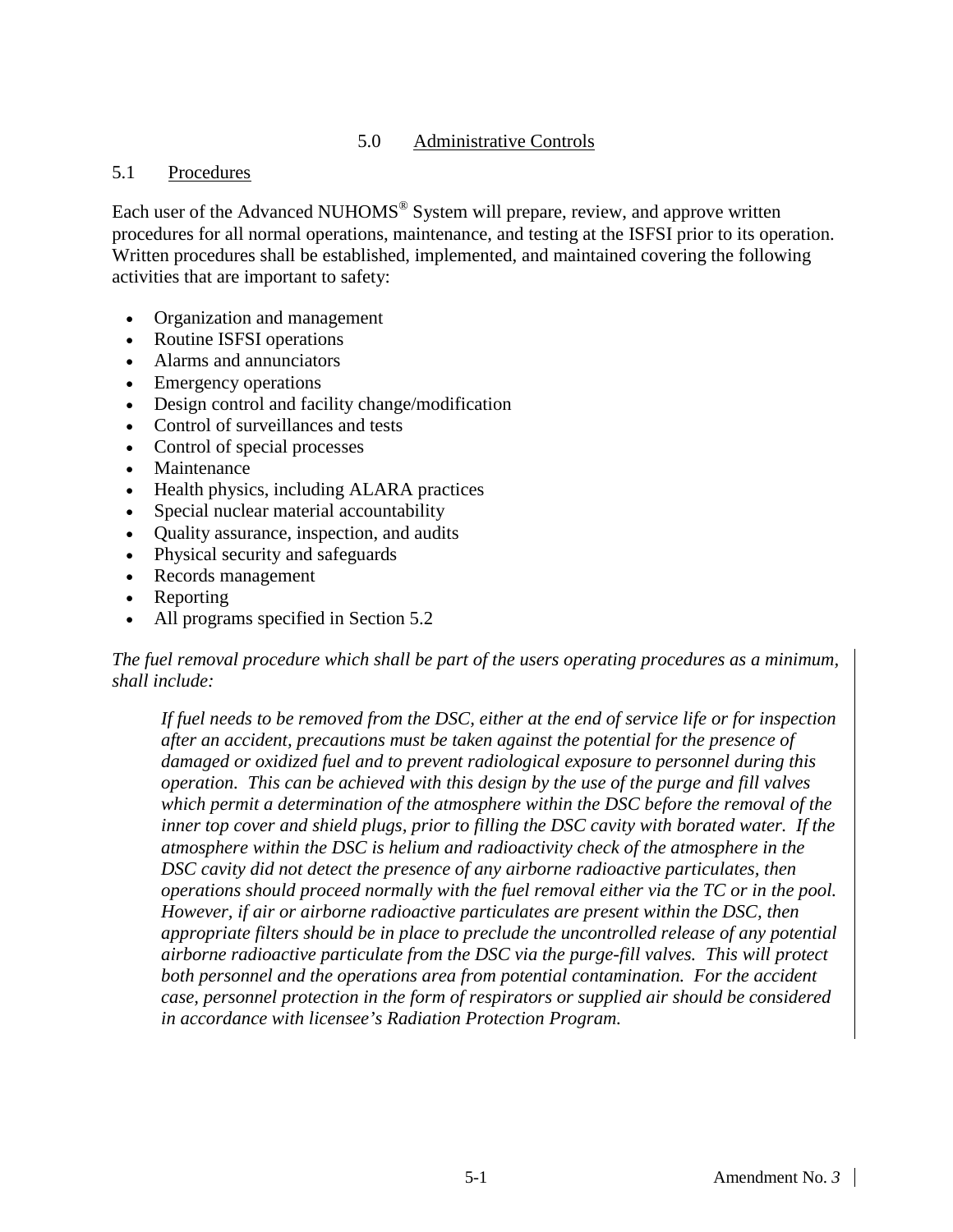# 5.0 Administrative Controls

## 5.1 Procedures

Each user of the Advanced NUHOMS® System will prepare, review, and approve written procedures for all normal operations, maintenance, and testing at the ISFSI prior to its operation. Written procedures shall be established, implemented, and maintained covering the following activities that are important to safety:

- Organization and management
- Routine ISFSI operations
- Alarms and annunciators
- Emergency operations
- Design control and facility change/modification
- Control of surveillances and tests
- Control of special processes
- Maintenance
- Health physics, including ALARA practices
- Special nuclear material accountability
- Quality assurance, inspection, and audits
- Physical security and safeguards
- Records management
- Reporting
- All programs specified in Section 5.2

*The fuel removal procedure which shall be part of the users operating procedures as a minimum, shall include:*

> *If fuel needs to be removed from the DSC, either at the end of service life or for inspection after an accident, precautions must be taken against the potential for the presence of damaged or oxidized fuel and to prevent radiological exposure to personnel during this operation. This can be achieved with this design by the use of the purge and fill valves which permit a determination of the atmosphere within the DSC before the removal of the inner top cover and shield plugs, prior to filling the DSC cavity with borated water. If the atmosphere within the DSC is helium and radioactivity check of the atmosphere in the DSC cavity did not detect the presence of any airborne radioactive particulates, then operations should proceed normally with the fuel removal either via the TC or in the pool. However, if air or airborne radioactive particulates are present within the DSC, then appropriate filters should be in place to preclude the uncontrolled release of any potential airborne radioactive particulate from the DSC via the purge-fill valves. This will protect both personnel and the operations area from potential contamination. For the accident case, personnel protection in the form of respirators or supplied air should be considered in accordance with licensee's Radiation Protection Program.*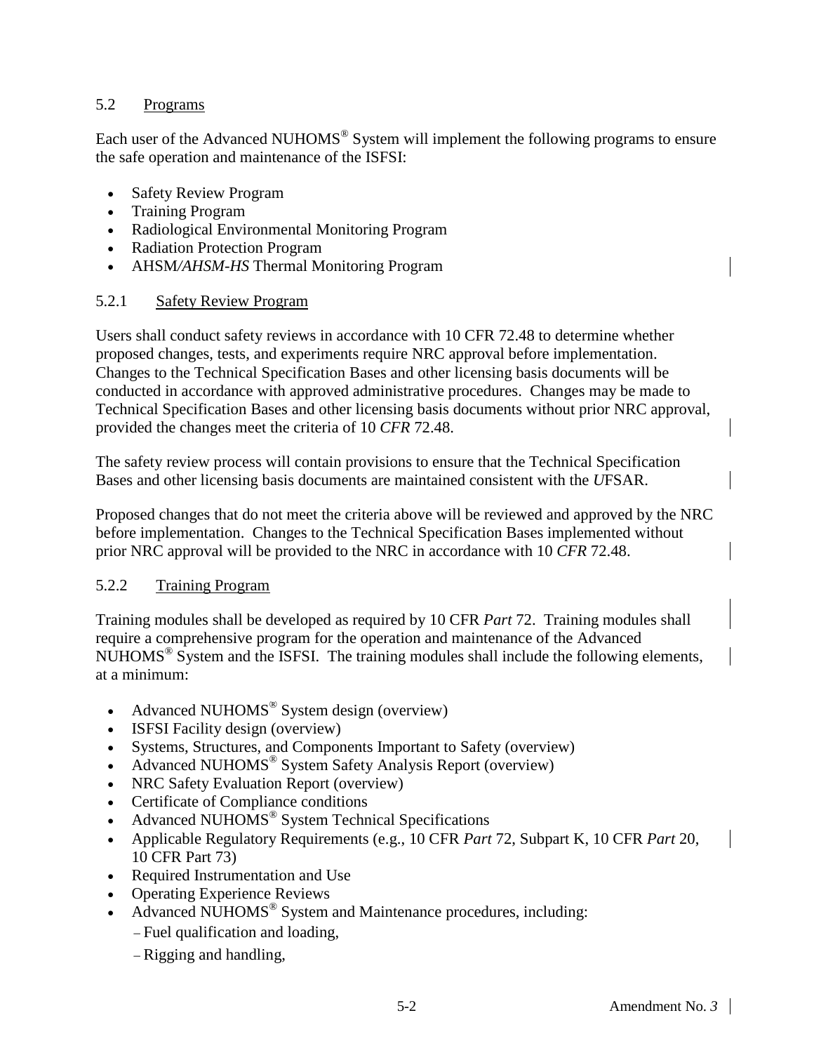## 5.2 Programs

Each user of the Advanced NUHOMS® System will implement the following programs to ensure the safe operation and maintenance of the ISFSI:

- Safety Review Program
- Training Program
- Radiological Environmental Monitoring Program
- Radiation Protection Program
- AHSM*/AHSM-HS* Thermal Monitoring Program

### 5.2.1 Safety Review Program

Users shall conduct safety reviews in accordance with 10 CFR 72.48 to determine whether proposed changes, tests, and experiments require NRC approval before implementation. Changes to the Technical Specification Bases and other licensing basis documents will be conducted in accordance with approved administrative procedures. Changes may be made to Technical Specification Bases and other licensing basis documents without prior NRC approval, provided the changes meet the criteria of 10 *CFR* 72.48.

The safety review process will contain provisions to ensure that the Technical Specification Bases and other licensing basis documents are maintained consistent with the *U*FSAR.

Proposed changes that do not meet the criteria above will be reviewed and approved by the NRC before implementation. Changes to the Technical Specification Bases implemented without prior NRC approval will be provided to the NRC in accordance with 10 *CFR* 72.48.

### 5.2.2 Training Program

Training modules shall be developed as required by 10 CFR *Part* 72. Training modules shall require a comprehensive program for the operation and maintenance of the Advanced NUHOMS® System and the ISFSI. The training modules shall include the following elements, at a minimum:

- Advanced NUHOMS® System design (overview)
- ISFSI Facility design (overview)
- Systems, Structures, and Components Important to Safety (overview)
- Advanced NUHOMS® System Safety Analysis Report (overview)
- NRC Safety Evaluation Report (overview)
- Certificate of Compliance conditions
- Advanced NUHOMS® System Technical Specifications
- Applicable Regulatory Requirements (e.g., 10 CFR *Part* 72, Subpart K, 10 CFR *Part* 20, 10 CFR Part 73)
- Required Instrumentation and Use
- Operating Experience Reviews
- Advanced NUHOMS® System and Maintenance procedures, including:
  - Fuel qualification and loading,
  - Rigging and handling,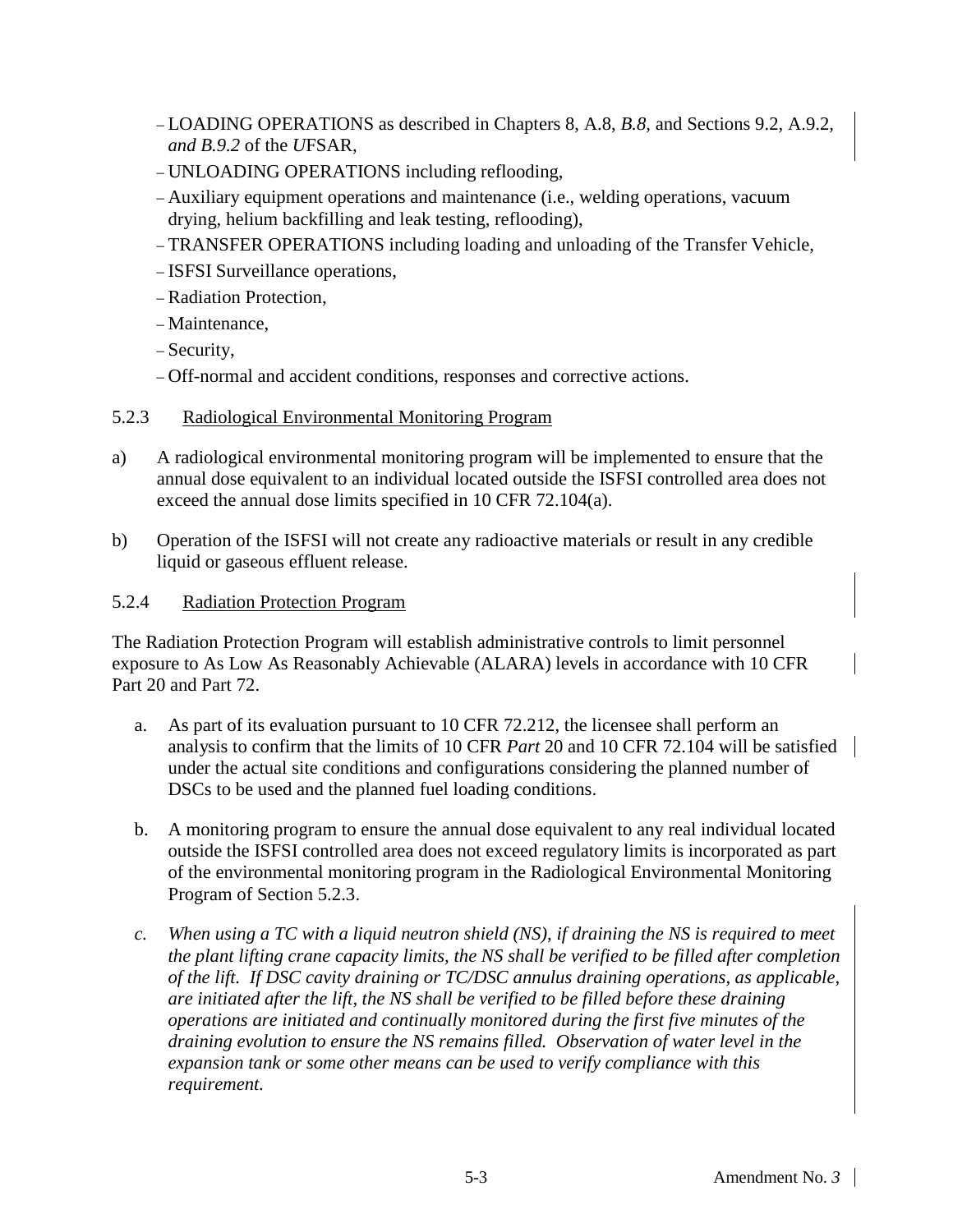- LOADING OPERATIONS as described in Chapters 8, A.8, *B.8*, and Sections 9.2, A.9.2, *and B.9.2* of the *U*FSAR,
- UNLOADING OPERATIONS including reflooding,
- Auxiliary equipment operations and maintenance (i.e., welding operations, vacuum drying, helium backfilling and leak testing, reflooding),
- TRANSFER OPERATIONS including loading and unloading of the Transfer Vehicle,
- ISFSI Surveillance operations,
- Radiation Protection,
- Maintenance,
- Security,
- Off-normal and accident conditions, responses and corrective actions.

### 5.2.3 Radiological Environmental Monitoring Program

a) A radiological environmental monitoring program will be implemented to ensure that the annual dose equivalent to an individual located outside the ISFSI controlled area does not exceed the annual dose limits specified in 10 CFR 72.104(a).

b) Operation of the ISFSI will not create any radioactive materials or result in any credible liquid or gaseous effluent release.

### 5.2.4 Radiation Protection Program

The Radiation Protection Program will establish administrative controls to limit personnel exposure to As Low As Reasonably Achievable (ALARA) levels in accordance with 10 CFR Part 20 and Part 72.

a. As part of its evaluation pursuant to 10 CFR 72.212, the licensee shall perform an analysis to confirm that the limits of 10 CFR *Part* 20 and 10 CFR 72.104 will be satisfied under the actual site conditions and configurations considering the planned number of DSCs to be used and the planned fuel loading conditions.

b. A monitoring program to ensure the annual dose equivalent to any real individual located outside the ISFSI controlled area does not exceed regulatory limits is incorporated as part of the environmental monitoring program in the Radiological Environmental Monitoring Program of Section 5.2.3.

*c. When using a TC with a liquid neutron shield (NS), if draining the NS is required to meet the plant lifting crane capacity limits, the NS shall be verified to be filled after completion of the lift. If DSC cavity draining or TC/DSC annulus draining operations, as applicable, are initiated after the lift, the NS shall be verified to be filled before these draining operations are initiated and continually monitored during the first five minutes of the draining evolution to ensure the NS remains filled. Observation of water level in the expansion tank or some other means can be used to verify compliance with this requirement.*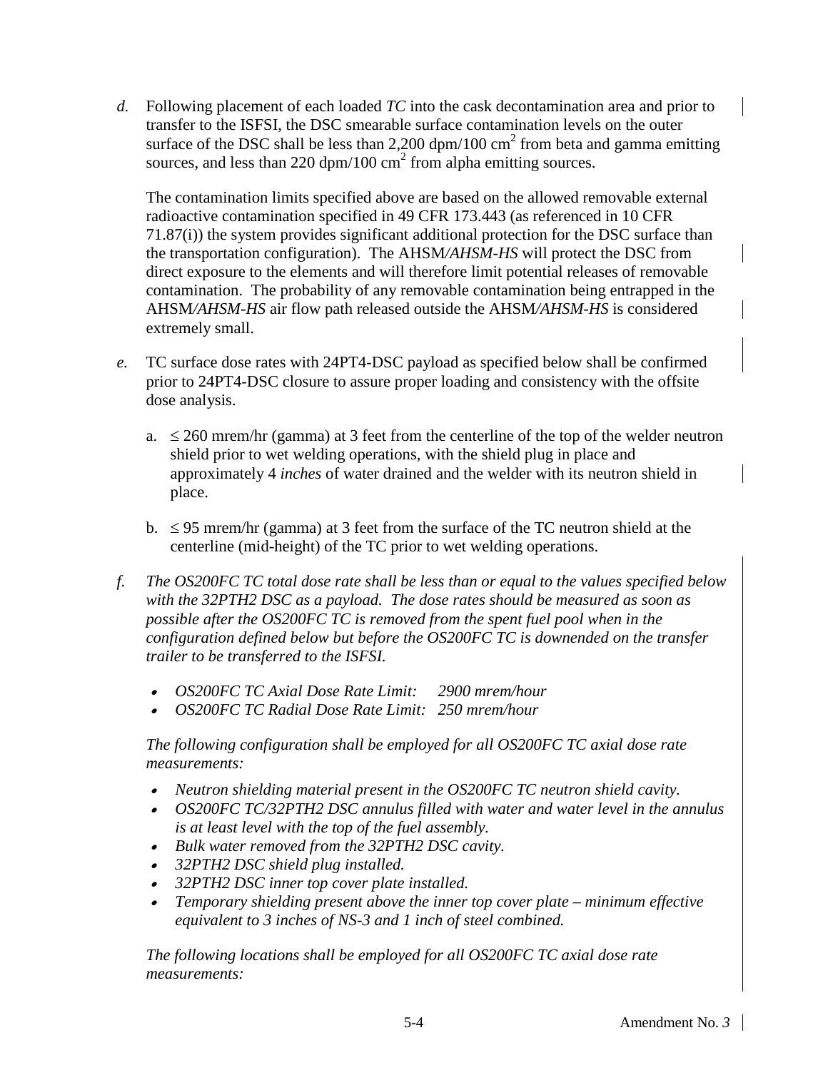*d.* Following placement of each loaded *TC* into the cask decontamination area and prior to transfer to the ISFSI, the DSC smearable surface contamination levels on the outer surface of the DSC shall be less than 2,200 dpm/100 $cm^2$ from beta and gamma emitting sources, and less than 220 dpm/100 $cm^2$ from alpha emitting sources.

The contamination limits specified above are based on the allowed removable external radioactive contamination specified in 49 CFR 173.443 (as referenced in 10 CFR 71.87(i)) the system provides significant additional protection for the DSC surface than the transportation configuration). The AHSM*/AHSM-HS* will protect the DSC from direct exposure to the elements and will therefore limit potential releases of removable contamination. The probability of any removable contamination being entrapped in the AHSM*/AHSM-HS* air flow path released outside the AHSM*/AHSM-HS* is considered extremely small.

*e.* TC surface dose rates with 24PT4-DSC payload as specified below shall be confirmed prior to 24PT4-DSC closure to assure proper loading and consistency with the offsite dose analysis.

a. ≤ 260 mrem/hr (gamma) at 3 feet from the centerline of the top of the welder neutron shield prior to wet welding operations, with the shield plug in place and approximately 4 *inches* of water drained and the welder with its neutron shield in place.

b. ≤ 95 mrem/hr (gamma) at 3 feet from the surface of the TC neutron shield at the centerline (mid-height) of the TC prior to wet welding operations.

*f. The OS200FC TC total dose rate shall be less than or equal to the values specified below with the 32PTH2 DSC as a payload. The dose rates should be measured as soon as possible after the OS200FC TC is removed from the spent fuel pool when in the configuration defined below but before the OS200FC TC is downended on the transfer trailer to be transferred to the ISFSI.*

- *OS200FC TC Axial Dose Rate Limit: 2900 mrem/hour*
- *OS200FC TC Radial Dose Rate Limit: 250 mrem/hour*

*The following configuration shall be employed for all OS200FC TC axial dose rate measurements:*

- *Neutron shielding material present in the OS200FC TC neutron shield cavity.*
- *OS200FC TC/32PTH2 DSC annulus filled with water and water level in the annulus is at least level with the top of the fuel assembly.*
- *Bulk water removed from the 32PTH2 DSC cavity.*
- *32PTH2 DSC shield plug installed.*
- *32PTH2 DSC inner top cover plate installed.*
- *Temporary shielding present above the inner top cover plate – minimum effective equivalent to 3 inches of NS-3 and 1 inch of steel combined.*

*The following locations shall be employed for all OS200FC TC axial dose rate measurements:*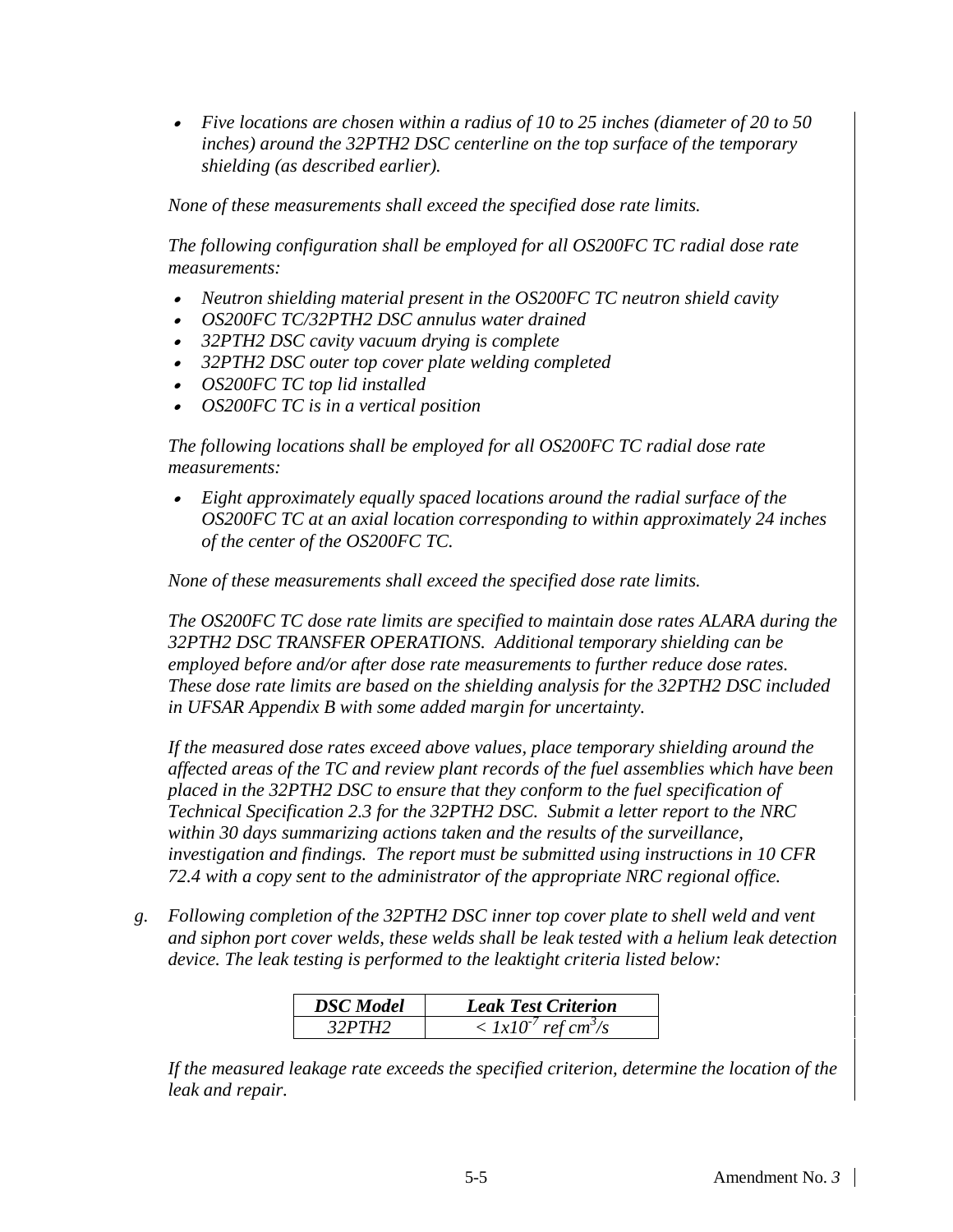- *Five locations are chosen within a radius of 10 to 25 inches (diameter of 20 to 50 inches) around the 32PTH2 DSC centerline on the top surface of the temporary shielding (as described earlier).*

*None of these measurements shall exceed the specified dose rate limits.*

*The following configuration shall be employed for all OS200FC TC radial dose rate measurements:*

- *Neutron shielding material present in the OS200FC TC neutron shield cavity*
- *OS200FC TC/32PTH2 DSC annulus water drained*
- *32PTH2 DSC cavity vacuum drying is complete*
- *32PTH2 DSC outer top cover plate welding completed*
- *OS200FC TC top lid installed*
- *OS200FC TC is in a vertical position*

*The following locations shall be employed for all OS200FC TC radial dose rate measurements:*

- *Eight approximately equally spaced locations around the radial surface of the OS200FC TC at an axial location corresponding to within approximately 24 inches of the center of the OS200FC TC.*

*None of these measurements shall exceed the specified dose rate limits.*

*The OS200FC TC dose rate limits are specified to maintain dose rates ALARA during the 32PTH2 DSC TRANSFER OPERATIONS. Additional temporary shielding can be employed before and/or after dose rate measurements to further reduce dose rates. These dose rate limits are based on the shielding analysis for the 32PTH2 DSC included in UFSAR Appendix B with some added margin for uncertainty.*

*If the measured dose rates exceed above values, place temporary shielding around the affected areas of the TC and review plant records of the fuel assemblies which have been placed in the 32PTH2 DSC to ensure that they conform to the fuel specification of Technical Specification 2.3 for the 32PTH2 DSC. Submit a letter report to the NRC within 30 days summarizing actions taken and the results of the surveillance, investigation and findings. The report must be submitted using instructions in 10 CFR 72.4 with a copy sent to the administrator of the appropriate NRC regional office.*

g. *Following completion of the 32PTH2 DSC inner top cover plate to shell weld and vent and siphon port cover welds, these welds shall be leak tested with a helium leak detection device. The leak testing is performed to the leaktight criteria listed below:*

| ***DSC Model*** | ***Leak Test Criterion*** |
|---|---|
| *32PTH2* | $< 1x10^{-7}$ *ref* $cm^3/s$ |

*If the measured leakage rate exceeds the specified criterion, determine the location of the leak and repair.*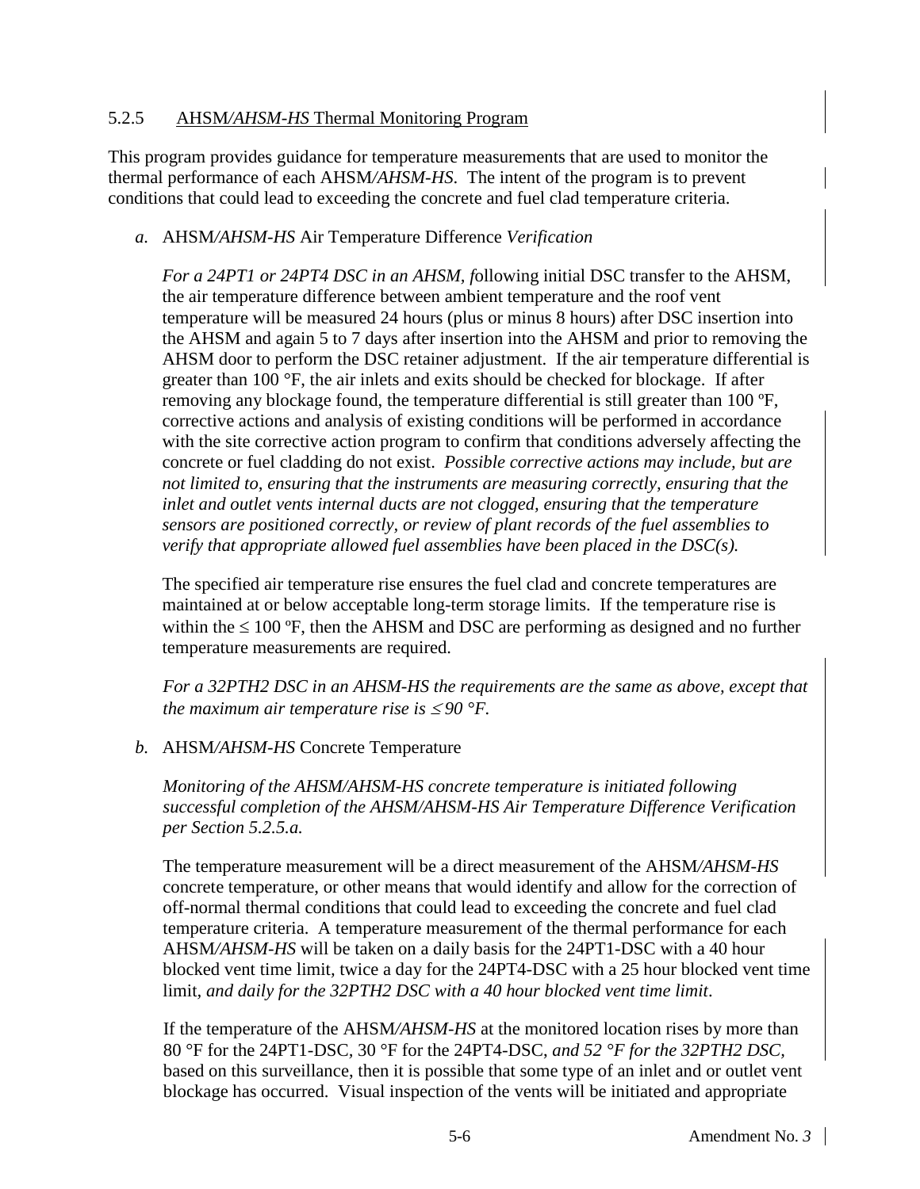### 5.2.5 AHSM/*AHSM-HS* Thermal Monitoring Program

This program provides guidance for temperature measurements that are used to monitor the thermal performance of each AHSM/*AHSM-HS*. The intent of the program is to prevent conditions that could lead to exceeding the concrete and fuel clad temperature criteria.

*a.* AHSM/*AHSM-HS* Air Temperature Difference *Verification*

*For a 24PT1 or 24PT4 DSC in an AHSM, f*ollowing initial DSC transfer to the AHSM, the air temperature difference between ambient temperature and the roof vent temperature will be measured 24 hours (plus or minus 8 hours) after DSC insertion into the AHSM and again 5 to 7 days after insertion into the AHSM and prior to removing the AHSM door to perform the DSC retainer adjustment. If the air temperature differential is greater than 100 °F, the air inlets and exits should be checked for blockage. If after removing any blockage found, the temperature differential is still greater than 100 ºF, corrective actions and analysis of existing conditions will be performed in accordance with the site corrective action program to confirm that conditions adversely affecting the concrete or fuel cladding do not exist. *Possible corrective actions may include, but are not limited to, ensuring that the instruments are measuring correctly, ensuring that the inlet and outlet vents internal ducts are not clogged, ensuring that the temperature sensors are positioned correctly, or review of plant records of the fuel assemblies to verify that appropriate allowed fuel assemblies have been placed in the DSC(s).*

The specified air temperature rise ensures the fuel clad and concrete temperatures are maintained at or below acceptable long-term storage limits. If the temperature rise is within the ≤ 100 ºF, then the AHSM and DSC are performing as designed and no further temperature measurements are required.

*For a 32PTH2 DSC in an AHSM-HS the requirements are the same as above, except that the maximum air temperature rise is ≤ 90 °F.*

*b.* AHSM/*AHSM-HS* Concrete Temperature

*Monitoring of the AHSM/AHSM-HS concrete temperature is initiated following successful completion of the AHSM/AHSM-HS Air Temperature Difference Verification per Section 5.2.5.a.*

The temperature measurement will be a direct measurement of the AHSM/*AHSM-HS* concrete temperature, or other means that would identify and allow for the correction of off-normal thermal conditions that could lead to exceeding the concrete and fuel clad temperature criteria. A temperature measurement of the thermal performance for each AHSM/*AHSM-HS* will be taken on a daily basis for the 24PT1-DSC with a 40 hour blocked vent time limit, twice a day for the 24PT4-DSC with a 25 hour blocked vent time limit, *and daily for the 32PTH2 DSC with a 40 hour blocked vent time limit*.

If the temperature of the AHSM/*AHSM-HS* at the monitored location rises by more than 80 °F for the 24PT1-DSC, 30 °F for the 24PT4-DSC, *and 52 °F for the 32PTH2 DSC*, based on this surveillance, then it is possible that some type of an inlet and or outlet vent blockage has occurred. Visual inspection of the vents will be initiated and appropriate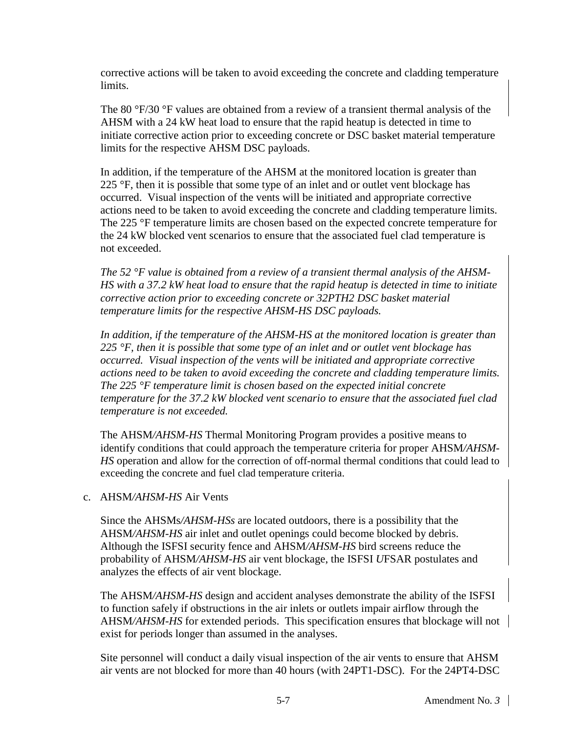corrective actions will be taken to avoid exceeding the concrete and cladding temperature limits.

The 80 °F/30 °F values are obtained from a review of a transient thermal analysis of the AHSM with a 24 kW heat load to ensure that the rapid heatup is detected in time to initiate corrective action prior to exceeding concrete or DSC basket material temperature limits for the respective AHSM DSC payloads.

In addition, if the temperature of the AHSM at the monitored location is greater than 225 °F, then it is possible that some type of an inlet and or outlet vent blockage has occurred. Visual inspection of the vents will be initiated and appropriate corrective actions need to be taken to avoid exceeding the concrete and cladding temperature limits. The 225 °F temperature limits are chosen based on the expected concrete temperature for the 24 kW blocked vent scenarios to ensure that the associated fuel clad temperature is not exceeded.

*The 52 °F value is obtained from a review of a transient thermal analysis of the AHSM-HS with a 37.2 kW heat load to ensure that the rapid heatup is detected in time to initiate corrective action prior to exceeding concrete or 32PTH2 DSC basket material temperature limits for the respective AHSM-HS DSC payloads.*

*In addition, if the temperature of the AHSM-HS at the monitored location is greater than 225 °F, then it is possible that some type of an inlet and or outlet vent blockage has occurred. Visual inspection of the vents will be initiated and appropriate corrective actions need to be taken to avoid exceeding the concrete and cladding temperature limits. The 225 °F temperature limit is chosen based on the expected initial concrete temperature for the 37.2 kW blocked vent scenario to ensure that the associated fuel clad temperature is not exceeded.*

The AHSM*/AHSM-HS* Thermal Monitoring Program provides a positive means to identify conditions that could approach the temperature criteria for proper AHSM*/AHSM-HS* operation and allow for the correction of off-normal thermal conditions that could lead to exceeding the concrete and fuel clad temperature criteria.

c. AHSM*/AHSM-HS* Air Vents

Since the AHSMs*/AHSM-HSs* are located outdoors, there is a possibility that the AHSM*/AHSM-HS* air inlet and outlet openings could become blocked by debris. Although the ISFSI security fence and AHSM*/AHSM-HS* bird screens reduce the probability of AHSM*/AHSM-HS* air vent blockage, the ISFSI *U*FSAR postulates and analyzes the effects of air vent blockage.

The AHSM*/AHSM-HS* design and accident analyses demonstrate the ability of the ISFSI to function safely if obstructions in the air inlets or outlets impair airflow through the AHSM*/AHSM-HS* for extended periods. This specification ensures that blockage will not exist for periods longer than assumed in the analyses.

Site personnel will conduct a daily visual inspection of the air vents to ensure that AHSM air vents are not blocked for more than 40 hours (with 24PT1-DSC). For the 24PT4-DSC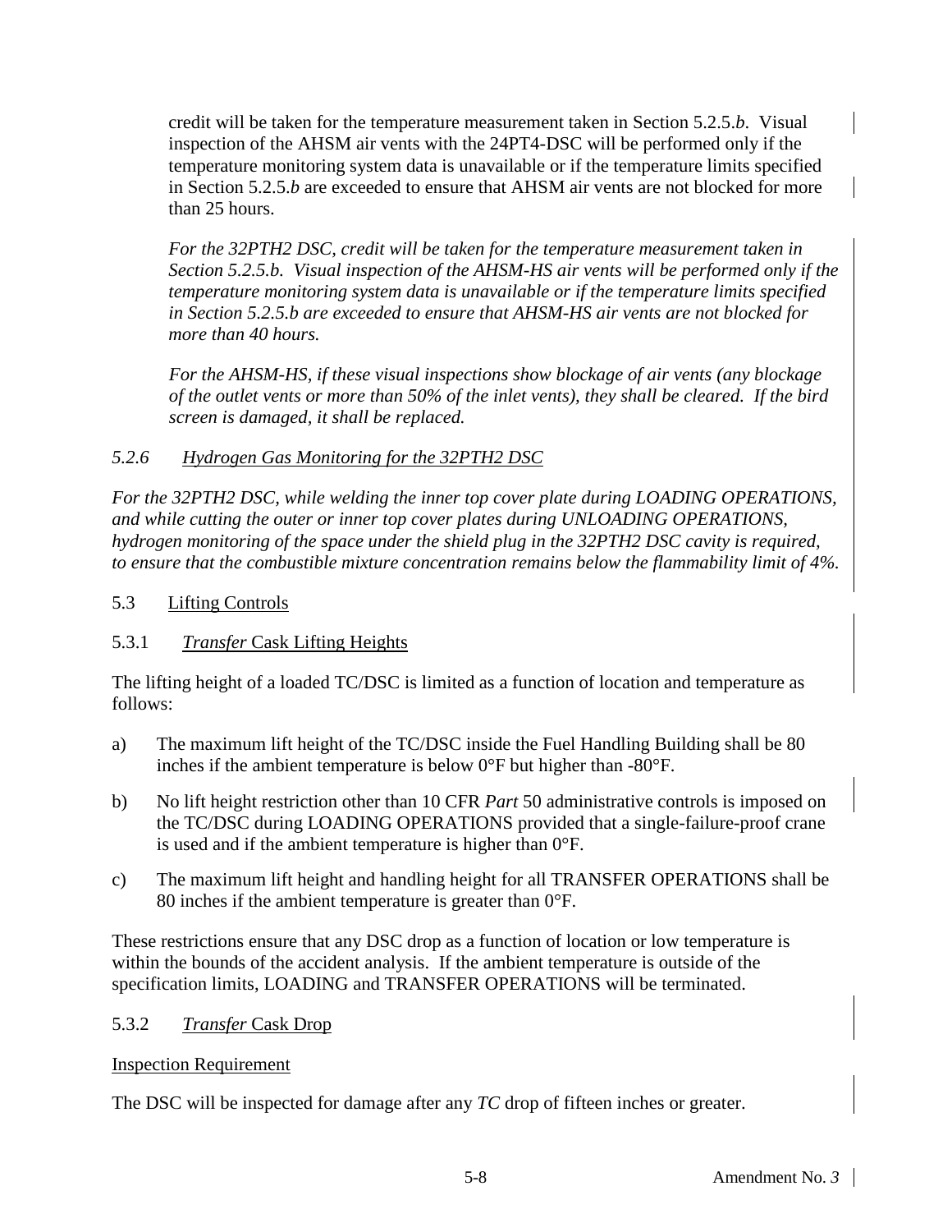credit will be taken for the temperature measurement taken in Section 5.2.5.*b*. Visual inspection of the AHSM air vents with the 24PT4-DSC will be performed only if the temperature monitoring system data is unavailable or if the temperature limits specified in Section 5.2.5.*b* are exceeded to ensure that AHSM air vents are not blocked for more than 25 hours.

*For the 32PTH2 DSC, credit will be taken for the temperature measurement taken in Section 5.2.5.b. Visual inspection of the AHSM-HS air vents will be performed only if the temperature monitoring system data is unavailable or if the temperature limits specified in Section 5.2.5.b are exceeded to ensure that AHSM-HS air vents are not blocked for more than 40 hours.*

*For the AHSM-HS, if these visual inspections show blockage of air vents (any blockage of the outlet vents or more than 50% of the inlet vents), they shall be cleared. If the bird screen is damaged, it shall be replaced.*

### *5.2.6 Hydrogen Gas Monitoring for the 32PTH2 DSC*

*For the 32PTH2 DSC, while welding the inner top cover plate during LOADING OPERATIONS, and while cutting the outer or inner top cover plates during UNLOADING OPERATIONS, hydrogen monitoring of the space under the shield plug in the 32PTH2 DSC cavity is required, to ensure that the combustible mixture concentration remains below the flammability limit of 4%.*

## 5.3 Lifting Controls

### 5.3.1 *Transfer* Cask Lifting Heights

The lifting height of a loaded TC/DSC is limited as a function of location and temperature as follows:

a) The maximum lift height of the TC/DSC inside the Fuel Handling Building shall be 80 inches if the ambient temperature is below 0°F but higher than -80°F.

b) No lift height restriction other than 10 CFR *Part* 50 administrative controls is imposed on the TC/DSC during LOADING OPERATIONS provided that a single-failure-proof crane is used and if the ambient temperature is higher than 0°F.

c) The maximum lift height and handling height for all TRANSFER OPERATIONS shall be 80 inches if the ambient temperature is greater than 0°F.

These restrictions ensure that any DSC drop as a function of location or low temperature is within the bounds of the accident analysis. If the ambient temperature is outside of the specification limits, LOADING and TRANSFER OPERATIONS will be terminated.

### 5.3.2 *Transfer* Cask Drop

Inspection Requirement

The DSC will be inspected for damage after any *TC* drop of fifteen inches or greater.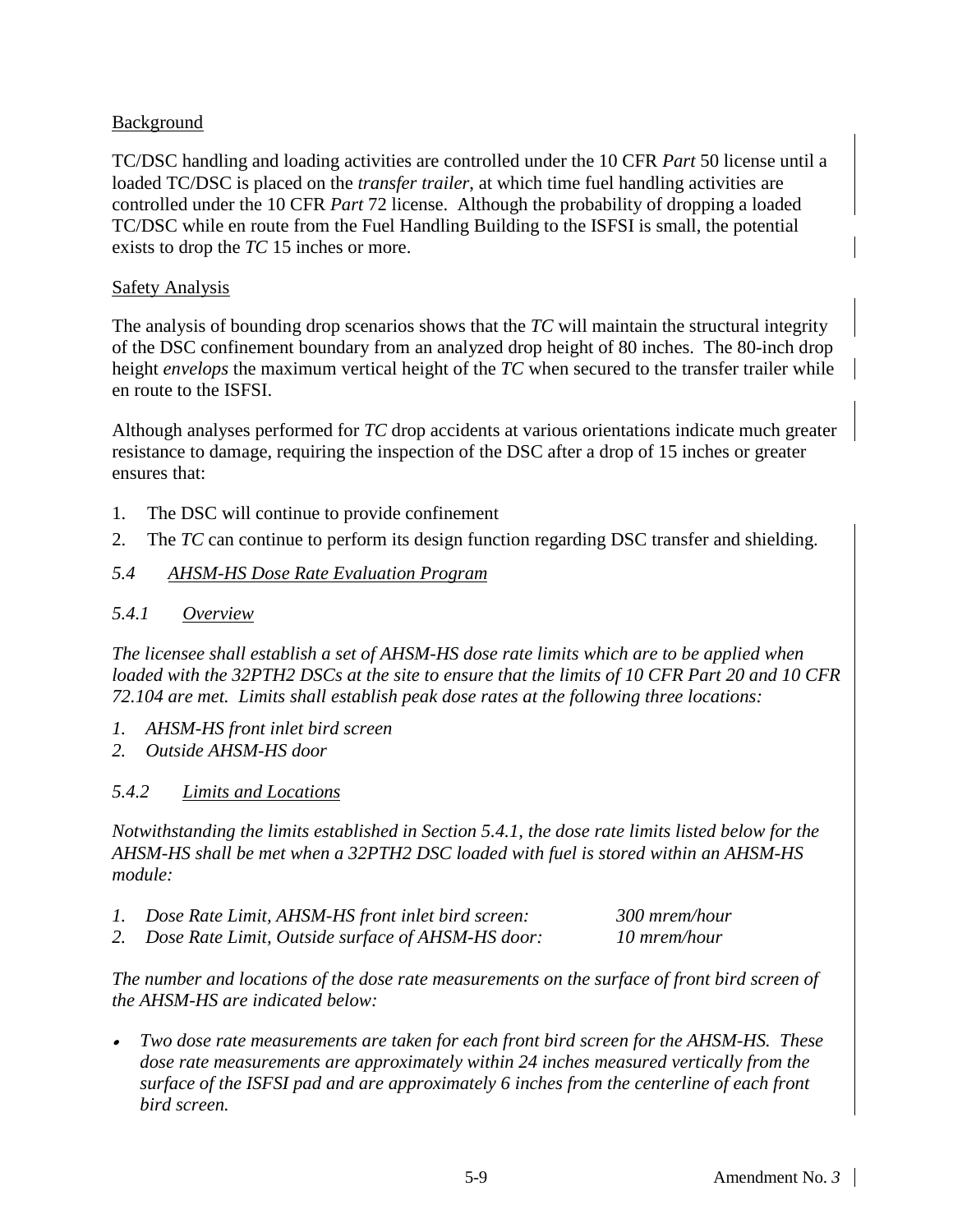Background

TC/DSC handling and loading activities are controlled under the 10 CFR *Part* 50 license until a loaded TC/DSC is placed on the *transfer trailer*, at which time fuel handling activities are controlled under the 10 CFR *Part* 72 license. Although the probability of dropping a loaded TC/DSC while en route from the Fuel Handling Building to the ISFSI is small, the potential exists to drop the *TC* 15 inches or more.

Safety Analysis

The analysis of bounding drop scenarios shows that the *TC* will maintain the structural integrity of the DSC confinement boundary from an analyzed drop height of 80 inches. The 80-inch drop height *envelops* the maximum vertical height of the *TC* when secured to the transfer trailer while en route to the ISFSI.

Although analyses performed for *TC* drop accidents at various orientations indicate much greater resistance to damage, requiring the inspection of the DSC after a drop of 15 inches or greater ensures that:

1. The DSC will continue to provide confinement
2. The *TC* can continue to perform its design function regarding DSC transfer and shielding.

### *5.4 AHSM-HS Dose Rate Evaluation Program*

#### *5.4.1 Overview*

*The licensee shall establish a set of AHSM-HS dose rate limits which are to be applied when loaded with the 32PTH2 DSCs at the site to ensure that the limits of 10 CFR Part 20 and 10 CFR 72.104 are met. Limits shall establish peak dose rates at the following three locations:*

1. *AHSM-HS front inlet bird screen*
2. *Outside AHSM-HS door*

#### *5.4.2 Limits and Locations*

*Notwithstanding the limits established in Section 5.4.1, the dose rate limits listed below for the AHSM-HS shall be met when a 32PTH2 DSC loaded with fuel is stored within an AHSM-HS module:*

1. *Dose Rate Limit, AHSM-HS front inlet bird screen: 300 mrem/hour*
2. *Dose Rate Limit, Outside surface of AHSM-HS door: 10 mrem/hour*

*The number and locations of the dose rate measurements on the surface of front bird screen of the AHSM-HS are indicated below:*

- *Two dose rate measurements are taken for each front bird screen for the AHSM-HS. These dose rate measurements are approximately within 24 inches measured vertically from the surface of the ISFSI pad and are approximately 6 inches from the centerline of each front bird screen.*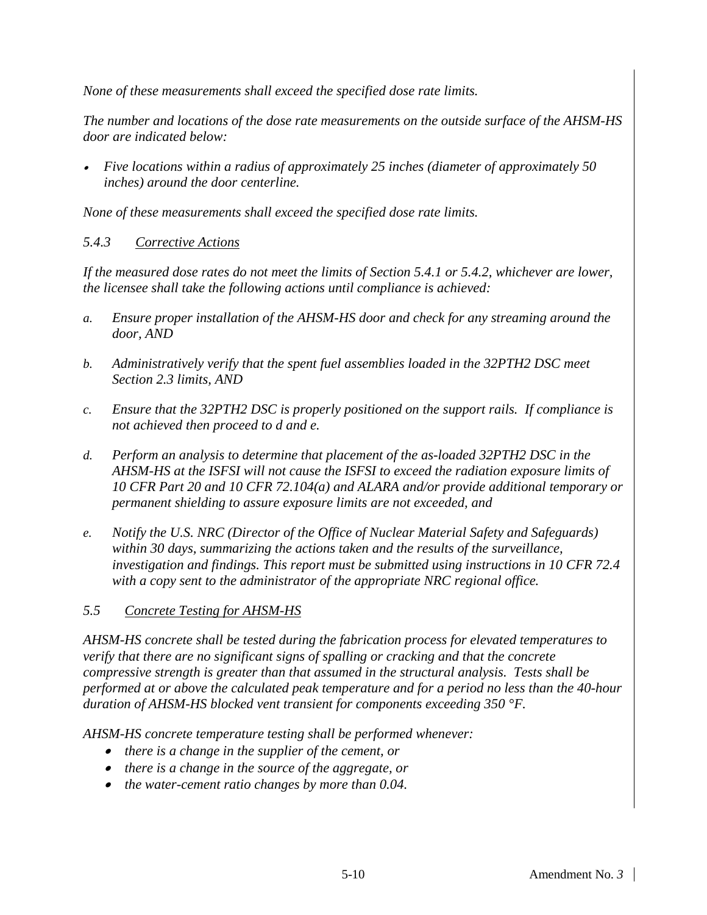*None of these measurements shall exceed the specified dose rate limits.*

*The number and locations of the dose rate measurements on the outside surface of the AHSM-HS door are indicated below:*

- *Five locations within a radius of approximately 25 inches (diameter of approximately 50 inches) around the door centerline.*

*None of these measurements shall exceed the specified dose rate limits.*

### *5.4.3 Corrective Actions*

*If the measured dose rates do not meet the limits of Section 5.4.1 or 5.4.2, whichever are lower, the licensee shall take the following actions until compliance is achieved:*

*a. Ensure proper installation of the AHSM-HS door and check for any streaming around the door, AND*

*b. Administratively verify that the spent fuel assemblies loaded in the 32PTH2 DSC meet Section 2.3 limits, AND*

*c. Ensure that the 32PTH2 DSC is properly positioned on the support rails. If compliance is not achieved then proceed to d and e.*

*d. Perform an analysis to determine that placement of the as-loaded 32PTH2 DSC in the AHSM-HS at the ISFSI will not cause the ISFSI to exceed the radiation exposure limits of 10 CFR Part 20 and 10 CFR 72.104(a) and ALARA and/or provide additional temporary or permanent shielding to assure exposure limits are not exceeded, and*

*e. Notify the U.S. NRC (Director of the Office of Nuclear Material Safety and Safeguards) within 30 days, summarizing the actions taken and the results of the surveillance, investigation and findings. This report must be submitted using instructions in 10 CFR 72.4 with a copy sent to the administrator of the appropriate NRC regional office.*

## *5.5 Concrete Testing for AHSM-HS*

*AHSM-HS concrete shall be tested during the fabrication process for elevated temperatures to verify that there are no significant signs of spalling or cracking and that the concrete compressive strength is greater than that assumed in the structural analysis. Tests shall be performed at or above the calculated peak temperature and for a period no less than the 40-hour duration of AHSM-HS blocked vent transient for components exceeding 350 °F.*

*AHSM-HS concrete temperature testing shall be performed whenever:*

- *there is a change in the supplier of the cement, or*
- *there is a change in the source of the aggregate, or*
- *the water-cement ratio changes by more than 0.04.*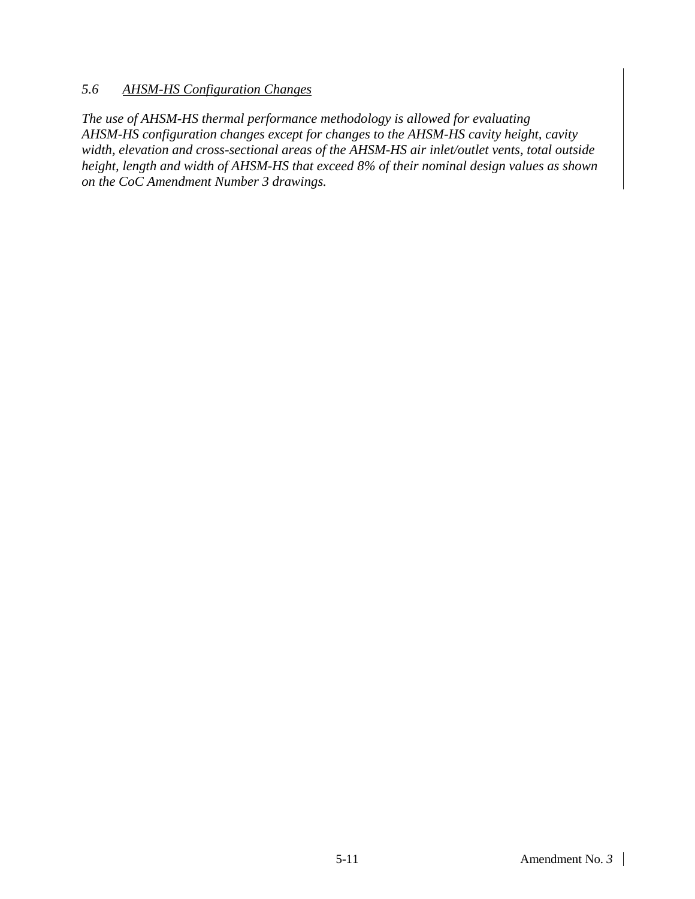### *5.6 AHSM-HS Configuration Changes*

*The use of AHSM-HS thermal performance methodology is allowed for evaluating AHSM-HS configuration changes except for changes to the AHSM-HS cavity height, cavity width, elevation and cross-sectional areas of the AHSM-HS air inlet/outlet vents, total outside height, length and width of AHSM-HS that exceed 8% of their nominal design values as shown on the CoC Amendment Number 3 drawings.*